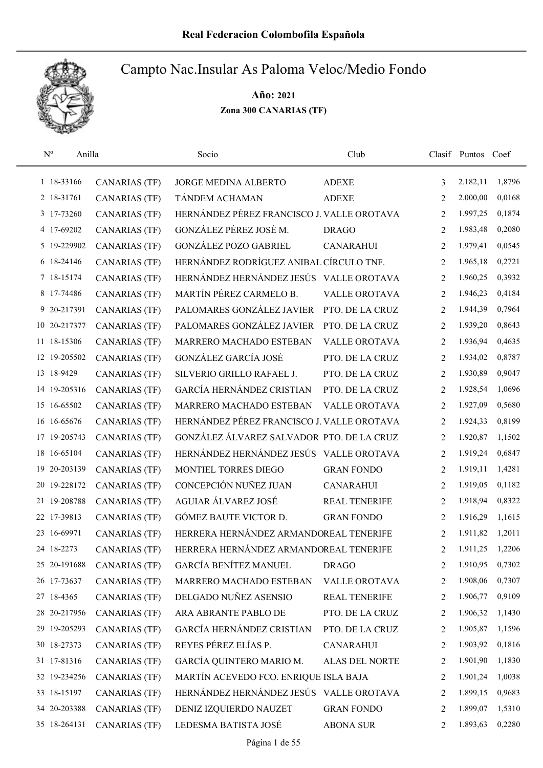# Real Federacion Colombofila Española

## Campto Nac.Insular As Paloma Veloc/Medio Fondo

**Año: 2021**

**Zona 300 CANARIAS (TF)**

| Nº | Anilla | | Socio | Club | Clasif | Puntos | Coef |
|---|---|---|---|---|---|---|---|
| 1 | 18-33166 | CANARIAS (TF) | JORGE MEDINA ALBERTO | ADEXE | 3 | 2.182,11 | 1,8796 |
| 2 | 18-31761 | CANARIAS (TF) | TÁNDEM ACHAMAN | ADEXE | 2 | 2.000,00 | 0,0168 |
| 3 | 17-73260 | CANARIAS (TF) | HERNÁNDEZ PÉREZ FRANCISCO J. | VALLE OROTAVA | 2 | 1.997,25 | 0,1874 |
| 4 | 17-69202 | CANARIAS (TF) | GONZÁLEZ PÉREZ JOSÉ M. | DRAGO | 2 | 1.983,48 | 0,2080 |
| 5 | 19-229902 | CANARIAS (TF) | GONZÁLEZ POZO GABRIEL | CANARAHUI | 2 | 1.979,41 | 0,0545 |
| 6 | 18-24146 | CANARIAS (TF) | HERNÁNDEZ RODRÍGUEZ ANIBAL | CÍRCULO TNF. | 2 | 1.965,18 | 0,2721 |
| 7 | 18-15174 | CANARIAS (TF) | HERNÁNDEZ HERNÁNDEZ JESÚS | VALLE OROTAVA | 2 | 1.960,25 | 0,3932 |
| 8 | 17-74486 | CANARIAS (TF) | MARTÍN PÉREZ CARMELO B. | VALLE OROTAVA | 2 | 1.946,23 | 0,4184 |
| 9 | 20-217391 | CANARIAS (TF) | PALOMARES GONZÁLEZ JAVIER | PTO. DE LA CRUZ | 2 | 1.944,39 | 0,7964 |
| 10 | 20-217377 | CANARIAS (TF) | PALOMARES GONZÁLEZ JAVIER | PTO. DE LA CRUZ | 2 | 1.939,20 | 0,8643 |
| 11 | 18-15306 | CANARIAS (TF) | MARRERO MACHADO ESTEBAN | VALLE OROTAVA | 2 | 1.936,94 | 0,4635 |
| 12 | 19-205502 | CANARIAS (TF) | GONZÁLEZ GARCÍA JOSÉ | PTO. DE LA CRUZ | 2 | 1.934,02 | 0,8787 |
| 13 | 18-9429 | CANARIAS (TF) | SILVERIO GRILLO RAFAEL J. | PTO. DE LA CRUZ | 2 | 1.930,89 | 0,9047 |
| 14 | 19-205316 | CANARIAS (TF) | GARCÍA HERNÁNDEZ CRISTIAN | PTO. DE LA CRUZ | 2 | 1.928,54 | 1,0696 |
| 15 | 16-65502 | CANARIAS (TF) | MARRERO MACHADO ESTEBAN | VALLE OROTAVA | 2 | 1.927,09 | 0,5680 |
| 16 | 16-65676 | CANARIAS (TF) | HERNÁNDEZ PÉREZ FRANCISCO J. | VALLE OROTAVA | 2 | 1.924,33 | 0,8199 |
| 17 | 19-205743 | CANARIAS (TF) | GONZÁLEZ ÁLVAREZ SALVADOR | PTO. DE LA CRUZ | 2 | 1.920,87 | 1,1502 |
| 18 | 16-65104 | CANARIAS (TF) | HERNÁNDEZ HERNÁNDEZ JESÚS | VALLE OROTAVA | 2 | 1.919,24 | 0,6847 |
| 19 | 20-203139 | CANARIAS (TF) | MONTIEL TORRES DIEGO | GRAN FONDO | 2 | 1.919,11 | 1,4281 |
| 20 | 19-228172 | CANARIAS (TF) | CONCEPCIÓN NUÑEZ JUAN | CANARAHUI | 2 | 1.919,05 | 0,1182 |
| 21 | 19-208788 | CANARIAS (TF) | AGUIAR ÁLVAREZ JOSÉ | REAL TENERIFE | 2 | 1.918,94 | 0,8322 |
| 22 | 17-39813 | CANARIAS (TF) | GÓMEZ BAUTE VICTOR D. | GRAN FONDO | 2 | 1.916,29 | 1,1615 |
| 23 | 16-69971 | CANARIAS (TF) | HERRERA HERNÁNDEZ ARMANDO | REAL TENERIFE | 2 | 1.911,82 | 1,2011 |
| 24 | 18-2273 | CANARIAS (TF) | HERRERA HERNÁNDEZ ARMANDO | REAL TENERIFE | 2 | 1.911,25 | 1,2206 |
| 25 | 20-191688 | CANARIAS (TF) | GARCÍA BENÍTEZ MANUEL | DRAGO | 2 | 1.910,95 | 0,7302 |
| 26 | 17-73637 | CANARIAS (TF) | MARRERO MACHADO ESTEBAN | VALLE OROTAVA | 2 | 1.908,06 | 0,7307 |
| 27 | 18-4365 | CANARIAS (TF) | DELGADO NUÑEZ ASENSIO | REAL TENERIFE | 2 | 1.906,77 | 0,9109 |
| 28 | 20-217956 | CANARIAS (TF) | ARA ABRANTE PABLO DE | PTO. DE LA CRUZ | 2 | 1.906,32 | 1,1430 |
| 29 | 19-205293 | CANARIAS (TF) | GARCÍA HERNÁNDEZ CRISTIAN | PTO. DE LA CRUZ | 2 | 1.905,87 | 1,1596 |
| 30 | 18-27373 | CANARIAS (TF) | REYES PÉREZ ELÍAS P. | CANARAHUI | 2 | 1.903,92 | 0,1816 |
| 31 | 17-81316 | CANARIAS (TF) | GARCÍA QUINTERO MARIO M. | ALAS DEL NORTE | 2 | 1.901,90 | 1,1830 |
| 32 | 19-234256 | CANARIAS (TF) | MARTÍN ACEVEDO FCO. ENRIQUE | ISLA BAJA | 2 | 1.901,24 | 1,0038 |
| 33 | 18-15197 | CANARIAS (TF) | HERNÁNDEZ HERNÁNDEZ JESÚS | VALLE OROTAVA | 2 | 1.899,15 | 0,9683 |
| 34 | 20-203388 | CANARIAS (TF) | DENIZ IZQUIERDO NAUZET | GRAN FONDO | 2 | 1.899,07 | 1,5310 |
| 35 | 18-264131 | CANARIAS (TF) | LEDESMA BATISTA JOSÉ | ABONA SUR | 2 | 1.893,63 | 0,2280 |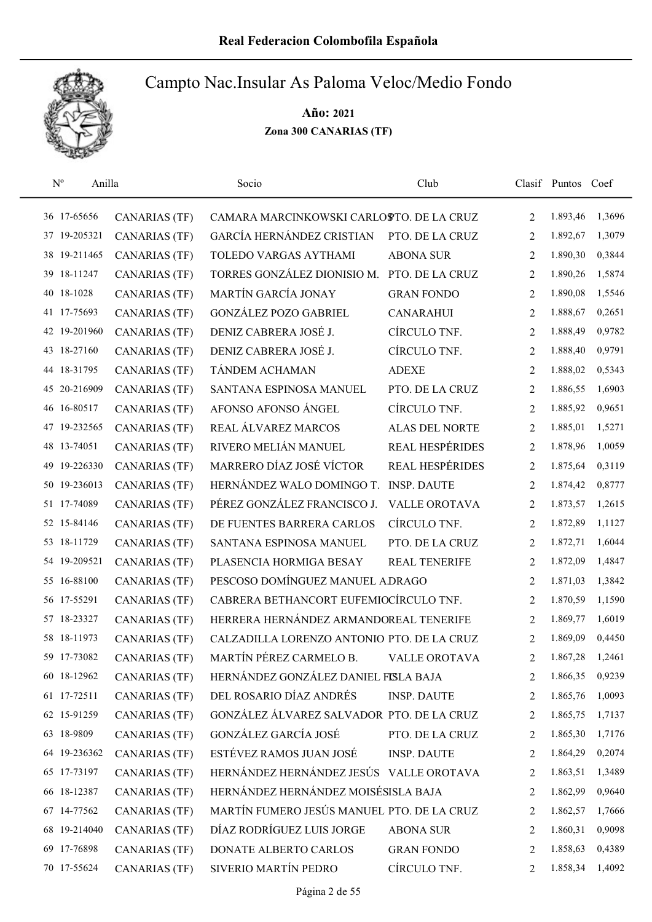# Real Federacion Colombofila Española

## Campto Nac.Insular As Paloma Veloc/Medio Fondo

**Año: 2021**

**Zona 300 CANARIAS (TF)**

| Nº | Anilla | | Socio | Club | Clasif | Puntos | Coef |
|---|---|---|---|---|---|---|---|
| 36 | 17-65656 | CANARIAS (TF) | CAMARA MARCINKOWSKI CARLOS | PTO. DE LA CRUZ | 2 | 1.893,46 | 1,3696 |
| 37 | 19-205321 | CANARIAS (TF) | GARCÍA HERNÁNDEZ CRISTIAN | PTO. DE LA CRUZ | 2 | 1.892,67 | 1,3079 |
| 38 | 19-211465 | CANARIAS (TF) | TOLEDO VARGAS AYTHAMI | ABONA SUR | 2 | 1.890,30 | 0,3844 |
| 39 | 18-11247 | CANARIAS (TF) | TORRES GONZÁLEZ DIONISIO M. | PTO. DE LA CRUZ | 2 | 1.890,26 | 1,5874 |
| 40 | 18-1028 | CANARIAS (TF) | MARTÍN GARCÍA JONAY | GRAN FONDO | 2 | 1.890,08 | 1,5546 |
| 41 | 17-75693 | CANARIAS (TF) | GONZÁLEZ POZO GABRIEL | CANARAHUI | 2 | 1.888,67 | 0,2651 |
| 42 | 19-201960 | CANARIAS (TF) | DENIZ CABRERA JOSÉ J. | CÍRCULO TNF. | 2 | 1.888,49 | 0,9782 |
| 43 | 18-27160 | CANARIAS (TF) | DENIZ CABRERA JOSÉ J. | CÍRCULO TNF. | 2 | 1.888,40 | 0,9791 |
| 44 | 18-31795 | CANARIAS (TF) | TÁNDEM ACHAMAN | ADEXE | 2 | 1.888,02 | 0,5343 |
| 45 | 20-216909 | CANARIAS (TF) | SANTANA ESPINOSA MANUEL | PTO. DE LA CRUZ | 2 | 1.886,55 | 1,6903 |
| 46 | 16-80517 | CANARIAS (TF) | AFONSO AFONSO ÁNGEL | CÍRCULO TNF. | 2 | 1.885,92 | 0,9651 |
| 47 | 19-232565 | CANARIAS (TF) | REAL ÁLVAREZ MARCOS | ALAS DEL NORTE | 2 | 1.885,01 | 1,5271 |
| 48 | 13-74051 | CANARIAS (TF) | RIVERO MELIÁN MANUEL | REAL HESPÉRIDES | 2 | 1.878,96 | 1,0059 |
| 49 | 19-226330 | CANARIAS (TF) | MARRERO DÍAZ JOSÉ VÍCTOR | REAL HESPÉRIDES | 2 | 1.875,64 | 0,3119 |
| 50 | 19-236013 | CANARIAS (TF) | HERNÁNDEZ WALO DOMINGO T. | INSP. DAUTE | 2 | 1.874,42 | 0,8777 |
| 51 | 17-74089 | CANARIAS (TF) | PÉREZ GONZÁLEZ FRANCISCO J. | VALLE OROTAVA | 2 | 1.873,57 | 1,2615 |
| 52 | 15-84146 | CANARIAS (TF) | DE FUENTES BARRERA CARLOS | CÍRCULO TNF. | 2 | 1.872,89 | 1,1127 |
| 53 | 18-11729 | CANARIAS (TF) | SANTANA ESPINOSA MANUEL | PTO. DE LA CRUZ | 2 | 1.872,71 | 1,6044 |
| 54 | 19-209521 | CANARIAS (TF) | PLASENCIA HORMIGA BESAY | REAL TENERIFE | 2 | 1.872,09 | 1,4847 |
| 55 | 16-88100 | CANARIAS (TF) | PESCOSO DOMÍNGUEZ MANUEL A. | DRAGO | 2 | 1.871,03 | 1,3842 |
| 56 | 17-55291 | CANARIAS (TF) | CABRERA BETHANCORT EUFEMIO | CÍRCULO TNF. | 2 | 1.870,59 | 1,1590 |
| 57 | 18-23327 | CANARIAS (TF) | HERRERA HERNÁNDEZ ARMANDO | REAL TENERIFE | 2 | 1.869,77 | 1,6019 |
| 58 | 18-11973 | CANARIAS (TF) | CALZADILLA LORENZO ANTONIO | PTO. DE LA CRUZ | 2 | 1.869,09 | 0,4450 |
| 59 | 17-73082 | CANARIAS (TF) | MARTÍN PÉREZ CARMELO B. | VALLE OROTAVA | 2 | 1.867,28 | 1,2461 |
| 60 | 18-12962 | CANARIAS (TF) | HERNÁNDEZ GONZÁLEZ DANIEL F. | ISLA BAJA | 2 | 1.866,35 | 0,9239 |
| 61 | 17-72511 | CANARIAS (TF) | DEL ROSARIO DÍAZ ANDRÉS | INSP. DAUTE | 2 | 1.865,76 | 1,0093 |
| 62 | 15-91259 | CANARIAS (TF) | GONZÁLEZ ÁLVAREZ SALVADOR | PTO. DE LA CRUZ | 2 | 1.865,75 | 1,7137 |
| 63 | 18-9809 | CANARIAS (TF) | GONZÁLEZ GARCÍA JOSÉ | PTO. DE LA CRUZ | 2 | 1.865,30 | 1,7176 |
| 64 | 19-236362 | CANARIAS (TF) | ESTÉVEZ RAMOS JUAN JOSÉ | INSP. DAUTE | 2 | 1.864,29 | 0,2074 |
| 65 | 17-73197 | CANARIAS (TF) | HERNÁNDEZ HERNÁNDEZ JESÚS | VALLE OROTAVA | 2 | 1.863,51 | 1,3489 |
| 66 | 18-12387 | CANARIAS (TF) | HERNÁNDEZ HERNÁNDEZ MOISÉS | ISLA BAJA | 2 | 1.862,99 | 0,9640 |
| 67 | 14-77562 | CANARIAS (TF) | MARTÍN FUMERO JESÚS MANUEL | PTO. DE LA CRUZ | 2 | 1.862,57 | 1,7666 |
| 68 | 19-214040 | CANARIAS (TF) | DÍAZ RODRÍGUEZ LUIS JORGE | ABONA SUR | 2 | 1.860,31 | 0,9098 |
| 69 | 17-76898 | CANARIAS (TF) | DONATE ALBERTO CARLOS | GRAN FONDO | 2 | 1.858,63 | 0,4389 |
| 70 | 17-55624 | CANARIAS (TF) | SIVERIO MARTÍN PEDRO | CÍRCULO TNF. | 2 | 1.858,34 | 1,4092 |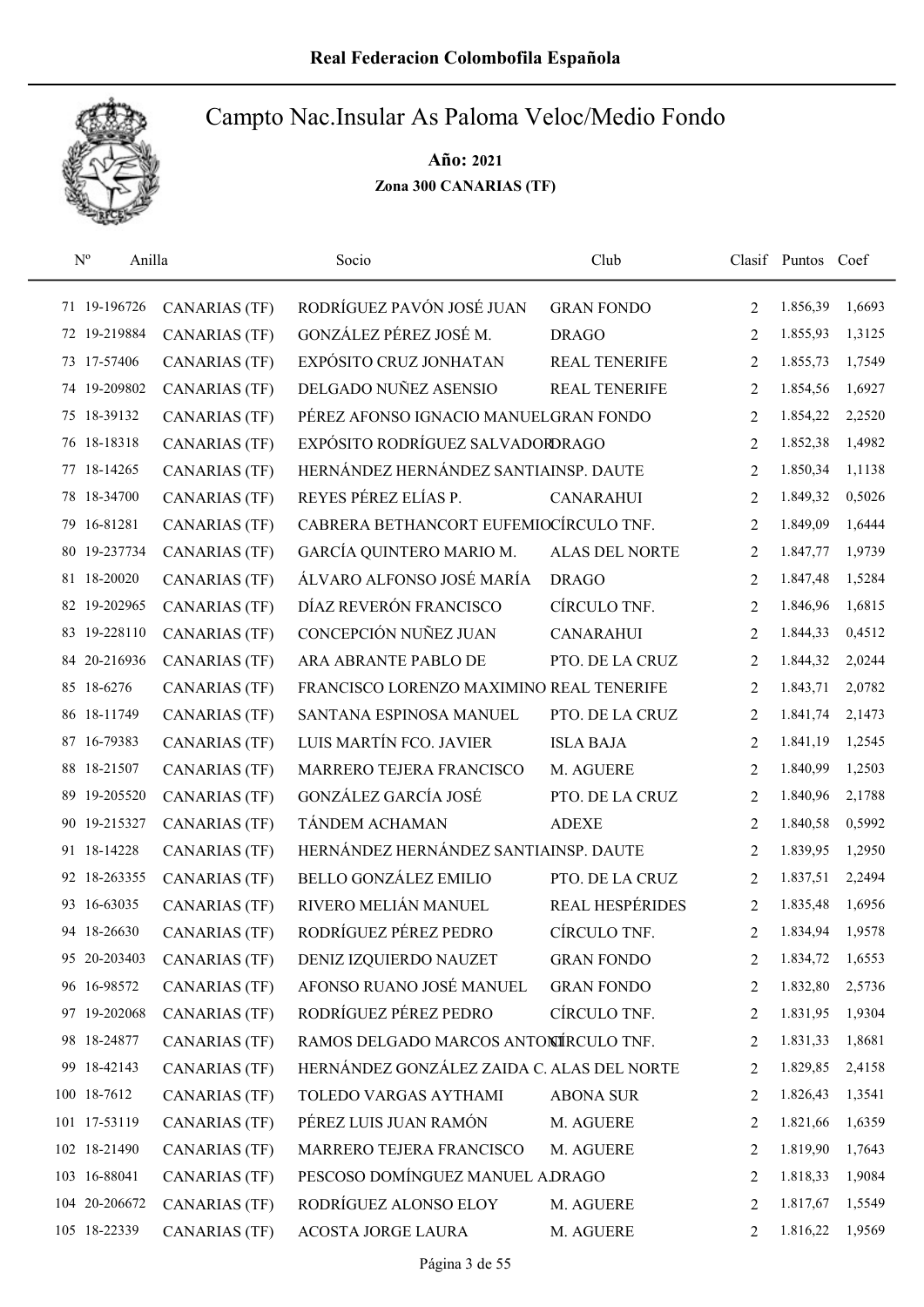# Real Federacion Colombofila Española

## Campto Nac.Insular As Paloma Veloc/Medio Fondo

**Año: 2021**

**Zona 300 CANARIAS (TF)**

| Nº | Anilla | | Socio | Club | Clasif | Puntos | Coef |
|---|---|---|---|---|---|---|---|
| 71 | 19-196726 | CANARIAS (TF) | RODRÍGUEZ PAVÓN JOSÉ JUAN | GRAN FONDO | 2 | 1.856,39 | 1,6693 |
| 72 | 19-219884 | CANARIAS (TF) | GONZÁLEZ PÉREZ JOSÉ M. | DRAGO | 2 | 1.855,93 | 1,3125 |
| 73 | 17-57406 | CANARIAS (TF) | EXPÓSITO CRUZ JONHATAN | REAL TENERIFE | 2 | 1.855,73 | 1,7549 |
| 74 | 19-209802 | CANARIAS (TF) | DELGADO NUÑEZ ASENSIO | REAL TENERIFE | 2 | 1.854,56 | 1,6927 |
| 75 | 18-39132 | CANARIAS (TF) | PÉREZ AFONSO IGNACIO MANUEL | GRAN FONDO | 2 | 1.854,22 | 2,2520 |
| 76 | 18-18318 | CANARIAS (TF) | EXPÓSITO RODRÍGUEZ SALVADOR | DRAGO | 2 | 1.852,38 | 1,4982 |
| 77 | 18-14265 | CANARIAS (TF) | HERNÁNDEZ HERNÁNDEZ SANTIA | INSP. DAUTE | 2 | 1.850,34 | 1,1138 |
| 78 | 18-34700 | CANARIAS (TF) | REYES PÉREZ ELÍAS P. | CANARAHUI | 2 | 1.849,32 | 0,5026 |
| 79 | 16-81281 | CANARIAS (TF) | CABRERA BETHANCORT EUFEMIO | CÍRCULO TNF. | 2 | 1.849,09 | 1,6444 |
| 80 | 19-237734 | CANARIAS (TF) | GARCÍA QUINTERO MARIO M. | ALAS DEL NORTE | 2 | 1.847,77 | 1,9739 |
| 81 | 18-20020 | CANARIAS (TF) | ÁLVARO ALFONSO JOSÉ MARÍA | DRAGO | 2 | 1.847,48 | 1,5284 |
| 82 | 19-202965 | CANARIAS (TF) | DÍAZ REVERÓN FRANCISCO | CÍRCULO TNF. | 2 | 1.846,96 | 1,6815 |
| 83 | 19-228110 | CANARIAS (TF) | CONCEPCIÓN NUÑEZ JUAN | CANARAHUI | 2 | 1.844,33 | 0,4512 |
| 84 | 20-216936 | CANARIAS (TF) | ARA ABRANTE PABLO DE | PTO. DE LA CRUZ | 2 | 1.844,32 | 2,0244 |
| 85 | 18-6276 | CANARIAS (TF) | FRANCISCO LORENZO MAXIMINO | REAL TENERIFE | 2 | 1.843,71 | 2,0782 |
| 86 | 18-11749 | CANARIAS (TF) | SANTANA ESPINOSA MANUEL | PTO. DE LA CRUZ | 2 | 1.841,74 | 2,1473 |
| 87 | 16-79383 | CANARIAS (TF) | LUIS MARTÍN FCO. JAVIER | ISLA BAJA | 2 | 1.841,19 | 1,2545 |
| 88 | 18-21507 | CANARIAS (TF) | MARRERO TEJERA FRANCISCO | M. AGUERE | 2 | 1.840,99 | 1,2503 |
| 89 | 19-205520 | CANARIAS (TF) | GONZÁLEZ GARCÍA JOSÉ | PTO. DE LA CRUZ | 2 | 1.840,96 | 2,1788 |
| 90 | 19-215327 | CANARIAS (TF) | TÁNDEM ACHAMAN | ADEXE | 2 | 1.840,58 | 0,5992 |
| 91 | 18-14228 | CANARIAS (TF) | HERNÁNDEZ HERNÁNDEZ SANTIA | INSP. DAUTE | 2 | 1.839,95 | 1,2950 |
| 92 | 18-263355 | CANARIAS (TF) | BELLO GONZÁLEZ EMILIO | PTO. DE LA CRUZ | 2 | 1.837,51 | 2,2494 |
| 93 | 16-63035 | CANARIAS (TF) | RIVERO MELIÁN MANUEL | REAL HESPÉRIDES | 2 | 1.835,48 | 1,6956 |
| 94 | 18-26630 | CANARIAS (TF) | RODRÍGUEZ PÉREZ PEDRO | CÍRCULO TNF. | 2 | 1.834,94 | 1,9578 |
| 95 | 20-203403 | CANARIAS (TF) | DENIZ IZQUIERDO NAUZET | GRAN FONDO | 2 | 1.834,72 | 1,6553 |
| 96 | 16-98572 | CANARIAS (TF) | AFONSO RUANO JOSÉ MANUEL | GRAN FONDO | 2 | 1.832,80 | 2,5736 |
| 97 | 19-202068 | CANARIAS (TF) | RODRÍGUEZ PÉREZ PEDRO | CÍRCULO TNF. | 2 | 1.831,95 | 1,9304 |
| 98 | 18-24877 | CANARIAS (TF) | RAMOS DELGADO MARCOS ANTONI | CÍRCULO TNF. | 2 | 1.831,33 | 1,8681 |
| 99 | 18-42143 | CANARIAS (TF) | HERNÁNDEZ GONZÁLEZ ZAIDA C. | ALAS DEL NORTE | 2 | 1.829,85 | 2,4158 |
| 100 | 18-7612 | CANARIAS (TF) | TOLEDO VARGAS AYTHAMI | ABONA SUR | 2 | 1.826,43 | 1,3541 |
| 101 | 17-53119 | CANARIAS (TF) | PÉREZ LUIS JUAN RAMÓN | M. AGUERE | 2 | 1.821,66 | 1,6359 |
| 102 | 18-21490 | CANARIAS (TF) | MARRERO TEJERA FRANCISCO | M. AGUERE | 2 | 1.819,90 | 1,7643 |
| 103 | 16-88041 | CANARIAS (TF) | PESCOSO DOMÍNGUEZ MANUEL A. | DRAGO | 2 | 1.818,33 | 1,9084 |
| 104 | 20-206672 | CANARIAS (TF) | RODRÍGUEZ ALONSO ELOY | M. AGUERE | 2 | 1.817,67 | 1,5549 |
| 105 | 18-22339 | CANARIAS (TF) | ACOSTA JORGE LAURA | M. AGUERE | 2 | 1.816,22 | 1,9569 |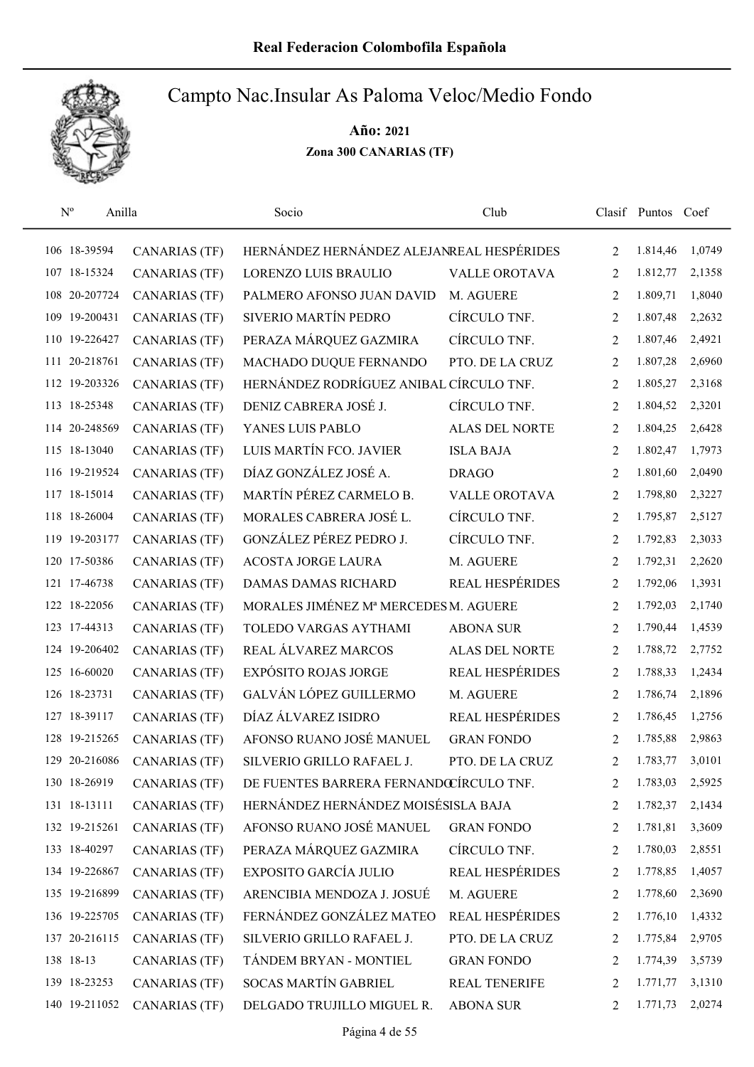# Real Federacion Colombofila Española

## Campto Nac.Insular As Paloma Veloc/Medio Fondo

**Año: 2021**

**Zona 300 CANARIAS (TF)**

| Nº | Anilla | | Socio | Club | Clasif | Puntos | Coef |
|---|---|---|---|---|---|---|---|
| 106 | 18-39594 | CANARIAS (TF) | HERNÁNDEZ HERNÁNDEZ ALEJAN | REAL HESPÉRIDES | 2 | 1.814,46 | 1,0749 |
| 107 | 18-15324 | CANARIAS (TF) | LORENZO LUIS BRAULIO | VALLE OROTAVA | 2 | 1.812,77 | 2,1358 |
| 108 | 20-207724 | CANARIAS (TF) | PALMERO AFONSO JUAN DAVID | M. AGUERE | 2 | 1.809,71 | 1,8040 |
| 109 | 19-200431 | CANARIAS (TF) | SIVERIO MARTÍN PEDRO | CÍRCULO TNF. | 2 | 1.807,48 | 2,2632 |
| 110 | 19-226427 | CANARIAS (TF) | PERAZA MÁRQUEZ GAZMIRA | CÍRCULO TNF. | 2 | 1.807,46 | 2,4921 |
| 111 | 20-218761 | CANARIAS (TF) | MACHADO DUQUE FERNANDO | PTO. DE LA CRUZ | 2 | 1.807,28 | 2,6960 |
| 112 | 19-203326 | CANARIAS (TF) | HERNÁNDEZ RODRÍGUEZ ANIBAL | CÍRCULO TNF. | 2 | 1.805,27 | 2,3168 |
| 113 | 18-25348 | CANARIAS (TF) | DENIZ CABRERA JOSÉ J. | CÍRCULO TNF. | 2 | 1.804,52 | 2,3201 |
| 114 | 20-248569 | CANARIAS (TF) | YANES LUIS PABLO | ALAS DEL NORTE | 2 | 1.804,25 | 2,6428 |
| 115 | 18-13040 | CANARIAS (TF) | LUIS MARTÍN FCO. JAVIER | ISLA BAJA | 2 | 1.802,47 | 1,7973 |
| 116 | 19-219524 | CANARIAS (TF) | DÍAZ GONZÁLEZ JOSÉ A. | DRAGO | 2 | 1.801,60 | 2,0490 |
| 117 | 18-15014 | CANARIAS (TF) | MARTÍN PÉREZ CARMELO B. | VALLE OROTAVA | 2 | 1.798,80 | 2,3227 |
| 118 | 18-26004 | CANARIAS (TF) | MORALES CABRERA JOSÉ L. | CÍRCULO TNF. | 2 | 1.795,87 | 2,5127 |
| 119 | 19-203177 | CANARIAS (TF) | GONZÁLEZ PÉREZ PEDRO J. | CÍRCULO TNF. | 2 | 1.792,83 | 2,3033 |
| 120 | 17-50386 | CANARIAS (TF) | ACOSTA JORGE LAURA | M. AGUERE | 2 | 1.792,31 | 2,2620 |
| 121 | 17-46738 | CANARIAS (TF) | DAMAS DAMAS RICHARD | REAL HESPÉRIDES | 2 | 1.792,06 | 1,3931 |
| 122 | 18-22056 | CANARIAS (TF) | MORALES JIMÉNEZ Mª MERCEDES | M. AGUERE | 2 | 1.792,03 | 2,1740 |
| 123 | 17-44313 | CANARIAS (TF) | TOLEDO VARGAS AYTHAMI | ABONA SUR | 2 | 1.790,44 | 1,4539 |
| 124 | 19-206402 | CANARIAS (TF) | REAL ÁLVAREZ MARCOS | ALAS DEL NORTE | 2 | 1.788,72 | 2,7752 |
| 125 | 16-60020 | CANARIAS (TF) | EXPÓSITO ROJAS JORGE | REAL HESPÉRIDES | 2 | 1.788,33 | 1,2434 |
| 126 | 18-23731 | CANARIAS (TF) | GALVÁN LÓPEZ GUILLERMO | M. AGUERE | 2 | 1.786,74 | 2,1896 |
| 127 | 18-39117 | CANARIAS (TF) | DÍAZ ÁLVAREZ ISIDRO | REAL HESPÉRIDES | 2 | 1.786,45 | 1,2756 |
| 128 | 19-215265 | CANARIAS (TF) | AFONSO RUANO JOSÉ MANUEL | GRAN FONDO | 2 | 1.785,88 | 2,9863 |
| 129 | 20-216086 | CANARIAS (TF) | SILVERIO GRILLO RAFAEL J. | PTO. DE LA CRUZ | 2 | 1.783,77 | 3,0101 |
| 130 | 18-26919 | CANARIAS (TF) | DE FUENTES BARRERA FERNANDO | CÍRCULO TNF. | 2 | 1.783,03 | 2,5925 |
| 131 | 18-13111 | CANARIAS (TF) | HERNÁNDEZ HERNÁNDEZ MOISÉS | ISLA BAJA | 2 | 1.782,37 | 2,1434 |
| 132 | 19-215261 | CANARIAS (TF) | AFONSO RUANO JOSÉ MANUEL | GRAN FONDO | 2 | 1.781,81 | 3,3609 |
| 133 | 18-40297 | CANARIAS (TF) | PERAZA MÁRQUEZ GAZMIRA | CÍRCULO TNF. | 2 | 1.780,03 | 2,8551 |
| 134 | 19-226867 | CANARIAS (TF) | EXPOSITO GARCÍA JULIO | REAL HESPÉRIDES | 2 | 1.778,85 | 1,4057 |
| 135 | 19-216899 | CANARIAS (TF) | ARENCIBIA MENDOZA J. JOSUÉ | M. AGUERE | 2 | 1.778,60 | 2,3690 |
| 136 | 19-225705 | CANARIAS (TF) | FERNÁNDEZ GONZÁLEZ MATEO | REAL HESPÉRIDES | 2 | 1.776,10 | 1,4332 |
| 137 | 20-216115 | CANARIAS (TF) | SILVERIO GRILLO RAFAEL J. | PTO. DE LA CRUZ | 2 | 1.775,84 | 2,9705 |
| 138 | 18-13 | CANARIAS (TF) | TÁNDEM BRYAN - MONTIEL | GRAN FONDO | 2 | 1.774,39 | 3,5739 |
| 139 | 18-23253 | CANARIAS (TF) | SOCAS MARTÍN GABRIEL | REAL TENERIFE | 2 | 1.771,77 | 3,1310 |
| 140 | 19-211052 | CANARIAS (TF) | DELGADO TRUJILLO MIGUEL R. | ABONA SUR | 2 | 1.771,73 | 2,0274 |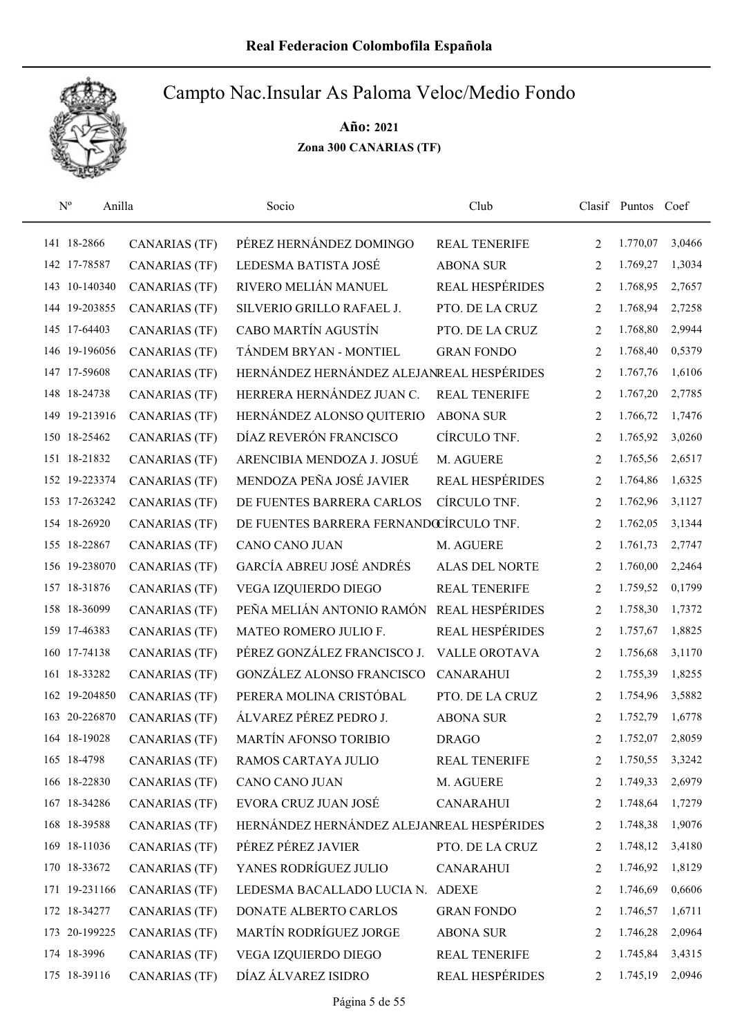# Real Federacion Colombofila Española

## Campto Nac.Insular As Paloma Veloc/Medio Fondo

**Año: 2021**

**Zona 300 CANARIAS (TF)**

| Nº | Anilla | | Socio | Club | Clasif | Puntos | Coef |
|---|---|---|---|---|---|---|---|
| 141 | 18-2866 | CANARIAS (TF) | PÉREZ HERNÁNDEZ DOMINGO | REAL TENERIFE | 2 | 1.770,07 | 3,0466 |
| 142 | 17-78587 | CANARIAS (TF) | LEDESMA BATISTA JOSÉ | ABONA SUR | 2 | 1.769,27 | 1,3034 |
| 143 | 10-140340 | CANARIAS (TF) | RIVERO MELIÁN MANUEL | REAL HESPÉRIDES | 2 | 1.768,95 | 2,7657 |
| 144 | 19-203855 | CANARIAS (TF) | SILVERIO GRILLO RAFAEL J. | PTO. DE LA CRUZ | 2 | 1.768,94 | 2,7258 |
| 145 | 17-64403 | CANARIAS (TF) | CABO MARTÍN AGUSTÍN | PTO. DE LA CRUZ | 2 | 1.768,80 | 2,9944 |
| 146 | 19-196056 | CANARIAS (TF) | TÁNDEM BRYAN - MONTIEL | GRAN FONDO | 2 | 1.768,40 | 0,5379 |
| 147 | 17-59608 | CANARIAS (TF) | HERNÁNDEZ HERNÁNDEZ ALEJAN | REAL HESPÉRIDES | 2 | 1.767,76 | 1,6106 |
| 148 | 18-24738 | CANARIAS (TF) | HERRERA HERNÁNDEZ JUAN C. | REAL TENERIFE | 2 | 1.767,20 | 2,7785 |
| 149 | 19-213916 | CANARIAS (TF) | HERNÁNDEZ ALONSO QUITERIO | ABONA SUR | 2 | 1.766,72 | 1,7476 |
| 150 | 18-25462 | CANARIAS (TF) | DÍAZ REVERÓN FRANCISCO | CÍRCULO TNF. | 2 | 1.765,92 | 3,0260 |
| 151 | 18-21832 | CANARIAS (TF) | ARENCIBIA MENDOZA J. JOSUÉ | M. AGUERE | 2 | 1.765,56 | 2,6517 |
| 152 | 19-223374 | CANARIAS (TF) | MENDOZA PEÑA JOSÉ JAVIER | REAL HESPÉRIDES | 2 | 1.764,86 | 1,6325 |
| 153 | 17-263242 | CANARIAS (TF) | DE FUENTES BARRERA CARLOS | CÍRCULO TNF. | 2 | 1.762,96 | 3,1127 |
| 154 | 18-26920 | CANARIAS (TF) | DE FUENTES BARRERA FERNANDO | CÍRCULO TNF. | 2 | 1.762,05 | 3,1344 |
| 155 | 18-22867 | CANARIAS (TF) | CANO CANO JUAN | M. AGUERE | 2 | 1.761,73 | 2,7747 |
| 156 | 19-238070 | CANARIAS (TF) | GARCÍA ABREU JOSÉ ANDRÉS | ALAS DEL NORTE | 2 | 1.760,00 | 2,2464 |
| 157 | 18-31876 | CANARIAS (TF) | VEGA IZQUIERDO DIEGO | REAL TENERIFE | 2 | 1.759,52 | 0,1799 |
| 158 | 18-36099 | CANARIAS (TF) | PEÑA MELIÁN ANTONIO RAMÓN | REAL HESPÉRIDES | 2 | 1.758,30 | 1,7372 |
| 159 | 17-46383 | CANARIAS (TF) | MATEO ROMERO JULIO F. | REAL HESPÉRIDES | 2 | 1.757,67 | 1,8825 |
| 160 | 17-74138 | CANARIAS (TF) | PÉREZ GONZÁLEZ FRANCISCO J. | VALLE OROTAVA | 2 | 1.756,68 | 3,1170 |
| 161 | 18-33282 | CANARIAS (TF) | GONZÁLEZ ALONSO FRANCISCO | CANARAHUI | 2 | 1.755,39 | 1,8255 |
| 162 | 19-204850 | CANARIAS (TF) | PERERA MOLINA CRISTÓBAL | PTO. DE LA CRUZ | 2 | 1.754,96 | 3,5882 |
| 163 | 20-226870 | CANARIAS (TF) | ÁLVAREZ PÉREZ PEDRO J. | ABONA SUR | 2 | 1.752,79 | 1,6778 |
| 164 | 18-19028 | CANARIAS (TF) | MARTÍN AFONSO TORIBIO | DRAGO | 2 | 1.752,07 | 2,8059 |
| 165 | 18-4798 | CANARIAS (TF) | RAMOS CARTAYA JULIO | REAL TENERIFE | 2 | 1.750,55 | 3,3242 |
| 166 | 18-22830 | CANARIAS (TF) | CANO CANO JUAN | M. AGUERE | 2 | 1.749,33 | 2,6979 |
| 167 | 18-34286 | CANARIAS (TF) | EVORA CRUZ JUAN JOSÉ | CANARAHUI | 2 | 1.748,64 | 1,7279 |
| 168 | 18-39588 | CANARIAS (TF) | HERNÁNDEZ HERNÁNDEZ ALEJAN | REAL HESPÉRIDES | 2 | 1.748,38 | 1,9076 |
| 169 | 18-11036 | CANARIAS (TF) | PÉREZ PÉREZ JAVIER | PTO. DE LA CRUZ | 2 | 1.748,12 | 3,4180 |
| 170 | 18-33672 | CANARIAS (TF) | YANES RODRÍGUEZ JULIO | CANARAHUI | 2 | 1.746,92 | 1,8129 |
| 171 | 19-231166 | CANARIAS (TF) | LEDESMA BACALLADO LUCIA N. | ADEXE | 2 | 1.746,69 | 0,6606 |
| 172 | 18-34277 | CANARIAS (TF) | DONATE ALBERTO CARLOS | GRAN FONDO | 2 | 1.746,57 | 1,6711 |
| 173 | 20-199225 | CANARIAS (TF) | MARTÍN RODRÍGUEZ JORGE | ABONA SUR | 2 | 1.746,28 | 2,0964 |
| 174 | 18-3996 | CANARIAS (TF) | VEGA IZQUIERDO DIEGO | REAL TENERIFE | 2 | 1.745,84 | 3,4315 |
| 175 | 18-39116 | CANARIAS (TF) | DÍAZ ÁLVAREZ ISIDRO | REAL HESPÉRIDES | 2 | 1.745,19 | 2,0946 |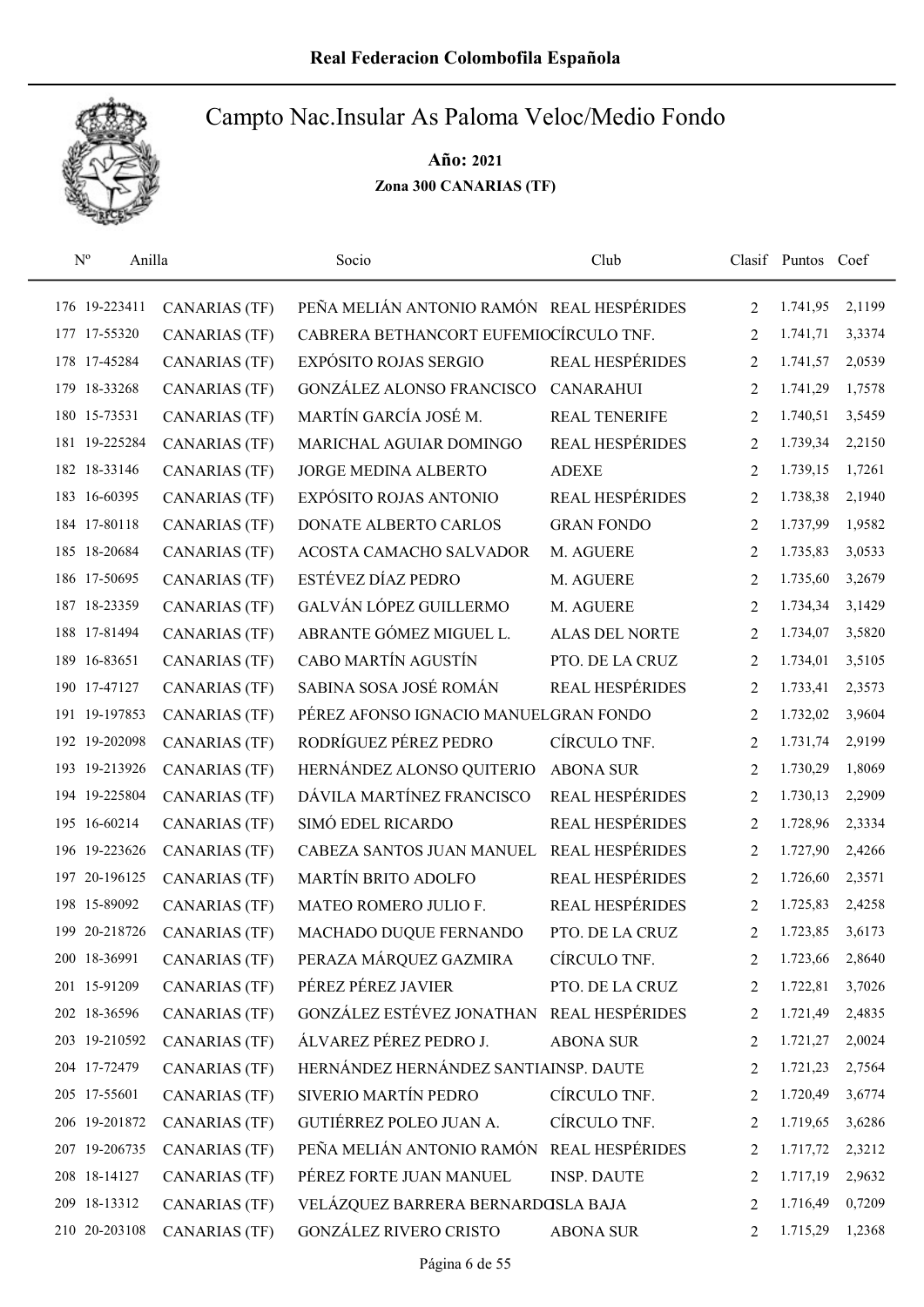# Real Federacion Colombofila Española

## Campto Nac.Insular As Paloma Veloc/Medio Fondo

**Año: 2021**

**Zona 300 CANARIAS (TF)**

| Nº | Anilla | | Socio | Club | Clasif | Puntos | Coef |
|---|---|---|---|---|---|---|---|
| 176 | 19-223411 | CANARIAS (TF) | PEÑA MELIÁN ANTONIO RAMÓN | REAL HESPÉRIDES | 2 | 1.741,95 | 2,1199 |
| 177 | 17-55320 | CANARIAS (TF) | CABRERA BETHANCORT EUFEMIO | CÍRCULO TNF. | 2 | 1.741,71 | 3,3374 |
| 178 | 17-45284 | CANARIAS (TF) | EXPÓSITO ROJAS SERGIO | REAL HESPÉRIDES | 2 | 1.741,57 | 2,0539 |
| 179 | 18-33268 | CANARIAS (TF) | GONZÁLEZ ALONSO FRANCISCO | CANARAHUI | 2 | 1.741,29 | 1,7578 |
| 180 | 15-73531 | CANARIAS (TF) | MARTÍN GARCÍA JOSÉ M. | REAL TENERIFE | 2 | 1.740,51 | 3,5459 |
| 181 | 19-225284 | CANARIAS (TF) | MARICHAL AGUIAR DOMINGO | REAL HESPÉRIDES | 2 | 1.739,34 | 2,2150 |
| 182 | 18-33146 | CANARIAS (TF) | JORGE MEDINA ALBERTO | ADEXE | 2 | 1.739,15 | 1,7261 |
| 183 | 16-60395 | CANARIAS (TF) | EXPÓSITO ROJAS ANTONIO | REAL HESPÉRIDES | 2 | 1.738,38 | 2,1940 |
| 184 | 17-80118 | CANARIAS (TF) | DONATE ALBERTO CARLOS | GRAN FONDO | 2 | 1.737,99 | 1,9582 |
| 185 | 18-20684 | CANARIAS (TF) | ACOSTA CAMACHO SALVADOR | M. AGUERE | 2 | 1.735,83 | 3,0533 |
| 186 | 17-50695 | CANARIAS (TF) | ESTÉVEZ DÍAZ PEDRO | M. AGUERE | 2 | 1.735,60 | 3,2679 |
| 187 | 18-23359 | CANARIAS (TF) | GALVÁN LÓPEZ GUILLERMO | M. AGUERE | 2 | 1.734,34 | 3,1429 |
| 188 | 17-81494 | CANARIAS (TF) | ABRANTE GÓMEZ MIGUEL L. | ALAS DEL NORTE | 2 | 1.734,07 | 3,5820 |
| 189 | 16-83651 | CANARIAS (TF) | CABO MARTÍN AGUSTÍN | PTO. DE LA CRUZ | 2 | 1.734,01 | 3,5105 |
| 190 | 17-47127 | CANARIAS (TF) | SABINA SOSA JOSÉ ROMÁN | REAL HESPÉRIDES | 2 | 1.733,41 | 2,3573 |
| 191 | 19-197853 | CANARIAS (TF) | PÉREZ AFONSO IGNACIO MANUEL | GRAN FONDO | 2 | 1.732,02 | 3,9604 |
| 192 | 19-202098 | CANARIAS (TF) | RODRÍGUEZ PÉREZ PEDRO | CÍRCULO TNF. | 2 | 1.731,74 | 2,9199 |
| 193 | 19-213926 | CANARIAS (TF) | HERNÁNDEZ ALONSO QUITERIO | ABONA SUR | 2 | 1.730,29 | 1,8069 |
| 194 | 19-225804 | CANARIAS (TF) | DÁVILA MARTÍNEZ FRANCISCO | REAL HESPÉRIDES | 2 | 1.730,13 | 2,2909 |
| 195 | 16-60214 | CANARIAS (TF) | SIMÓ EDEL RICARDO | REAL HESPÉRIDES | 2 | 1.728,96 | 2,3334 |
| 196 | 19-223626 | CANARIAS (TF) | CABEZA SANTOS JUAN MANUEL | REAL HESPÉRIDES | 2 | 1.727,90 | 2,4266 |
| 197 | 20-196125 | CANARIAS (TF) | MARTÍN BRITO ADOLFO | REAL HESPÉRIDES | 2 | 1.726,60 | 2,3571 |
| 198 | 15-89092 | CANARIAS (TF) | MATEO ROMERO JULIO F. | REAL HESPÉRIDES | 2 | 1.725,83 | 2,4258 |
| 199 | 20-218726 | CANARIAS (TF) | MACHADO DUQUE FERNANDO | PTO. DE LA CRUZ | 2 | 1.723,85 | 3,6173 |
| 200 | 18-36991 | CANARIAS (TF) | PERAZA MÁRQUEZ GAZMIRA | CÍRCULO TNF. | 2 | 1.723,66 | 2,8640 |
| 201 | 15-91209 | CANARIAS (TF) | PÉREZ PÉREZ JAVIER | PTO. DE LA CRUZ | 2 | 1.722,81 | 3,7026 |
| 202 | 18-36596 | CANARIAS (TF) | GONZÁLEZ ESTÉVEZ JONATHAN | REAL HESPÉRIDES | 2 | 1.721,49 | 2,4835 |
| 203 | 19-210592 | CANARIAS (TF) | ÁLVAREZ PÉREZ PEDRO J. | ABONA SUR | 2 | 1.721,27 | 2,0024 |
| 204 | 17-72479 | CANARIAS (TF) | HERNÁNDEZ HERNÁNDEZ SANTIA | INSP. DAUTE | 2 | 1.721,23 | 2,7564 |
| 205 | 17-55601 | CANARIAS (TF) | SIVERIO MARTÍN PEDRO | CÍRCULO TNF. | 2 | 1.720,49 | 3,6774 |
| 206 | 19-201872 | CANARIAS (TF) | GUTIÉRREZ POLEO JUAN A. | CÍRCULO TNF. | 2 | 1.719,65 | 3,6286 |
| 207 | 19-206735 | CANARIAS (TF) | PEÑA MELIÁN ANTONIO RAMÓN | REAL HESPÉRIDES | 2 | 1.717,72 | 2,3212 |
| 208 | 18-14127 | CANARIAS (TF) | PÉREZ FORTE JUAN MANUEL | INSP. DAUTE | 2 | 1.717,19 | 2,9632 |
| 209 | 18-13312 | CANARIAS (TF) | VELÁZQUEZ BARRERA BERNARDO | ISLA BAJA | 2 | 1.716,49 | 0,7209 |
| 210 | 20-203108 | CANARIAS (TF) | GONZÁLEZ RIVERO CRISTO | ABONA SUR | 2 | 1.715,29 | 1,2368 |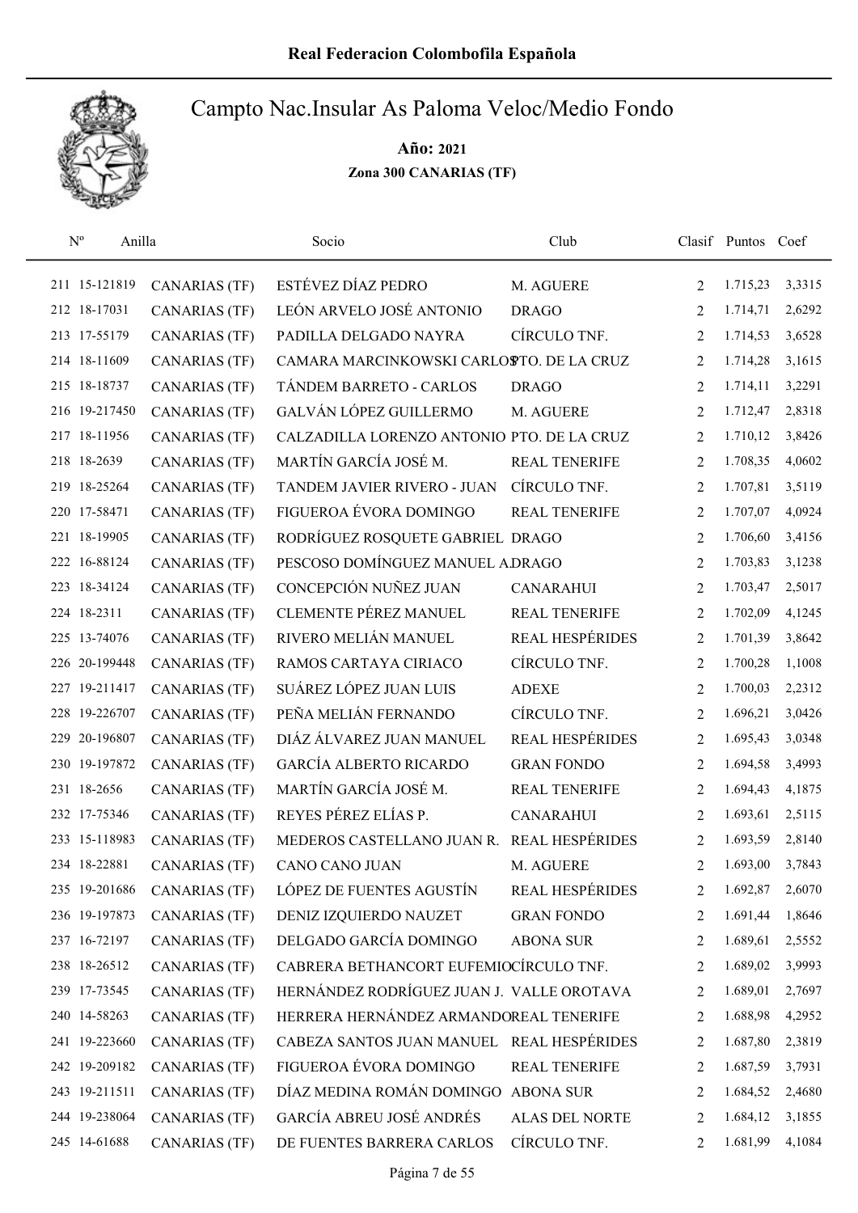# Real Federacion Colombofila Española

## Campto Nac.Insular As Paloma Veloc/Medio Fondo

**Año: 2021**

**Zona 300 CANARIAS (TF)**

| Nº | Anilla | | Socio | Club | Clasif | Puntos | Coef |
|---|---|---|---|---|---|---|---|
| 211 | 15-121819 | CANARIAS (TF) | ESTÉVEZ DÍAZ PEDRO | M. AGUERE | 2 | 1.715,23 | 3,3315 |
| 212 | 18-17031 | CANARIAS (TF) | LEÓN ARVELO JOSÉ ANTONIO | DRAGO | 2 | 1.714,71 | 2,6292 |
| 213 | 17-55179 | CANARIAS (TF) | PADILLA DELGADO NAYRA | CÍRCULO TNF. | 2 | 1.714,53 | 3,6528 |
| 214 | 18-11609 | CANARIAS (TF) | CAMARA MARCINKOWSKI CARLOS | PTO. DE LA CRUZ | 2 | 1.714,28 | 3,1615 |
| 215 | 18-18737 | CANARIAS (TF) | TÁNDEM BARRETO - CARLOS | DRAGO | 2 | 1.714,11 | 3,2291 |
| 216 | 19-217450 | CANARIAS (TF) | GALVÁN LÓPEZ GUILLERMO | M. AGUERE | 2 | 1.712,47 | 2,8318 |
| 217 | 18-11956 | CANARIAS (TF) | CALZADILLA LORENZO ANTONIO | PTO. DE LA CRUZ | 2 | 1.710,12 | 3,8426 |
| 218 | 18-2639 | CANARIAS (TF) | MARTÍN GARCÍA JOSÉ M. | REAL TENERIFE | 2 | 1.708,35 | 4,0602 |
| 219 | 18-25264 | CANARIAS (TF) | TANDEM JAVIER RIVERO - JUAN | CÍRCULO TNF. | 2 | 1.707,81 | 3,5119 |
| 220 | 17-58471 | CANARIAS (TF) | FIGUEROA ÉVORA DOMINGO | REAL TENERIFE | 2 | 1.707,07 | 4,0924 |
| 221 | 18-19905 | CANARIAS (TF) | RODRÍGUEZ ROSQUETE GABRIEL | DRAGO | 2 | 1.706,60 | 3,4156 |
| 222 | 16-88124 | CANARIAS (TF) | PESCOSO DOMÍNGUEZ MANUEL A. | DRAGO | 2 | 1.703,83 | 3,1238 |
| 223 | 18-34124 | CANARIAS (TF) | CONCEPCIÓN NUÑEZ JUAN | CANARAHUI | 2 | 1.703,47 | 2,5017 |
| 224 | 18-2311 | CANARIAS (TF) | CLEMENTE PÉREZ MANUEL | REAL TENERIFE | 2 | 1.702,09 | 4,1245 |
| 225 | 13-74076 | CANARIAS (TF) | RIVERO MELIÁN MANUEL | REAL HESPÉRIDES | 2 | 1.701,39 | 3,8642 |
| 226 | 20-199448 | CANARIAS (TF) | RAMOS CARTAYA CIRIACO | CÍRCULO TNF. | 2 | 1.700,28 | 1,1008 |
| 227 | 19-211417 | CANARIAS (TF) | SUÁREZ LÓPEZ JUAN LUIS | ADEXE | 2 | 1.700,03 | 2,2312 |
| 228 | 19-226707 | CANARIAS (TF) | PEÑA MELIÁN FERNANDO | CÍRCULO TNF. | 2 | 1.696,21 | 3,0426 |
| 229 | 20-196807 | CANARIAS (TF) | DIÁZ ÁLVAREZ JUAN MANUEL | REAL HESPÉRIDES | 2 | 1.695,43 | 3,0348 |
| 230 | 19-197872 | CANARIAS (TF) | GARCÍA ALBERTO RICARDO | GRAN FONDO | 2 | 1.694,58 | 3,4993 |
| 231 | 18-2656 | CANARIAS (TF) | MARTÍN GARCÍA JOSÉ M. | REAL TENERIFE | 2 | 1.694,43 | 4,1875 |
| 232 | 17-75346 | CANARIAS (TF) | REYES PÉREZ ELÍAS P. | CANARAHUI | 2 | 1.693,61 | 2,5115 |
| 233 | 15-118983 | CANARIAS (TF) | MEDEROS CASTELLANO JUAN R. | REAL HESPÉRIDES | 2 | 1.693,59 | 2,8140 |
| 234 | 18-22881 | CANARIAS (TF) | CANO CANO JUAN | M. AGUERE | 2 | 1.693,00 | 3,7843 |
| 235 | 19-201686 | CANARIAS (TF) | LÓPEZ DE FUENTES AGUSTÍN | REAL HESPÉRIDES | 2 | 1.692,87 | 2,6070 |
| 236 | 19-197873 | CANARIAS (TF) | DENIZ IZQUIERDO NAUZET | GRAN FONDO | 2 | 1.691,44 | 1,8646 |
| 237 | 16-72197 | CANARIAS (TF) | DELGADO GARCÍA DOMINGO | ABONA SUR | 2 | 1.689,61 | 2,5552 |
| 238 | 18-26512 | CANARIAS (TF) | CABRERA BETHANCORT EUFEMIO | CÍRCULO TNF. | 2 | 1.689,02 | 3,9993 |
| 239 | 17-73545 | CANARIAS (TF) | HERNÁNDEZ RODRÍGUEZ JUAN J. | VALLE OROTAVA | 2 | 1.689,01 | 2,7697 |
| 240 | 14-58263 | CANARIAS (TF) | HERRERA HERNÁNDEZ ARMANDO | REAL TENERIFE | 2 | 1.688,98 | 4,2952 |
| 241 | 19-223660 | CANARIAS (TF) | CABEZA SANTOS JUAN MANUEL | REAL HESPÉRIDES | 2 | 1.687,80 | 2,3819 |
| 242 | 19-209182 | CANARIAS (TF) | FIGUEROA ÉVORA DOMINGO | REAL TENERIFE | 2 | 1.687,59 | 3,7931 |
| 243 | 19-211511 | CANARIAS (TF) | DÍAZ MEDINA ROMÁN DOMINGO | ABONA SUR | 2 | 1.684,52 | 2,4680 |
| 244 | 19-238064 | CANARIAS (TF) | GARCÍA ABREU JOSÉ ANDRÉS | ALAS DEL NORTE | 2 | 1.684,12 | 3,1855 |
| 245 | 14-61688 | CANARIAS (TF) | DE FUENTES BARRERA CARLOS | CÍRCULO TNF. | 2 | 1.681,99 | 4,1084 |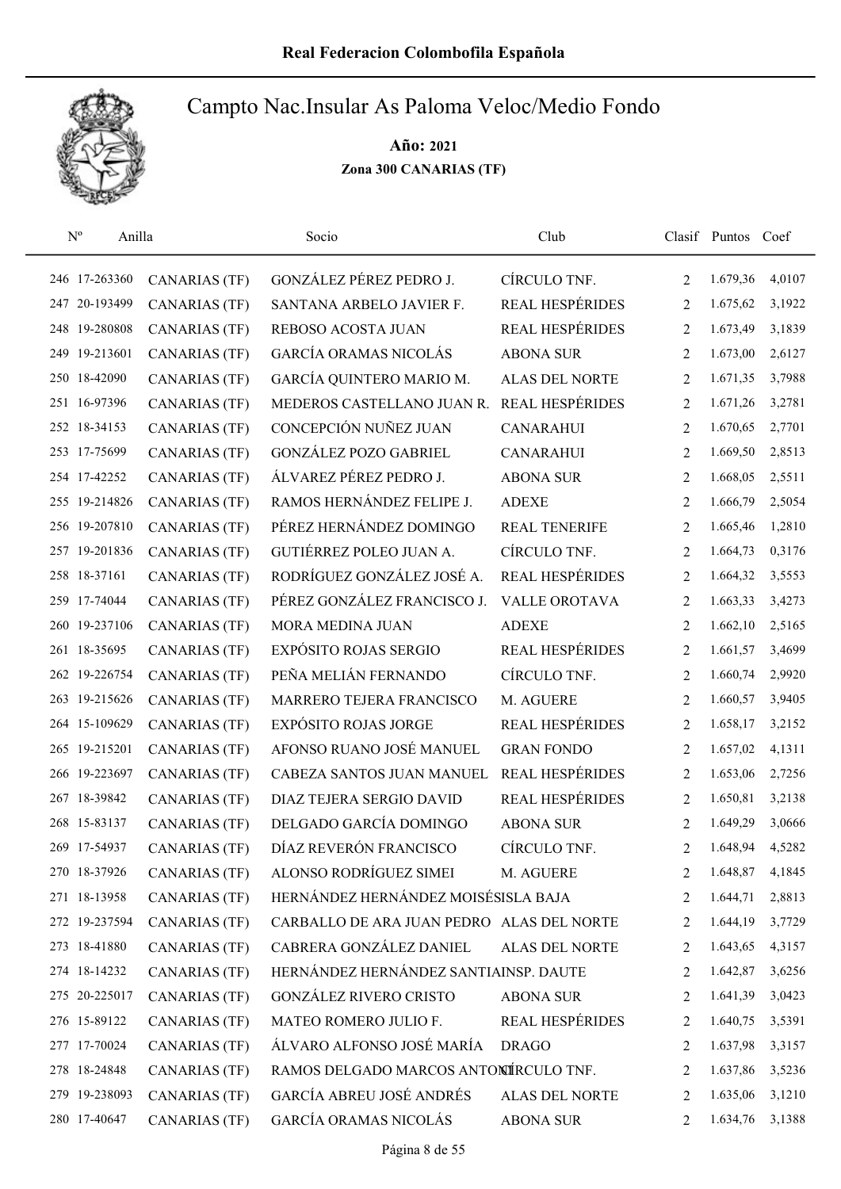# Campto Nac.Insular As Paloma Veloc/Medio Fondo

**Año: 2021**

**Zona 300 CANARIAS (TF)**

| Nº | Anilla | | Socio | Club | Clasif | Puntos | Coef |
|---|---|---|---|---|---|---|---|
| 246 | 17-263360 | CANARIAS (TF) | GONZÁLEZ PÉREZ PEDRO J. | CÍRCULO TNF. | 2 | 1.679,36 | 4,0107 |
| 247 | 20-193499 | CANARIAS (TF) | SANTANA ARBELO JAVIER F. | REAL HESPÉRIDES | 2 | 1.675,62 | 3,1922 |
| 248 | 19-280808 | CANARIAS (TF) | REBOSO ACOSTA JUAN | REAL HESPÉRIDES | 2 | 1.673,49 | 3,1839 |
| 249 | 19-213601 | CANARIAS (TF) | GARCÍA ORAMAS NICOLÁS | ABONA SUR | 2 | 1.673,00 | 2,6127 |
| 250 | 18-42090 | CANARIAS (TF) | GARCÍA QUINTERO MARIO M. | ALAS DEL NORTE | 2 | 1.671,35 | 3,7988 |
| 251 | 16-97396 | CANARIAS (TF) | MEDEROS CASTELLANO JUAN R. | REAL HESPÉRIDES | 2 | 1.671,26 | 3,2781 |
| 252 | 18-34153 | CANARIAS (TF) | CONCEPCIÓN NUÑEZ JUAN | CANARAHUI | 2 | 1.670,65 | 2,7701 |
| 253 | 17-75699 | CANARIAS (TF) | GONZÁLEZ POZO GABRIEL | CANARAHUI | 2 | 1.669,50 | 2,8513 |
| 254 | 17-42252 | CANARIAS (TF) | ÁLVAREZ PÉREZ PEDRO J. | ABONA SUR | 2 | 1.668,05 | 2,5511 |
| 255 | 19-214826 | CANARIAS (TF) | RAMOS HERNÁNDEZ FELIPE J. | ADEXE | 2 | 1.666,79 | 2,5054 |
| 256 | 19-207810 | CANARIAS (TF) | PÉREZ HERNÁNDEZ DOMINGO | REAL TENERIFE | 2 | 1.665,46 | 1,2810 |
| 257 | 19-201836 | CANARIAS (TF) | GUTIÉRREZ POLEO JUAN A. | CÍRCULO TNF. | 2 | 1.664,73 | 0,3176 |
| 258 | 18-37161 | CANARIAS (TF) | RODRÍGUEZ GONZÁLEZ JOSÉ A. | REAL HESPÉRIDES | 2 | 1.664,32 | 3,5553 |
| 259 | 17-74044 | CANARIAS (TF) | PÉREZ GONZÁLEZ FRANCISCO J. | VALLE OROTAVA | 2 | 1.663,33 | 3,4273 |
| 260 | 19-237106 | CANARIAS (TF) | MORA MEDINA JUAN | ADEXE | 2 | 1.662,10 | 2,5165 |
| 261 | 18-35695 | CANARIAS (TF) | EXPÓSITO ROJAS SERGIO | REAL HESPÉRIDES | 2 | 1.661,57 | 3,4699 |
| 262 | 19-226754 | CANARIAS (TF) | PEÑA MELIÁN FERNANDO | CÍRCULO TNF. | 2 | 1.660,74 | 2,9920 |
| 263 | 19-215626 | CANARIAS (TF) | MARRERO TEJERA FRANCISCO | M. AGUERE | 2 | 1.660,57 | 3,9405 |
| 264 | 15-109629 | CANARIAS (TF) | EXPÓSITO ROJAS JORGE | REAL HESPÉRIDES | 2 | 1.658,17 | 3,2152 |
| 265 | 19-215201 | CANARIAS (TF) | AFONSO RUANO JOSÉ MANUEL | GRAN FONDO | 2 | 1.657,02 | 4,1311 |
| 266 | 19-223697 | CANARIAS (TF) | CABEZA SANTOS JUAN MANUEL | REAL HESPÉRIDES | 2 | 1.653,06 | 2,7256 |
| 267 | 18-39842 | CANARIAS (TF) | DIAZ TEJERA SERGIO DAVID | REAL HESPÉRIDES | 2 | 1.650,81 | 3,2138 |
| 268 | 15-83137 | CANARIAS (TF) | DELGADO GARCÍA DOMINGO | ABONA SUR | 2 | 1.649,29 | 3,0666 |
| 269 | 17-54937 | CANARIAS (TF) | DÍAZ REVERÓN FRANCISCO | CÍRCULO TNF. | 2 | 1.648,94 | 4,5282 |
| 270 | 18-37926 | CANARIAS (TF) | ALONSO RODRÍGUEZ SIMEI | M. AGUERE | 2 | 1.648,87 | 4,1845 |
| 271 | 18-13958 | CANARIAS (TF) | HERNÁNDEZ HERNÁNDEZ MOISÉS | ISLA BAJA | 2 | 1.644,71 | 2,8813 |
| 272 | 19-237594 | CANARIAS (TF) | CARBALLO DE ARA JUAN PEDRO | ALAS DEL NORTE | 2 | 1.644,19 | 3,7729 |
| 273 | 18-41880 | CANARIAS (TF) | CABRERA GONZÁLEZ DANIEL | ALAS DEL NORTE | 2 | 1.643,65 | 4,3157 |
| 274 | 18-14232 | CANARIAS (TF) | HERNÁNDEZ HERNÁNDEZ SANTIA | INSP. DAUTE | 2 | 1.642,87 | 3,6256 |
| 275 | 20-225017 | CANARIAS (TF) | GONZÁLEZ RIVERO CRISTO | ABONA SUR | 2 | 1.641,39 | 3,0423 |
| 276 | 15-89122 | CANARIAS (TF) | MATEO ROMERO JULIO F. | REAL HESPÉRIDES | 2 | 1.640,75 | 3,5391 |
| 277 | 17-70024 | CANARIAS (TF) | ÁLVARO ALFONSO JOSÉ MARÍA | DRAGO | 2 | 1.637,98 | 3,3157 |
| 278 | 18-24848 | CANARIAS (TF) | RAMOS DELGADO MARCOS ANTONI | CÍRCULO TNF. | 2 | 1.637,86 | 3,5236 |
| 279 | 19-238093 | CANARIAS (TF) | GARCÍA ABREU JOSÉ ANDRÉS | ALAS DEL NORTE | 2 | 1.635,06 | 3,1210 |
| 280 | 17-40647 | CANARIAS (TF) | GARCÍA ORAMAS NICOLÁS | ABONA SUR | 2 | 1.634,76 | 3,1388 |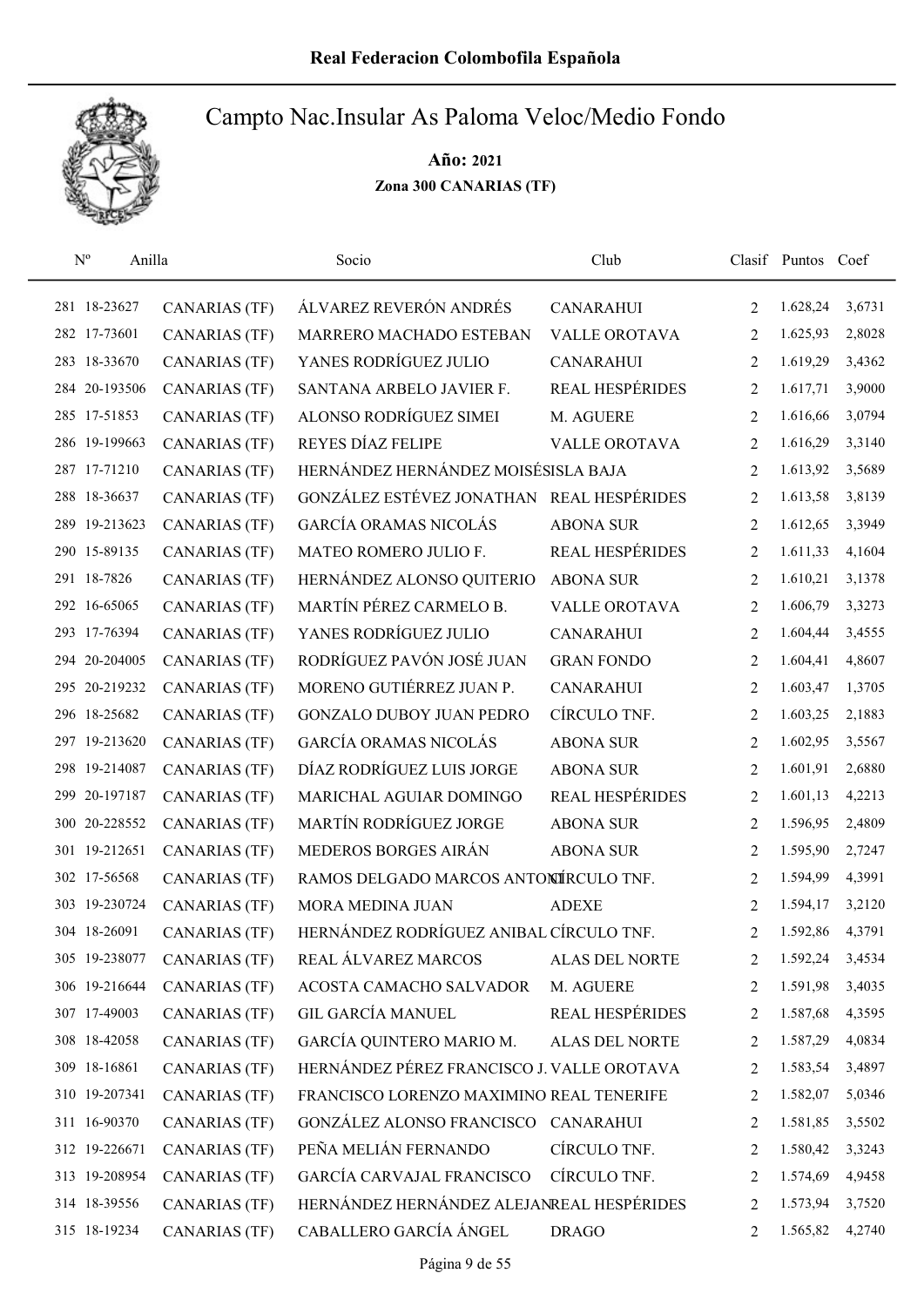# Real Federacion Colombofila Española

## Campto Nac.Insular As Paloma Veloc/Medio Fondo

**Año: 2021**

**Zona 300 CANARIAS (TF)**

| Nº | Anilla | | Socio | Club | Clasif | Puntos | Coef |
|---|---|---|---|---|---|---|---|
| 281 | 18-23627 | CANARIAS (TF) | ÁLVAREZ REVERÓN ANDRÉS | CANARAHUI | 2 | 1.628,24 | 3,6731 |
| 282 | 17-73601 | CANARIAS (TF) | MARRERO MACHADO ESTEBAN | VALLE OROTAVA | 2 | 1.625,93 | 2,8028 |
| 283 | 18-33670 | CANARIAS (TF) | YANES RODRÍGUEZ JULIO | CANARAHUI | 2 | 1.619,29 | 3,4362 |
| 284 | 20-193506 | CANARIAS (TF) | SANTANA ARBELO JAVIER F. | REAL HESPÉRIDES | 2 | 1.617,71 | 3,9000 |
| 285 | 17-51853 | CANARIAS (TF) | ALONSO RODRÍGUEZ SIMEI | M. AGUERE | 2 | 1.616,66 | 3,0794 |
| 286 | 19-199663 | CANARIAS (TF) | REYES DÍAZ FELIPE | VALLE OROTAVA | 2 | 1.616,29 | 3,3140 |
| 287 | 17-71210 | CANARIAS (TF) | HERNÁNDEZ HERNÁNDEZ MOISÉS | ISLA BAJA | 2 | 1.613,92 | 3,5689 |
| 288 | 18-36637 | CANARIAS (TF) | GONZÁLEZ ESTÉVEZ JONATHAN | REAL HESPÉRIDES | 2 | 1.613,58 | 3,8139 |
| 289 | 19-213623 | CANARIAS (TF) | GARCÍA ORAMAS NICOLÁS | ABONA SUR | 2 | 1.612,65 | 3,3949 |
| 290 | 15-89135 | CANARIAS (TF) | MATEO ROMERO JULIO F. | REAL HESPÉRIDES | 2 | 1.611,33 | 4,1604 |
| 291 | 18-7826 | CANARIAS (TF) | HERNÁNDEZ ALONSO QUITERIO | ABONA SUR | 2 | 1.610,21 | 3,1378 |
| 292 | 16-65065 | CANARIAS (TF) | MARTÍN PÉREZ CARMELO B. | VALLE OROTAVA | 2 | 1.606,79 | 3,3273 |
| 293 | 17-76394 | CANARIAS (TF) | YANES RODRÍGUEZ JULIO | CANARAHUI | 2 | 1.604,44 | 3,4555 |
| 294 | 20-204005 | CANARIAS (TF) | RODRÍGUEZ PAVÓN JOSÉ JUAN | GRAN FONDO | 2 | 1.604,41 | 4,8607 |
| 295 | 20-219232 | CANARIAS (TF) | MORENO GUTIÉRREZ JUAN P. | CANARAHUI | 2 | 1.603,47 | 1,3705 |
| 296 | 18-25682 | CANARIAS (TF) | GONZALO DUBOY JUAN PEDRO | CÍRCULO TNF. | 2 | 1.603,25 | 2,1883 |
| 297 | 19-213620 | CANARIAS (TF) | GARCÍA ORAMAS NICOLÁS | ABONA SUR | 2 | 1.602,95 | 3,5567 |
| 298 | 19-214087 | CANARIAS (TF) | DÍAZ RODRÍGUEZ LUIS JORGE | ABONA SUR | 2 | 1.601,91 | 2,6880 |
| 299 | 20-197187 | CANARIAS (TF) | MARICHAL AGUIAR DOMINGO | REAL HESPÉRIDES | 2 | 1.601,13 | 4,2213 |
| 300 | 20-228552 | CANARIAS (TF) | MARTÍN RODRÍGUEZ JORGE | ABONA SUR | 2 | 1.596,95 | 2,4809 |
| 301 | 19-212651 | CANARIAS (TF) | MEDEROS BORGES AIRÁN | ABONA SUR | 2 | 1.595,90 | 2,7247 |
| 302 | 17-56568 | CANARIAS (TF) | RAMOS DELGADO MARCOS ANTONIO | CÍRCULO TNF. | 2 | 1.594,99 | 4,3991 |
| 303 | 19-230724 | CANARIAS (TF) | MORA MEDINA JUAN | ADEXE | 2 | 1.594,17 | 3,2120 |
| 304 | 18-26091 | CANARIAS (TF) | HERNÁNDEZ RODRÍGUEZ ANIBAL | CÍRCULO TNF. | 2 | 1.592,86 | 4,3791 |
| 305 | 19-238077 | CANARIAS (TF) | REAL ÁLVAREZ MARCOS | ALAS DEL NORTE | 2 | 1.592,24 | 3,4534 |
| 306 | 19-216644 | CANARIAS (TF) | ACOSTA CAMACHO SALVADOR | M. AGUERE | 2 | 1.591,98 | 3,4035 |
| 307 | 17-49003 | CANARIAS (TF) | GIL GARCÍA MANUEL | REAL HESPÉRIDES | 2 | 1.587,68 | 4,3595 |
| 308 | 18-42058 | CANARIAS (TF) | GARCÍA QUINTERO MARIO M. | ALAS DEL NORTE | 2 | 1.587,29 | 4,0834 |
| 309 | 18-16861 | CANARIAS (TF) | HERNÁNDEZ PÉREZ FRANCISCO J. | VALLE OROTAVA | 2 | 1.583,54 | 3,4897 |
| 310 | 19-207341 | CANARIAS (TF) | FRANCISCO LORENZO MAXIMINO | REAL TENERIFE | 2 | 1.582,07 | 5,0346 |
| 311 | 16-90370 | CANARIAS (TF) | GONZÁLEZ ALONSO FRANCISCO | CANARAHUI | 2 | 1.581,85 | 3,5502 |
| 312 | 19-226671 | CANARIAS (TF) | PEÑA MELIÁN FERNANDO | CÍRCULO TNF. | 2 | 1.580,42 | 3,3243 |
| 313 | 19-208954 | CANARIAS (TF) | GARCÍA CARVAJAL FRANCISCO | CÍRCULO TNF. | 2 | 1.574,69 | 4,9458 |
| 314 | 18-39556 | CANARIAS (TF) | HERNÁNDEZ HERNÁNDEZ ALEJAN | REAL HESPÉRIDES | 2 | 1.573,94 | 3,7520 |
| 315 | 18-19234 | CANARIAS (TF) | CABALLERO GARCÍA ÁNGEL | DRAGO | 2 | 1.565,82 | 4,2740 |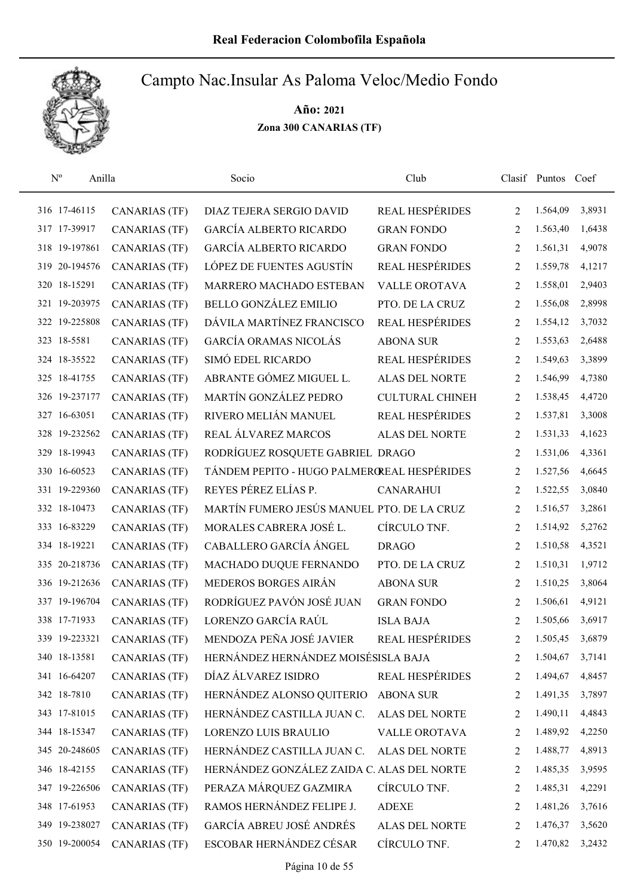# Real Federacion Colombofila Española

## Campto Nac.Insular As Paloma Veloc/Medio Fondo

**Año: 2021**

**Zona 300 CANARIAS (TF)**

| Nº | Anilla | | Socio | Club | Clasif | Puntos | Coef |
|---|---|---|---|---|---|---|---|
| 316 | 17-46115 | CANARIAS (TF) | DIAZ TEJERA SERGIO DAVID | REAL HESPÉRIDES | 2 | 1.564,09 | 3,8931 |
| 317 | 17-39917 | CANARIAS (TF) | GARCÍA ALBERTO RICARDO | GRAN FONDO | 2 | 1.563,40 | 1,6438 |
| 318 | 19-197861 | CANARIAS (TF) | GARCÍA ALBERTO RICARDO | GRAN FONDO | 2 | 1.561,31 | 4,9078 |
| 319 | 20-194576 | CANARIAS (TF) | LÓPEZ DE FUENTES AGUSTÍN | REAL HESPÉRIDES | 2 | 1.559,78 | 4,1217 |
| 320 | 18-15291 | CANARIAS (TF) | MARRERO MACHADO ESTEBAN | VALLE OROTAVA | 2 | 1.558,01 | 2,9403 |
| 321 | 19-203975 | CANARIAS (TF) | BELLO GONZÁLEZ EMILIO | PTO. DE LA CRUZ | 2 | 1.556,08 | 2,8998 |
| 322 | 19-225808 | CANARIAS (TF) | DÁVILA MARTÍNEZ FRANCISCO | REAL HESPÉRIDES | 2 | 1.554,12 | 3,7032 |
| 323 | 18-5581 | CANARIAS (TF) | GARCÍA ORAMAS NICOLÁS | ABONA SUR | 2 | 1.553,63 | 2,6488 |
| 324 | 18-35522 | CANARIAS (TF) | SIMÓ EDEL RICARDO | REAL HESPÉRIDES | 2 | 1.549,63 | 3,3899 |
| 325 | 18-41755 | CANARIAS (TF) | ABRANTE GÓMEZ MIGUEL L. | ALAS DEL NORTE | 2 | 1.546,99 | 4,7380 |
| 326 | 19-237177 | CANARIAS (TF) | MARTÍN GONZÁLEZ PEDRO | CULTURAL CHINEH | 2 | 1.538,45 | 4,4720 |
| 327 | 16-63051 | CANARIAS (TF) | RIVERO MELIÁN MANUEL | REAL HESPÉRIDES | 2 | 1.537,81 | 3,3008 |
| 328 | 19-232562 | CANARIAS (TF) | REAL ÁLVAREZ MARCOS | ALAS DEL NORTE | 2 | 1.531,33 | 4,1623 |
| 329 | 18-19943 | CANARIAS (TF) | RODRÍGUEZ ROSQUETE GABRIEL | DRAGO | 2 | 1.531,06 | 4,3361 |
| 330 | 16-60523 | CANARIAS (TF) | TÁNDEM PEPITO - HUGO PALMERO | REAL HESPÉRIDES | 2 | 1.527,56 | 4,6645 |
| 331 | 19-229360 | CANARIAS (TF) | REYES PÉREZ ELÍAS P. | CANARAHUI | 2 | 1.522,55 | 3,0840 |
| 332 | 18-10473 | CANARIAS (TF) | MARTÍN FUMERO JESÚS MANUEL | PTO. DE LA CRUZ | 2 | 1.516,57 | 3,2861 |
| 333 | 16-83229 | CANARIAS (TF) | MORALES CABRERA JOSÉ L. | CÍRCULO TNF. | 2 | 1.514,92 | 5,2762 |
| 334 | 18-19221 | CANARIAS (TF) | CABALLERO GARCÍA ÁNGEL | DRAGO | 2 | 1.510,58 | 4,3521 |
| 335 | 20-218736 | CANARIAS (TF) | MACHADO DUQUE FERNANDO | PTO. DE LA CRUZ | 2 | 1.510,31 | 1,9712 |
| 336 | 19-212636 | CANARIAS (TF) | MEDEROS BORGES AIRÁN | ABONA SUR | 2 | 1.510,25 | 3,8064 |
| 337 | 19-196704 | CANARIAS (TF) | RODRÍGUEZ PAVÓN JOSÉ JUAN | GRAN FONDO | 2 | 1.506,61 | 4,9121 |
| 338 | 17-71933 | CANARIAS (TF) | LORENZO GARCÍA RAÚL | ISLA BAJA | 2 | 1.505,66 | 3,6917 |
| 339 | 19-223321 | CANARIAS (TF) | MENDOZA PEÑA JOSÉ JAVIER | REAL HESPÉRIDES | 2 | 1.505,45 | 3,6879 |
| 340 | 18-13581 | CANARIAS (TF) | HERNÁNDEZ HERNÁNDEZ MOISÉS | ISLA BAJA | 2 | 1.504,67 | 3,7141 |
| 341 | 16-64207 | CANARIAS (TF) | DÍAZ ÁLVAREZ ISIDRO | REAL HESPÉRIDES | 2 | 1.494,67 | 4,8457 |
| 342 | 18-7810 | CANARIAS (TF) | HERNÁNDEZ ALONSO QUITERIO | ABONA SUR | 2 | 1.491,35 | 3,7897 |
| 343 | 17-81015 | CANARIAS (TF) | HERNÁNDEZ CASTILLA JUAN C. | ALAS DEL NORTE | 2 | 1.490,11 | 4,4843 |
| 344 | 18-15347 | CANARIAS (TF) | LORENZO LUIS BRAULIO | VALLE OROTAVA | 2 | 1.489,92 | 4,2250 |
| 345 | 20-248605 | CANARIAS (TF) | HERNÁNDEZ CASTILLA JUAN C. | ALAS DEL NORTE | 2 | 1.488,77 | 4,8913 |
| 346 | 18-42155 | CANARIAS (TF) | HERNÁNDEZ GONZÁLEZ ZAIDA C. | ALAS DEL NORTE | 2 | 1.485,35 | 3,9595 |
| 347 | 19-226506 | CANARIAS (TF) | PERAZA MÁRQUEZ GAZMIRA | CÍRCULO TNF. | 2 | 1.485,31 | 4,2291 |
| 348 | 17-61953 | CANARIAS (TF) | RAMOS HERNÁNDEZ FELIPE J. | ADEXE | 2 | 1.481,26 | 3,7616 |
| 349 | 19-238027 | CANARIAS (TF) | GARCÍA ABREU JOSÉ ANDRÉS | ALAS DEL NORTE | 2 | 1.476,37 | 3,5620 |
| 350 | 19-200054 | CANARIAS (TF) | ESCOBAR HERNÁNDEZ CÉSAR | CÍRCULO TNF. | 2 | 1.470,82 | 3,2432 |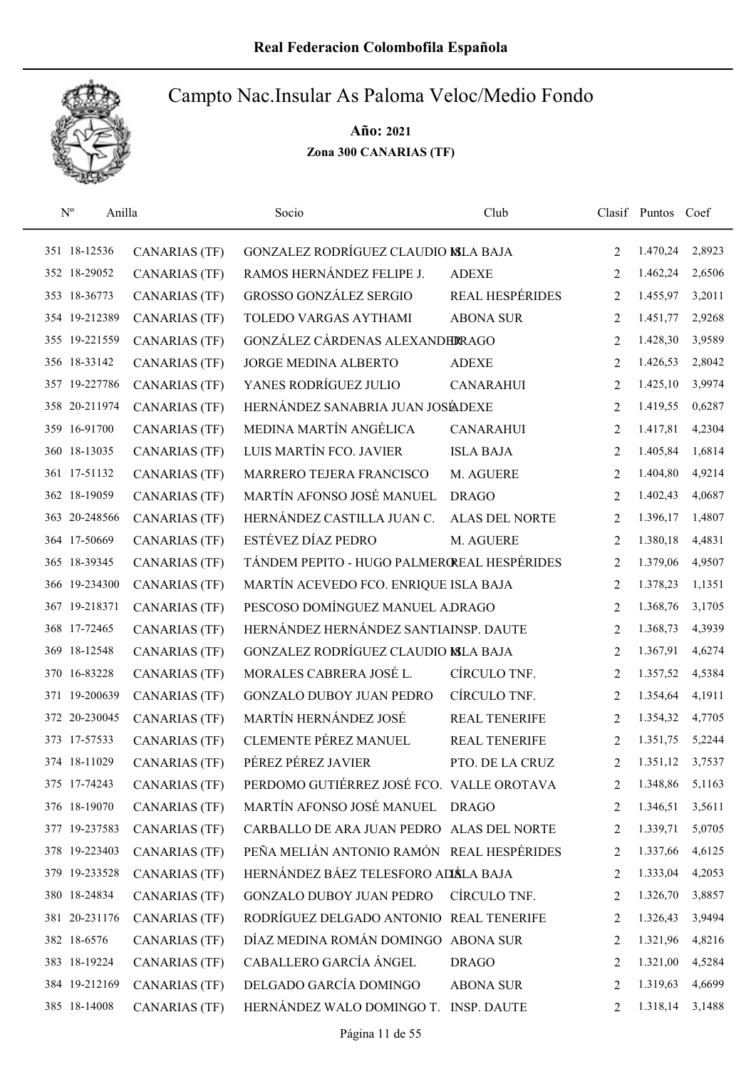# Real Federacion Colombofila Española

## Campto Nac.Insular As Paloma Veloc/Medio Fondo

**Año: 2021**

**Zona 300 CANARIAS (TF)**

| Nº | Anilla | | Socio | Club | Clasif | Puntos | Coef |
|---|---|---|---|---|---|---|---|
| 351 | 18-12536 | CANARIAS (TF) | GONZALEZ RODRÍGUEZ CLAUDIO M. | ISLA BAJA | 2 | 1.470,24 | 2,8923 |
| 352 | 18-29052 | CANARIAS (TF) | RAMOS HERNÁNDEZ FELIPE J. | ADEXE | 2 | 1.462,24 | 2,6506 |
| 353 | 18-36773 | CANARIAS (TF) | GROSSO GONZÁLEZ SERGIO | REAL HESPÉRIDES | 2 | 1.455,97 | 3,2011 |
| 354 | 19-212389 | CANARIAS (TF) | TOLEDO VARGAS AYTHAMI | ABONA SUR | 2 | 1.451,77 | 2,9268 |
| 355 | 19-221559 | CANARIAS (TF) | GONZÁLEZ CÁRDENAS ALEXANDER | DRAGO | 2 | 1.428,30 | 3,9589 |
| 356 | 18-33142 | CANARIAS (TF) | JORGE MEDINA ALBERTO | ADEXE | 2 | 1.426,53 | 2,8042 |
| 357 | 19-227786 | CANARIAS (TF) | YANES RODRÍGUEZ JULIO | CANARAHUI | 2 | 1.425,10 | 3,9974 |
| 358 | 20-211974 | CANARIAS (TF) | HERNÁNDEZ SANABRIA JUAN JOSÉ | ADEXE | 2 | 1.419,55 | 0,6287 |
| 359 | 16-91700 | CANARIAS (TF) | MEDINA MARTÍN ANGÉLICA | CANARAHUI | 2 | 1.417,81 | 4,2304 |
| 360 | 18-13035 | CANARIAS (TF) | LUIS MARTÍN FCO. JAVIER | ISLA BAJA | 2 | 1.405,84 | 1,6814 |
| 361 | 17-51132 | CANARIAS (TF) | MARRERO TEJERA FRANCISCO | M. AGUERE | 2 | 1.404,80 | 4,9214 |
| 362 | 18-19059 | CANARIAS (TF) | MARTÍN AFONSO JOSÉ MANUEL | DRAGO | 2 | 1.402,43 | 4,0687 |
| 363 | 20-248566 | CANARIAS (TF) | HERNÁNDEZ CASTILLA JUAN C. | ALAS DEL NORTE | 2 | 1.396,17 | 1,4807 |
| 364 | 17-50669 | CANARIAS (TF) | ESTÉVEZ DÍAZ PEDRO | M. AGUERE | 2 | 1.380,18 | 4,4831 |
| 365 | 18-39345 | CANARIAS (TF) | TÁNDEM PEPITO - HUGO PALMERO | REAL HESPÉRIDES | 2 | 1.379,06 | 4,9507 |
| 366 | 19-234300 | CANARIAS (TF) | MARTÍN ACEVEDO FCO. ENRIQUE | ISLA BAJA | 2 | 1.378,23 | 1,1351 |
| 367 | 19-218371 | CANARIAS (TF) | PESCOSO DOMÍNGUEZ MANUEL A. | DRAGO | 2 | 1.368,76 | 3,1705 |
| 368 | 17-72465 | CANARIAS (TF) | HERNÁNDEZ HERNÁNDEZ SANTIAGO | INSP. DAUTE | 2 | 1.368,73 | 4,3939 |
| 369 | 18-12548 | CANARIAS (TF) | GONZALEZ RODRÍGUEZ CLAUDIO M. | ISLA BAJA | 2 | 1.367,91 | 4,6274 |
| 370 | 16-83228 | CANARIAS (TF) | MORALES CABRERA JOSÉ L. | CÍRCULO TNF. | 2 | 1.357,52 | 4,5384 |
| 371 | 19-200639 | CANARIAS (TF) | GONZALO DUBOY JUAN PEDRO | CÍRCULO TNF. | 2 | 1.354,64 | 4,1911 |
| 372 | 20-230045 | CANARIAS (TF) | MARTÍN HERNÁNDEZ JOSÉ | REAL TENERIFE | 2 | 1.354,32 | 4,7705 |
| 373 | 17-57533 | CANARIAS (TF) | CLEMENTE PÉREZ MANUEL | REAL TENERIFE | 2 | 1.351,75 | 5,2244 |
| 374 | 18-11029 | CANARIAS (TF) | PÉREZ PÉREZ JAVIER | PTO. DE LA CRUZ | 2 | 1.351,12 | 3,7537 |
| 375 | 17-74243 | CANARIAS (TF) | PERDOMO GUTIÉRREZ JOSÉ FCO. | VALLE OROTAVA | 2 | 1.348,86 | 5,1163 |
| 376 | 18-19070 | CANARIAS (TF) | MARTÍN AFONSO JOSÉ MANUEL | DRAGO | 2 | 1.346,51 | 3,5611 |
| 377 | 19-237583 | CANARIAS (TF) | CARBALLO DE ARA JUAN PEDRO | ALAS DEL NORTE | 2 | 1.339,71 | 5,0705 |
| 378 | 19-223403 | CANARIAS (TF) | PEÑA MELIÁN ANTONIO RAMÓN | REAL HESPÉRIDES | 2 | 1.337,66 | 4,6125 |
| 379 | 19-233528 | CANARIAS (TF) | HERNÁNDEZ BÁEZ TELESFORO ADÁN | ISLA BAJA | 2 | 1.333,04 | 4,2053 |
| 380 | 18-24834 | CANARIAS (TF) | GONZALO DUBOY JUAN PEDRO | CÍRCULO TNF. | 2 | 1.326,70 | 3,8857 |
| 381 | 20-231176 | CANARIAS (TF) | RODRÍGUEZ DELGADO ANTONIO | REAL TENERIFE | 2 | 1.326,43 | 3,9494 |
| 382 | 18-6576 | CANARIAS (TF) | DÍAZ MEDINA ROMÁN DOMINGO | ABONA SUR | 2 | 1.321,96 | 4,8216 |
| 383 | 18-19224 | CANARIAS (TF) | CABALLERO GARCÍA ÁNGEL | DRAGO | 2 | 1.321,00 | 4,5284 |
| 384 | 19-212169 | CANARIAS (TF) | DELGADO GARCÍA DOMINGO | ABONA SUR | 2 | 1.319,63 | 4,6699 |
| 385 | 18-14008 | CANARIAS (TF) | HERNÁNDEZ WALO DOMINGO T. | INSP. DAUTE | 2 | 1.318,14 | 3,1488 |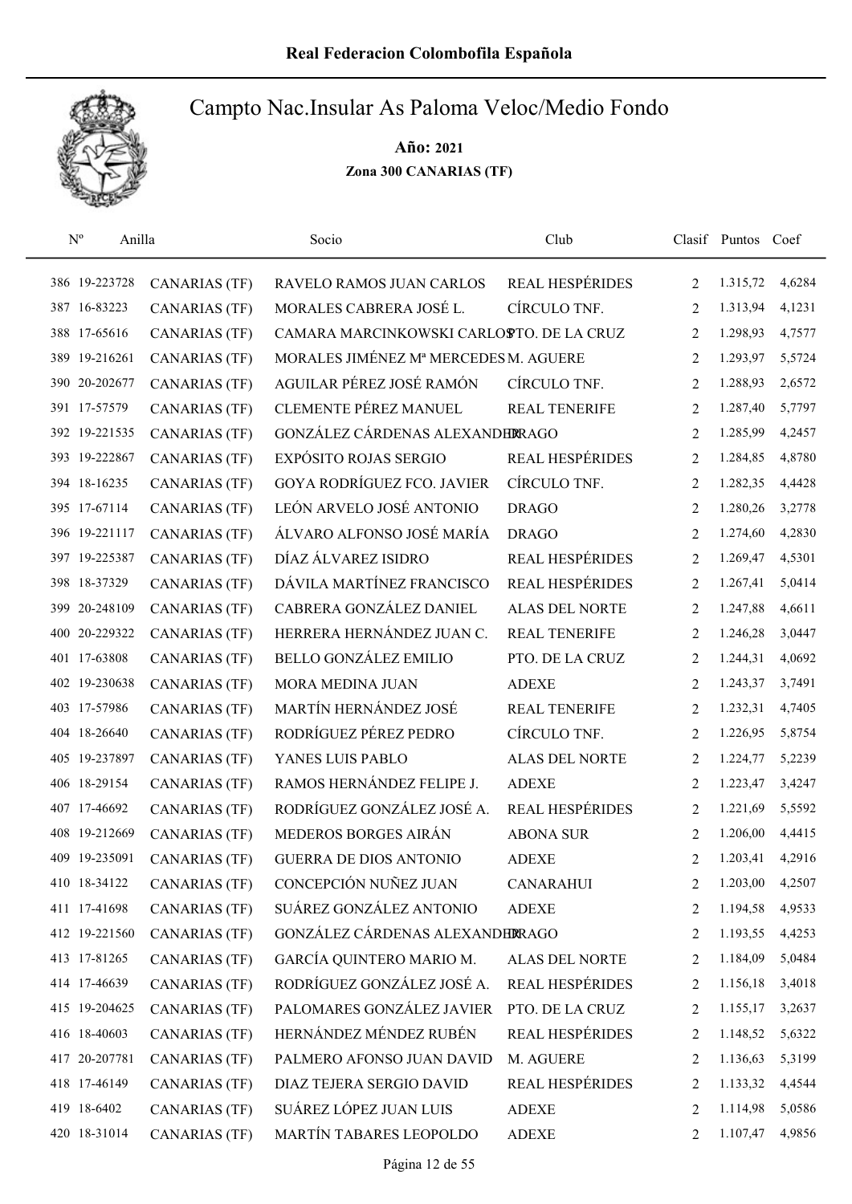# Real Federacion Colombofila Española

## Campto Nac.Insular As Paloma Veloc/Medio Fondo

**Año: 2021**

**Zona 300 CANARIAS (TF)**

| Nº | Anilla | | Socio | Club | Clasif | Puntos | Coef |
|---|---|---|---|---|---|---|---|
| 386 | 19-223728 | CANARIAS (TF) | RAVELO RAMOS JUAN CARLOS | REAL HESPÉRIDES | 2 | 1.315,72 | 4,6284 |
| 387 | 16-83223 | CANARIAS (TF) | MORALES CABRERA JOSÉ L. | CÍRCULO TNF. | 2 | 1.313,94 | 4,1231 |
| 388 | 17-65616 | CANARIAS (TF) | CAMARA MARCINKOWSKI CARLOS | PTO. DE LA CRUZ | 2 | 1.298,93 | 4,7577 |
| 389 | 19-216261 | CANARIAS (TF) | MORALES JIMÉNEZ Mª MERCEDES | M. AGUERE | 2 | 1.293,97 | 5,5724 |
| 390 | 20-202677 | CANARIAS (TF) | AGUILAR PÉREZ JOSÉ RAMÓN | CÍRCULO TNF. | 2 | 1.288,93 | 2,6572 |
| 391 | 17-57579 | CANARIAS (TF) | CLEMENTE PÉREZ MANUEL | REAL TENERIFE | 2 | 1.287,40 | 5,7797 |
| 392 | 19-221535 | CANARIAS (TF) | GONZÁLEZ CÁRDENAS ALEXANDER | DRAGO | 2 | 1.285,99 | 4,2457 |
| 393 | 19-222867 | CANARIAS (TF) | EXPÓSITO ROJAS SERGIO | REAL HESPÉRIDES | 2 | 1.284,85 | 4,8780 |
| 394 | 18-16235 | CANARIAS (TF) | GOYA RODRÍGUEZ FCO. JAVIER | CÍRCULO TNF. | 2 | 1.282,35 | 4,4428 |
| 395 | 17-67114 | CANARIAS (TF) | LEÓN ARVELO JOSÉ ANTONIO | DRAGO | 2 | 1.280,26 | 3,2778 |
| 396 | 19-221117 | CANARIAS (TF) | ÁLVARO ALFONSO JOSÉ MARÍA | DRAGO | 2 | 1.274,60 | 4,2830 |
| 397 | 19-225387 | CANARIAS (TF) | DÍAZ ÁLVAREZ ISIDRO | REAL HESPÉRIDES | 2 | 1.269,47 | 4,5301 |
| 398 | 18-37329 | CANARIAS (TF) | DÁVILA MARTÍNEZ FRANCISCO | REAL HESPÉRIDES | 2 | 1.267,41 | 5,0414 |
| 399 | 20-248109 | CANARIAS (TF) | CABRERA GONZÁLEZ DANIEL | ALAS DEL NORTE | 2 | 1.247,88 | 4,6611 |
| 400 | 20-229322 | CANARIAS (TF) | HERRERA HERNÁNDEZ JUAN C. | REAL TENERIFE | 2 | 1.246,28 | 3,0447 |
| 401 | 17-63808 | CANARIAS (TF) | BELLO GONZÁLEZ EMILIO | PTO. DE LA CRUZ | 2 | 1.244,31 | 4,0692 |
| 402 | 19-230638 | CANARIAS (TF) | MORA MEDINA JUAN | ADEXE | 2 | 1.243,37 | 3,7491 |
| 403 | 17-57986 | CANARIAS (TF) | MARTÍN HERNÁNDEZ JOSÉ | REAL TENERIFE | 2 | 1.232,31 | 4,7405 |
| 404 | 18-26640 | CANARIAS (TF) | RODRÍGUEZ PÉREZ PEDRO | CÍRCULO TNF. | 2 | 1.226,95 | 5,8754 |
| 405 | 19-237897 | CANARIAS (TF) | YANES LUIS PABLO | ALAS DEL NORTE | 2 | 1.224,77 | 5,2239 |
| 406 | 18-29154 | CANARIAS (TF) | RAMOS HERNÁNDEZ FELIPE J. | ADEXE | 2 | 1.223,47 | 3,4247 |
| 407 | 17-46692 | CANARIAS (TF) | RODRÍGUEZ GONZÁLEZ JOSÉ A. | REAL HESPÉRIDES | 2 | 1.221,69 | 5,5592 |
| 408 | 19-212669 | CANARIAS (TF) | MEDEROS BORGES AIRÁN | ABONA SUR | 2 | 1.206,00 | 4,4415 |
| 409 | 19-235091 | CANARIAS (TF) | GUERRA DE DIOS ANTONIO | ADEXE | 2 | 1.203,41 | 4,2916 |
| 410 | 18-34122 | CANARIAS (TF) | CONCEPCIÓN NUÑEZ JUAN | CANARAHUI | 2 | 1.203,00 | 4,2507 |
| 411 | 17-41698 | CANARIAS (TF) | SUÁREZ GONZÁLEZ ANTONIO | ADEXE | 2 | 1.194,58 | 4,9533 |
| 412 | 19-221560 | CANARIAS (TF) | GONZÁLEZ CÁRDENAS ALEXANDER | DRAGO | 2 | 1.193,55 | 4,4253 |
| 413 | 17-81265 | CANARIAS (TF) | GARCÍA QUINTERO MARIO M. | ALAS DEL NORTE | 2 | 1.184,09 | 5,0484 |
| 414 | 17-46639 | CANARIAS (TF) | RODRÍGUEZ GONZÁLEZ JOSÉ A. | REAL HESPÉRIDES | 2 | 1.156,18 | 3,4018 |
| 415 | 19-204625 | CANARIAS (TF) | PALOMARES GONZÁLEZ JAVIER | PTO. DE LA CRUZ | 2 | 1.155,17 | 3,2637 |
| 416 | 18-40603 | CANARIAS (TF) | HERNÁNDEZ MÉNDEZ RUBÉN | REAL HESPÉRIDES | 2 | 1.148,52 | 5,6322 |
| 417 | 20-207781 | CANARIAS (TF) | PALMERO AFONSO JUAN DAVID | M. AGUERE | 2 | 1.136,63 | 5,3199 |
| 418 | 17-46149 | CANARIAS (TF) | DIAZ TEJERA SERGIO DAVID | REAL HESPÉRIDES | 2 | 1.133,32 | 4,4544 |
| 419 | 18-6402 | CANARIAS (TF) | SUÁREZ LÓPEZ JUAN LUIS | ADEXE | 2 | 1.114,98 | 5,0586 |
| 420 | 18-31014 | CANARIAS (TF) | MARTÍN TABARES LEOPOLDO | ADEXE | 2 | 1.107,47 | 4,9856 |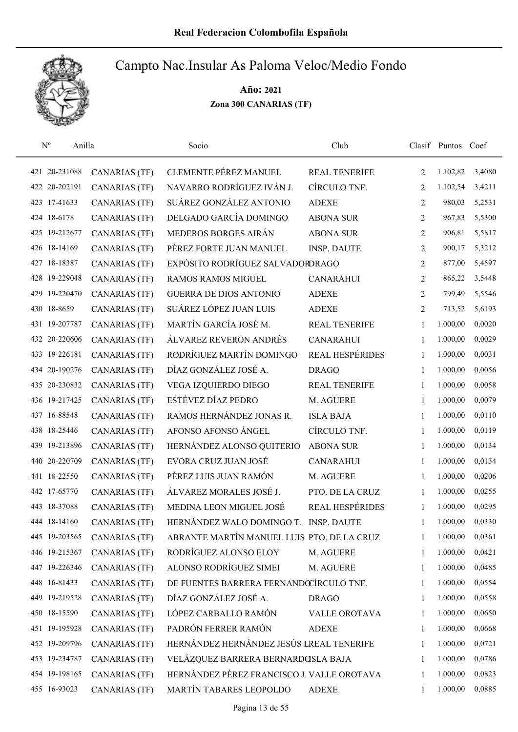# Real Federacion Colombofila Española

## Campto Nac.Insular As Paloma Veloc/Medio Fondo

**Año: 2021**

**Zona 300 CANARIAS (TF)**

| Nº | Anilla | | Socio | Club | Clasif | Puntos | Coef |
|---|---|---|---|---|---|---|---|
| 421 | 20-231088 | CANARIAS (TF) | CLEMENTE PÉREZ MANUEL | REAL TENERIFE | 2 | 1.102,82 | 3,4080 |
| 422 | 20-202191 | CANARIAS (TF) | NAVARRO RODRÍGUEZ IVÁN J. | CÍRCULO TNF. | 2 | 1.102,54 | 3,4211 |
| 423 | 17-41633 | CANARIAS (TF) | SUÁREZ GONZÁLEZ ANTONIO | ADEXE | 2 | 980,03 | 5,2531 |
| 424 | 18-6178 | CANARIAS (TF) | DELGADO GARCÍA DOMINGO | ABONA SUR | 2 | 967,83 | 5,5300 |
| 425 | 19-212677 | CANARIAS (TF) | MEDEROS BORGES AIRÁN | ABONA SUR | 2 | 906,81 | 5,5817 |
| 426 | 18-14169 | CANARIAS (TF) | PÉREZ FORTE JUAN MANUEL | INSP. DAUTE | 2 | 900,17 | 5,3212 |
| 427 | 18-18387 | CANARIAS (TF) | EXPÓSITO RODRÍGUEZ SALVADOR | DRAGO | 2 | 877,00 | 5,4597 |
| 428 | 19-229048 | CANARIAS (TF) | RAMOS RAMOS MIGUEL | CANARAHUI | 2 | 865,22 | 3,5448 |
| 429 | 19-220470 | CANARIAS (TF) | GUERRA DE DIOS ANTONIO | ADEXE | 2 | 799,49 | 5,5546 |
| 430 | 18-8659 | CANARIAS (TF) | SUÁREZ LÓPEZ JUAN LUIS | ADEXE | 2 | 713,52 | 5,6193 |
| 431 | 19-207787 | CANARIAS (TF) | MARTÍN GARCÍA JOSÉ M. | REAL TENERIFE | 1 | 1.000,00 | 0,0020 |
| 432 | 20-220606 | CANARIAS (TF) | ÁLVAREZ REVERÓN ANDRÉS | CANARAHUI | 1 | 1.000,00 | 0,0029 |
| 433 | 19-226181 | CANARIAS (TF) | RODRÍGUEZ MARTÍN DOMINGO | REAL HESPÉRIDES | 1 | 1.000,00 | 0,0031 |
| 434 | 20-190276 | CANARIAS (TF) | DÍAZ GONZÁLEZ JOSÉ A. | DRAGO | 1 | 1.000,00 | 0,0056 |
| 435 | 20-230832 | CANARIAS (TF) | VEGA IZQUIERDO DIEGO | REAL TENERIFE | 1 | 1.000,00 | 0,0058 |
| 436 | 19-217425 | CANARIAS (TF) | ESTÉVEZ DÍAZ PEDRO | M. AGUERE | 1 | 1.000,00 | 0,0079 |
| 437 | 16-88548 | CANARIAS (TF) | RAMOS HERNÁNDEZ JONAS R. | ISLA BAJA | 1 | 1.000,00 | 0,0110 |
| 438 | 18-25446 | CANARIAS (TF) | AFONSO AFONSO ÁNGEL | CÍRCULO TNF. | 1 | 1.000,00 | 0,0119 |
| 439 | 19-213896 | CANARIAS (TF) | HERNÁNDEZ ALONSO QUITERIO | ABONA SUR | 1 | 1.000,00 | 0,0134 |
| 440 | 20-220709 | CANARIAS (TF) | EVORA CRUZ JUAN JOSÉ | CANARAHUI | 1 | 1.000,00 | 0,0134 |
| 441 | 18-22550 | CANARIAS (TF) | PÉREZ LUIS JUAN RAMÓN | M. AGUERE | 1 | 1.000,00 | 0,0206 |
| 442 | 17-65770 | CANARIAS (TF) | ÁLVAREZ MORALES JOSÉ J. | PTO. DE LA CRUZ | 1 | 1.000,00 | 0,0255 |
| 443 | 18-37088 | CANARIAS (TF) | MEDINA LEON MIGUEL JOSÉ | REAL HESPÉRIDES | 1 | 1.000,00 | 0,0295 |
| 444 | 18-14160 | CANARIAS (TF) | HERNÁNDEZ WALO DOMINGO T. | INSP. DAUTE | 1 | 1.000,00 | 0,0330 |
| 445 | 19-203565 | CANARIAS (TF) | ABRANTE MARTÍN MANUEL LUIS | PTO. DE LA CRUZ | 1 | 1.000,00 | 0,0361 |
| 446 | 19-215367 | CANARIAS (TF) | RODRÍGUEZ ALONSO ELOY | M. AGUERE | 1 | 1.000,00 | 0,0421 |
| 447 | 19-226346 | CANARIAS (TF) | ALONSO RODRÍGUEZ SIMEI | M. AGUERE | 1 | 1.000,00 | 0,0485 |
| 448 | 16-81433 | CANARIAS (TF) | DE FUENTES BARRERA FERNANDO | CÍRCULO TNF. | 1 | 1.000,00 | 0,0554 |
| 449 | 19-219528 | CANARIAS (TF) | DÍAZ GONZÁLEZ JOSÉ A. | DRAGO | 1 | 1.000,00 | 0,0558 |
| 450 | 18-15590 | CANARIAS (TF) | LÓPEZ CARBALLO RAMÓN | VALLE OROTAVA | 1 | 1.000,00 | 0,0650 |
| 451 | 19-195928 | CANARIAS (TF) | PADRÓN FERRER RAMÓN | ADEXE | 1 | 1.000,00 | 0,0668 |
| 452 | 19-209796 | CANARIAS (TF) | HERNÁNDEZ HERNÁNDEZ JESÚS L | REAL TENERIFE | 1 | 1.000,00 | 0,0721 |
| 453 | 19-234787 | CANARIAS (TF) | VELÁZQUEZ BARRERA BERNARDO | ISLA BAJA | 1 | 1.000,00 | 0,0786 |
| 454 | 19-198165 | CANARIAS (TF) | HERNÁNDEZ PÉREZ FRANCISCO J. | VALLE OROTAVA | 1 | 1.000,00 | 0,0823 |
| 455 | 16-93023 | CANARIAS (TF) | MARTÍN TABARES LEOPOLDO | ADEXE | 1 | 1.000,00 | 0,0885 |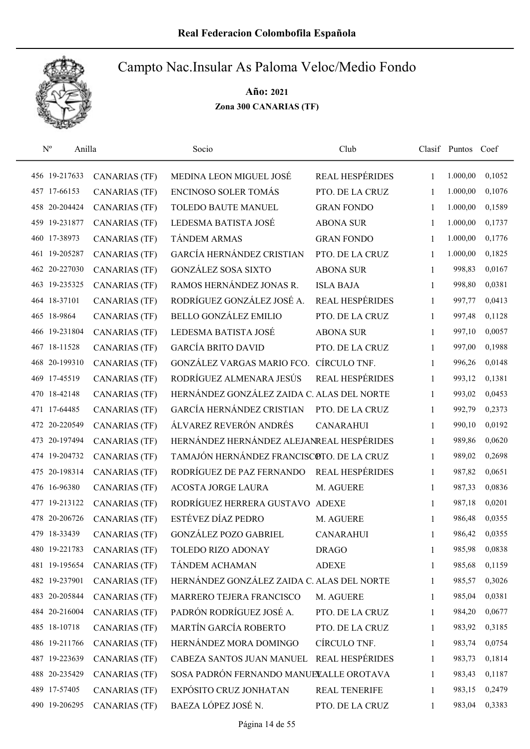Real Federacion Colombofila Española

# Campto Nac.Insular As Paloma Veloc/Medio Fondo

**Año: 2021**

**Zona 300 CANARIAS (TF)**

| Nº | Anilla | | Socio | Club | Clasif | Puntos | Coef |
|---|---|---|---|---|---|---|---|
| 456 | 19-217633 | CANARIAS (TF) | MEDINA LEON MIGUEL JOSÉ | REAL HESPÉRIDES | 1 | 1.000,00 | 0,1052 |
| 457 | 17-66153 | CANARIAS (TF) | ENCINOSO SOLER TOMÁS | PTO. DE LA CRUZ | 1 | 1.000,00 | 0,1076 |
| 458 | 20-204424 | CANARIAS (TF) | TOLEDO BAUTE MANUEL | GRAN FONDO | 1 | 1.000,00 | 0,1589 |
| 459 | 19-231877 | CANARIAS (TF) | LEDESMA BATISTA JOSÉ | ABONA SUR | 1 | 1.000,00 | 0,1737 |
| 460 | 17-38973 | CANARIAS (TF) | TÁNDEM ARMAS | GRAN FONDO | 1 | 1.000,00 | 0,1776 |
| 461 | 19-205287 | CANARIAS (TF) | GARCÍA HERNÁNDEZ CRISTIAN | PTO. DE LA CRUZ | 1 | 1.000,00 | 0,1825 |
| 462 | 20-227030 | CANARIAS (TF) | GONZÁLEZ SOSA SIXTO | ABONA SUR | 1 | 998,83 | 0,0167 |
| 463 | 19-235325 | CANARIAS (TF) | RAMOS HERNÁNDEZ JONAS R. | ISLA BAJA | 1 | 998,80 | 0,0381 |
| 464 | 18-37101 | CANARIAS (TF) | RODRÍGUEZ GONZÁLEZ JOSÉ A. | REAL HESPÉRIDES | 1 | 997,77 | 0,0413 |
| 465 | 18-9864 | CANARIAS (TF) | BELLO GONZÁLEZ EMILIO | PTO. DE LA CRUZ | 1 | 997,48 | 0,1128 |
| 466 | 19-231804 | CANARIAS (TF) | LEDESMA BATISTA JOSÉ | ABONA SUR | 1 | 997,10 | 0,0057 |
| 467 | 18-11528 | CANARIAS (TF) | GARCÍA BRITO DAVID | PTO. DE LA CRUZ | 1 | 997,00 | 0,1988 |
| 468 | 20-199310 | CANARIAS (TF) | GONZÁLEZ VARGAS MARIO FCO. | CÍRCULO TNF. | 1 | 996,26 | 0,0148 |
| 469 | 17-45519 | CANARIAS (TF) | RODRÍGUEZ ALMENARA JESÚS | REAL HESPÉRIDES | 1 | 993,12 | 0,1381 |
| 470 | 18-42148 | CANARIAS (TF) | HERNÁNDEZ GONZÁLEZ ZAIDA C. | ALAS DEL NORTE | 1 | 993,02 | 0,0453 |
| 471 | 17-64485 | CANARIAS (TF) | GARCÍA HERNÁNDEZ CRISTIAN | PTO. DE LA CRUZ | 1 | 992,79 | 0,2373 |
| 472 | 20-220549 | CANARIAS (TF) | ÁLVAREZ REVERÓN ANDRÉS | CANARAHUI | 1 | 990,10 | 0,0192 |
| 473 | 20-197494 | CANARIAS (TF) | HERNÁNDEZ HERNÁNDEZ ALEJAN | REAL HESPÉRIDES | 1 | 989,86 | 0,0620 |
| 474 | 19-204732 | CANARIAS (TF) | TAMAJÓN HERNÁNDEZ FRANCISCO | PTO. DE LA CRUZ | 1 | 989,02 | 0,2698 |
| 475 | 20-198314 | CANARIAS (TF) | RODRÍGUEZ DE PAZ FERNANDO | REAL HESPÉRIDES | 1 | 987,82 | 0,0651 |
| 476 | 16-96380 | CANARIAS (TF) | ACOSTA JORGE LAURA | M. AGUERE | 1 | 987,33 | 0,0836 |
| 477 | 19-213122 | CANARIAS (TF) | RODRÍGUEZ HERRERA GUSTAVO | ADEXE | 1 | 987,18 | 0,0201 |
| 478 | 20-206726 | CANARIAS (TF) | ESTÉVEZ DÍAZ PEDRO | M. AGUERE | 1 | 986,48 | 0,0355 |
| 479 | 18-33439 | CANARIAS (TF) | GONZÁLEZ POZO GABRIEL | CANARAHUI | 1 | 986,42 | 0,0355 |
| 480 | 19-221783 | CANARIAS (TF) | TOLEDO RIZO ADONAY | DRAGO | 1 | 985,98 | 0,0838 |
| 481 | 19-195654 | CANARIAS (TF) | TÁNDEM ACHAMAN | ADEXE | 1 | 985,68 | 0,1159 |
| 482 | 19-237901 | CANARIAS (TF) | HERNÁNDEZ GONZÁLEZ ZAIDA C. | ALAS DEL NORTE | 1 | 985,57 | 0,3026 |
| 483 | 20-205844 | CANARIAS (TF) | MARRERO TEJERA FRANCISCO | M. AGUERE | 1 | 985,04 | 0,0381 |
| 484 | 20-216004 | CANARIAS (TF) | PADRÓN RODRÍGUEZ JOSÉ A. | PTO. DE LA CRUZ | 1 | 984,20 | 0,0677 |
| 485 | 18-10718 | CANARIAS (TF) | MARTÍN GARCÍA ROBERTO | PTO. DE LA CRUZ | 1 | 983,92 | 0,3185 |
| 486 | 19-211766 | CANARIAS (TF) | HERNÁNDEZ MORA DOMINGO | CÍRCULO TNF. | 1 | 983,74 | 0,0754 |
| 487 | 19-223639 | CANARIAS (TF) | CABEZA SANTOS JUAN MANUEL | REAL HESPÉRIDES | 1 | 983,73 | 0,1814 |
| 488 | 20-235429 | CANARIAS (TF) | SOSA PADRÓN FERNANDO MANUEL | VALLE OROTAVA | 1 | 983,43 | 0,1187 |
| 489 | 17-57405 | CANARIAS (TF) | EXPÓSITO CRUZ JONHATAN | REAL TENERIFE | 1 | 983,15 | 0,2479 |
| 490 | 19-206295 | CANARIAS (TF) | BAEZA LÓPEZ JOSÉ N. | PTO. DE LA CRUZ | 1 | 983,04 | 0,3383 |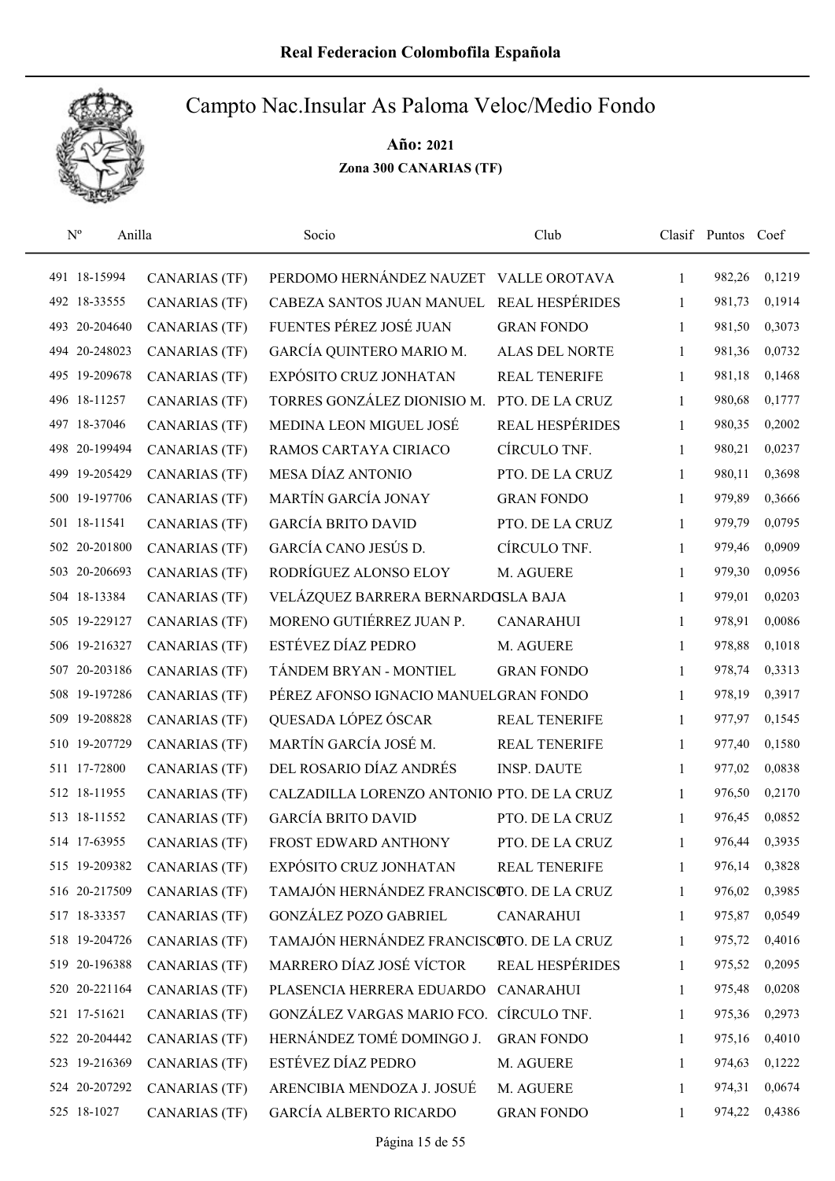# Real Federacion Colombofila Española

## Campto Nac.Insular As Paloma Veloc/Medio Fondo

**Año: 2021**

**Zona 300 CANARIAS (TF)**

| Nº | Anilla | | Socio | Club | Clasif | Puntos | Coef |
|---|---|---|---|---|---|---|---|
| 491 | 18-15994 | CANARIAS (TF) | PERDOMO HERNÁNDEZ NAUZET | VALLE OROTAVA | 1 | 982,26 | 0,1219 |
| 492 | 18-33555 | CANARIAS (TF) | CABEZA SANTOS JUAN MANUEL | REAL HESPÉRIDES | 1 | 981,73 | 0,1914 |
| 493 | 20-204640 | CANARIAS (TF) | FUENTES PÉREZ JOSÉ JUAN | GRAN FONDO | 1 | 981,50 | 0,3073 |
| 494 | 20-248023 | CANARIAS (TF) | GARCÍA QUINTERO MARIO M. | ALAS DEL NORTE | 1 | 981,36 | 0,0732 |
| 495 | 19-209678 | CANARIAS (TF) | EXPÓSITO CRUZ JONHATAN | REAL TENERIFE | 1 | 981,18 | 0,1468 |
| 496 | 18-11257 | CANARIAS (TF) | TORRES GONZÁLEZ DIONISIO M. | PTO. DE LA CRUZ | 1 | 980,68 | 0,1777 |
| 497 | 18-37046 | CANARIAS (TF) | MEDINA LEON MIGUEL JOSÉ | REAL HESPÉRIDES | 1 | 980,35 | 0,2002 |
| 498 | 20-199494 | CANARIAS (TF) | RAMOS CARTAYA CIRIACO | CÍRCULO TNF. | 1 | 980,21 | 0,0237 |
| 499 | 19-205429 | CANARIAS (TF) | MESA DÍAZ ANTONIO | PTO. DE LA CRUZ | 1 | 980,11 | 0,3698 |
| 500 | 19-197706 | CANARIAS (TF) | MARTÍN GARCÍA JONAY | GRAN FONDO | 1 | 979,89 | 0,3666 |
| 501 | 18-11541 | CANARIAS (TF) | GARCÍA BRITO DAVID | PTO. DE LA CRUZ | 1 | 979,79 | 0,0795 |
| 502 | 20-201800 | CANARIAS (TF) | GARCÍA CANO JESÚS D. | CÍRCULO TNF. | 1 | 979,46 | 0,0909 |
| 503 | 20-206693 | CANARIAS (TF) | RODRÍGUEZ ALONSO ELOY | M. AGUERE | 1 | 979,30 | 0,0956 |
| 504 | 18-13384 | CANARIAS (TF) | VELÁZQUEZ BARRERA BERNARDO | ISLA BAJA | 1 | 979,01 | 0,0203 |
| 505 | 19-229127 | CANARIAS (TF) | MORENO GUTIÉRREZ JUAN P. | CANARAHUI | 1 | 978,91 | 0,0086 |
| 506 | 19-216327 | CANARIAS (TF) | ESTÉVEZ DÍAZ PEDRO | M. AGUERE | 1 | 978,88 | 0,1018 |
| 507 | 20-203186 | CANARIAS (TF) | TÁNDEM BRYAN - MONTIEL | GRAN FONDO | 1 | 978,74 | 0,3313 |
| 508 | 19-197286 | CANARIAS (TF) | PÉREZ AFONSO IGNACIO MANUEL | GRAN FONDO | 1 | 978,19 | 0,3917 |
| 509 | 19-208828 | CANARIAS (TF) | QUESADA LÓPEZ ÓSCAR | REAL TENERIFE | 1 | 977,97 | 0,1545 |
| 510 | 19-207729 | CANARIAS (TF) | MARTÍN GARCÍA JOSÉ M. | REAL TENERIFE | 1 | 977,40 | 0,1580 |
| 511 | 17-72800 | CANARIAS (TF) | DEL ROSARIO DÍAZ ANDRÉS | INSP. DAUTE | 1 | 977,02 | 0,0838 |
| 512 | 18-11955 | CANARIAS (TF) | CALZADILLA LORENZO ANTONIO | PTO. DE LA CRUZ | 1 | 976,50 | 0,2170 |
| 513 | 18-11552 | CANARIAS (TF) | GARCÍA BRITO DAVID | PTO. DE LA CRUZ | 1 | 976,45 | 0,0852 |
| 514 | 17-63955 | CANARIAS (TF) | FROST EDWARD ANTHONY | PTO. DE LA CRUZ | 1 | 976,44 | 0,3935 |
| 515 | 19-209382 | CANARIAS (TF) | EXPÓSITO CRUZ JONHATAN | REAL TENERIFE | 1 | 976,14 | 0,3828 |
| 516 | 20-217509 | CANARIAS (TF) | TAMAJÓN HERNÁNDEZ FRANCISCO | PTO. DE LA CRUZ | 1 | 976,02 | 0,3985 |
| 517 | 18-33357 | CANARIAS (TF) | GONZÁLEZ POZO GABRIEL | CANARAHUI | 1 | 975,87 | 0,0549 |
| 518 | 19-204726 | CANARIAS (TF) | TAMAJÓN HERNÁNDEZ FRANCISCO | PTO. DE LA CRUZ | 1 | 975,72 | 0,4016 |
| 519 | 20-196388 | CANARIAS (TF) | MARRERO DÍAZ JOSÉ VÍCTOR | REAL HESPÉRIDES | 1 | 975,52 | 0,2095 |
| 520 | 20-221164 | CANARIAS (TF) | PLASENCIA HERRERA EDUARDO | CANARAHUI | 1 | 975,48 | 0,0208 |
| 521 | 17-51621 | CANARIAS (TF) | GONZÁLEZ VARGAS MARIO FCO. | CÍRCULO TNF. | 1 | 975,36 | 0,2973 |
| 522 | 20-204442 | CANARIAS (TF) | HERNÁNDEZ TOMÉ DOMINGO J. | GRAN FONDO | 1 | 975,16 | 0,4010 |
| 523 | 19-216369 | CANARIAS (TF) | ESTÉVEZ DÍAZ PEDRO | M. AGUERE | 1 | 974,63 | 0,1222 |
| 524 | 20-207292 | CANARIAS (TF) | ARENCIBIA MENDOZA J. JOSUÉ | M. AGUERE | 1 | 974,31 | 0,0674 |
| 525 | 18-1027 | CANARIAS (TF) | GARCÍA ALBERTO RICARDO | GRAN FONDO | 1 | 974,22 | 0,4386 |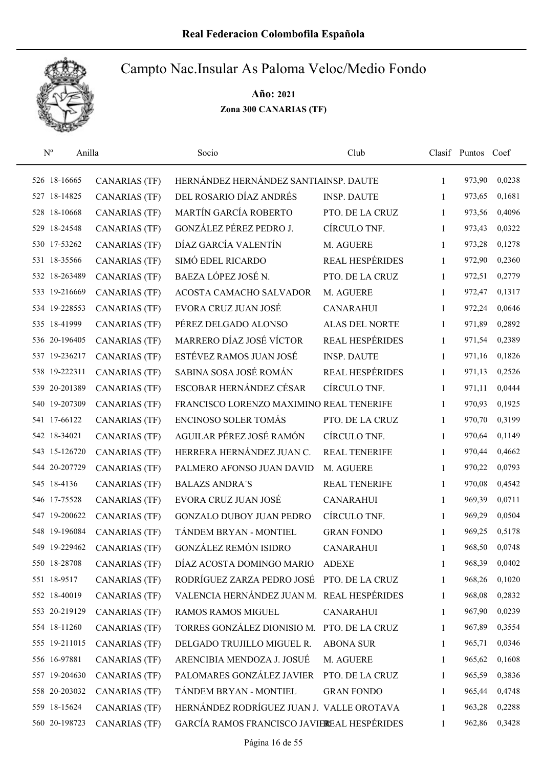# Real Federacion Colombofila Española

## Campto Nac.Insular As Paloma Veloc/Medio Fondo

**Año: 2021**

**Zona 300 CANARIAS (TF)**

| Nº | Anilla | | Socio | Club | Clasif | Puntos | Coef |
|---|---|---|---|---|---|---|---|
| 526 | 18-16665 | CANARIAS (TF) | HERNÁNDEZ HERNÁNDEZ SANTIA | INSP. DAUTE | 1 | 973,90 | 0,0238 |
| 527 | 18-14825 | CANARIAS (TF) | DEL ROSARIO DÍAZ ANDRÉS | INSP. DAUTE | 1 | 973,65 | 0,1681 |
| 528 | 18-10668 | CANARIAS (TF) | MARTÍN GARCÍA ROBERTO | PTO. DE LA CRUZ | 1 | 973,56 | 0,4096 |
| 529 | 18-24548 | CANARIAS (TF) | GONZÁLEZ PÉREZ PEDRO J. | CÍRCULO TNF. | 1 | 973,43 | 0,0322 |
| 530 | 17-53262 | CANARIAS (TF) | DÍAZ GARCÍA VALENTÍN | M. AGUERE | 1 | 973,28 | 0,1278 |
| 531 | 18-35566 | CANARIAS (TF) | SIMÓ EDEL RICARDO | REAL HESPÉRIDES | 1 | 972,90 | 0,2360 |
| 532 | 18-263489 | CANARIAS (TF) | BAEZA LÓPEZ JOSÉ N. | PTO. DE LA CRUZ | 1 | 972,51 | 0,2779 |
| 533 | 19-216669 | CANARIAS (TF) | ACOSTA CAMACHO SALVADOR | M. AGUERE | 1 | 972,47 | 0,1317 |
| 534 | 19-228553 | CANARIAS (TF) | EVORA CRUZ JUAN JOSÉ | CANARAHUI | 1 | 972,24 | 0,0646 |
| 535 | 18-41999 | CANARIAS (TF) | PÉREZ DELGADO ALONSO | ALAS DEL NORTE | 1 | 971,89 | 0,2892 |
| 536 | 20-196405 | CANARIAS (TF) | MARRERO DÍAZ JOSÉ VÍCTOR | REAL HESPÉRIDES | 1 | 971,54 | 0,2389 |
| 537 | 19-236217 | CANARIAS (TF) | ESTÉVEZ RAMOS JUAN JOSÉ | INSP. DAUTE | 1 | 971,16 | 0,1826 |
| 538 | 19-222311 | CANARIAS (TF) | SABINA SOSA JOSÉ ROMÁN | REAL HESPÉRIDES | 1 | 971,13 | 0,2526 |
| 539 | 20-201389 | CANARIAS (TF) | ESCOBAR HERNÁNDEZ CÉSAR | CÍRCULO TNF. | 1 | 971,11 | 0,0444 |
| 540 | 19-207309 | CANARIAS (TF) | FRANCISCO LORENZO MAXIMINO | REAL TENERIFE | 1 | 970,93 | 0,1925 |
| 541 | 17-66122 | CANARIAS (TF) | ENCINOSO SOLER TOMÁS | PTO. DE LA CRUZ | 1 | 970,70 | 0,3199 |
| 542 | 18-34021 | CANARIAS (TF) | AGUILAR PÉREZ JOSÉ RAMÓN | CÍRCULO TNF. | 1 | 970,64 | 0,1149 |
| 543 | 15-126720 | CANARIAS (TF) | HERRERA HERNÁNDEZ JUAN C. | REAL TENERIFE | 1 | 970,44 | 0,4662 |
| 544 | 20-207729 | CANARIAS (TF) | PALMERO AFONSO JUAN DAVID | M. AGUERE | 1 | 970,22 | 0,0793 |
| 545 | 18-4136 | CANARIAS (TF) | BALAZS ANDRA´S | REAL TENERIFE | 1 | 970,08 | 0,4542 |
| 546 | 17-75528 | CANARIAS (TF) | EVORA CRUZ JUAN JOSÉ | CANARAHUI | 1 | 969,39 | 0,0711 |
| 547 | 19-200622 | CANARIAS (TF) | GONZALO DUBOY JUAN PEDRO | CÍRCULO TNF. | 1 | 969,29 | 0,0504 |
| 548 | 19-196084 | CANARIAS (TF) | TÁNDEM BRYAN - MONTIEL | GRAN FONDO | 1 | 969,25 | 0,5178 |
| 549 | 19-229462 | CANARIAS (TF) | GONZÁLEZ REMÓN ISIDRO | CANARAHUI | 1 | 968,50 | 0,0748 |
| 550 | 18-28708 | CANARIAS (TF) | DÍAZ ACOSTA DOMINGO MARIO | ADEXE | 1 | 968,39 | 0,0402 |
| 551 | 18-9517 | CANARIAS (TF) | RODRÍGUEZ ZARZA PEDRO JOSÉ | PTO. DE LA CRUZ | 1 | 968,26 | 0,1020 |
| 552 | 18-40019 | CANARIAS (TF) | VALENCIA HERNÁNDEZ JUAN M. | REAL HESPÉRIDES | 1 | 968,08 | 0,2832 |
| 553 | 20-219129 | CANARIAS (TF) | RAMOS RAMOS MIGUEL | CANARAHUI | 1 | 967,90 | 0,0239 |
| 554 | 18-11260 | CANARIAS (TF) | TORRES GONZÁLEZ DIONISIO M. | PTO. DE LA CRUZ | 1 | 967,89 | 0,3554 |
| 555 | 19-211015 | CANARIAS (TF) | DELGADO TRUJILLO MIGUEL R. | ABONA SUR | 1 | 965,71 | 0,0346 |
| 556 | 16-97881 | CANARIAS (TF) | ARENCIBIA MENDOZA J. JOSUÉ | M. AGUERE | 1 | 965,62 | 0,1608 |
| 557 | 19-204630 | CANARIAS (TF) | PALOMARES GONZÁLEZ JAVIER | PTO. DE LA CRUZ | 1 | 965,59 | 0,3836 |
| 558 | 20-203032 | CANARIAS (TF) | TÁNDEM BRYAN - MONTIEL | GRAN FONDO | 1 | 965,44 | 0,4748 |
| 559 | 18-15624 | CANARIAS (TF) | HERNÁNDEZ RODRÍGUEZ JUAN J. | VALLE OROTAVA | 1 | 963,28 | 0,2288 |
| 560 | 20-198723 | CANARIAS (TF) | GARCÍA RAMOS FRANCISCO JAVIER | REAL HESPÉRIDES | 1 | 962,86 | 0,3428 |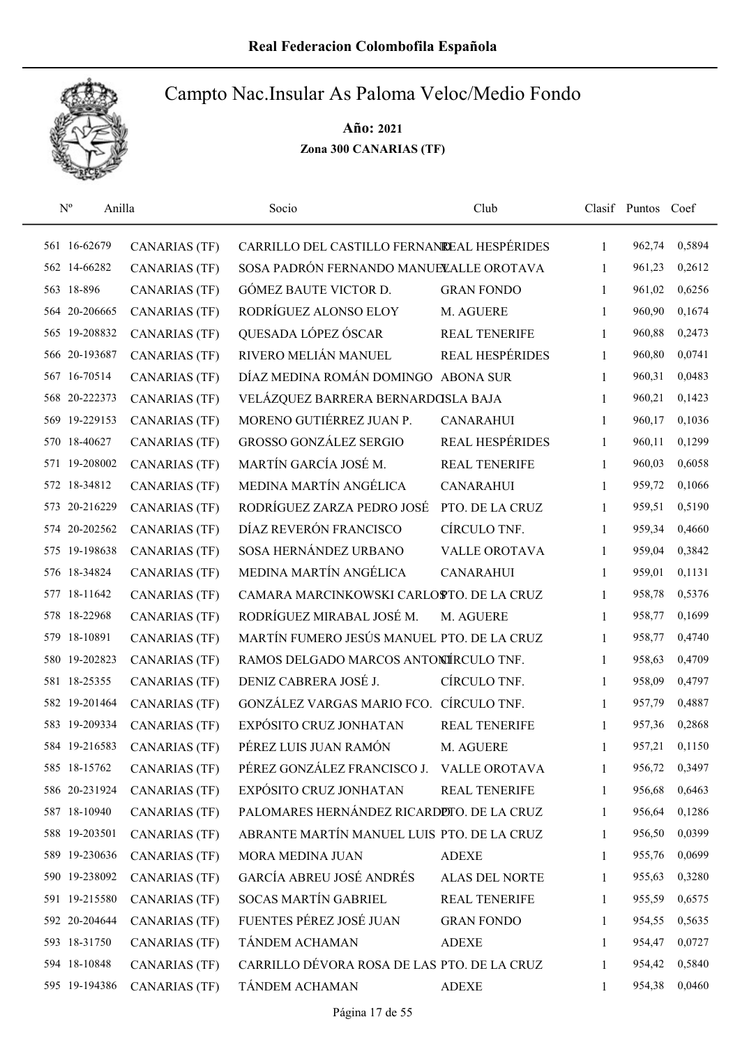# Real Federacion Colombofila Española

## Campto Nac.Insular As Paloma Veloc/Medio Fondo

**Año: 2021**

**Zona 300 CANARIAS (TF)**

| Nº | Anilla | | Socio | Club | Clasif | Puntos | Coef |
|---|---|---|---|---|---|---|---|
| 561 | 16-62679 | CANARIAS (TF) | CARRILLO DEL CASTILLO FERNANDO | REAL HESPÉRIDES | 1 | 962,74 | 0,5894 |
| 562 | 14-66282 | CANARIAS (TF) | SOSA PADRÓN FERNANDO MANUEL | VALLE OROTAVA | 1 | 961,23 | 0,2612 |
| 563 | 18-896 | CANARIAS (TF) | GÓMEZ BAUTE VICTOR D. | GRAN FONDO | 1 | 961,02 | 0,6256 |
| 564 | 20-206665 | CANARIAS (TF) | RODRÍGUEZ ALONSO ELOY | M. AGUERE | 1 | 960,90 | 0,1674 |
| 565 | 19-208832 | CANARIAS (TF) | QUESADA LÓPEZ ÓSCAR | REAL TENERIFE | 1 | 960,88 | 0,2473 |
| 566 | 20-193687 | CANARIAS (TF) | RIVERO MELIÁN MANUEL | REAL HESPÉRIDES | 1 | 960,80 | 0,0741 |
| 567 | 16-70514 | CANARIAS (TF) | DÍAZ MEDINA ROMÁN DOMINGO | ABONA SUR | 1 | 960,31 | 0,0483 |
| 568 | 20-222373 | CANARIAS (TF) | VELÁZQUEZ BARRERA BERNARDO | ISLA BAJA | 1 | 960,21 | 0,1423 |
| 569 | 19-229153 | CANARIAS (TF) | MORENO GUTIÉRREZ JUAN P. | CANARAHUI | 1 | 960,17 | 0,1036 |
| 570 | 18-40627 | CANARIAS (TF) | GROSSO GONZÁLEZ SERGIO | REAL HESPÉRIDES | 1 | 960,11 | 0,1299 |
| 571 | 19-208002 | CANARIAS (TF) | MARTÍN GARCÍA JOSÉ M. | REAL TENERIFE | 1 | 960,03 | 0,6058 |
| 572 | 18-34812 | CANARIAS (TF) | MEDINA MARTÍN ANGÉLICA | CANARAHUI | 1 | 959,72 | 0,1066 |
| 573 | 20-216229 | CANARIAS (TF) | RODRÍGUEZ ZARZA PEDRO JOSÉ | PTO. DE LA CRUZ | 1 | 959,51 | 0,5190 |
| 574 | 20-202562 | CANARIAS (TF) | DÍAZ REVERÓN FRANCISCO | CÍRCULO TNF. | 1 | 959,34 | 0,4660 |
| 575 | 19-198638 | CANARIAS (TF) | SOSA HERNÁNDEZ URBANO | VALLE OROTAVA | 1 | 959,04 | 0,3842 |
| 576 | 18-34824 | CANARIAS (TF) | MEDINA MARTÍN ANGÉLICA | CANARAHUI | 1 | 959,01 | 0,1131 |
| 577 | 18-11642 | CANARIAS (TF) | CAMARA MARCINKOWSKI CARLOS | PTO. DE LA CRUZ | 1 | 958,78 | 0,5376 |
| 578 | 18-22968 | CANARIAS (TF) | RODRÍGUEZ MIRABAL JOSÉ M. | M. AGUERE | 1 | 958,77 | 0,1699 |
| 579 | 18-10891 | CANARIAS (TF) | MARTÍN FUMERO JESÚS MANUEL | PTO. DE LA CRUZ | 1 | 958,77 | 0,4740 |
| 580 | 19-202823 | CANARIAS (TF) | RAMOS DELGADO MARCOS ANTONIO | CÍRCULO TNF. | 1 | 958,63 | 0,4709 |
| 581 | 18-25355 | CANARIAS (TF) | DENIZ CABRERA JOSÉ J. | CÍRCULO TNF. | 1 | 958,09 | 0,4797 |
| 582 | 19-201464 | CANARIAS (TF) | GONZÁLEZ VARGAS MARIO FCO. | CÍRCULO TNF. | 1 | 957,79 | 0,4887 |
| 583 | 19-209334 | CANARIAS (TF) | EXPÓSITO CRUZ JONHATAN | REAL TENERIFE | 1 | 957,36 | 0,2868 |
| 584 | 19-216583 | CANARIAS (TF) | PÉREZ LUIS JUAN RAMÓN | M. AGUERE | 1 | 957,21 | 0,1150 |
| 585 | 18-15762 | CANARIAS (TF) | PÉREZ GONZÁLEZ FRANCISCO J. | VALLE OROTAVA | 1 | 956,72 | 0,3497 |
| 586 | 20-231924 | CANARIAS (TF) | EXPÓSITO CRUZ JONHATAN | REAL TENERIFE | 1 | 956,68 | 0,6463 |
| 587 | 18-10940 | CANARIAS (TF) | PALOMARES HERNÁNDEZ RICARDO | PTO. DE LA CRUZ | 1 | 956,64 | 0,1286 |
| 588 | 19-203501 | CANARIAS (TF) | ABRANTE MARTÍN MANUEL LUIS | PTO. DE LA CRUZ | 1 | 956,50 | 0,0399 |
| 589 | 19-230636 | CANARIAS (TF) | MORA MEDINA JUAN | ADEXE | 1 | 955,76 | 0,0699 |
| 590 | 19-238092 | CANARIAS (TF) | GARCÍA ABREU JOSÉ ANDRÉS | ALAS DEL NORTE | 1 | 955,63 | 0,3280 |
| 591 | 19-215580 | CANARIAS (TF) | SOCAS MARTÍN GABRIEL | REAL TENERIFE | 1 | 955,59 | 0,6575 |
| 592 | 20-204644 | CANARIAS (TF) | FUENTES PÉREZ JOSÉ JUAN | GRAN FONDO | 1 | 954,55 | 0,5635 |
| 593 | 18-31750 | CANARIAS (TF) | TÁNDEM ACHAMAN | ADEXE | 1 | 954,47 | 0,0727 |
| 594 | 18-10848 | CANARIAS (TF) | CARRILLO DÉVORA ROSA DE LAS | PTO. DE LA CRUZ | 1 | 954,42 | 0,5840 |
| 595 | 19-194386 | CANARIAS (TF) | TÁNDEM ACHAMAN | ADEXE | 1 | 954,38 | 0,0460 |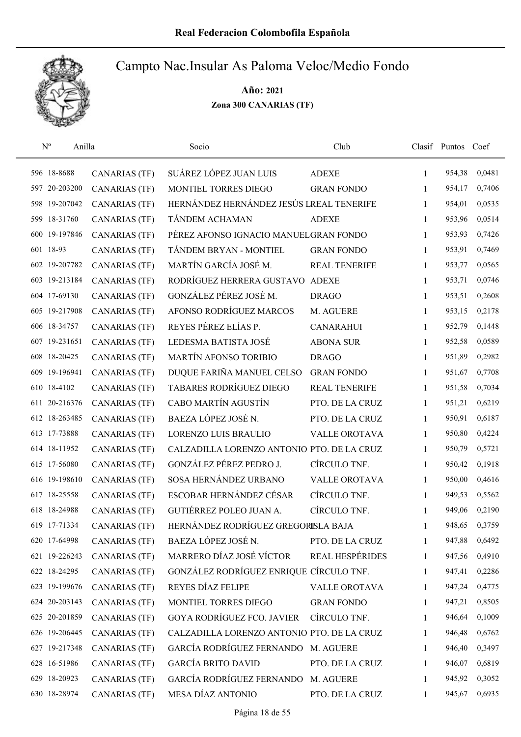# Real Federacion Colombofila Española

## Campto Nac.Insular As Paloma Veloc/Medio Fondo

**Año: 2021**

**Zona 300 CANARIAS (TF)**

| Nº | Anilla | | Socio | Club | Clasif | Puntos | Coef |
|---|---|---|---|---|---|---|---|
| 596 | 18-8688 | CANARIAS (TF) | SUÁREZ LÓPEZ JUAN LUIS | ADEXE | 1 | 954,38 | 0,0481 |
| 597 | 20-203200 | CANARIAS (TF) | MONTIEL TORRES DIEGO | GRAN FONDO | 1 | 954,17 | 0,7406 |
| 598 | 19-207042 | CANARIAS (TF) | HERNÁNDEZ HERNÁNDEZ JESÚS L | REAL TENERIFE | 1 | 954,01 | 0,0535 |
| 599 | 18-31760 | CANARIAS (TF) | TÁNDEM ACHAMAN | ADEXE | 1 | 953,96 | 0,0514 |
| 600 | 19-197846 | CANARIAS (TF) | PÉREZ AFONSO IGNACIO MANUEL | GRAN FONDO | 1 | 953,93 | 0,7426 |
| 601 | 18-93 | CANARIAS (TF) | TÁNDEM BRYAN - MONTIEL | GRAN FONDO | 1 | 953,91 | 0,7469 |
| 602 | 19-207782 | CANARIAS (TF) | MARTÍN GARCÍA JOSÉ M. | REAL TENERIFE | 1 | 953,77 | 0,0565 |
| 603 | 19-213184 | CANARIAS (TF) | RODRÍGUEZ HERRERA GUSTAVO | ADEXE | 1 | 953,71 | 0,0746 |
| 604 | 17-69130 | CANARIAS (TF) | GONZÁLEZ PÉREZ JOSÉ M. | DRAGO | 1 | 953,51 | 0,2608 |
| 605 | 19-217908 | CANARIAS (TF) | AFONSO RODRÍGUEZ MARCOS | M. AGUERE | 1 | 953,15 | 0,2178 |
| 606 | 18-34757 | CANARIAS (TF) | REYES PÉREZ ELÍAS P. | CANARAHUI | 1 | 952,79 | 0,1448 |
| 607 | 19-231651 | CANARIAS (TF) | LEDESMA BATISTA JOSÉ | ABONA SUR | 1 | 952,58 | 0,0589 |
| 608 | 18-20425 | CANARIAS (TF) | MARTÍN AFONSO TORIBIO | DRAGO | 1 | 951,89 | 0,2982 |
| 609 | 19-196941 | CANARIAS (TF) | DUQUE FARIÑA MANUEL CELSO | GRAN FONDO | 1 | 951,67 | 0,7708 |
| 610 | 18-4102 | CANARIAS (TF) | TABARES RODRÍGUEZ DIEGO | REAL TENERIFE | 1 | 951,58 | 0,7034 |
| 611 | 20-216376 | CANARIAS (TF) | CABO MARTÍN AGUSTÍN | PTO. DE LA CRUZ | 1 | 951,21 | 0,6219 |
| 612 | 18-263485 | CANARIAS (TF) | BAEZA LÓPEZ JOSÉ N. | PTO. DE LA CRUZ | 1 | 950,91 | 0,6187 |
| 613 | 17-73888 | CANARIAS (TF) | LORENZO LUIS BRAULIO | VALLE OROTAVA | 1 | 950,80 | 0,4224 |
| 614 | 18-11952 | CANARIAS (TF) | CALZADILLA LORENZO ANTONIO | PTO. DE LA CRUZ | 1 | 950,79 | 0,5721 |
| 615 | 17-56080 | CANARIAS (TF) | GONZÁLEZ PÉREZ PEDRO J. | CÍRCULO TNF. | 1 | 950,42 | 0,1918 |
| 616 | 19-198610 | CANARIAS (TF) | SOSA HERNÁNDEZ URBANO | VALLE OROTAVA | 1 | 950,00 | 0,4616 |
| 617 | 18-25558 | CANARIAS (TF) | ESCOBAR HERNÁNDEZ CÉSAR | CÍRCULO TNF. | 1 | 949,53 | 0,5562 |
| 618 | 18-24988 | CANARIAS (TF) | GUTIÉRREZ POLEO JUAN A. | CÍRCULO TNF. | 1 | 949,06 | 0,2190 |
| 619 | 17-71334 | CANARIAS (TF) | HERNÁNDEZ RODRÍGUEZ GREGORI | ISLA BAJA | 1 | 948,65 | 0,3759 |
| 620 | 17-64998 | CANARIAS (TF) | BAEZA LÓPEZ JOSÉ N. | PTO. DE LA CRUZ | 1 | 947,88 | 0,6492 |
| 621 | 19-226243 | CANARIAS (TF) | MARRERO DÍAZ JOSÉ VÍCTOR | REAL HESPÉRIDES | 1 | 947,56 | 0,4910 |
| 622 | 18-24295 | CANARIAS (TF) | GONZÁLEZ RODRÍGUEZ ENRIQUE | CÍRCULO TNF. | 1 | 947,41 | 0,2286 |
| 623 | 19-199676 | CANARIAS (TF) | REYES DÍAZ FELIPE | VALLE OROTAVA | 1 | 947,24 | 0,4775 |
| 624 | 20-203143 | CANARIAS (TF) | MONTIEL TORRES DIEGO | GRAN FONDO | 1 | 947,21 | 0,8505 |
| 625 | 20-201859 | CANARIAS (TF) | GOYA RODRÍGUEZ FCO. JAVIER | CÍRCULO TNF. | 1 | 946,64 | 0,1009 |
| 626 | 19-206445 | CANARIAS (TF) | CALZADILLA LORENZO ANTONIO | PTO. DE LA CRUZ | 1 | 946,48 | 0,6762 |
| 627 | 19-217348 | CANARIAS (TF) | GARCÍA RODRÍGUEZ FERNANDO | M. AGUERE | 1 | 946,40 | 0,3497 |
| 628 | 16-51986 | CANARIAS (TF) | GARCÍA BRITO DAVID | PTO. DE LA CRUZ | 1 | 946,07 | 0,6819 |
| 629 | 18-20923 | CANARIAS (TF) | GARCÍA RODRÍGUEZ FERNANDO | M. AGUERE | 1 | 945,92 | 0,3052 |
| 630 | 18-28974 | CANARIAS (TF) | MESA DÍAZ ANTONIO | PTO. DE LA CRUZ | 1 | 945,67 | 0,6935 |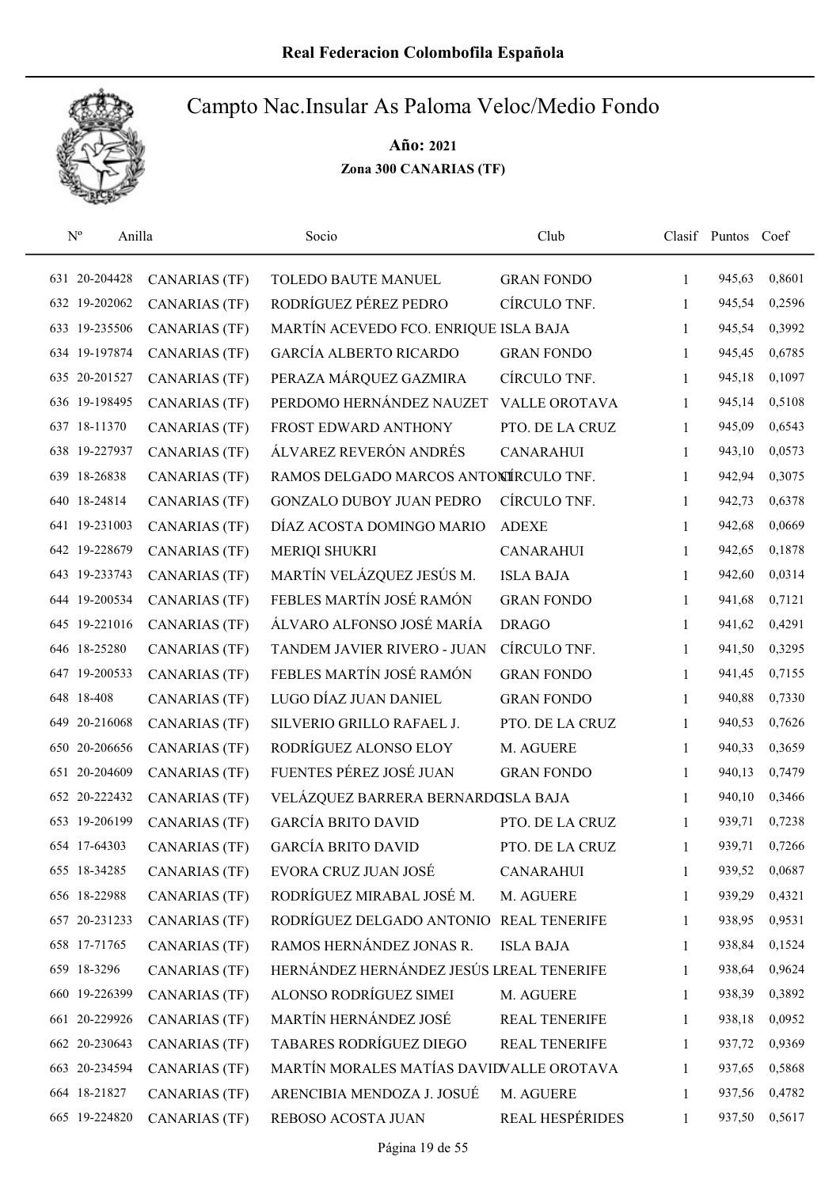# Real Federacion Colombofila Española

## Campto Nac.Insular As Paloma Veloc/Medio Fondo

**Año: 2021**

**Zona 300 CANARIAS (TF)**

| Nº | Anilla | | Socio | Club | Clasif | Puntos | Coef |
|---|---|---|---|---|---|---|---|
| 631 | 20-204428 | CANARIAS (TF) | TOLEDO BAUTE MANUEL | GRAN FONDO | 1 | 945,63 | 0,8601 |
| 632 | 19-202062 | CANARIAS (TF) | RODRÍGUEZ PÉREZ PEDRO | CÍRCULO TNF. | 1 | 945,54 | 0,2596 |
| 633 | 19-235506 | CANARIAS (TF) | MARTÍN ACEVEDO FCO. ENRIQUE | ISLA BAJA | 1 | 945,54 | 0,3992 |
| 634 | 19-197874 | CANARIAS (TF) | GARCÍA ALBERTO RICARDO | GRAN FONDO | 1 | 945,45 | 0,6785 |
| 635 | 20-201527 | CANARIAS (TF) | PERAZA MÁRQUEZ GAZMIRA | CÍRCULO TNF. | 1 | 945,18 | 0,1097 |
| 636 | 19-198495 | CANARIAS (TF) | PERDOMO HERNÁNDEZ NAUZET | VALLE OROTAVA | 1 | 945,14 | 0,5108 |
| 637 | 18-11370 | CANARIAS (TF) | FROST EDWARD ANTHONY | PTO. DE LA CRUZ | 1 | 945,09 | 0,6543 |
| 638 | 19-227937 | CANARIAS (TF) | ÁLVAREZ REVERÓN ANDRÉS | CANARAHUI | 1 | 943,10 | 0,0573 |
| 639 | 18-26838 | CANARIAS (TF) | RAMOS DELGADO MARCOS ANTONI | CÍRCULO TNF. | 1 | 942,94 | 0,3075 |
| 640 | 18-24814 | CANARIAS (TF) | GONZALO DUBOY JUAN PEDRO | CÍRCULO TNF. | 1 | 942,73 | 0,6378 |
| 641 | 19-231003 | CANARIAS (TF) | DÍAZ ACOSTA DOMINGO MARIO | ADEXE | 1 | 942,68 | 0,0669 |
| 642 | 19-228679 | CANARIAS (TF) | MERIQI SHUKRI | CANARAHUI | 1 | 942,65 | 0,1878 |
| 643 | 19-233743 | CANARIAS (TF) | MARTÍN VELÁZQUEZ JESÚS M. | ISLA BAJA | 1 | 942,60 | 0,0314 |
| 644 | 19-200534 | CANARIAS (TF) | FEBLES MARTÍN JOSÉ RAMÓN | GRAN FONDO | 1 | 941,68 | 0,7121 |
| 645 | 19-221016 | CANARIAS (TF) | ÁLVARO ALFONSO JOSÉ MARÍA | DRAGO | 1 | 941,62 | 0,4291 |
| 646 | 18-25280 | CANARIAS (TF) | TANDEM JAVIER RIVERO - JUAN | CÍRCULO TNF. | 1 | 941,50 | 0,3295 |
| 647 | 19-200533 | CANARIAS (TF) | FEBLES MARTÍN JOSÉ RAMÓN | GRAN FONDO | 1 | 941,45 | 0,7155 |
| 648 | 18-408 | CANARIAS (TF) | LUGO DÍAZ JUAN DANIEL | GRAN FONDO | 1 | 940,88 | 0,7330 |
| 649 | 20-216068 | CANARIAS (TF) | SILVERIO GRILLO RAFAEL J. | PTO. DE LA CRUZ | 1 | 940,53 | 0,7626 |
| 650 | 20-206656 | CANARIAS (TF) | RODRÍGUEZ ALONSO ELOY | M. AGUERE | 1 | 940,33 | 0,3659 |
| 651 | 20-204609 | CANARIAS (TF) | FUENTES PÉREZ JOSÉ JUAN | GRAN FONDO | 1 | 940,13 | 0,7479 |
| 652 | 20-222432 | CANARIAS (TF) | VELÁZQUEZ BARRERA BERNARDO | ISLA BAJA | 1 | 940,10 | 0,3466 |
| 653 | 19-206199 | CANARIAS (TF) | GARCÍA BRITO DAVID | PTO. DE LA CRUZ | 1 | 939,71 | 0,7238 |
| 654 | 17-64303 | CANARIAS (TF) | GARCÍA BRITO DAVID | PTO. DE LA CRUZ | 1 | 939,71 | 0,7266 |
| 655 | 18-34285 | CANARIAS (TF) | EVORA CRUZ JUAN JOSÉ | CANARAHUI | 1 | 939,52 | 0,0687 |
| 656 | 18-22988 | CANARIAS (TF) | RODRÍGUEZ MIRABAL JOSÉ M. | M. AGUERE | 1 | 939,29 | 0,4321 |
| 657 | 20-231233 | CANARIAS (TF) | RODRÍGUEZ DELGADO ANTONIO | REAL TENERIFE | 1 | 938,95 | 0,9531 |
| 658 | 17-71765 | CANARIAS (TF) | RAMOS HERNÁNDEZ JONAS R. | ISLA BAJA | 1 | 938,84 | 0,1524 |
| 659 | 18-3296 | CANARIAS (TF) | HERNÁNDEZ HERNÁNDEZ JESÚS L | REAL TENERIFE | 1 | 938,64 | 0,9624 |
| 660 | 19-226399 | CANARIAS (TF) | ALONSO RODRÍGUEZ SIMEI | M. AGUERE | 1 | 938,39 | 0,3892 |
| 661 | 20-229926 | CANARIAS (TF) | MARTÍN HERNÁNDEZ JOSÉ | REAL TENERIFE | 1 | 938,18 | 0,0952 |
| 662 | 20-230643 | CANARIAS (TF) | TABARES RODRÍGUEZ DIEGO | REAL TENERIFE | 1 | 937,72 | 0,9369 |
| 663 | 20-234594 | CANARIAS (TF) | MARTÍN MORALES MATÍAS DAVID | VALLE OROTAVA | 1 | 937,65 | 0,5868 |
| 664 | 18-21827 | CANARIAS (TF) | ARENCIBIA MENDOZA J. JOSUÉ | M. AGUERE | 1 | 937,56 | 0,4782 |
| 665 | 19-224820 | CANARIAS (TF) | REBOSO ACOSTA JUAN | REAL HESPÉRIDES | 1 | 937,50 | 0,5617 |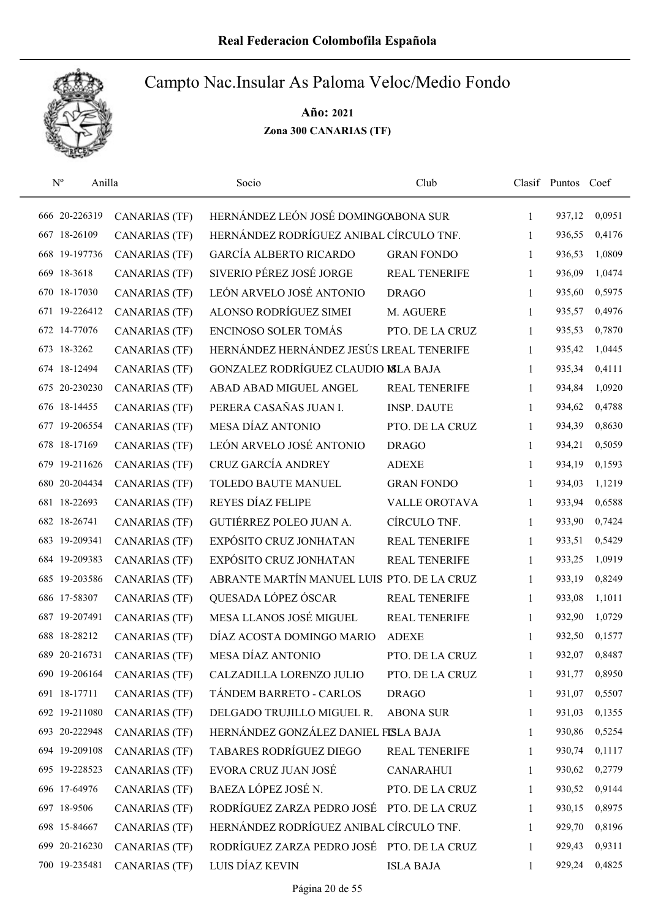# Real Federacion Colombofila Española

## Campto Nac.Insular As Paloma Veloc/Medio Fondo

**Año: 2021**

**Zona 300 CANARIAS (TF)**

| Nº | Anilla | | Socio | Club | Clasif | Puntos | Coef |
|---|---|---|---|---|---|---|---|
| 666 | 20-226319 | CANARIAS (TF) | HERNÁNDEZ LEÓN JOSÉ DOMINGO | ABONA SUR | 1 | 937,12 | 0,0951 |
| 667 | 18-26109 | CANARIAS (TF) | HERNÁNDEZ RODRÍGUEZ ANIBAL | CÍRCULO TNF. | 1 | 936,55 | 0,4176 |
| 668 | 19-197736 | CANARIAS (TF) | GARCÍA ALBERTO RICARDO | GRAN FONDO | 1 | 936,53 | 1,0809 |
| 669 | 18-3618 | CANARIAS (TF) | SIVERIO PÉREZ JOSÉ JORGE | REAL TENERIFE | 1 | 936,09 | 1,0474 |
| 670 | 18-17030 | CANARIAS (TF) | LEÓN ARVELO JOSÉ ANTONIO | DRAGO | 1 | 935,60 | 0,5975 |
| 671 | 19-226412 | CANARIAS (TF) | ALONSO RODRÍGUEZ SIMEI | M. AGUERE | 1 | 935,57 | 0,4976 |
| 672 | 14-77076 | CANARIAS (TF) | ENCINOSO SOLER TOMÁS | PTO. DE LA CRUZ | 1 | 935,53 | 0,7870 |
| 673 | 18-3262 | CANARIAS (TF) | HERNÁNDEZ HERNÁNDEZ JESÚS L | REAL TENERIFE | 1 | 935,42 | 1,0445 |
| 674 | 18-12494 | CANARIAS (TF) | GONZALEZ RODRÍGUEZ CLAUDIO M | ISLA BAJA | 1 | 935,34 | 0,4111 |
| 675 | 20-230230 | CANARIAS (TF) | ABAD ABAD MIGUEL ANGEL | REAL TENERIFE | 1 | 934,84 | 1,0920 |
| 676 | 18-14455 | CANARIAS (TF) | PERERA CASAÑAS JUAN I. | INSP. DAUTE | 1 | 934,62 | 0,4788 |
| 677 | 19-206554 | CANARIAS (TF) | MESA DÍAZ ANTONIO | PTO. DE LA CRUZ | 1 | 934,39 | 0,8630 |
| 678 | 18-17169 | CANARIAS (TF) | LEÓN ARVELO JOSÉ ANTONIO | DRAGO | 1 | 934,21 | 0,5059 |
| 679 | 19-211626 | CANARIAS (TF) | CRUZ GARCÍA ANDREY | ADEXE | 1 | 934,19 | 0,1593 |
| 680 | 20-204434 | CANARIAS (TF) | TOLEDO BAUTE MANUEL | GRAN FONDO | 1 | 934,03 | 1,1219 |
| 681 | 18-22693 | CANARIAS (TF) | REYES DÍAZ FELIPE | VALLE OROTAVA | 1 | 933,94 | 0,6588 |
| 682 | 18-26741 | CANARIAS (TF) | GUTIÉRREZ POLEO JUAN A. | CÍRCULO TNF. | 1 | 933,90 | 0,7424 |
| 683 | 19-209341 | CANARIAS (TF) | EXPÓSITO CRUZ JONHATAN | REAL TENERIFE | 1 | 933,51 | 0,5429 |
| 684 | 19-209383 | CANARIAS (TF) | EXPÓSITO CRUZ JONHATAN | REAL TENERIFE | 1 | 933,25 | 1,0919 |
| 685 | 19-203586 | CANARIAS (TF) | ABRANTE MARTÍN MANUEL LUIS | PTO. DE LA CRUZ | 1 | 933,19 | 0,8249 |
| 686 | 17-58307 | CANARIAS (TF) | QUESADA LÓPEZ ÓSCAR | REAL TENERIFE | 1 | 933,08 | 1,1011 |
| 687 | 19-207491 | CANARIAS (TF) | MESA LLANOS JOSÉ MIGUEL | REAL TENERIFE | 1 | 932,90 | 1,0729 |
| 688 | 18-28212 | CANARIAS (TF) | DÍAZ ACOSTA DOMINGO MARIO | ADEXE | 1 | 932,50 | 0,1577 |
| 689 | 20-216731 | CANARIAS (TF) | MESA DÍAZ ANTONIO | PTO. DE LA CRUZ | 1 | 932,07 | 0,8487 |
| 690 | 19-206164 | CANARIAS (TF) | CALZADILLA LORENZO JULIO | PTO. DE LA CRUZ | 1 | 931,77 | 0,8950 |
| 691 | 18-17711 | CANARIAS (TF) | TÁNDEM BARRETO - CARLOS | DRAGO | 1 | 931,07 | 0,5507 |
| 692 | 19-211080 | CANARIAS (TF) | DELGADO TRUJILLO MIGUEL R. | ABONA SUR | 1 | 931,03 | 0,1355 |
| 693 | 20-222948 | CANARIAS (TF) | HERNÁNDEZ GONZÁLEZ DANIEL F | ISLA BAJA | 1 | 930,86 | 0,5254 |
| 694 | 19-209108 | CANARIAS (TF) | TABARES RODRÍGUEZ DIEGO | REAL TENERIFE | 1 | 930,74 | 0,1117 |
| 695 | 19-228523 | CANARIAS (TF) | EVORA CRUZ JUAN JOSÉ | CANARAHUI | 1 | 930,62 | 0,2779 |
| 696 | 17-64976 | CANARIAS (TF) | BAEZA LÓPEZ JOSÉ N. | PTO. DE LA CRUZ | 1 | 930,52 | 0,9144 |
| 697 | 18-9506 | CANARIAS (TF) | RODRÍGUEZ ZARZA PEDRO JOSÉ | PTO. DE LA CRUZ | 1 | 930,15 | 0,8975 |
| 698 | 15-84667 | CANARIAS (TF) | HERNÁNDEZ RODRÍGUEZ ANIBAL | CÍRCULO TNF. | 1 | 929,70 | 0,8196 |
| 699 | 20-216230 | CANARIAS (TF) | RODRÍGUEZ ZARZA PEDRO JOSÉ | PTO. DE LA CRUZ | 1 | 929,43 | 0,9311 |
| 700 | 19-235481 | CANARIAS (TF) | LUIS DÍAZ KEVIN | ISLA BAJA | 1 | 929,24 | 0,4825 |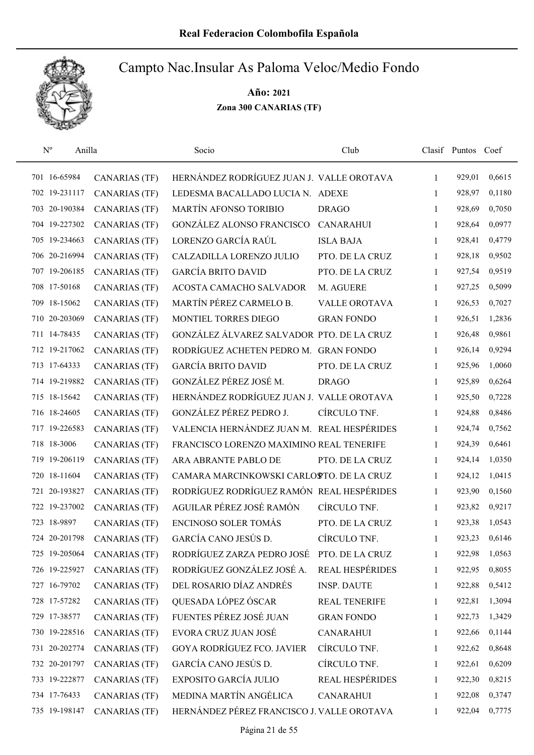# Real Federacion Colombofila Española

## Campto Nac.Insular As Paloma Veloc/Medio Fondo

**Año: 2021**

**Zona 300 CANARIAS (TF)**

| Nº | Anilla | | Socio | Club | Clasif | Puntos | Coef |
|---|---|---|---|---|---|---|---|
| 701 | 16-65984 | CANARIAS (TF) | HERNÁNDEZ RODRÍGUEZ JUAN J. | VALLE OROTAVA | 1 | 929,01 | 0,6615 |
| 702 | 19-231117 | CANARIAS (TF) | LEDESMA BACALLADO LUCIA N. | ADEXE | 1 | 928,97 | 0,1180 |
| 703 | 20-190384 | CANARIAS (TF) | MARTÍN AFONSO TORIBIO | DRAGO | 1 | 928,69 | 0,7050 |
| 704 | 19-227302 | CANARIAS (TF) | GONZÁLEZ ALONSO FRANCISCO | CANARAHUI | 1 | 928,64 | 0,0977 |
| 705 | 19-234663 | CANARIAS (TF) | LORENZO GARCÍA RAÚL | ISLA BAJA | 1 | 928,41 | 0,4779 |
| 706 | 20-216994 | CANARIAS (TF) | CALZADILLA LORENZO JULIO | PTO. DE LA CRUZ | 1 | 928,18 | 0,9502 |
| 707 | 19-206185 | CANARIAS (TF) | GARCÍA BRITO DAVID | PTO. DE LA CRUZ | 1 | 927,54 | 0,9519 |
| 708 | 17-50168 | CANARIAS (TF) | ACOSTA CAMACHO SALVADOR | M. AGUERE | 1 | 927,25 | 0,5099 |
| 709 | 18-15062 | CANARIAS (TF) | MARTÍN PÉREZ CARMELO B. | VALLE OROTAVA | 1 | 926,53 | 0,7027 |
| 710 | 20-203069 | CANARIAS (TF) | MONTIEL TORRES DIEGO | GRAN FONDO | 1 | 926,51 | 1,2836 |
| 711 | 14-78435 | CANARIAS (TF) | GONZÁLEZ ÁLVAREZ SALVADOR | PTO. DE LA CRUZ | 1 | 926,48 | 0,9861 |
| 712 | 19-217062 | CANARIAS (TF) | RODRÍGUEZ ACHETEN PEDRO M. | GRAN FONDO | 1 | 926,14 | 0,9294 |
| 713 | 17-64333 | CANARIAS (TF) | GARCÍA BRITO DAVID | PTO. DE LA CRUZ | 1 | 925,96 | 1,0060 |
| 714 | 19-219882 | CANARIAS (TF) | GONZÁLEZ PÉREZ JOSÉ M. | DRAGO | 1 | 925,89 | 0,6264 |
| 715 | 18-15642 | CANARIAS (TF) | HERNÁNDEZ RODRÍGUEZ JUAN J. | VALLE OROTAVA | 1 | 925,50 | 0,7228 |
| 716 | 18-24605 | CANARIAS (TF) | GONZÁLEZ PÉREZ PEDRO J. | CÍRCULO TNF. | 1 | 924,88 | 0,8486 |
| 717 | 19-226583 | CANARIAS (TF) | VALENCIA HERNÁNDEZ JUAN M. | REAL HESPÉRIDES | 1 | 924,74 | 0,7562 |
| 718 | 18-3006 | CANARIAS (TF) | FRANCISCO LORENZO MAXIMINO | REAL TENERIFE | 1 | 924,39 | 0,6461 |
| 719 | 19-206119 | CANARIAS (TF) | ARA ABRANTE PABLO DE | PTO. DE LA CRUZ | 1 | 924,14 | 1,0350 |
| 720 | 18-11604 | CANARIAS (TF) | CAMARA MARCINKOWSKI CARLOS | PTO. DE LA CRUZ | 1 | 924,12 | 1,0415 |
| 721 | 20-193827 | CANARIAS (TF) | RODRÍGUEZ RODRÍGUEZ RAMÓN | REAL HESPÉRIDES | 1 | 923,90 | 0,1560 |
| 722 | 19-237002 | CANARIAS (TF) | AGUILAR PÉREZ JOSÉ RAMÓN | CÍRCULO TNF. | 1 | 923,82 | 0,9217 |
| 723 | 18-9897 | CANARIAS (TF) | ENCINOSO SOLER TOMÁS | PTO. DE LA CRUZ | 1 | 923,38 | 1,0543 |
| 724 | 20-201798 | CANARIAS (TF) | GARCÍA CANO JESÚS D. | CÍRCULO TNF. | 1 | 923,23 | 0,6146 |
| 725 | 19-205064 | CANARIAS (TF) | RODRÍGUEZ ZARZA PEDRO JOSÉ | PTO. DE LA CRUZ | 1 | 922,98 | 1,0563 |
| 726 | 19-225927 | CANARIAS (TF) | RODRÍGUEZ GONZÁLEZ JOSÉ A. | REAL HESPÉRIDES | 1 | 922,95 | 0,8055 |
| 727 | 16-79702 | CANARIAS (TF) | DEL ROSARIO DÍAZ ANDRÉS | INSP. DAUTE | 1 | 922,88 | 0,5412 |
| 728 | 17-57282 | CANARIAS (TF) | QUESADA LÓPEZ ÓSCAR | REAL TENERIFE | 1 | 922,81 | 1,3094 |
| 729 | 17-38577 | CANARIAS (TF) | FUENTES PÉREZ JOSÉ JUAN | GRAN FONDO | 1 | 922,73 | 1,3429 |
| 730 | 19-228516 | CANARIAS (TF) | EVORA CRUZ JUAN JOSÉ | CANARAHUI | 1 | 922,66 | 0,1144 |
| 731 | 20-202774 | CANARIAS (TF) | GOYA RODRÍGUEZ FCO. JAVIER | CÍRCULO TNF. | 1 | 922,62 | 0,8648 |
| 732 | 20-201797 | CANARIAS (TF) | GARCÍA CANO JESÚS D. | CÍRCULO TNF. | 1 | 922,61 | 0,6209 |
| 733 | 19-222877 | CANARIAS (TF) | EXPOSITO GARCÍA JULIO | REAL HESPÉRIDES | 1 | 922,30 | 0,8215 |
| 734 | 17-76433 | CANARIAS (TF) | MEDINA MARTÍN ANGÉLICA | CANARAHUI | 1 | 922,08 | 0,3747 |
| 735 | 19-198147 | CANARIAS (TF) | HERNÁNDEZ PÉREZ FRANCISCO J. | VALLE OROTAVA | 1 | 922,04 | 0,7775 |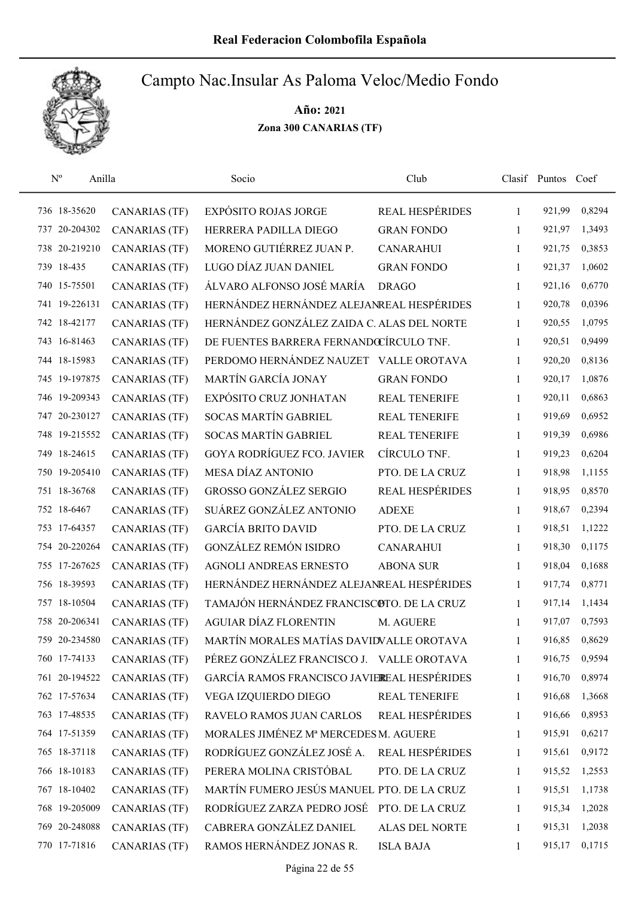# Real Federacion Colombofila Española

## Campto Nac.Insular As Paloma Veloc/Medio Fondo

**Año: 2021**

**Zona 300 CANARIAS (TF)**

| Nº | Anilla | | Socio | Club | Clasif | Puntos | Coef |
|---|---|---|---|---|---|---|---|
| 736 | 18-35620 | CANARIAS (TF) | EXPÓSITO ROJAS JORGE | REAL HESPÉRIDES | 1 | 921,99 | 0,8294 |
| 737 | 20-204302 | CANARIAS (TF) | HERRERA PADILLA DIEGO | GRAN FONDO | 1 | 921,97 | 1,3493 |
| 738 | 20-219210 | CANARIAS (TF) | MORENO GUTIÉRREZ JUAN P. | CANARAHUI | 1 | 921,75 | 0,3853 |
| 739 | 18-435 | CANARIAS (TF) | LUGO DÍAZ JUAN DANIEL | GRAN FONDO | 1 | 921,37 | 1,0602 |
| 740 | 15-75501 | CANARIAS (TF) | ÁLVARO ALFONSO JOSÉ MARÍA | DRAGO | 1 | 921,16 | 0,6770 |
| 741 | 19-226131 | CANARIAS (TF) | HERNÁNDEZ HERNÁNDEZ ALEJAN | REAL HESPÉRIDES | 1 | 920,78 | 0,0396 |
| 742 | 18-42177 | CANARIAS (TF) | HERNÁNDEZ GONZÁLEZ ZAIDA C. | ALAS DEL NORTE | 1 | 920,55 | 1,0795 |
| 743 | 16-81463 | CANARIAS (TF) | DE FUENTES BARRERA FERNANDO | CÍRCULO TNF. | 1 | 920,51 | 0,9499 |
| 744 | 18-15983 | CANARIAS (TF) | PERDOMO HERNÁNDEZ NAUZET | VALLE OROTAVA | 1 | 920,20 | 0,8136 |
| 745 | 19-197875 | CANARIAS (TF) | MARTÍN GARCÍA JONAY | GRAN FONDO | 1 | 920,17 | 1,0876 |
| 746 | 19-209343 | CANARIAS (TF) | EXPÓSITO CRUZ JONHATAN | REAL TENERIFE | 1 | 920,11 | 0,6863 |
| 747 | 20-230127 | CANARIAS (TF) | SOCAS MARTÍN GABRIEL | REAL TENERIFE | 1 | 919,69 | 0,6952 |
| 748 | 19-215552 | CANARIAS (TF) | SOCAS MARTÍN GABRIEL | REAL TENERIFE | 1 | 919,39 | 0,6986 |
| 749 | 18-24615 | CANARIAS (TF) | GOYA RODRÍGUEZ FCO. JAVIER | CÍRCULO TNF. | 1 | 919,23 | 0,6204 |
| 750 | 19-205410 | CANARIAS (TF) | MESA DÍAZ ANTONIO | PTO. DE LA CRUZ | 1 | 918,98 | 1,1155 |
| 751 | 18-36768 | CANARIAS (TF) | GROSSO GONZÁLEZ SERGIO | REAL HESPÉRIDES | 1 | 918,95 | 0,8570 |
| 752 | 18-6467 | CANARIAS (TF) | SUÁREZ GONZÁLEZ ANTONIO | ADEXE | 1 | 918,67 | 0,2394 |
| 753 | 17-64357 | CANARIAS (TF) | GARCÍA BRITO DAVID | PTO. DE LA CRUZ | 1 | 918,51 | 1,1222 |
| 754 | 20-220264 | CANARIAS (TF) | GONZÁLEZ REMÓN ISIDRO | CANARAHUI | 1 | 918,30 | 0,1175 |
| 755 | 17-267625 | CANARIAS (TF) | AGNOLI ANDREAS ERNESTO | ABONA SUR | 1 | 918,04 | 0,1688 |
| 756 | 18-39593 | CANARIAS (TF) | HERNÁNDEZ HERNÁNDEZ ALEJAN | REAL HESPÉRIDES | 1 | 917,74 | 0,8771 |
| 757 | 18-10504 | CANARIAS (TF) | TAMAJÓN HERNÁNDEZ FRANCISCO | PTO. DE LA CRUZ | 1 | 917,14 | 1,1434 |
| 758 | 20-206341 | CANARIAS (TF) | AGUIAR DÍAZ FLORENTIN | M. AGUERE | 1 | 917,07 | 0,7593 |
| 759 | 20-234580 | CANARIAS (TF) | MARTÍN MORALES MATÍAS DAVID | VALLE OROTAVA | 1 | 916,85 | 0,8629 |
| 760 | 17-74133 | CANARIAS (TF) | PÉREZ GONZÁLEZ FRANCISCO J. | VALLE OROTAVA | 1 | 916,75 | 0,9594 |
| 761 | 20-194522 | CANARIAS (TF) | GARCÍA RAMOS FRANCISCO JAVIER | REAL HESPÉRIDES | 1 | 916,70 | 0,8974 |
| 762 | 17-57634 | CANARIAS (TF) | VEGA IZQUIERDO DIEGO | REAL TENERIFE | 1 | 916,68 | 1,3668 |
| 763 | 17-48535 | CANARIAS (TF) | RAVELO RAMOS JUAN CARLOS | REAL HESPÉRIDES | 1 | 916,66 | 0,8953 |
| 764 | 17-51359 | CANARIAS (TF) | MORALES JIMÉNEZ Mª MERCEDES | M. AGUERE | 1 | 915,91 | 0,6217 |
| 765 | 18-37118 | CANARIAS (TF) | RODRÍGUEZ GONZÁLEZ JOSÉ A. | REAL HESPÉRIDES | 1 | 915,61 | 0,9172 |
| 766 | 18-10183 | CANARIAS (TF) | PERERA MOLINA CRISTÓBAL | PTO. DE LA CRUZ | 1 | 915,52 | 1,2553 |
| 767 | 18-10402 | CANARIAS (TF) | MARTÍN FUMERO JESÚS MANUEL | PTO. DE LA CRUZ | 1 | 915,51 | 1,1738 |
| 768 | 19-205009 | CANARIAS (TF) | RODRÍGUEZ ZARZA PEDRO JOSÉ | PTO. DE LA CRUZ | 1 | 915,34 | 1,2028 |
| 769 | 20-248088 | CANARIAS (TF) | CABRERA GONZÁLEZ DANIEL | ALAS DEL NORTE | 1 | 915,31 | 1,2038 |
| 770 | 17-71816 | CANARIAS (TF) | RAMOS HERNÁNDEZ JONAS R. | ISLA BAJA | 1 | 915,17 | 0,1715 |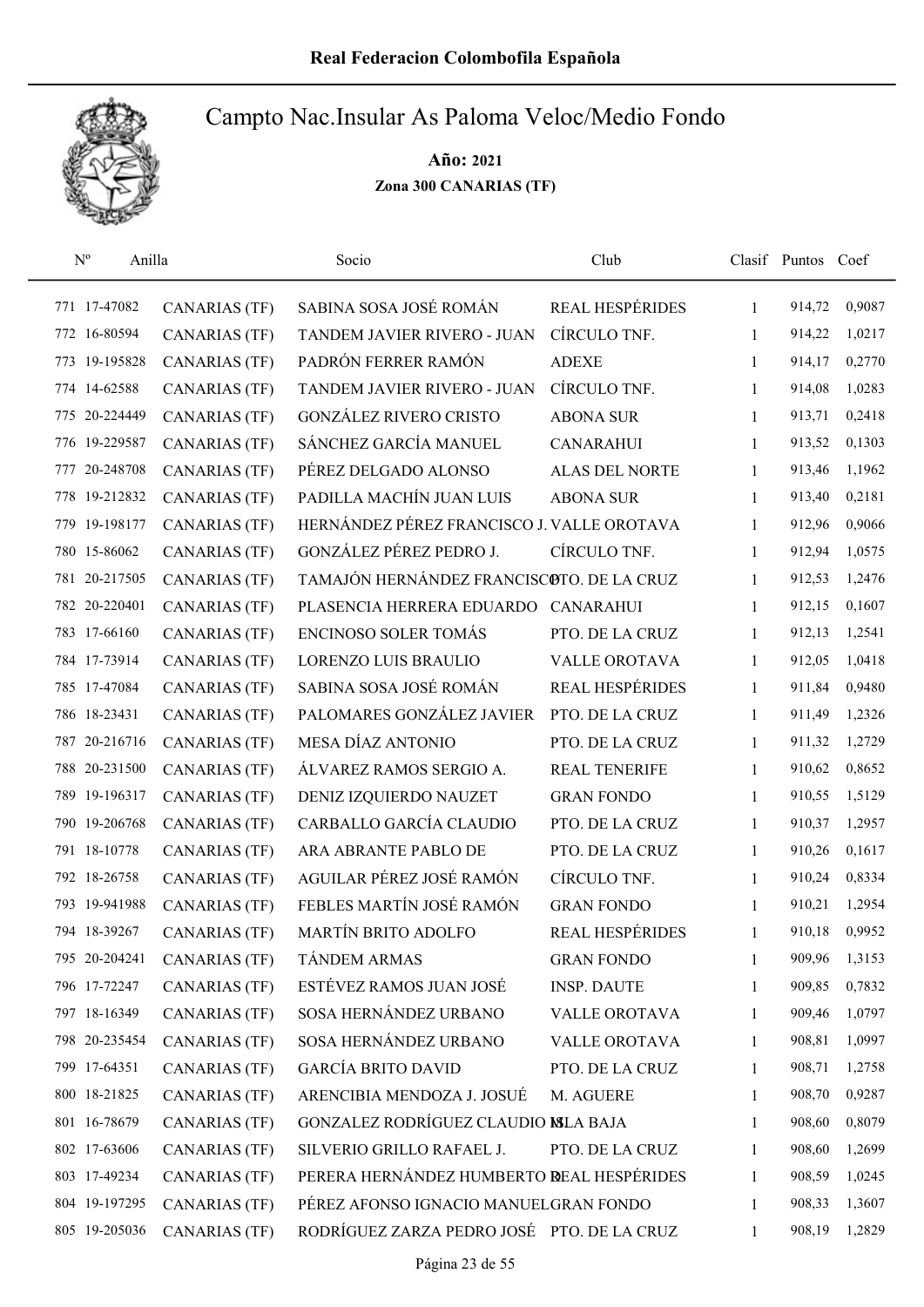# Real Federacion Colombofila Española

## Campto Nac.Insular As Paloma Veloc/Medio Fondo

**Año: 2021**

**Zona 300 CANARIAS (TF)**

| Nº | Anilla | | Socio | Club | Clasif | Puntos | Coef |
|---|---|---|---|---|---|---|---|
| 771 | 17-47082 | CANARIAS (TF) | SABINA SOSA JOSÉ ROMÁN | REAL HESPÉRIDES | 1 | 914,72 | 0,9087 |
| 772 | 16-80594 | CANARIAS (TF) | TANDEM JAVIER RIVERO - JUAN | CÍRCULO TNF. | 1 | 914,22 | 1,0217 |
| 773 | 19-195828 | CANARIAS (TF) | PADRÓN FERRER RAMÓN | ADEXE | 1 | 914,17 | 0,2770 |
| 774 | 14-62588 | CANARIAS (TF) | TANDEM JAVIER RIVERO - JUAN | CÍRCULO TNF. | 1 | 914,08 | 1,0283 |
| 775 | 20-224449 | CANARIAS (TF) | GONZÁLEZ RIVERO CRISTO | ABONA SUR | 1 | 913,71 | 0,2418 |
| 776 | 19-229587 | CANARIAS (TF) | SÁNCHEZ GARCÍA MANUEL | CANARAHUI | 1 | 913,52 | 0,1303 |
| 777 | 20-248708 | CANARIAS (TF) | PÉREZ DELGADO ALONSO | ALAS DEL NORTE | 1 | 913,46 | 1,1962 |
| 778 | 19-212832 | CANARIAS (TF) | PADILLA MACHÍN JUAN LUIS | ABONA SUR | 1 | 913,40 | 0,2181 |
| 779 | 19-198177 | CANARIAS (TF) | HERNÁNDEZ PÉREZ FRANCISCO J. | VALLE OROTAVA | 1 | 912,96 | 0,9066 |
| 780 | 15-86062 | CANARIAS (TF) | GONZÁLEZ PÉREZ PEDRO J. | CÍRCULO TNF. | 1 | 912,94 | 1,0575 |
| 781 | 20-217505 | CANARIAS (TF) | TAMAJÓN HERNÁNDEZ FRANCISCO | PTO. DE LA CRUZ | 1 | 912,53 | 1,2476 |
| 782 | 20-220401 | CANARIAS (TF) | PLASENCIA HERRERA EDUARDO | CANARAHUI | 1 | 912,15 | 0,1607 |
| 783 | 17-66160 | CANARIAS (TF) | ENCINOSO SOLER TOMÁS | PTO. DE LA CRUZ | 1 | 912,13 | 1,2541 |
| 784 | 17-73914 | CANARIAS (TF) | LORENZO LUIS BRAULIO | VALLE OROTAVA | 1 | 912,05 | 1,0418 |
| 785 | 17-47084 | CANARIAS (TF) | SABINA SOSA JOSÉ ROMÁN | REAL HESPÉRIDES | 1 | 911,84 | 0,9480 |
| 786 | 18-23431 | CANARIAS (TF) | PALOMARES GONZÁLEZ JAVIER | PTO. DE LA CRUZ | 1 | 911,49 | 1,2326 |
| 787 | 20-216716 | CANARIAS (TF) | MESA DÍAZ ANTONIO | PTO. DE LA CRUZ | 1 | 911,32 | 1,2729 |
| 788 | 20-231500 | CANARIAS (TF) | ÁLVAREZ RAMOS SERGIO A. | REAL TENERIFE | 1 | 910,62 | 0,8652 |
| 789 | 19-196317 | CANARIAS (TF) | DENIZ IZQUIERDO NAUZET | GRAN FONDO | 1 | 910,55 | 1,5129 |
| 790 | 19-206768 | CANARIAS (TF) | CARBALLO GARCÍA CLAUDIO | PTO. DE LA CRUZ | 1 | 910,37 | 1,2957 |
| 791 | 18-10778 | CANARIAS (TF) | ARA ABRANTE PABLO DE | PTO. DE LA CRUZ | 1 | 910,26 | 0,1617 |
| 792 | 18-26758 | CANARIAS (TF) | AGUILAR PÉREZ JOSÉ RAMÓN | CÍRCULO TNF. | 1 | 910,24 | 0,8334 |
| 793 | 19-941988 | CANARIAS (TF) | FEBLES MARTÍN JOSÉ RAMÓN | GRAN FONDO | 1 | 910,21 | 1,2954 |
| 794 | 18-39267 | CANARIAS (TF) | MARTÍN BRITO ADOLFO | REAL HESPÉRIDES | 1 | 910,18 | 0,9952 |
| 795 | 20-204241 | CANARIAS (TF) | TÁNDEM ARMAS | GRAN FONDO | 1 | 909,96 | 1,3153 |
| 796 | 17-72247 | CANARIAS (TF) | ESTÉVEZ RAMOS JUAN JOSÉ | INSP. DAUTE | 1 | 909,85 | 0,7832 |
| 797 | 18-16349 | CANARIAS (TF) | SOSA HERNÁNDEZ URBANO | VALLE OROTAVA | 1 | 909,46 | 1,0797 |
| 798 | 20-235454 | CANARIAS (TF) | SOSA HERNÁNDEZ URBANO | VALLE OROTAVA | 1 | 908,81 | 1,0997 |
| 799 | 17-64351 | CANARIAS (TF) | GARCÍA BRITO DAVID | PTO. DE LA CRUZ | 1 | 908,71 | 1,2758 |
| 800 | 18-21825 | CANARIAS (TF) | ARENCIBIA MENDOZA J. JOSUÉ | M. AGUERE | 1 | 908,70 | 0,9287 |
| 801 | 16-78679 | CANARIAS (TF) | GONZALEZ RODRÍGUEZ CLAUDIO M. | ISLA BAJA | 1 | 908,60 | 0,8079 |
| 802 | 17-63606 | CANARIAS (TF) | SILVERIO GRILLO RAFAEL J. | PTO. DE LA CRUZ | 1 | 908,60 | 1,2699 |
| 803 | 17-49234 | CANARIAS (TF) | PERERA HERNÁNDEZ HUMBERTO R. | REAL HESPÉRIDES | 1 | 908,59 | 1,0245 |
| 804 | 19-197295 | CANARIAS (TF) | PÉREZ AFONSO IGNACIO MANUEL | GRAN FONDO | 1 | 908,33 | 1,3607 |
| 805 | 19-205036 | CANARIAS (TF) | RODRÍGUEZ ZARZA PEDRO JOSÉ | PTO. DE LA CRUZ | 1 | 908,19 | 1,2829 |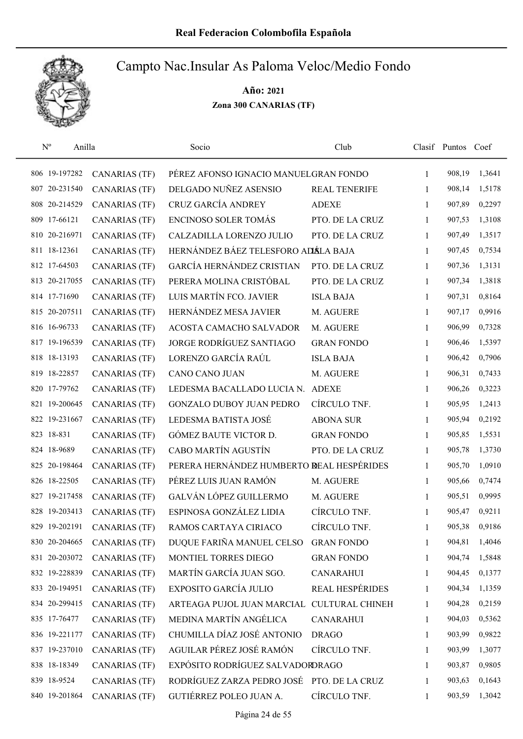# Real Federacion Colombofila Española

## Campto Nac.Insular As Paloma Veloc/Medio Fondo

**Año: 2021**

**Zona 300 CANARIAS (TF)**

| Nº | Anilla | | Socio | Club | Clasif | Puntos | Coef |
|---|---|---|---|---|---|---|---|
| 806 | 19-197282 | CANARIAS (TF) | PÉREZ AFONSO IGNACIO MANUEL | GRAN FONDO | 1 | 908,19 | 1,3641 |
| 807 | 20-231540 | CANARIAS (TF) | DELGADO NUÑEZ ASENSIO | REAL TENERIFE | 1 | 908,14 | 1,5178 |
| 808 | 20-214529 | CANARIAS (TF) | CRUZ GARCÍA ANDREY | ADEXE | 1 | 907,89 | 0,2297 |
| 809 | 17-66121 | CANARIAS (TF) | ENCINOSO SOLER TOMÁS | PTO. DE LA CRUZ | 1 | 907,53 | 1,3108 |
| 810 | 20-216971 | CANARIAS (TF) | CALZADILLA LORENZO JULIO | PTO. DE LA CRUZ | 1 | 907,49 | 1,3517 |
| 811 | 18-12361 | CANARIAS (TF) | HERNÁNDEZ BÁEZ TELESFORO ADÁ | ISLA BAJA | 1 | 907,45 | 0,7534 |
| 812 | 17-64503 | CANARIAS (TF) | GARCÍA HERNÁNDEZ CRISTIAN | PTO. DE LA CRUZ | 1 | 907,36 | 1,3131 |
| 813 | 20-217055 | CANARIAS (TF) | PERERA MOLINA CRISTÓBAL | PTO. DE LA CRUZ | 1 | 907,34 | 1,3818 |
| 814 | 17-71690 | CANARIAS (TF) | LUIS MARTÍN FCO. JAVIER | ISLA BAJA | 1 | 907,31 | 0,8164 |
| 815 | 20-207511 | CANARIAS (TF) | HERNÁNDEZ MESA JAVIER | M. AGUERE | 1 | 907,17 | 0,9916 |
| 816 | 16-96733 | CANARIAS (TF) | ACOSTA CAMACHO SALVADOR | M. AGUERE | 1 | 906,99 | 0,7328 |
| 817 | 19-196539 | CANARIAS (TF) | JORGE RODRÍGUEZ SANTIAGO | GRAN FONDO | 1 | 906,46 | 1,5397 |
| 818 | 18-13193 | CANARIAS (TF) | LORENZO GARCÍA RAÚL | ISLA BAJA | 1 | 906,42 | 0,7906 |
| 819 | 18-22857 | CANARIAS (TF) | CANO CANO JUAN | M. AGUERE | 1 | 906,31 | 0,7433 |
| 820 | 17-79762 | CANARIAS (TF) | LEDESMA BACALLADO LUCIA N. | ADEXE | 1 | 906,26 | 0,3223 |
| 821 | 19-200645 | CANARIAS (TF) | GONZALO DUBOY JUAN PEDRO | CÍRCULO TNF. | 1 | 905,95 | 1,2413 |
| 822 | 19-231667 | CANARIAS (TF) | LEDESMA BATISTA JOSÉ | ABONA SUR | 1 | 905,94 | 0,2192 |
| 823 | 18-831 | CANARIAS (TF) | GÓMEZ BAUTE VICTOR D. | GRAN FONDO | 1 | 905,85 | 1,5531 |
| 824 | 18-9689 | CANARIAS (TF) | CABO MARTÍN AGUSTÍN | PTO. DE LA CRUZ | 1 | 905,78 | 1,3730 |
| 825 | 20-198464 | CANARIAS (TF) | PERERA HERNÁNDEZ HUMBERTO R | REAL HESPÉRIDES | 1 | 905,70 | 1,0910 |
| 826 | 18-22505 | CANARIAS (TF) | PÉREZ LUIS JUAN RAMÓN | M. AGUERE | 1 | 905,66 | 0,7474 |
| 827 | 19-217458 | CANARIAS (TF) | GALVÁN LÓPEZ GUILLERMO | M. AGUERE | 1 | 905,51 | 0,9995 |
| 828 | 19-203413 | CANARIAS (TF) | ESPINOSA GONZÁLEZ LIDIA | CÍRCULO TNF. | 1 | 905,47 | 0,9211 |
| 829 | 19-202191 | CANARIAS (TF) | RAMOS CARTAYA CIRIACO | CÍRCULO TNF. | 1 | 905,38 | 0,9186 |
| 830 | 20-204665 | CANARIAS (TF) | DUQUE FARIÑA MANUEL CELSO | GRAN FONDO | 1 | 904,81 | 1,4046 |
| 831 | 20-203072 | CANARIAS (TF) | MONTIEL TORRES DIEGO | GRAN FONDO | 1 | 904,74 | 1,5848 |
| 832 | 19-228839 | CANARIAS (TF) | MARTÍN GARCÍA JUAN SGO. | CANARAHUI | 1 | 904,45 | 0,1377 |
| 833 | 20-194951 | CANARIAS (TF) | EXPOSITO GARCÍA JULIO | REAL HESPÉRIDES | 1 | 904,34 | 1,1359 |
| 834 | 20-299415 | CANARIAS (TF) | ARTEAGA PUJOL JUAN MARCIAL | CULTURAL CHINEH | 1 | 904,28 | 0,2159 |
| 835 | 17-76477 | CANARIAS (TF) | MEDINA MARTÍN ANGÉLICA | CANARAHUI | 1 | 904,03 | 0,5362 |
| 836 | 19-221177 | CANARIAS (TF) | CHUMILLA DÍAZ JOSÉ ANTONIO | DRAGO | 1 | 903,99 | 0,9822 |
| 837 | 19-237010 | CANARIAS (TF) | AGUILAR PÉREZ JOSÉ RAMÓN | CÍRCULO TNF. | 1 | 903,99 | 1,3077 |
| 838 | 18-18349 | CANARIAS (TF) | EXPÓSITO RODRÍGUEZ SALVADOR | DRAGO | 1 | 903,87 | 0,9805 |
| 839 | 18-9524 | CANARIAS (TF) | RODRÍGUEZ ZARZA PEDRO JOSÉ | PTO. DE LA CRUZ | 1 | 903,63 | 0,1643 |
| 840 | 19-201864 | CANARIAS (TF) | GUTIÉRREZ POLEO JUAN A. | CÍRCULO TNF. | 1 | 903,59 | 1,3042 |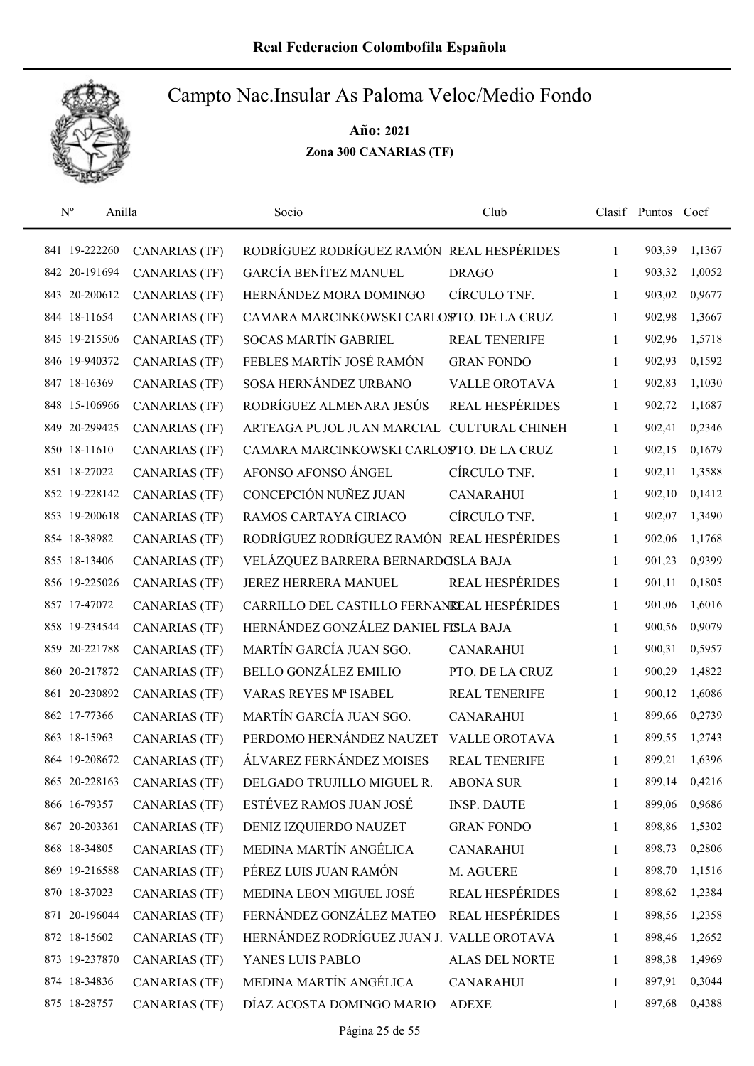# Real Federacion Colombofila Española

## Campto Nac.Insular As Paloma Veloc/Medio Fondo

**Año: 2021**

**Zona 300 CANARIAS (TF)**

| Nº | Anilla | | Socio | Club | Clasif | Puntos | Coef |
|---|---|---|---|---|---|---|---|
| 841 | 19-222260 | CANARIAS (TF) | RODRÍGUEZ RODRÍGUEZ RAMÓN | REAL HESPÉRIDES | 1 | 903,39 | 1,1367 |
| 842 | 20-191694 | CANARIAS (TF) | GARCÍA BENÍTEZ MANUEL | DRAGO | 1 | 903,32 | 1,0052 |
| 843 | 20-200612 | CANARIAS (TF) | HERNÁNDEZ MORA DOMINGO | CÍRCULO TNF. | 1 | 903,02 | 0,9677 |
| 844 | 18-11654 | CANARIAS (TF) | CAMARA MARCINKOWSKI CARLOS | PTO. DE LA CRUZ | 1 | 902,98 | 1,3667 |
| 845 | 19-215506 | CANARIAS (TF) | SOCAS MARTÍN GABRIEL | REAL TENERIFE | 1 | 902,96 | 1,5718 |
| 846 | 19-940372 | CANARIAS (TF) | FEBLES MARTÍN JOSÉ RAMÓN | GRAN FONDO | 1 | 902,93 | 0,1592 |
| 847 | 18-16369 | CANARIAS (TF) | SOSA HERNÁNDEZ URBANO | VALLE OROTAVA | 1 | 902,83 | 1,1030 |
| 848 | 15-106966 | CANARIAS (TF) | RODRÍGUEZ ALMENARA JESÚS | REAL HESPÉRIDES | 1 | 902,72 | 1,1687 |
| 849 | 20-299425 | CANARIAS (TF) | ARTEAGA PUJOL JUAN MARCIAL | CULTURAL CHINEH | 1 | 902,41 | 0,2346 |
| 850 | 18-11610 | CANARIAS (TF) | CAMARA MARCINKOWSKI CARLOS | PTO. DE LA CRUZ | 1 | 902,15 | 0,1679 |
| 851 | 18-27022 | CANARIAS (TF) | AFONSO AFONSO ÁNGEL | CÍRCULO TNF. | 1 | 902,11 | 1,3588 |
| 852 | 19-228142 | CANARIAS (TF) | CONCEPCIÓN NUÑEZ JUAN | CANARAHUI | 1 | 902,10 | 0,1412 |
| 853 | 19-200618 | CANARIAS (TF) | RAMOS CARTAYA CIRIACO | CÍRCULO TNF. | 1 | 902,07 | 1,3490 |
| 854 | 18-38982 | CANARIAS (TF) | RODRÍGUEZ RODRÍGUEZ RAMÓN | REAL HESPÉRIDES | 1 | 902,06 | 1,1768 |
| 855 | 18-13406 | CANARIAS (TF) | VELÁZQUEZ BARRERA BERNARDO | ISLA BAJA | 1 | 901,23 | 0,9399 |
| 856 | 19-225026 | CANARIAS (TF) | JEREZ HERRERA MANUEL | REAL HESPÉRIDES | 1 | 901,11 | 0,1805 |
| 857 | 17-47072 | CANARIAS (TF) | CARRILLO DEL CASTILLO FERNAN | REAL HESPÉRIDES | 1 | 901,06 | 1,6016 |
| 858 | 19-234544 | CANARIAS (TF) | HERNÁNDEZ GONZÁLEZ DANIEL F. | ISLA BAJA | 1 | 900,56 | 0,9079 |
| 859 | 20-221788 | CANARIAS (TF) | MARTÍN GARCÍA JUAN SGO. | CANARAHUI | 1 | 900,31 | 0,5957 |
| 860 | 20-217872 | CANARIAS (TF) | BELLO GONZÁLEZ EMILIO | PTO. DE LA CRUZ | 1 | 900,29 | 1,4822 |
| 861 | 20-230892 | CANARIAS (TF) | VARAS REYES Mª ISABEL | REAL TENERIFE | 1 | 900,12 | 1,6086 |
| 862 | 17-77366 | CANARIAS (TF) | MARTÍN GARCÍA JUAN SGO. | CANARAHUI | 1 | 899,66 | 0,2739 |
| 863 | 18-15963 | CANARIAS (TF) | PERDOMO HERNÁNDEZ NAUZET | VALLE OROTAVA | 1 | 899,55 | 1,2743 |
| 864 | 19-208672 | CANARIAS (TF) | ÁLVAREZ FERNÁNDEZ MOISES | REAL TENERIFE | 1 | 899,21 | 1,6396 |
| 865 | 20-228163 | CANARIAS (TF) | DELGADO TRUJILLO MIGUEL R. | ABONA SUR | 1 | 899,14 | 0,4216 |
| 866 | 16-79357 | CANARIAS (TF) | ESTÉVEZ RAMOS JUAN JOSÉ | INSP. DAUTE | 1 | 899,06 | 0,9686 |
| 867 | 20-203361 | CANARIAS (TF) | DENIZ IZQUIERDO NAUZET | GRAN FONDO | 1 | 898,86 | 1,5302 |
| 868 | 18-34805 | CANARIAS (TF) | MEDINA MARTÍN ANGÉLICA | CANARAHUI | 1 | 898,73 | 0,2806 |
| 869 | 19-216588 | CANARIAS (TF) | PÉREZ LUIS JUAN RAMÓN | M. AGUERE | 1 | 898,70 | 1,1516 |
| 870 | 18-37023 | CANARIAS (TF) | MEDINA LEON MIGUEL JOSÉ | REAL HESPÉRIDES | 1 | 898,62 | 1,2384 |
| 871 | 20-196044 | CANARIAS (TF) | FERNÁNDEZ GONZÁLEZ MATEO | REAL HESPÉRIDES | 1 | 898,56 | 1,2358 |
| 872 | 18-15602 | CANARIAS (TF) | HERNÁNDEZ RODRÍGUEZ JUAN J. | VALLE OROTAVA | 1 | 898,46 | 1,2652 |
| 873 | 19-237870 | CANARIAS (TF) | YANES LUIS PABLO | ALAS DEL NORTE | 1 | 898,38 | 1,4969 |
| 874 | 18-34836 | CANARIAS (TF) | MEDINA MARTÍN ANGÉLICA | CANARAHUI | 1 | 897,91 | 0,3044 |
| 875 | 18-28757 | CANARIAS (TF) | DÍAZ ACOSTA DOMINGO MARIO | ADEXE | 1 | 897,68 | 0,4388 |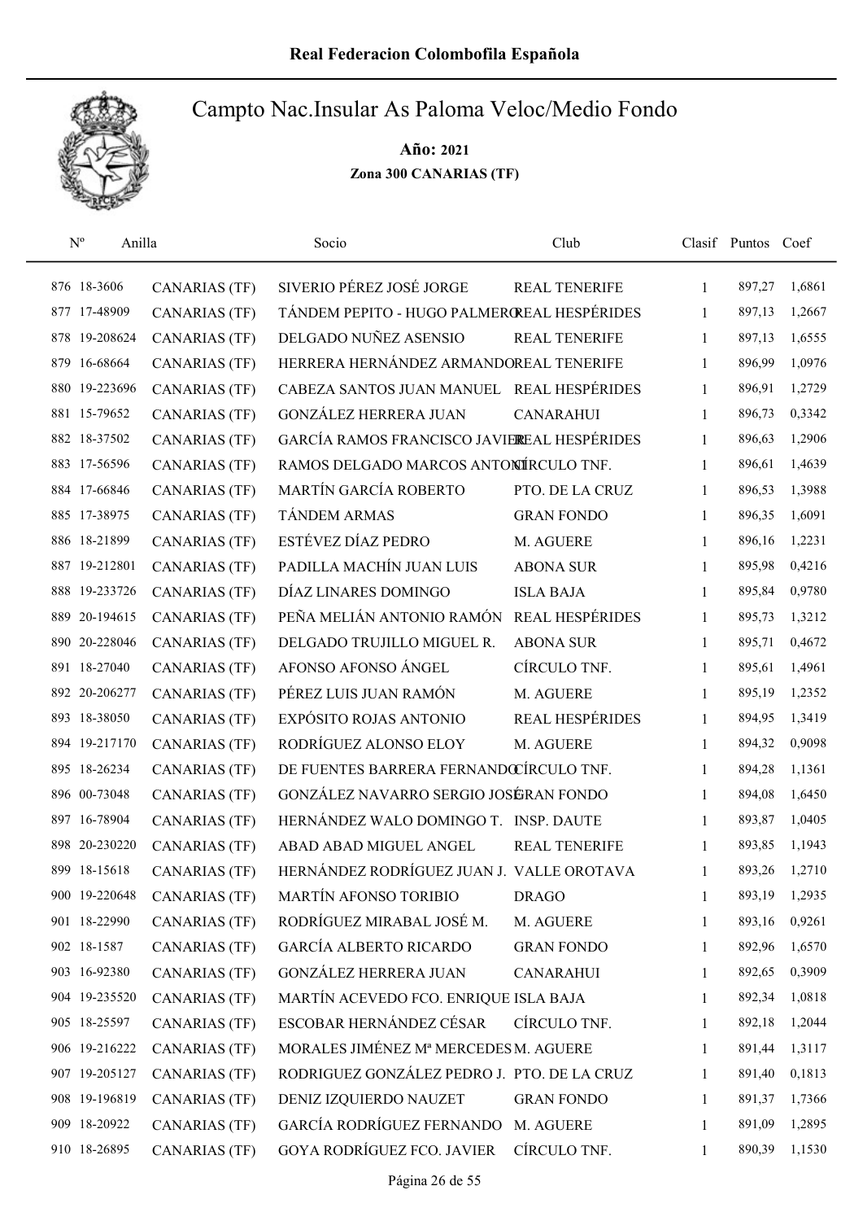# Real Federacion Colombofila Española

## Campto Nac.Insular As Paloma Veloc/Medio Fondo

**Año: 2021**

**Zona 300 CANARIAS (TF)**

| Nº | Anilla | | Socio | Club | Clasif | Puntos | Coef |
|---|---|---|---|---|---|---|---|
| 876 | 18-3606 | CANARIAS (TF) | SIVERIO PÉREZ JOSÉ JORGE | REAL TENERIFE | 1 | 897,27 | 1,6861 |
| 877 | 17-48909 | CANARIAS (TF) | TÁNDEM PEPITO - HUGO PALMERO | REAL HESPÉRIDES | 1 | 897,13 | 1,2667 |
| 878 | 19-208624 | CANARIAS (TF) | DELGADO NUÑEZ ASENSIO | REAL TENERIFE | 1 | 897,13 | 1,6555 |
| 879 | 16-68664 | CANARIAS (TF) | HERRERA HERNÁNDEZ ARMANDO | REAL TENERIFE | 1 | 896,99 | 1,0976 |
| 880 | 19-223696 | CANARIAS (TF) | CABEZA SANTOS JUAN MANUEL | REAL HESPÉRIDES | 1 | 896,91 | 1,2729 |
| 881 | 15-79652 | CANARIAS (TF) | GONZÁLEZ HERRERA JUAN | CANARAHUI | 1 | 896,73 | 0,3342 |
| 882 | 18-37502 | CANARIAS (TF) | GARCÍA RAMOS FRANCISCO JAVIER | REAL HESPÉRIDES | 1 | 896,63 | 1,2906 |
| 883 | 17-56596 | CANARIAS (TF) | RAMOS DELGADO MARCOS ANTONI | CÍRCULO TNF. | 1 | 896,61 | 1,4639 |
| 884 | 17-66846 | CANARIAS (TF) | MARTÍN GARCÍA ROBERTO | PTO. DE LA CRUZ | 1 | 896,53 | 1,3988 |
| 885 | 17-38975 | CANARIAS (TF) | TÁNDEM ARMAS | GRAN FONDO | 1 | 896,35 | 1,6091 |
| 886 | 18-21899 | CANARIAS (TF) | ESTÉVEZ DÍAZ PEDRO | M. AGUERE | 1 | 896,16 | 1,2231 |
| 887 | 19-212801 | CANARIAS (TF) | PADILLA MACHÍN JUAN LUIS | ABONA SUR | 1 | 895,98 | 0,4216 |
| 888 | 19-233726 | CANARIAS (TF) | DÍAZ LINARES DOMINGO | ISLA BAJA | 1 | 895,84 | 0,9780 |
| 889 | 20-194615 | CANARIAS (TF) | PEÑA MELIÁN ANTONIO RAMÓN | REAL HESPÉRIDES | 1 | 895,73 | 1,3212 |
| 890 | 20-228046 | CANARIAS (TF) | DELGADO TRUJILLO MIGUEL R. | ABONA SUR | 1 | 895,71 | 0,4672 |
| 891 | 18-27040 | CANARIAS (TF) | AFONSO AFONSO ÁNGEL | CÍRCULO TNF. | 1 | 895,61 | 1,4961 |
| 892 | 20-206277 | CANARIAS (TF) | PÉREZ LUIS JUAN RAMÓN | M. AGUERE | 1 | 895,19 | 1,2352 |
| 893 | 18-38050 | CANARIAS (TF) | EXPÓSITO ROJAS ANTONIO | REAL HESPÉRIDES | 1 | 894,95 | 1,3419 |
| 894 | 19-217170 | CANARIAS (TF) | RODRÍGUEZ ALONSO ELOY | M. AGUERE | 1 | 894,32 | 0,9098 |
| 895 | 18-26234 | CANARIAS (TF) | DE FUENTES BARRERA FERNANDO | CÍRCULO TNF. | 1 | 894,28 | 1,1361 |
| 896 | 00-73048 | CANARIAS (TF) | GONZÁLEZ NAVARRO SERGIO JOSÉ | GRAN FONDO | 1 | 894,08 | 1,6450 |
| 897 | 16-78904 | CANARIAS (TF) | HERNÁNDEZ WALO DOMINGO T. | INSP. DAUTE | 1 | 893,87 | 1,0405 |
| 898 | 20-230220 | CANARIAS (TF) | ABAD ABAD MIGUEL ANGEL | REAL TENERIFE | 1 | 893,85 | 1,1943 |
| 899 | 18-15618 | CANARIAS (TF) | HERNÁNDEZ RODRÍGUEZ JUAN J. | VALLE OROTAVA | 1 | 893,26 | 1,2710 |
| 900 | 19-220648 | CANARIAS (TF) | MARTÍN AFONSO TORIBIO | DRAGO | 1 | 893,19 | 1,2935 |
| 901 | 18-22990 | CANARIAS (TF) | RODRÍGUEZ MIRABAL JOSÉ M. | M. AGUERE | 1 | 893,16 | 0,9261 |
| 902 | 18-1587 | CANARIAS (TF) | GARCÍA ALBERTO RICARDO | GRAN FONDO | 1 | 892,96 | 1,6570 |
| 903 | 16-92380 | CANARIAS (TF) | GONZÁLEZ HERRERA JUAN | CANARAHUI | 1 | 892,65 | 0,3909 |
| 904 | 19-235520 | CANARIAS (TF) | MARTÍN ACEVEDO FCO. ENRIQUE | ISLA BAJA | 1 | 892,34 | 1,0818 |
| 905 | 18-25597 | CANARIAS (TF) | ESCOBAR HERNÁNDEZ CÉSAR | CÍRCULO TNF. | 1 | 892,18 | 1,2044 |
| 906 | 19-216222 | CANARIAS (TF) | MORALES JIMÉNEZ Mª MERCEDES | M. AGUERE | 1 | 891,44 | 1,3117 |
| 907 | 19-205127 | CANARIAS (TF) | RODRIGUEZ GONZÁLEZ PEDRO J. | PTO. DE LA CRUZ | 1 | 891,40 | 0,1813 |
| 908 | 19-196819 | CANARIAS (TF) | DENIZ IZQUIERDO NAUZET | GRAN FONDO | 1 | 891,37 | 1,7366 |
| 909 | 18-20922 | CANARIAS (TF) | GARCÍA RODRÍGUEZ FERNANDO | M. AGUERE | 1 | 891,09 | 1,2895 |
| 910 | 18-26895 | CANARIAS (TF) | GOYA RODRÍGUEZ FCO. JAVIER | CÍRCULO TNF. | 1 | 890,39 | 1,1530 |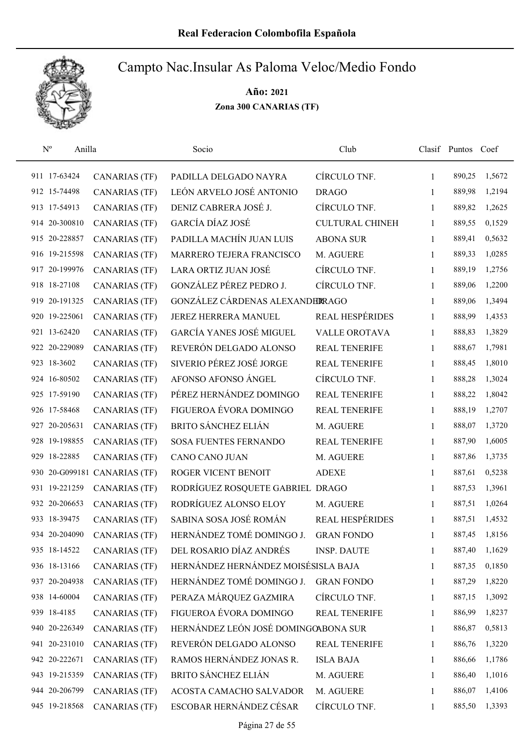# Real Federacion Colombofila Española

## Campto Nac.Insular As Paloma Veloc/Medio Fondo

**Año: 2021**

**Zona 300 CANARIAS (TF)**

| Nº | Anilla | | Socio | Club | Clasif | Puntos | Coef |
|---|---|---|---|---|---|---|---|
| 911 | 17-63424 | CANARIAS (TF) | PADILLA DELGADO NAYRA | CÍRCULO TNF. | 1 | 890,25 | 1,5672 |
| 912 | 15-74498 | CANARIAS (TF) | LEÓN ARVELO JOSÉ ANTONIO | DRAGO | 1 | 889,98 | 1,2194 |
| 913 | 17-54913 | CANARIAS (TF) | DENIZ CABRERA JOSÉ J. | CÍRCULO TNF. | 1 | 889,82 | 1,2625 |
| 914 | 20-300810 | CANARIAS (TF) | GARCÍA DÍAZ JOSÉ | CULTURAL CHINEH | 1 | 889,55 | 0,1529 |
| 915 | 20-228857 | CANARIAS (TF) | PADILLA MACHÍN JUAN LUIS | ABONA SUR | 1 | 889,41 | 0,5632 |
| 916 | 19-215598 | CANARIAS (TF) | MARRERO TEJERA FRANCISCO | M. AGUERE | 1 | 889,33 | 1,0285 |
| 917 | 20-199976 | CANARIAS (TF) | LARA ORTIZ JUAN JOSÉ | CÍRCULO TNF. | 1 | 889,19 | 1,2756 |
| 918 | 18-27108 | CANARIAS (TF) | GONZÁLEZ PÉREZ PEDRO J. | CÍRCULO TNF. | 1 | 889,06 | 1,2200 |
| 919 | 20-191325 | CANARIAS (TF) | GONZÁLEZ CÁRDENAS ALEXANDER | DRAGO | 1 | 889,06 | 1,3494 |
| 920 | 19-225061 | CANARIAS (TF) | JEREZ HERRERA MANUEL | REAL HESPÉRIDES | 1 | 888,99 | 1,4353 |
| 921 | 13-62420 | CANARIAS (TF) | GARCÍA YANES JOSÉ MIGUEL | VALLE OROTAVA | 1 | 888,83 | 1,3829 |
| 922 | 20-229089 | CANARIAS (TF) | REVERÓN DELGADO ALONSO | REAL TENERIFE | 1 | 888,67 | 1,7981 |
| 923 | 18-3602 | CANARIAS (TF) | SIVERIO PÉREZ JOSÉ JORGE | REAL TENERIFE | 1 | 888,45 | 1,8010 |
| 924 | 16-80502 | CANARIAS (TF) | AFONSO AFONSO ÁNGEL | CÍRCULO TNF. | 1 | 888,28 | 1,3024 |
| 925 | 17-59190 | CANARIAS (TF) | PÉREZ HERNÁNDEZ DOMINGO | REAL TENERIFE | 1 | 888,22 | 1,8042 |
| 926 | 17-58468 | CANARIAS (TF) | FIGUEROA ÉVORA DOMINGO | REAL TENERIFE | 1 | 888,19 | 1,2707 |
| 927 | 20-205631 | CANARIAS (TF) | BRITO SÁNCHEZ ELIÁN | M. AGUERE | 1 | 888,07 | 1,3720 |
| 928 | 19-198855 | CANARIAS (TF) | SOSA FUENTES FERNANDO | REAL TENERIFE | 1 | 887,90 | 1,6005 |
| 929 | 18-22885 | CANARIAS (TF) | CANO CANO JUAN | M. AGUERE | 1 | 887,86 | 1,3735 |
| 930 | 20-G099181 | CANARIAS (TF) | ROGER VICENT BENOIT | ADEXE | 1 | 887,61 | 0,5238 |
| 931 | 19-221259 | CANARIAS (TF) | RODRÍGUEZ ROSQUETE GABRIEL | DRAGO | 1 | 887,53 | 1,3961 |
| 932 | 20-206653 | CANARIAS (TF) | RODRÍGUEZ ALONSO ELOY | M. AGUERE | 1 | 887,51 | 1,0264 |
| 933 | 18-39475 | CANARIAS (TF) | SABINA SOSA JOSÉ ROMÁN | REAL HESPÉRIDES | 1 | 887,51 | 1,4532 |
| 934 | 20-204090 | CANARIAS (TF) | HERNÁNDEZ TOMÉ DOMINGO J. | GRAN FONDO | 1 | 887,45 | 1,8156 |
| 935 | 18-14522 | CANARIAS (TF) | DEL ROSARIO DÍAZ ANDRÉS | INSP. DAUTE | 1 | 887,40 | 1,1629 |
| 936 | 18-13166 | CANARIAS (TF) | HERNÁNDEZ HERNÁNDEZ MOISÉS | ISLA BAJA | 1 | 887,35 | 0,1850 |
| 937 | 20-204938 | CANARIAS (TF) | HERNÁNDEZ TOMÉ DOMINGO J. | GRAN FONDO | 1 | 887,29 | 1,8220 |
| 938 | 14-60004 | CANARIAS (TF) | PERAZA MÁRQUEZ GAZMIRA | CÍRCULO TNF. | 1 | 887,15 | 1,3092 |
| 939 | 18-4185 | CANARIAS (TF) | FIGUEROA ÉVORA DOMINGO | REAL TENERIFE | 1 | 886,99 | 1,8237 |
| 940 | 20-226349 | CANARIAS (TF) | HERNÁNDEZ LEÓN JOSÉ DOMINGO | ABONA SUR | 1 | 886,87 | 0,5813 |
| 941 | 20-231010 | CANARIAS (TF) | REVERÓN DELGADO ALONSO | REAL TENERIFE | 1 | 886,76 | 1,3220 |
| 942 | 20-222671 | CANARIAS (TF) | RAMOS HERNÁNDEZ JONAS R. | ISLA BAJA | 1 | 886,66 | 1,1786 |
| 943 | 19-215359 | CANARIAS (TF) | BRITO SÁNCHEZ ELIÁN | M. AGUERE | 1 | 886,40 | 1,1016 |
| 944 | 20-206799 | CANARIAS (TF) | ACOSTA CAMACHO SALVADOR | M. AGUERE | 1 | 886,07 | 1,4106 |
| 945 | 19-218568 | CANARIAS (TF) | ESCOBAR HERNÁNDEZ CÉSAR | CÍRCULO TNF. | 1 | 885,50 | 1,3393 |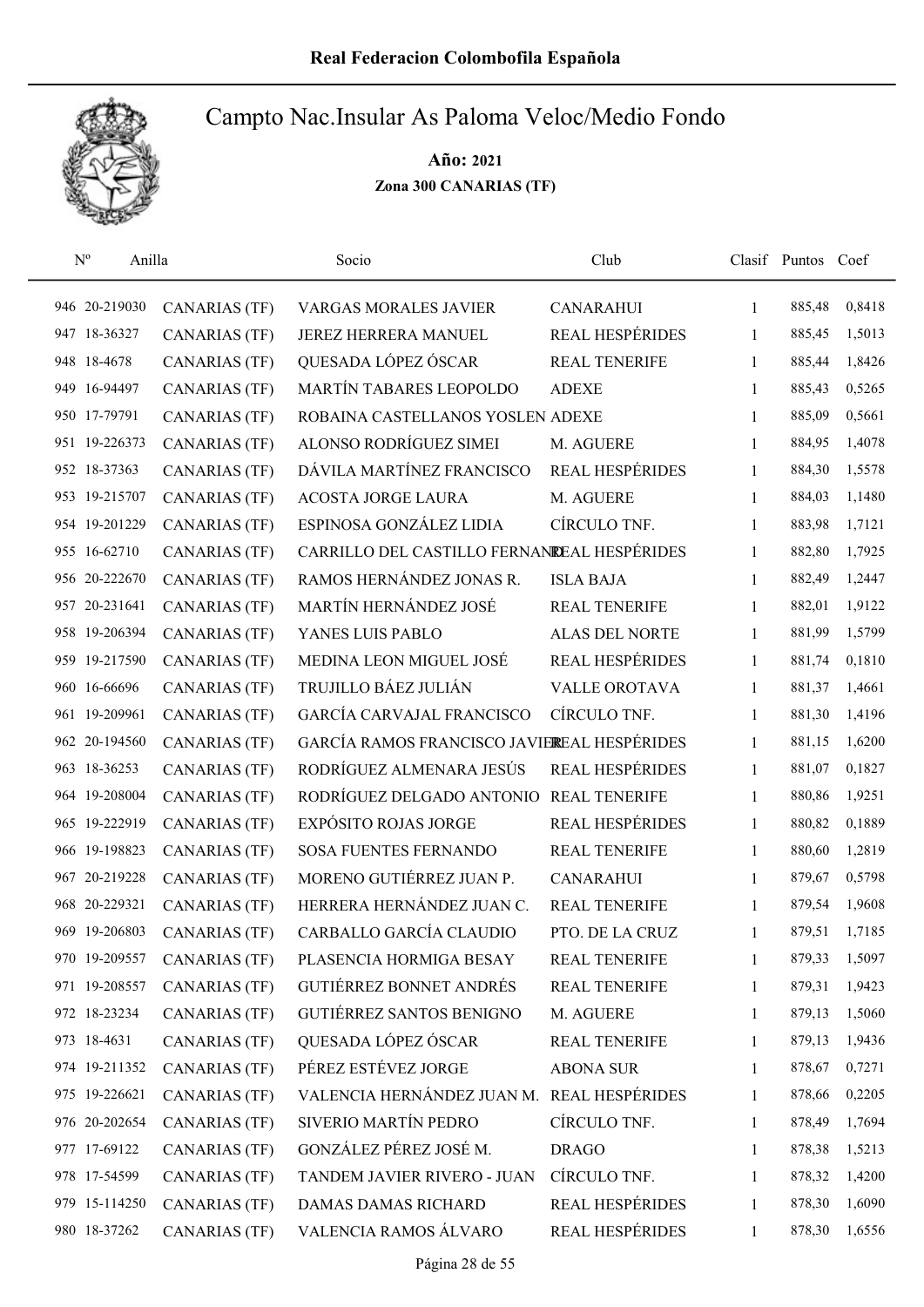# Real Federacion Colombofila Española

## Campto Nac.Insular As Paloma Veloc/Medio Fondo

**Año: 2021**

**Zona 300 CANARIAS (TF)**

| Nº | Anilla | | Socio | Club | Clasif | Puntos | Coef |
|---|---|---|---|---|---|---|---|
| 946 | 20-219030 | CANARIAS (TF) | VARGAS MORALES JAVIER | CANARAHUI | 1 | 885,48 | 0,8418 |
| 947 | 18-36327 | CANARIAS (TF) | JEREZ HERRERA MANUEL | REAL HESPÉRIDES | 1 | 885,45 | 1,5013 |
| 948 | 18-4678 | CANARIAS (TF) | QUESADA LÓPEZ ÓSCAR | REAL TENERIFE | 1 | 885,44 | 1,8426 |
| 949 | 16-94497 | CANARIAS (TF) | MARTÍN TABARES LEOPOLDO | ADEXE | 1 | 885,43 | 0,5265 |
| 950 | 17-79791 | CANARIAS (TF) | ROBAINA CASTELLANOS YOSLEN | ADEXE | 1 | 885,09 | 0,5661 |
| 951 | 19-226373 | CANARIAS (TF) | ALONSO RODRÍGUEZ SIMEI | M. AGUERE | 1 | 884,95 | 1,4078 |
| 952 | 18-37363 | CANARIAS (TF) | DÁVILA MARTÍNEZ FRANCISCO | REAL HESPÉRIDES | 1 | 884,30 | 1,5578 |
| 953 | 19-215707 | CANARIAS (TF) | ACOSTA JORGE LAURA | M. AGUERE | 1 | 884,03 | 1,1480 |
| 954 | 19-201229 | CANARIAS (TF) | ESPINOSA GONZÁLEZ LIDIA | CÍRCULO TNF. | 1 | 883,98 | 1,7121 |
| 955 | 16-62710 | CANARIAS (TF) | CARRILLO DEL CASTILLO FERNANDO | REAL HESPÉRIDES | 1 | 882,80 | 1,7925 |
| 956 | 20-222670 | CANARIAS (TF) | RAMOS HERNÁNDEZ JONAS R. | ISLA BAJA | 1 | 882,49 | 1,2447 |
| 957 | 20-231641 | CANARIAS (TF) | MARTÍN HERNÁNDEZ JOSÉ | REAL TENERIFE | 1 | 882,01 | 1,9122 |
| 958 | 19-206394 | CANARIAS (TF) | YANES LUIS PABLO | ALAS DEL NORTE | 1 | 881,99 | 1,5799 |
| 959 | 19-217590 | CANARIAS (TF) | MEDINA LEON MIGUEL JOSÉ | REAL HESPÉRIDES | 1 | 881,74 | 0,1810 |
| 960 | 16-66696 | CANARIAS (TF) | TRUJILLO BÁEZ JULIÁN | VALLE OROTAVA | 1 | 881,37 | 1,4661 |
| 961 | 19-209961 | CANARIAS (TF) | GARCÍA CARVAJAL FRANCISCO | CÍRCULO TNF. | 1 | 881,30 | 1,4196 |
| 962 | 20-194560 | CANARIAS (TF) | GARCÍA RAMOS FRANCISCO JAVIER | REAL HESPÉRIDES | 1 | 881,15 | 1,6200 |
| 963 | 18-36253 | CANARIAS (TF) | RODRÍGUEZ ALMENARA JESÚS | REAL HESPÉRIDES | 1 | 881,07 | 0,1827 |
| 964 | 19-208004 | CANARIAS (TF) | RODRÍGUEZ DELGADO ANTONIO | REAL TENERIFE | 1 | 880,86 | 1,9251 |
| 965 | 19-222919 | CANARIAS (TF) | EXPÓSITO ROJAS JORGE | REAL HESPÉRIDES | 1 | 880,82 | 0,1889 |
| 966 | 19-198823 | CANARIAS (TF) | SOSA FUENTES FERNANDO | REAL TENERIFE | 1 | 880,60 | 1,2819 |
| 967 | 20-219228 | CANARIAS (TF) | MORENO GUTIÉRREZ JUAN P. | CANARAHUI | 1 | 879,67 | 0,5798 |
| 968 | 20-229321 | CANARIAS (TF) | HERRERA HERNÁNDEZ JUAN C. | REAL TENERIFE | 1 | 879,54 | 1,9608 |
| 969 | 19-206803 | CANARIAS (TF) | CARBALLO GARCÍA CLAUDIO | PTO. DE LA CRUZ | 1 | 879,51 | 1,7185 |
| 970 | 19-209557 | CANARIAS (TF) | PLASENCIA HORMIGA BESAY | REAL TENERIFE | 1 | 879,33 | 1,5097 |
| 971 | 19-208557 | CANARIAS (TF) | GUTIÉRREZ BONNET ANDRÉS | REAL TENERIFE | 1 | 879,31 | 1,9423 |
| 972 | 18-23234 | CANARIAS (TF) | GUTIÉRREZ SANTOS BENIGNO | M. AGUERE | 1 | 879,13 | 1,5060 |
| 973 | 18-4631 | CANARIAS (TF) | QUESADA LÓPEZ ÓSCAR | REAL TENERIFE | 1 | 879,13 | 1,9436 |
| 974 | 19-211352 | CANARIAS (TF) | PÉREZ ESTÉVEZ JORGE | ABONA SUR | 1 | 878,67 | 0,7271 |
| 975 | 19-226621 | CANARIAS (TF) | VALENCIA HERNÁNDEZ JUAN M. | REAL HESPÉRIDES | 1 | 878,66 | 0,2205 |
| 976 | 20-202654 | CANARIAS (TF) | SIVERIO MARTÍN PEDRO | CÍRCULO TNF. | 1 | 878,49 | 1,7694 |
| 977 | 17-69122 | CANARIAS (TF) | GONZÁLEZ PÉREZ JOSÉ M. | DRAGO | 1 | 878,38 | 1,5213 |
| 978 | 17-54599 | CANARIAS (TF) | TANDEM JAVIER RIVERO - JUAN | CÍRCULO TNF. | 1 | 878,32 | 1,4200 |
| 979 | 15-114250 | CANARIAS (TF) | DAMAS DAMAS RICHARD | REAL HESPÉRIDES | 1 | 878,30 | 1,6090 |
| 980 | 18-37262 | CANARIAS (TF) | VALENCIA RAMOS ÁLVARO | REAL HESPÉRIDES | 1 | 878,30 | 1,6556 |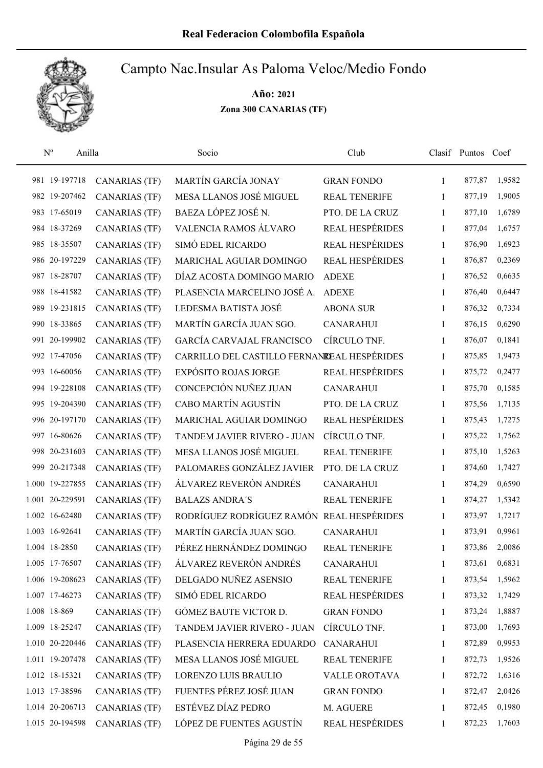# Real Federacion Colombofila Española

## Campto Nac.Insular As Paloma Veloc/Medio Fondo

**Año: 2021**

**Zona 300 CANARIAS (TF)**

| Nº | Anilla | | Socio | Club | Clasif | Puntos | Coef |
|---|---|---|---|---|---|---|---|
| 981 | 19-197718 | CANARIAS (TF) | MARTÍN GARCÍA JONAY | GRAN FONDO | 1 | 877,87 | 1,9582 |
| 982 | 19-207462 | CANARIAS (TF) | MESA LLANOS JOSÉ MIGUEL | REAL TENERIFE | 1 | 877,19 | 1,9005 |
| 983 | 17-65019 | CANARIAS (TF) | BAEZA LÓPEZ JOSÉ N. | PTO. DE LA CRUZ | 1 | 877,10 | 1,6789 |
| 984 | 18-37269 | CANARIAS (TF) | VALENCIA RAMOS ÁLVARO | REAL HESPÉRIDES | 1 | 877,04 | 1,6757 |
| 985 | 18-35507 | CANARIAS (TF) | SIMÓ EDEL RICARDO | REAL HESPÉRIDES | 1 | 876,90 | 1,6923 |
| 986 | 20-197229 | CANARIAS (TF) | MARICHAL AGUIAR DOMINGO | REAL HESPÉRIDES | 1 | 876,87 | 0,2369 |
| 987 | 18-28707 | CANARIAS (TF) | DÍAZ ACOSTA DOMINGO MARIO | ADEXE | 1 | 876,52 | 0,6635 |
| 988 | 18-41582 | CANARIAS (TF) | PLASENCIA MARCELINO JOSÉ A. | ADEXE | 1 | 876,40 | 0,6447 |
| 989 | 19-231815 | CANARIAS (TF) | LEDESMA BATISTA JOSÉ | ABONA SUR | 1 | 876,32 | 0,7334 |
| 990 | 18-33865 | CANARIAS (TF) | MARTÍN GARCÍA JUAN SGO. | CANARAHUI | 1 | 876,15 | 0,6290 |
| 991 | 20-199902 | CANARIAS (TF) | GARCÍA CARVAJAL FRANCISCO | CÍRCULO TNF. | 1 | 876,07 | 0,1841 |
| 992 | 17-47056 | CANARIAS (TF) | CARRILLO DEL CASTILLO FERNANDO | REAL HESPÉRIDES | 1 | 875,85 | 1,9473 |
| 993 | 16-60056 | CANARIAS (TF) | EXPÓSITO ROJAS JORGE | REAL HESPÉRIDES | 1 | 875,72 | 0,2477 |
| 994 | 19-228108 | CANARIAS (TF) | CONCEPCIÓN NUÑEZ JUAN | CANARAHUI | 1 | 875,70 | 0,1585 |
| 995 | 19-204390 | CANARIAS (TF) | CABO MARTÍN AGUSTÍN | PTO. DE LA CRUZ | 1 | 875,56 | 1,7135 |
| 996 | 20-197170 | CANARIAS (TF) | MARICHAL AGUIAR DOMINGO | REAL HESPÉRIDES | 1 | 875,43 | 1,7275 |
| 997 | 16-80626 | CANARIAS (TF) | TANDEM JAVIER RIVERO - JUAN | CÍRCULO TNF. | 1 | 875,22 | 1,7562 |
| 998 | 20-231603 | CANARIAS (TF) | MESA LLANOS JOSÉ MIGUEL | REAL TENERIFE | 1 | 875,10 | 1,5263 |
| 999 | 20-217348 | CANARIAS (TF) | PALOMARES GONZÁLEZ JAVIER | PTO. DE LA CRUZ | 1 | 874,60 | 1,7427 |
| 1.000 | 19-227855 | CANARIAS (TF) | ÁLVAREZ REVERÓN ANDRÉS | CANARAHUI | 1 | 874,29 | 0,6590 |
| 1.001 | 20-229591 | CANARIAS (TF) | BALAZS ANDRA´S | REAL TENERIFE | 1 | 874,27 | 1,5342 |
| 1.002 | 16-62480 | CANARIAS (TF) | RODRÍGUEZ RODRÍGUEZ RAMÓN | REAL HESPÉRIDES | 1 | 873,97 | 1,7217 |
| 1.003 | 16-92641 | CANARIAS (TF) | MARTÍN GARCÍA JUAN SGO. | CANARAHUI | 1 | 873,91 | 0,9961 |
| 1.004 | 18-2850 | CANARIAS (TF) | PÉREZ HERNÁNDEZ DOMINGO | REAL TENERIFE | 1 | 873,86 | 2,0086 |
| 1.005 | 17-76507 | CANARIAS (TF) | ÁLVAREZ REVERÓN ANDRÉS | CANARAHUI | 1 | 873,61 | 0,6831 |
| 1.006 | 19-208623 | CANARIAS (TF) | DELGADO NUÑEZ ASENSIO | REAL TENERIFE | 1 | 873,54 | 1,5962 |
| 1.007 | 17-46273 | CANARIAS (TF) | SIMÓ EDEL RICARDO | REAL HESPÉRIDES | 1 | 873,32 | 1,7429 |
| 1.008 | 18-869 | CANARIAS (TF) | GÓMEZ BAUTE VICTOR D. | GRAN FONDO | 1 | 873,24 | 1,8887 |
| 1.009 | 18-25247 | CANARIAS (TF) | TANDEM JAVIER RIVERO - JUAN | CÍRCULO TNF. | 1 | 873,00 | 1,7693 |
| 1.010 | 20-220446 | CANARIAS (TF) | PLASENCIA HERRERA EDUARDO | CANARAHUI | 1 | 872,89 | 0,9953 |
| 1.011 | 19-207478 | CANARIAS (TF) | MESA LLANOS JOSÉ MIGUEL | REAL TENERIFE | 1 | 872,73 | 1,9526 |
| 1.012 | 18-15321 | CANARIAS (TF) | LORENZO LUIS BRAULIO | VALLE OROTAVA | 1 | 872,72 | 1,6316 |
| 1.013 | 17-38596 | CANARIAS (TF) | FUENTES PÉREZ JOSÉ JUAN | GRAN FONDO | 1 | 872,47 | 2,0426 |
| 1.014 | 20-206713 | CANARIAS (TF) | ESTÉVEZ DÍAZ PEDRO | M. AGUERE | 1 | 872,45 | 0,1980 |
| 1.015 | 20-194598 | CANARIAS (TF) | LÓPEZ DE FUENTES AGUSTÍN | REAL HESPÉRIDES | 1 | 872,23 | 1,7603 |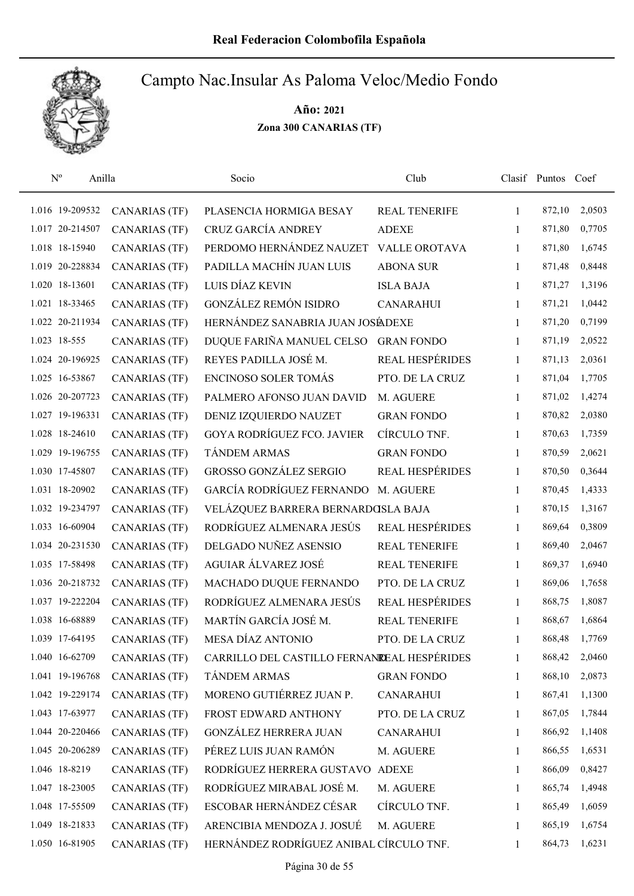# Real Federacion Colombofila Española

## Campto Nac.Insular As Paloma Veloc/Medio Fondo

**Año: 2021**

**Zona 300 CANARIAS (TF)**

| Nº | Anilla | | Socio | Club | Clasif | Puntos | Coef |
|---|---|---|---|---|---|---|---|
| 1.016 | 19-209532 | CANARIAS (TF) | PLASENCIA HORMIGA BESAY | REAL TENERIFE | 1 | 872,10 | 2,0503 |
| 1.017 | 20-214507 | CANARIAS (TF) | CRUZ GARCÍA ANDREY | ADEXE | 1 | 871,80 | 0,7705 |
| 1.018 | 18-15940 | CANARIAS (TF) | PERDOMO HERNÁNDEZ NAUZET | VALLE OROTAVA | 1 | 871,80 | 1,6745 |
| 1.019 | 20-228834 | CANARIAS (TF) | PADILLA MACHÍN JUAN LUIS | ABONA SUR | 1 | 871,48 | 0,8448 |
| 1.020 | 18-13601 | CANARIAS (TF) | LUIS DÍAZ KEVIN | ISLA BAJA | 1 | 871,27 | 1,3196 |
| 1.021 | 18-33465 | CANARIAS (TF) | GONZÁLEZ REMÓN ISIDRO | CANARAHUI | 1 | 871,21 | 1,0442 |
| 1.022 | 20-211934 | CANARIAS (TF) | HERNÁNDEZ SANABRIA JUAN JOSÉ | ADEXE | 1 | 871,20 | 0,7199 |
| 1.023 | 18-555 | CANARIAS (TF) | DUQUE FARIÑA MANUEL CELSO | GRAN FONDO | 1 | 871,19 | 2,0522 |
| 1.024 | 20-196925 | CANARIAS (TF) | REYES PADILLA JOSÉ M. | REAL HESPÉRIDES | 1 | 871,13 | 2,0361 |
| 1.025 | 16-53867 | CANARIAS (TF) | ENCINOSO SOLER TOMÁS | PTO. DE LA CRUZ | 1 | 871,04 | 1,7705 |
| 1.026 | 20-207723 | CANARIAS (TF) | PALMERO AFONSO JUAN DAVID | M. AGUERE | 1 | 871,02 | 1,4274 |
| 1.027 | 19-196331 | CANARIAS (TF) | DENIZ IZQUIERDO NAUZET | GRAN FONDO | 1 | 870,82 | 2,0380 |
| 1.028 | 18-24610 | CANARIAS (TF) | GOYA RODRÍGUEZ FCO. JAVIER | CÍRCULO TNF. | 1 | 870,63 | 1,7359 |
| 1.029 | 19-196755 | CANARIAS (TF) | TÁNDEM ARMAS | GRAN FONDO | 1 | 870,59 | 2,0621 |
| 1.030 | 17-45807 | CANARIAS (TF) | GROSSO GONZÁLEZ SERGIO | REAL HESPÉRIDES | 1 | 870,50 | 0,3644 |
| 1.031 | 18-20902 | CANARIAS (TF) | GARCÍA RODRÍGUEZ FERNANDO | M. AGUERE | 1 | 870,45 | 1,4333 |
| 1.032 | 19-234797 | CANARIAS (TF) | VELÁZQUEZ BARRERA BERNARDO | ISLA BAJA | 1 | 870,15 | 1,3167 |
| 1.033 | 16-60904 | CANARIAS (TF) | RODRÍGUEZ ALMENARA JESÚS | REAL HESPÉRIDES | 1 | 869,64 | 0,3809 |
| 1.034 | 20-231530 | CANARIAS (TF) | DELGADO NUÑEZ ASENSIO | REAL TENERIFE | 1 | 869,40 | 2,0467 |
| 1.035 | 17-58498 | CANARIAS (TF) | AGUIAR ÁLVAREZ JOSÉ | REAL TENERIFE | 1 | 869,37 | 1,6940 |
| 1.036 | 20-218732 | CANARIAS (TF) | MACHADO DUQUE FERNANDO | PTO. DE LA CRUZ | 1 | 869,06 | 1,7658 |
| 1.037 | 19-222204 | CANARIAS (TF) | RODRÍGUEZ ALMENARA JESÚS | REAL HESPÉRIDES | 1 | 868,75 | 1,8087 |
| 1.038 | 16-68889 | CANARIAS (TF) | MARTÍN GARCÍA JOSÉ M. | REAL TENERIFE | 1 | 868,67 | 1,6864 |
| 1.039 | 17-64195 | CANARIAS (TF) | MESA DÍAZ ANTONIO | PTO. DE LA CRUZ | 1 | 868,48 | 1,7769 |
| 1.040 | 16-62709 | CANARIAS (TF) | CARRILLO DEL CASTILLO FERNAND | REAL HESPÉRIDES | 1 | 868,42 | 2,0460 |
| 1.041 | 19-196768 | CANARIAS (TF) | TÁNDEM ARMAS | GRAN FONDO | 1 | 868,10 | 2,0873 |
| 1.042 | 19-229174 | CANARIAS (TF) | MORENO GUTIÉRREZ JUAN P. | CANARAHUI | 1 | 867,41 | 1,1300 |
| 1.043 | 17-63977 | CANARIAS (TF) | FROST EDWARD ANTHONY | PTO. DE LA CRUZ | 1 | 867,05 | 1,7844 |
| 1.044 | 20-220466 | CANARIAS (TF) | GONZÁLEZ HERRERA JUAN | CANARAHUI | 1 | 866,92 | 1,1408 |
| 1.045 | 20-206289 | CANARIAS (TF) | PÉREZ LUIS JUAN RAMÓN | M. AGUERE | 1 | 866,55 | 1,6531 |
| 1.046 | 18-8219 | CANARIAS (TF) | RODRÍGUEZ HERRERA GUSTAVO | ADEXE | 1 | 866,09 | 0,8427 |
| 1.047 | 18-23005 | CANARIAS (TF) | RODRÍGUEZ MIRABAL JOSÉ M. | M. AGUERE | 1 | 865,74 | 1,4948 |
| 1.048 | 17-55509 | CANARIAS (TF) | ESCOBAR HERNÁNDEZ CÉSAR | CÍRCULO TNF. | 1 | 865,49 | 1,6059 |
| 1.049 | 18-21833 | CANARIAS (TF) | ARENCIBIA MENDOZA J. JOSUÉ | M. AGUERE | 1 | 865,19 | 1,6754 |
| 1.050 | 16-81905 | CANARIAS (TF) | HERNÁNDEZ RODRÍGUEZ ANIBAL | CÍRCULO TNF. | 1 | 864,73 | 1,6231 |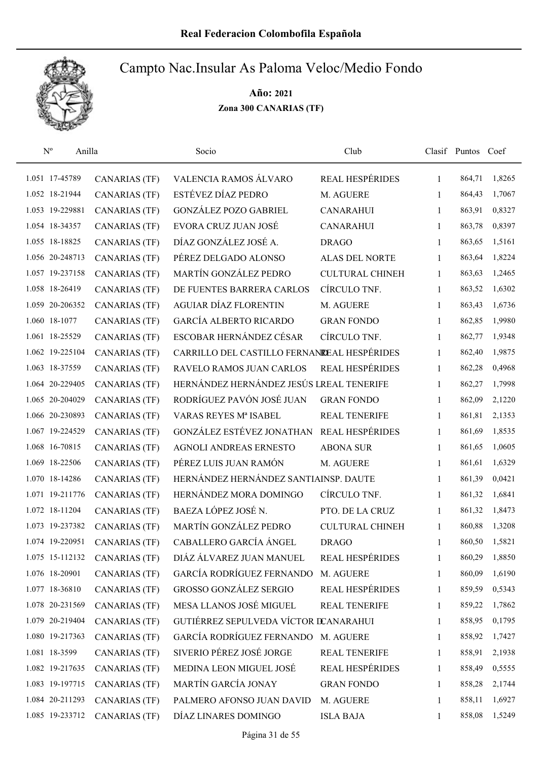# Real Federacion Colombofila Española

## Campto Nac.Insular As Paloma Veloc/Medio Fondo

**Año: 2021**

**Zona 300 CANARIAS (TF)**

| Nº | Anilla | | Socio | Club | Clasif | Puntos | Coef |
|---|---|---|---|---|---|---|---|
| 1.051 | 17-45789 | CANARIAS (TF) | VALENCIA RAMOS ÁLVARO | REAL HESPÉRIDES | 1 | 864,71 | 1,8265 |
| 1.052 | 18-21944 | CANARIAS (TF) | ESTÉVEZ DÍAZ PEDRO | M. AGUERE | 1 | 864,43 | 1,7067 |
| 1.053 | 19-229881 | CANARIAS (TF) | GONZÁLEZ POZO GABRIEL | CANARAHUI | 1 | 863,91 | 0,8327 |
| 1.054 | 18-34357 | CANARIAS (TF) | EVORA CRUZ JUAN JOSÉ | CANARAHUI | 1 | 863,78 | 0,8397 |
| 1.055 | 18-18825 | CANARIAS (TF) | DÍAZ GONZÁLEZ JOSÉ A. | DRAGO | 1 | 863,65 | 1,5161 |
| 1.056 | 20-248713 | CANARIAS (TF) | PÉREZ DELGADO ALONSO | ALAS DEL NORTE | 1 | 863,64 | 1,8224 |
| 1.057 | 19-237158 | CANARIAS (TF) | MARTÍN GONZÁLEZ PEDRO | CULTURAL CHINEH | 1 | 863,63 | 1,2465 |
| 1.058 | 18-26419 | CANARIAS (TF) | DE FUENTES BARRERA CARLOS | CÍRCULO TNF. | 1 | 863,52 | 1,6302 |
| 1.059 | 20-206352 | CANARIAS (TF) | AGUIAR DÍAZ FLORENTIN | M. AGUERE | 1 | 863,43 | 1,6736 |
| 1.060 | 18-1077 | CANARIAS (TF) | GARCÍA ALBERTO RICARDO | GRAN FONDO | 1 | 862,85 | 1,9980 |
| 1.061 | 18-25529 | CANARIAS (TF) | ESCOBAR HERNÁNDEZ CÉSAR | CÍRCULO TNF. | 1 | 862,77 | 1,9348 |
| 1.062 | 19-225104 | CANARIAS (TF) | CARRILLO DEL CASTILLO FERNANDO | REAL HESPÉRIDES | 1 | 862,40 | 1,9875 |
| 1.063 | 18-37559 | CANARIAS (TF) | RAVELO RAMOS JUAN CARLOS | REAL HESPÉRIDES | 1 | 862,28 | 0,4968 |
| 1.064 | 20-229405 | CANARIAS (TF) | HERNÁNDEZ HERNÁNDEZ JESÚS L | REAL TENERIFE | 1 | 862,27 | 1,7998 |
| 1.065 | 20-204029 | CANARIAS (TF) | RODRÍGUEZ PAVÓN JOSÉ JUAN | GRAN FONDO | 1 | 862,09 | 2,1220 |
| 1.066 | 20-230893 | CANARIAS (TF) | VARAS REYES Mª ISABEL | REAL TENERIFE | 1 | 861,81 | 2,1353 |
| 1.067 | 19-224529 | CANARIAS (TF) | GONZÁLEZ ESTÉVEZ JONATHAN | REAL HESPÉRIDES | 1 | 861,69 | 1,8535 |
| 1.068 | 16-70815 | CANARIAS (TF) | AGNOLI ANDREAS ERNESTO | ABONA SUR | 1 | 861,65 | 1,0605 |
| 1.069 | 18-22506 | CANARIAS (TF) | PÉREZ LUIS JUAN RAMÓN | M. AGUERE | 1 | 861,61 | 1,6329 |
| 1.070 | 18-14286 | CANARIAS (TF) | HERNÁNDEZ HERNÁNDEZ SANTIAGO | INSP. DAUTE | 1 | 861,39 | 0,0421 |
| 1.071 | 19-211776 | CANARIAS (TF) | HERNÁNDEZ MORA DOMINGO | CÍRCULO TNF. | 1 | 861,32 | 1,6841 |
| 1.072 | 18-11204 | CANARIAS (TF) | BAEZA LÓPEZ JOSÉ N. | PTO. DE LA CRUZ | 1 | 861,32 | 1,8473 |
| 1.073 | 19-237382 | CANARIAS (TF) | MARTÍN GONZÁLEZ PEDRO | CULTURAL CHINEH | 1 | 860,88 | 1,3208 |
| 1.074 | 19-220951 | CANARIAS (TF) | CABALLERO GARCÍA ÁNGEL | DRAGO | 1 | 860,50 | 1,5821 |
| 1.075 | 15-112132 | CANARIAS (TF) | DIÁZ ÁLVAREZ JUAN MANUEL | REAL HESPÉRIDES | 1 | 860,29 | 1,8850 |
| 1.076 | 18-20901 | CANARIAS (TF) | GARCÍA RODRÍGUEZ FERNANDO | M. AGUERE | 1 | 860,09 | 1,6190 |
| 1.077 | 18-36810 | CANARIAS (TF) | GROSSO GONZÁLEZ SERGIO | REAL HESPÉRIDES | 1 | 859,59 | 0,5343 |
| 1.078 | 20-231569 | CANARIAS (TF) | MESA LLANOS JOSÉ MIGUEL | REAL TENERIFE | 1 | 859,22 | 1,7862 |
| 1.079 | 20-219404 | CANARIAS (TF) | GUTIÉRREZ SEPULVEDA VÍCTOR D | CANARAHUI | 1 | 858,95 | 0,1795 |
| 1.080 | 19-217363 | CANARIAS (TF) | GARCÍA RODRÍGUEZ FERNANDO | M. AGUERE | 1 | 858,92 | 1,7427 |
| 1.081 | 18-3599 | CANARIAS (TF) | SIVERIO PÉREZ JOSÉ JORGE | REAL TENERIFE | 1 | 858,91 | 2,1938 |
| 1.082 | 19-217635 | CANARIAS (TF) | MEDINA LEON MIGUEL JOSÉ | REAL HESPÉRIDES | 1 | 858,49 | 0,5555 |
| 1.083 | 19-197715 | CANARIAS (TF) | MARTÍN GARCÍA JONAY | GRAN FONDO | 1 | 858,28 | 2,1744 |
| 1.084 | 20-211293 | CANARIAS (TF) | PALMERO AFONSO JUAN DAVID | M. AGUERE | 1 | 858,11 | 1,6927 |
| 1.085 | 19-233712 | CANARIAS (TF) | DÍAZ LINARES DOMINGO | ISLA BAJA | 1 | 858,08 | 1,5249 |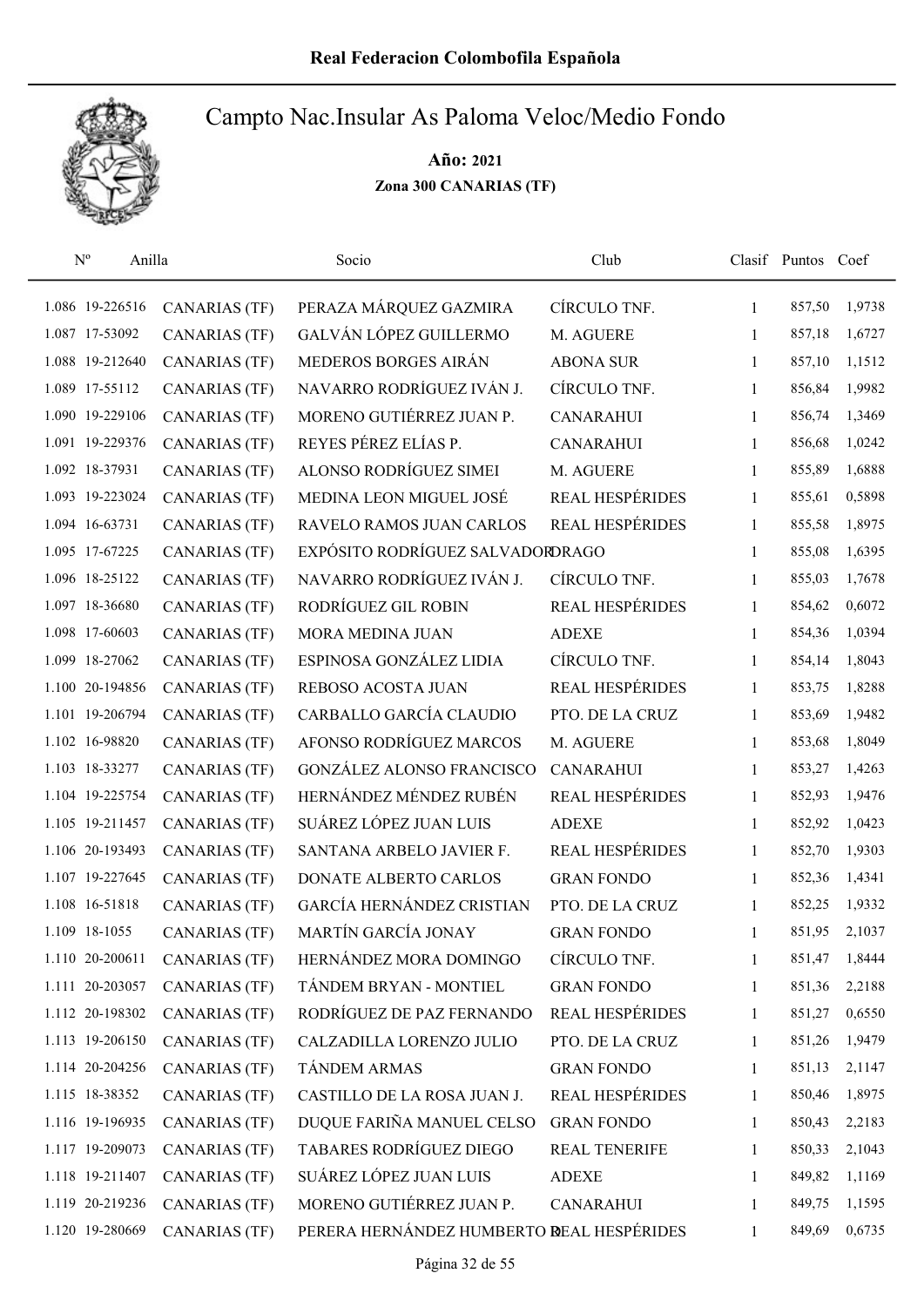# Real Federacion Colombofila Española

## Campto Nac.Insular As Paloma Veloc/Medio Fondo

**Año: 2021**

**Zona 300 CANARIAS (TF)**

| Nº | Anilla | | Socio | Club | Clasif | Puntos | Coef |
|---|---|---|---|---|---|---|---|
| 1.086 | 19-226516 | CANARIAS (TF) | PERAZA MÁRQUEZ GAZMIRA | CÍRCULO TNF. | 1 | 857,50 | 1,9738 |
| 1.087 | 17-53092 | CANARIAS (TF) | GALVÁN LÓPEZ GUILLERMO | M. AGUERE | 1 | 857,18 | 1,6727 |
| 1.088 | 19-212640 | CANARIAS (TF) | MEDEROS BORGES AIRÁN | ABONA SUR | 1 | 857,10 | 1,1512 |
| 1.089 | 17-55112 | CANARIAS (TF) | NAVARRO RODRÍGUEZ IVÁN J. | CÍRCULO TNF. | 1 | 856,84 | 1,9982 |
| 1.090 | 19-229106 | CANARIAS (TF) | MORENO GUTIÉRREZ JUAN P. | CANARAHUI | 1 | 856,74 | 1,3469 |
| 1.091 | 19-229376 | CANARIAS (TF) | REYES PÉREZ ELÍAS P. | CANARAHUI | 1 | 856,68 | 1,0242 |
| 1.092 | 18-37931 | CANARIAS (TF) | ALONSO RODRÍGUEZ SIMEI | M. AGUERE | 1 | 855,89 | 1,6888 |
| 1.093 | 19-223024 | CANARIAS (TF) | MEDINA LEON MIGUEL JOSÉ | REAL HESPÉRIDES | 1 | 855,61 | 0,5898 |
| 1.094 | 16-63731 | CANARIAS (TF) | RAVELO RAMOS JUAN CARLOS | REAL HESPÉRIDES | 1 | 855,58 | 1,8975 |
| 1.095 | 17-67225 | CANARIAS (TF) | EXPÓSITO RODRÍGUEZ SALVADOR | DRAGO | 1 | 855,08 | 1,6395 |
| 1.096 | 18-25122 | CANARIAS (TF) | NAVARRO RODRÍGUEZ IVÁN J. | CÍRCULO TNF. | 1 | 855,03 | 1,7678 |
| 1.097 | 18-36680 | CANARIAS (TF) | RODRÍGUEZ GIL ROBIN | REAL HESPÉRIDES | 1 | 854,62 | 0,6072 |
| 1.098 | 17-60603 | CANARIAS (TF) | MORA MEDINA JUAN | ADEXE | 1 | 854,36 | 1,0394 |
| 1.099 | 18-27062 | CANARIAS (TF) | ESPINOSA GONZÁLEZ LIDIA | CÍRCULO TNF. | 1 | 854,14 | 1,8043 |
| 1.100 | 20-194856 | CANARIAS (TF) | REBOSO ACOSTA JUAN | REAL HESPÉRIDES | 1 | 853,75 | 1,8288 |
| 1.101 | 19-206794 | CANARIAS (TF) | CARBALLO GARCÍA CLAUDIO | PTO. DE LA CRUZ | 1 | 853,69 | 1,9482 |
| 1.102 | 16-98820 | CANARIAS (TF) | AFONSO RODRÍGUEZ MARCOS | M. AGUERE | 1 | 853,68 | 1,8049 |
| 1.103 | 18-33277 | CANARIAS (TF) | GONZÁLEZ ALONSO FRANCISCO | CANARAHUI | 1 | 853,27 | 1,4263 |
| 1.104 | 19-225754 | CANARIAS (TF) | HERNÁNDEZ MÉNDEZ RUBÉN | REAL HESPÉRIDES | 1 | 852,93 | 1,9476 |
| 1.105 | 19-211457 | CANARIAS (TF) | SUÁREZ LÓPEZ JUAN LUIS | ADEXE | 1 | 852,92 | 1,0423 |
| 1.106 | 20-193493 | CANARIAS (TF) | SANTANA ARBELO JAVIER F. | REAL HESPÉRIDES | 1 | 852,70 | 1,9303 |
| 1.107 | 19-227645 | CANARIAS (TF) | DONATE ALBERTO CARLOS | GRAN FONDO | 1 | 852,36 | 1,4341 |
| 1.108 | 16-51818 | CANARIAS (TF) | GARCÍA HERNÁNDEZ CRISTIAN | PTO. DE LA CRUZ | 1 | 852,25 | 1,9332 |
| 1.109 | 18-1055 | CANARIAS (TF) | MARTÍN GARCÍA JONAY | GRAN FONDO | 1 | 851,95 | 2,1037 |
| 1.110 | 20-200611 | CANARIAS (TF) | HERNÁNDEZ MORA DOMINGO | CÍRCULO TNF. | 1 | 851,47 | 1,8444 |
| 1.111 | 20-203057 | CANARIAS (TF) | TÁNDEM BRYAN - MONTIEL | GRAN FONDO | 1 | 851,36 | 2,2188 |
| 1.112 | 20-198302 | CANARIAS (TF) | RODRÍGUEZ DE PAZ FERNANDO | REAL HESPÉRIDES | 1 | 851,27 | 0,6550 |
| 1.113 | 19-206150 | CANARIAS (TF) | CALZADILLA LORENZO JULIO | PTO. DE LA CRUZ | 1 | 851,26 | 1,9479 |
| 1.114 | 20-204256 | CANARIAS (TF) | TÁNDEM ARMAS | GRAN FONDO | 1 | 851,13 | 2,1147 |
| 1.115 | 18-38352 | CANARIAS (TF) | CASTILLO DE LA ROSA JUAN J. | REAL HESPÉRIDES | 1 | 850,46 | 1,8975 |
| 1.116 | 19-196935 | CANARIAS (TF) | DUQUE FARIÑA MANUEL CELSO | GRAN FONDO | 1 | 850,43 | 2,2183 |
| 1.117 | 19-209073 | CANARIAS (TF) | TABARES RODRÍGUEZ DIEGO | REAL TENERIFE | 1 | 850,33 | 2,1043 |
| 1.118 | 19-211407 | CANARIAS (TF) | SUÁREZ LÓPEZ JUAN LUIS | ADEXE | 1 | 849,82 | 1,1169 |
| 1.119 | 20-219236 | CANARIAS (TF) | MORENO GUTIÉRREZ JUAN P. | CANARAHUI | 1 | 849,75 | 1,1595 |
| 1.120 | 19-280669 | CANARIAS (TF) | PERERA HERNÁNDEZ HUMBERTO R | REAL HESPÉRIDES | 1 | 849,69 | 0,6735 |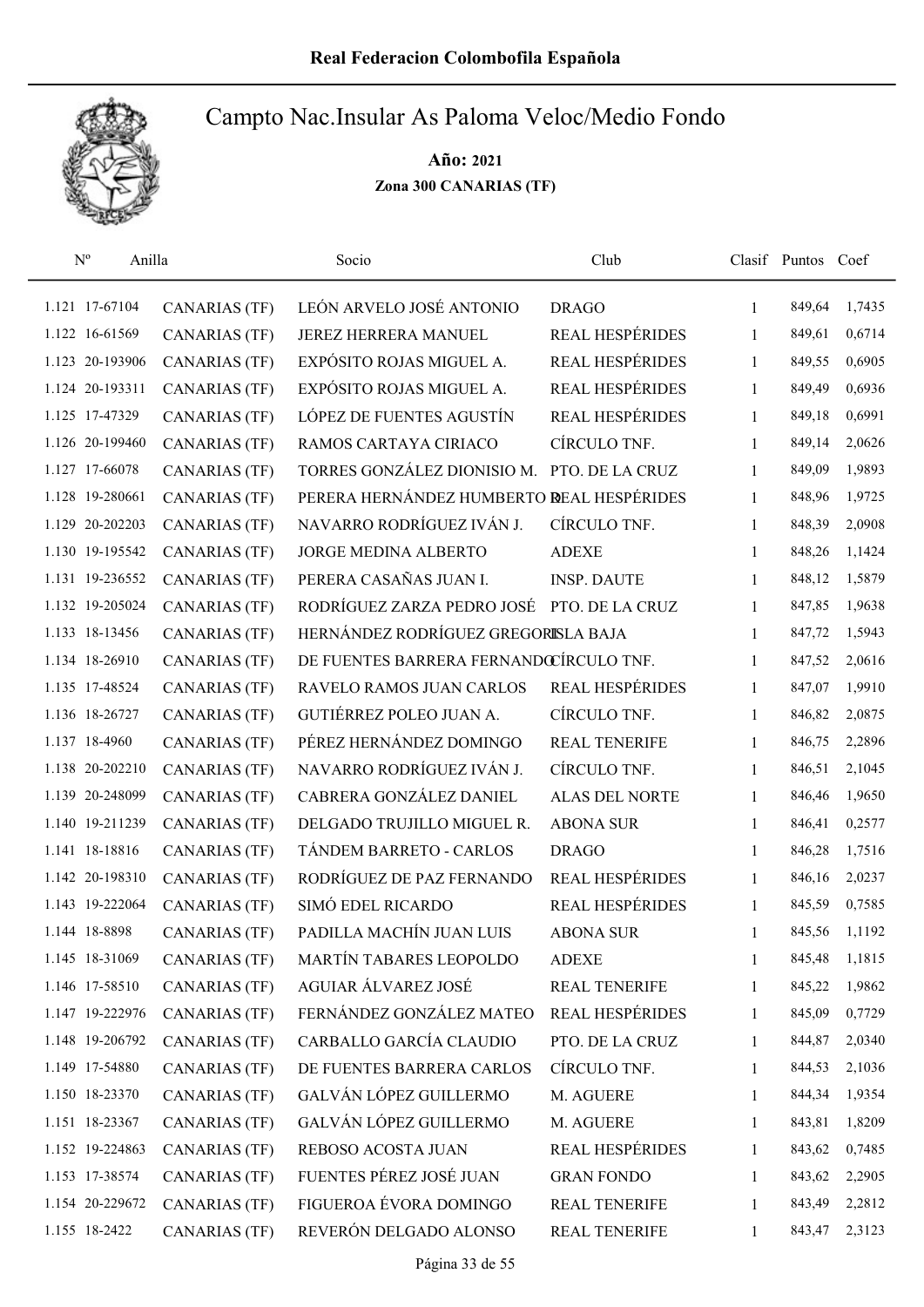# Real Federacion Colombofila Española

## Campto Nac.Insular As Paloma Veloc/Medio Fondo

**Año: 2021**

**Zona 300 CANARIAS (TF)**

| Nº | Anilla | | Socio | Club | Clasif | Puntos | Coef |
|---|---|---|---|---|---|---|---|
| 1.121 | 17-67104 | CANARIAS (TF) | LEÓN ARVELO JOSÉ ANTONIO | DRAGO | 1 | 849,64 | 1,7435 |
| 1.122 | 16-61569 | CANARIAS (TF) | JEREZ HERRERA MANUEL | REAL HESPÉRIDES | 1 | 849,61 | 0,6714 |
| 1.123 | 20-193906 | CANARIAS (TF) | EXPÓSITO ROJAS MIGUEL A. | REAL HESPÉRIDES | 1 | 849,55 | 0,6905 |
| 1.124 | 20-193311 | CANARIAS (TF) | EXPÓSITO ROJAS MIGUEL A. | REAL HESPÉRIDES | 1 | 849,49 | 0,6936 |
| 1.125 | 17-47329 | CANARIAS (TF) | LÓPEZ DE FUENTES AGUSTÍN | REAL HESPÉRIDES | 1 | 849,18 | 0,6991 |
| 1.126 | 20-199460 | CANARIAS (TF) | RAMOS CARTAYA CIRIACO | CÍRCULO TNF. | 1 | 849,14 | 2,0626 |
| 1.127 | 17-66078 | CANARIAS (TF) | TORRES GONZÁLEZ DIONISIO M. | PTO. DE LA CRUZ | 1 | 849,09 | 1,9893 |
| 1.128 | 19-280661 | CANARIAS (TF) | PERERA HERNÁNDEZ HUMBERTO R | REAL HESPÉRIDES | 1 | 848,96 | 1,9725 |
| 1.129 | 20-202203 | CANARIAS (TF) | NAVARRO RODRÍGUEZ IVÁN J. | CÍRCULO TNF. | 1 | 848,39 | 2,0908 |
| 1.130 | 19-195542 | CANARIAS (TF) | JORGE MEDINA ALBERTO | ADEXE | 1 | 848,26 | 1,1424 |
| 1.131 | 19-236552 | CANARIAS (TF) | PERERA CASAÑAS JUAN I. | INSP. DAUTE | 1 | 848,12 | 1,5879 |
| 1.132 | 19-205024 | CANARIAS (TF) | RODRÍGUEZ ZARZA PEDRO JOSÉ | PTO. DE LA CRUZ | 1 | 847,85 | 1,9638 |
| 1.133 | 18-13456 | CANARIAS (TF) | HERNÁNDEZ RODRÍGUEZ GREGORIO | ISLA BAJA | 1 | 847,72 | 1,5943 |
| 1.134 | 18-26910 | CANARIAS (TF) | DE FUENTES BARRERA FERNANDO | CÍRCULO TNF. | 1 | 847,52 | 2,0616 |
| 1.135 | 17-48524 | CANARIAS (TF) | RAVELO RAMOS JUAN CARLOS | REAL HESPÉRIDES | 1 | 847,07 | 1,9910 |
| 1.136 | 18-26727 | CANARIAS (TF) | GUTIÉRREZ POLEO JUAN A. | CÍRCULO TNF. | 1 | 846,82 | 2,0875 |
| 1.137 | 18-4960 | CANARIAS (TF) | PÉREZ HERNÁNDEZ DOMINGO | REAL TENERIFE | 1 | 846,75 | 2,2896 |
| 1.138 | 20-202210 | CANARIAS (TF) | NAVARRO RODRÍGUEZ IVÁN J. | CÍRCULO TNF. | 1 | 846,51 | 2,1045 |
| 1.139 | 20-248099 | CANARIAS (TF) | CABRERA GONZÁLEZ DANIEL | ALAS DEL NORTE | 1 | 846,46 | 1,9650 |
| 1.140 | 19-211239 | CANARIAS (TF) | DELGADO TRUJILLO MIGUEL R. | ABONA SUR | 1 | 846,41 | 0,2577 |
| 1.141 | 18-18816 | CANARIAS (TF) | TÁNDEM BARRETO - CARLOS | DRAGO | 1 | 846,28 | 1,7516 |
| 1.142 | 20-198310 | CANARIAS (TF) | RODRÍGUEZ DE PAZ FERNANDO | REAL HESPÉRIDES | 1 | 846,16 | 2,0237 |
| 1.143 | 19-222064 | CANARIAS (TF) | SIMÓ EDEL RICARDO | REAL HESPÉRIDES | 1 | 845,59 | 0,7585 |
| 1.144 | 18-8898 | CANARIAS (TF) | PADILLA MACHÍN JUAN LUIS | ABONA SUR | 1 | 845,56 | 1,1192 |
| 1.145 | 18-31069 | CANARIAS (TF) | MARTÍN TABARES LEOPOLDO | ADEXE | 1 | 845,48 | 1,1815 |
| 1.146 | 17-58510 | CANARIAS (TF) | AGUIAR ÁLVAREZ JOSÉ | REAL TENERIFE | 1 | 845,22 | 1,9862 |
| 1.147 | 19-222976 | CANARIAS (TF) | FERNÁNDEZ GONZÁLEZ MATEO | REAL HESPÉRIDES | 1 | 845,09 | 0,7729 |
| 1.148 | 19-206792 | CANARIAS (TF) | CARBALLO GARCÍA CLAUDIO | PTO. DE LA CRUZ | 1 | 844,87 | 2,0340 |
| 1.149 | 17-54880 | CANARIAS (TF) | DE FUENTES BARRERA CARLOS | CÍRCULO TNF. | 1 | 844,53 | 2,1036 |
| 1.150 | 18-23370 | CANARIAS (TF) | GALVÁN LÓPEZ GUILLERMO | M. AGUERE | 1 | 844,34 | 1,9354 |
| 1.151 | 18-23367 | CANARIAS (TF) | GALVÁN LÓPEZ GUILLERMO | M. AGUERE | 1 | 843,81 | 1,8209 |
| 1.152 | 19-224863 | CANARIAS (TF) | REBOSO ACOSTA JUAN | REAL HESPÉRIDES | 1 | 843,62 | 0,7485 |
| 1.153 | 17-38574 | CANARIAS (TF) | FUENTES PÉREZ JOSÉ JUAN | GRAN FONDO | 1 | 843,62 | 2,2905 |
| 1.154 | 20-229672 | CANARIAS (TF) | FIGUEROA ÉVORA DOMINGO | REAL TENERIFE | 1 | 843,49 | 2,2812 |
| 1.155 | 18-2422 | CANARIAS (TF) | REVERÓN DELGADO ALONSO | REAL TENERIFE | 1 | 843,47 | 2,3123 |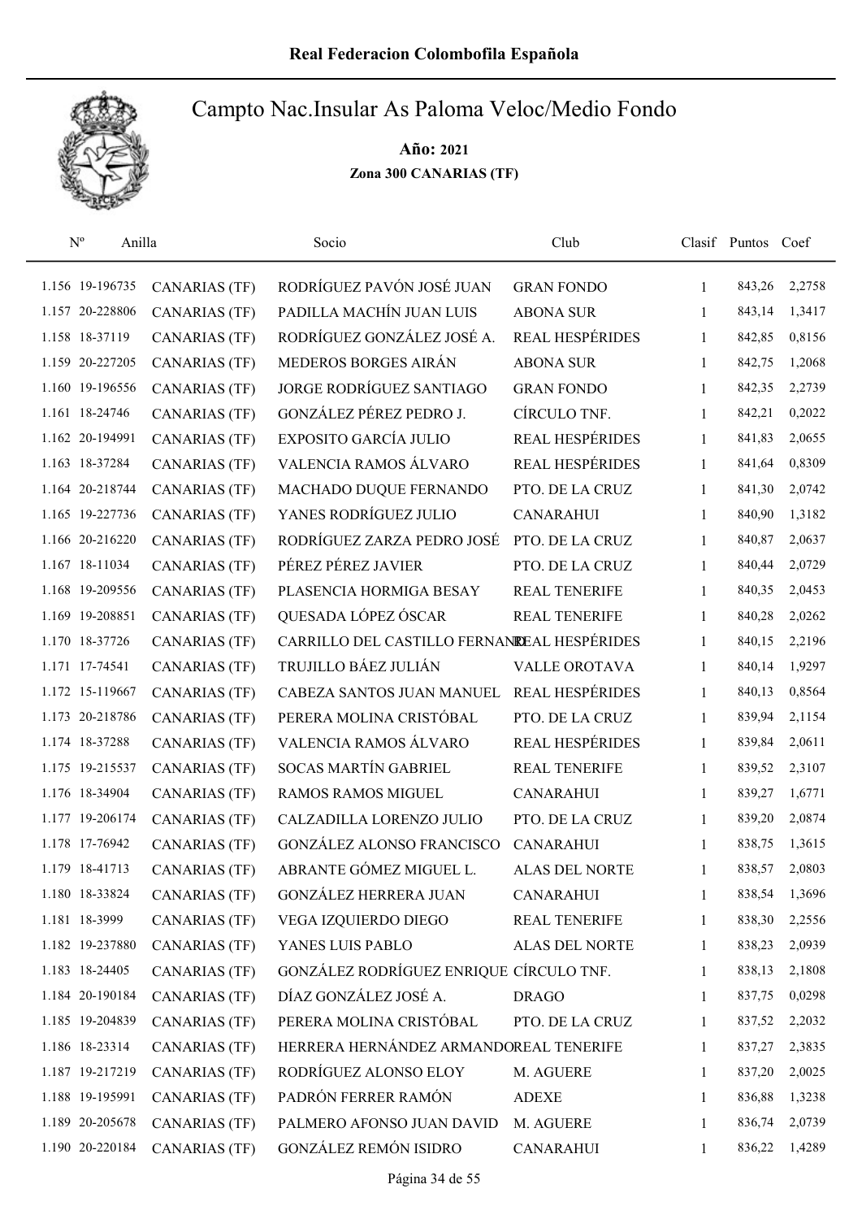# Real Federacion Colombofila Española

## Campto Nac.Insular As Paloma Veloc/Medio Fondo

**Año: 2021**

**Zona 300 CANARIAS (TF)**

| Nº | Anilla | | Socio | Club | Clasif | Puntos | Coef |
|---|---|---|---|---|---|---|---|
| 1.156 | 19-196735 | CANARIAS (TF) | RODRÍGUEZ PAVÓN JOSÉ JUAN | GRAN FONDO | 1 | 843,26 | 2,2758 |
| 1.157 | 20-228806 | CANARIAS (TF) | PADILLA MACHÍN JUAN LUIS | ABONA SUR | 1 | 843,14 | 1,3417 |
| 1.158 | 18-37119 | CANARIAS (TF) | RODRÍGUEZ GONZÁLEZ JOSÉ A. | REAL HESPÉRIDES | 1 | 842,85 | 0,8156 |
| 1.159 | 20-227205 | CANARIAS (TF) | MEDEROS BORGES AIRÁN | ABONA SUR | 1 | 842,75 | 1,2068 |
| 1.160 | 19-196556 | CANARIAS (TF) | JORGE RODRÍGUEZ SANTIAGO | GRAN FONDO | 1 | 842,35 | 2,2739 |
| 1.161 | 18-24746 | CANARIAS (TF) | GONZÁLEZ PÉREZ PEDRO J. | CÍRCULO TNF. | 1 | 842,21 | 0,2022 |
| 1.162 | 20-194991 | CANARIAS (TF) | EXPOSITO GARCÍA JULIO | REAL HESPÉRIDES | 1 | 841,83 | 2,0655 |
| 1.163 | 18-37284 | CANARIAS (TF) | VALENCIA RAMOS ÁLVARO | REAL HESPÉRIDES | 1 | 841,64 | 0,8309 |
| 1.164 | 20-218744 | CANARIAS (TF) | MACHADO DUQUE FERNANDO | PTO. DE LA CRUZ | 1 | 841,30 | 2,0742 |
| 1.165 | 19-227736 | CANARIAS (TF) | YANES RODRÍGUEZ JULIO | CANARAHUI | 1 | 840,90 | 1,3182 |
| 1.166 | 20-216220 | CANARIAS (TF) | RODRÍGUEZ ZARZA PEDRO JOSÉ | PTO. DE LA CRUZ | 1 | 840,87 | 2,0637 |
| 1.167 | 18-11034 | CANARIAS (TF) | PÉREZ PÉREZ JAVIER | PTO. DE LA CRUZ | 1 | 840,44 | 2,0729 |
| 1.168 | 19-209556 | CANARIAS (TF) | PLASENCIA HORMIGA BESAY | REAL TENERIFE | 1 | 840,35 | 2,0453 |
| 1.169 | 19-208851 | CANARIAS (TF) | QUESADA LÓPEZ ÓSCAR | REAL TENERIFE | 1 | 840,28 | 2,0262 |
| 1.170 | 18-37726 | CANARIAS (TF) | CARRILLO DEL CASTILLO FERNANDO | REAL HESPÉRIDES | 1 | 840,15 | 2,2196 |
| 1.171 | 17-74541 | CANARIAS (TF) | TRUJILLO BÁEZ JULIÁN | VALLE OROTAVA | 1 | 840,14 | 1,9297 |
| 1.172 | 15-119667 | CANARIAS (TF) | CABEZA SANTOS JUAN MANUEL | REAL HESPÉRIDES | 1 | 840,13 | 0,8564 |
| 1.173 | 20-218786 | CANARIAS (TF) | PERERA MOLINA CRISTÓBAL | PTO. DE LA CRUZ | 1 | 839,94 | 2,1154 |
| 1.174 | 18-37288 | CANARIAS (TF) | VALENCIA RAMOS ÁLVARO | REAL HESPÉRIDES | 1 | 839,84 | 2,0611 |
| 1.175 | 19-215537 | CANARIAS (TF) | SOCAS MARTÍN GABRIEL | REAL TENERIFE | 1 | 839,52 | 2,3107 |
| 1.176 | 18-34904 | CANARIAS (TF) | RAMOS RAMOS MIGUEL | CANARAHUI | 1 | 839,27 | 1,6771 |
| 1.177 | 19-206174 | CANARIAS (TF) | CALZADILLA LORENZO JULIO | PTO. DE LA CRUZ | 1 | 839,20 | 2,0874 |
| 1.178 | 17-76942 | CANARIAS (TF) | GONZÁLEZ ALONSO FRANCISCO | CANARAHUI | 1 | 838,75 | 1,3615 |
| 1.179 | 18-41713 | CANARIAS (TF) | ABRANTE GÓMEZ MIGUEL L. | ALAS DEL NORTE | 1 | 838,57 | 2,0803 |
| 1.180 | 18-33824 | CANARIAS (TF) | GONZÁLEZ HERRERA JUAN | CANARAHUI | 1 | 838,54 | 1,3696 |
| 1.181 | 18-3999 | CANARIAS (TF) | VEGA IZQUIERDO DIEGO | REAL TENERIFE | 1 | 838,30 | 2,2556 |
| 1.182 | 19-237880 | CANARIAS (TF) | YANES LUIS PABLO | ALAS DEL NORTE | 1 | 838,23 | 2,0939 |
| 1.183 | 18-24405 | CANARIAS (TF) | GONZÁLEZ RODRÍGUEZ ENRIQUE | CÍRCULO TNF. | 1 | 838,13 | 2,1808 |
| 1.184 | 20-190184 | CANARIAS (TF) | DÍAZ GONZÁLEZ JOSÉ A. | DRAGO | 1 | 837,75 | 0,0298 |
| 1.185 | 19-204839 | CANARIAS (TF) | PERERA MOLINA CRISTÓBAL | PTO. DE LA CRUZ | 1 | 837,52 | 2,2032 |
| 1.186 | 18-23314 | CANARIAS (TF) | HERRERA HERNÁNDEZ ARMANDO | REAL TENERIFE | 1 | 837,27 | 2,3835 |
| 1.187 | 19-217219 | CANARIAS (TF) | RODRÍGUEZ ALONSO ELOY | M. AGUERE | 1 | 837,20 | 2,0025 |
| 1.188 | 19-195991 | CANARIAS (TF) | PADRÓN FERRER RAMÓN | ADEXE | 1 | 836,88 | 1,3238 |
| 1.189 | 20-205678 | CANARIAS (TF) | PALMERO AFONSO JUAN DAVID | M. AGUERE | 1 | 836,74 | 2,0739 |
| 1.190 | 20-220184 | CANARIAS (TF) | GONZÁLEZ REMÓN ISIDRO | CANARAHUI | 1 | 836,22 | 1,4289 |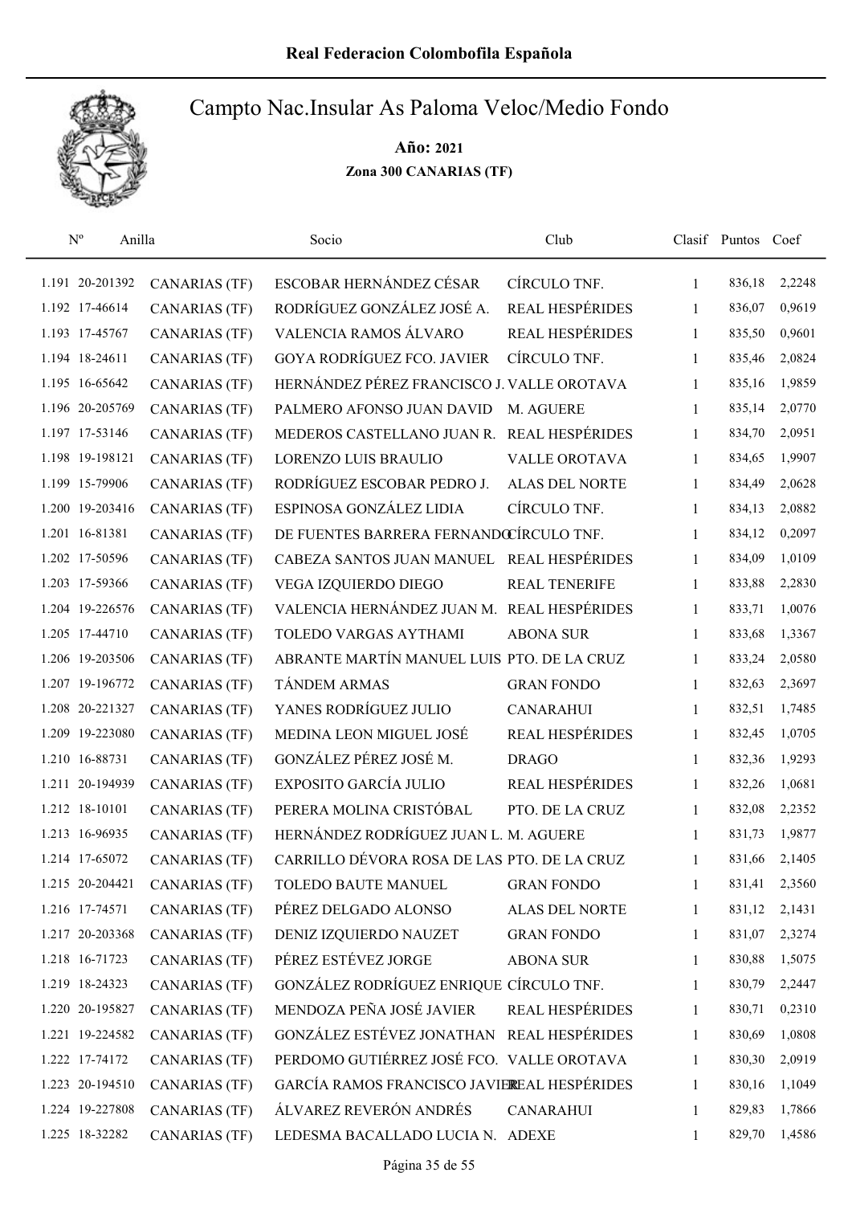# Real Federacion Colombofila Española

## Campto Nac.Insular As Paloma Veloc/Medio Fondo

**Año: 2021**

**Zona 300 CANARIAS (TF)**

| Nº | Anilla | | Socio | Club | Clasif | Puntos | Coef |
|---|---|---|---|---|---|---|---|
| 1.191 | 20-201392 | CANARIAS (TF) | ESCOBAR HERNÁNDEZ CÉSAR | CÍRCULO TNF. | 1 | 836,18 | 2,2248 |
| 1.192 | 17-46614 | CANARIAS (TF) | RODRÍGUEZ GONZÁLEZ JOSÉ A. | REAL HESPÉRIDES | 1 | 836,07 | 0,9619 |
| 1.193 | 17-45767 | CANARIAS (TF) | VALENCIA RAMOS ÁLVARO | REAL HESPÉRIDES | 1 | 835,50 | 0,9601 |
| 1.194 | 18-24611 | CANARIAS (TF) | GOYA RODRÍGUEZ FCO. JAVIER | CÍRCULO TNF. | 1 | 835,46 | 2,0824 |
| 1.195 | 16-65642 | CANARIAS (TF) | HERNÁNDEZ PÉREZ FRANCISCO J. | VALLE OROTAVA | 1 | 835,16 | 1,9859 |
| 1.196 | 20-205769 | CANARIAS (TF) | PALMERO AFONSO JUAN DAVID | M. AGUERE | 1 | 835,14 | 2,0770 |
| 1.197 | 17-53146 | CANARIAS (TF) | MEDEROS CASTELLANO JUAN R. | REAL HESPÉRIDES | 1 | 834,70 | 2,0951 |
| 1.198 | 19-198121 | CANARIAS (TF) | LORENZO LUIS BRAULIO | VALLE OROTAVA | 1 | 834,65 | 1,9907 |
| 1.199 | 15-79906 | CANARIAS (TF) | RODRÍGUEZ ESCOBAR PEDRO J. | ALAS DEL NORTE | 1 | 834,49 | 2,0628 |
| 1.200 | 19-203416 | CANARIAS (TF) | ESPINOSA GONZÁLEZ LIDIA | CÍRCULO TNF. | 1 | 834,13 | 2,0882 |
| 1.201 | 16-81381 | CANARIAS (TF) | DE FUENTES BARRERA FERNANDO | CÍRCULO TNF. | 1 | 834,12 | 0,2097 |
| 1.202 | 17-50596 | CANARIAS (TF) | CABEZA SANTOS JUAN MANUEL | REAL HESPÉRIDES | 1 | 834,09 | 1,0109 |
| 1.203 | 17-59366 | CANARIAS (TF) | VEGA IZQUIERDO DIEGO | REAL TENERIFE | 1 | 833,88 | 2,2830 |
| 1.204 | 19-226576 | CANARIAS (TF) | VALENCIA HERNÁNDEZ JUAN M. | REAL HESPÉRIDES | 1 | 833,71 | 1,0076 |
| 1.205 | 17-44710 | CANARIAS (TF) | TOLEDO VARGAS AYTHAMI | ABONA SUR | 1 | 833,68 | 1,3367 |
| 1.206 | 19-203506 | CANARIAS (TF) | ABRANTE MARTÍN MANUEL LUIS | PTO. DE LA CRUZ | 1 | 833,24 | 2,0580 |
| 1.207 | 19-196772 | CANARIAS (TF) | TÁNDEM ARMAS | GRAN FONDO | 1 | 832,63 | 2,3697 |
| 1.208 | 20-221327 | CANARIAS (TF) | YANES RODRÍGUEZ JULIO | CANARAHUI | 1 | 832,51 | 1,7485 |
| 1.209 | 19-223080 | CANARIAS (TF) | MEDINA LEON MIGUEL JOSÉ | REAL HESPÉRIDES | 1 | 832,45 | 1,0705 |
| 1.210 | 16-88731 | CANARIAS (TF) | GONZÁLEZ PÉREZ JOSÉ M. | DRAGO | 1 | 832,36 | 1,9293 |
| 1.211 | 20-194939 | CANARIAS (TF) | EXPOSITO GARCÍA JULIO | REAL HESPÉRIDES | 1 | 832,26 | 1,0681 |
| 1.212 | 18-10101 | CANARIAS (TF) | PERERA MOLINA CRISTÓBAL | PTO. DE LA CRUZ | 1 | 832,08 | 2,2352 |
| 1.213 | 16-96935 | CANARIAS (TF) | HERNÁNDEZ RODRÍGUEZ JUAN L. | M. AGUERE | 1 | 831,73 | 1,9877 |
| 1.214 | 17-65072 | CANARIAS (TF) | CARRILLO DÉVORA ROSA DE LAS | PTO. DE LA CRUZ | 1 | 831,66 | 2,1405 |
| 1.215 | 20-204421 | CANARIAS (TF) | TOLEDO BAUTE MANUEL | GRAN FONDO | 1 | 831,41 | 2,3560 |
| 1.216 | 17-74571 | CANARIAS (TF) | PÉREZ DELGADO ALONSO | ALAS DEL NORTE | 1 | 831,12 | 2,1431 |
| 1.217 | 20-203368 | CANARIAS (TF) | DENIZ IZQUIERDO NAUZET | GRAN FONDO | 1 | 831,07 | 2,3274 |
| 1.218 | 16-71723 | CANARIAS (TF) | PÉREZ ESTÉVEZ JORGE | ABONA SUR | 1 | 830,88 | 1,5075 |
| 1.219 | 18-24323 | CANARIAS (TF) | GONZÁLEZ RODRÍGUEZ ENRIQUE | CÍRCULO TNF. | 1 | 830,79 | 2,2447 |
| 1.220 | 20-195827 | CANARIAS (TF) | MENDOZA PEÑA JOSÉ JAVIER | REAL HESPÉRIDES | 1 | 830,71 | 0,2310 |
| 1.221 | 19-224582 | CANARIAS (TF) | GONZÁLEZ ESTÉVEZ JONATHAN | REAL HESPÉRIDES | 1 | 830,69 | 1,0808 |
| 1.222 | 17-74172 | CANARIAS (TF) | PERDOMO GUTIÉRREZ JOSÉ FCO. | VALLE OROTAVA | 1 | 830,30 | 2,0919 |
| 1.223 | 20-194510 | CANARIAS (TF) | GARCÍA RAMOS FRANCISCO JAVIER | REAL HESPÉRIDES | 1 | 830,16 | 1,1049 |
| 1.224 | 19-227808 | CANARIAS (TF) | ÁLVAREZ REVERÓN ANDRÉS | CANARAHUI | 1 | 829,83 | 1,7866 |
| 1.225 | 18-32282 | CANARIAS (TF) | LEDESMA BACALLADO LUCIA N. | ADEXE | 1 | 829,70 | 1,4586 |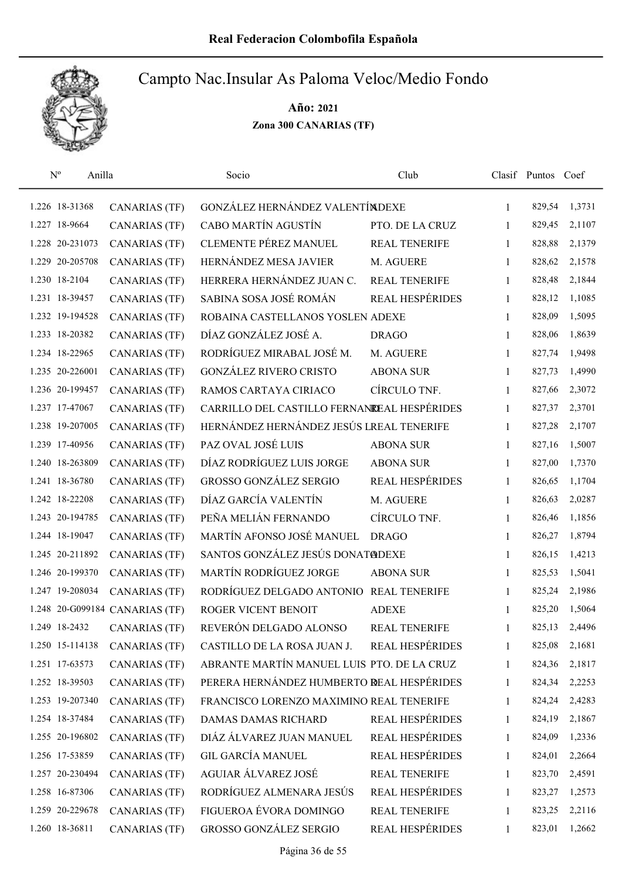# Real Federacion Colombofila Española

## Campto Nac.Insular As Paloma Veloc/Medio Fondo

**Año: 2021**

**Zona 300 CANARIAS (TF)**

| Nº | Anilla | | Socio | Club | Clasif | Puntos | Coef |
|---|---|---|---|---|---|---|---|
| 1.226 | 18-31368 | CANARIAS (TF) | GONZÁLEZ HERNÁNDEZ VALENTÍN | ADEXE | 1 | 829,54 | 1,3731 |
| 1.227 | 18-9664 | CANARIAS (TF) | CABO MARTÍN AGUSTÍN | PTO. DE LA CRUZ | 1 | 829,45 | 2,1107 |
| 1.228 | 20-231073 | CANARIAS (TF) | CLEMENTE PÉREZ MANUEL | REAL TENERIFE | 1 | 828,88 | 2,1379 |
| 1.229 | 20-205708 | CANARIAS (TF) | HERNÁNDEZ MESA JAVIER | M. AGUERE | 1 | 828,62 | 2,1578 |
| 1.230 | 18-2104 | CANARIAS (TF) | HERRERA HERNÁNDEZ JUAN C. | REAL TENERIFE | 1 | 828,48 | 2,1844 |
| 1.231 | 18-39457 | CANARIAS (TF) | SABINA SOSA JOSÉ ROMÁN | REAL HESPÉRIDES | 1 | 828,12 | 1,1085 |
| 1.232 | 19-194528 | CANARIAS (TF) | ROBAINA CASTELLANOS YOSLEN | ADEXE | 1 | 828,09 | 1,5095 |
| 1.233 | 18-20382 | CANARIAS (TF) | DÍAZ GONZÁLEZ JOSÉ A. | DRAGO | 1 | 828,06 | 1,8639 |
| 1.234 | 18-22965 | CANARIAS (TF) | RODRÍGUEZ MIRABAL JOSÉ M. | M. AGUERE | 1 | 827,74 | 1,9498 |
| 1.235 | 20-226001 | CANARIAS (TF) | GONZÁLEZ RIVERO CRISTO | ABONA SUR | 1 | 827,73 | 1,4990 |
| 1.236 | 20-199457 | CANARIAS (TF) | RAMOS CARTAYA CIRIACO | CÍRCULO TNF. | 1 | 827,66 | 2,3072 |
| 1.237 | 17-47067 | CANARIAS (TF) | CARRILLO DEL CASTILLO FERNANDO | REAL HESPÉRIDES | 1 | 827,37 | 2,3701 |
| 1.238 | 19-207005 | CANARIAS (TF) | HERNÁNDEZ HERNÁNDEZ JESÚS L. | REAL TENERIFE | 1 | 827,28 | 2,1707 |
| 1.239 | 17-40956 | CANARIAS (TF) | PAZ OVAL JOSÉ LUIS | ABONA SUR | 1 | 827,16 | 1,5007 |
| 1.240 | 18-263809 | CANARIAS (TF) | DÍAZ RODRÍGUEZ LUIS JORGE | ABONA SUR | 1 | 827,00 | 1,7370 |
| 1.241 | 18-36780 | CANARIAS (TF) | GROSSO GONZÁLEZ SERGIO | REAL HESPÉRIDES | 1 | 826,65 | 1,1704 |
| 1.242 | 18-22208 | CANARIAS (TF) | DÍAZ GARCÍA VALENTÍN | M. AGUERE | 1 | 826,63 | 2,0287 |
| 1.243 | 20-194785 | CANARIAS (TF) | PEÑA MELIÁN FERNANDO | CÍRCULO TNF. | 1 | 826,46 | 1,1856 |
| 1.244 | 18-19047 | CANARIAS (TF) | MARTÍN AFONSO JOSÉ MANUEL | DRAGO | 1 | 826,27 | 1,8794 |
| 1.245 | 20-211892 | CANARIAS (TF) | SANTOS GONZÁLEZ JESÚS DONATO | ADEXE | 1 | 826,15 | 1,4213 |
| 1.246 | 20-199370 | CANARIAS (TF) | MARTÍN RODRÍGUEZ JORGE | ABONA SUR | 1 | 825,53 | 1,5041 |
| 1.247 | 19-208034 | CANARIAS (TF) | RODRÍGUEZ DELGADO ANTONIO | REAL TENERIFE | 1 | 825,24 | 2,1986 |
| 1.248 | 20-G099184 | CANARIAS (TF) | ROGER VICENT BENOIT | ADEXE | 1 | 825,20 | 1,5064 |
| 1.249 | 18-2432 | CANARIAS (TF) | REVERÓN DELGADO ALONSO | REAL TENERIFE | 1 | 825,13 | 2,4496 |
| 1.250 | 15-114138 | CANARIAS (TF) | CASTILLO DE LA ROSA JUAN J. | REAL HESPÉRIDES | 1 | 825,08 | 2,1681 |
| 1.251 | 17-63573 | CANARIAS (TF) | ABRANTE MARTÍN MANUEL LUIS | PTO. DE LA CRUZ | 1 | 824,36 | 2,1817 |
| 1.252 | 18-39503 | CANARIAS (TF) | PERERA HERNÁNDEZ HUMBERTO R. | REAL HESPÉRIDES | 1 | 824,34 | 2,2253 |
| 1.253 | 19-207340 | CANARIAS (TF) | FRANCISCO LORENZO MAXIMINO | REAL TENERIFE | 1 | 824,24 | 2,4283 |
| 1.254 | 18-37484 | CANARIAS (TF) | DAMAS DAMAS RICHARD | REAL HESPÉRIDES | 1 | 824,19 | 2,1867 |
| 1.255 | 20-196802 | CANARIAS (TF) | DIÁZ ÁLVAREZ JUAN MANUEL | REAL HESPÉRIDES | 1 | 824,09 | 1,2336 |
| 1.256 | 17-53859 | CANARIAS (TF) | GIL GARCÍA MANUEL | REAL HESPÉRIDES | 1 | 824,01 | 2,2664 |
| 1.257 | 20-230494 | CANARIAS (TF) | AGUIAR ÁLVAREZ JOSÉ | REAL TENERIFE | 1 | 823,70 | 2,4591 |
| 1.258 | 16-87306 | CANARIAS (TF) | RODRÍGUEZ ALMENARA JESÚS | REAL HESPÉRIDES | 1 | 823,27 | 1,2573 |
| 1.259 | 20-229678 | CANARIAS (TF) | FIGUEROA ÉVORA DOMINGO | REAL TENERIFE | 1 | 823,25 | 2,2116 |
| 1.260 | 18-36811 | CANARIAS (TF) | GROSSO GONZÁLEZ SERGIO | REAL HESPÉRIDES | 1 | 823,01 | 1,2662 |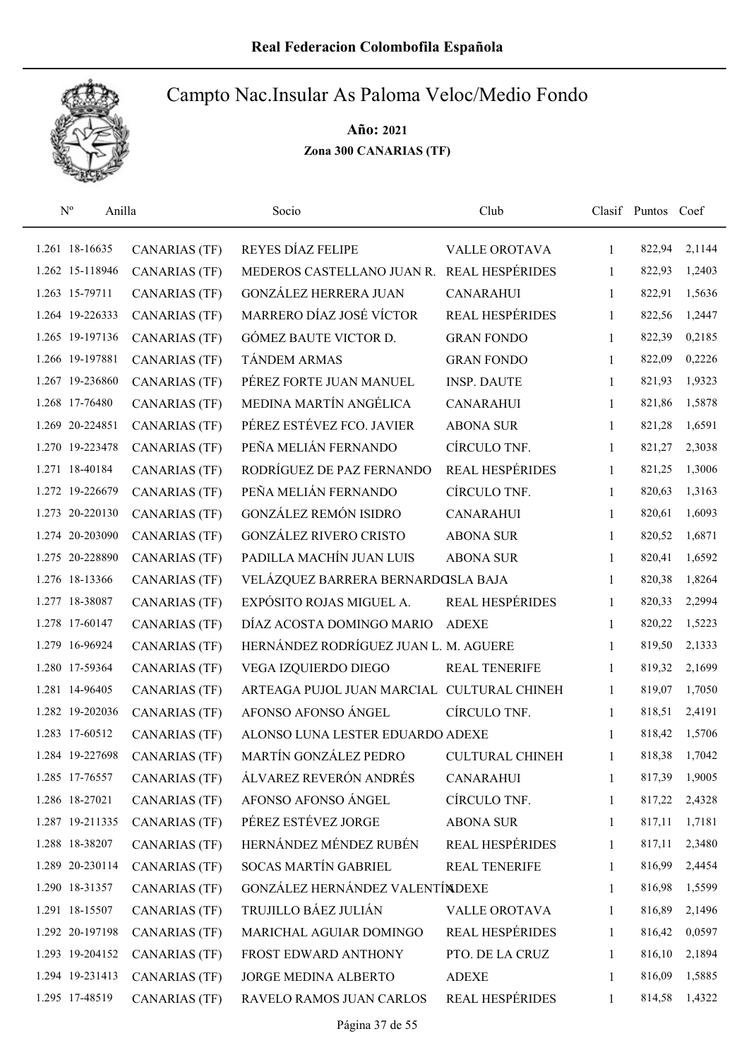# Real Federacion Colombofila Española

## Campto Nac.Insular As Paloma Veloc/Medio Fondo

**Año: 2021**

**Zona 300 CANARIAS (TF)**

| Nº | Anilla | | Socio | Club | Clasif | Puntos | Coef |
|---|---|---|---|---|---|---|---|
| 1.261 | 18-16635 | CANARIAS (TF) | REYES DÍAZ FELIPE | VALLE OROTAVA | 1 | 822,94 | 2,1144 |
| 1.262 | 15-118946 | CANARIAS (TF) | MEDEROS CASTELLANO JUAN R. | REAL HESPÉRIDES | 1 | 822,93 | 1,2403 |
| 1.263 | 15-79711 | CANARIAS (TF) | GONZÁLEZ HERRERA JUAN | CANARAHUI | 1 | 822,91 | 1,5636 |
| 1.264 | 19-226333 | CANARIAS (TF) | MARRERO DÍAZ JOSÉ VÍCTOR | REAL HESPÉRIDES | 1 | 822,56 | 1,2447 |
| 1.265 | 19-197136 | CANARIAS (TF) | GÓMEZ BAUTE VICTOR D. | GRAN FONDO | 1 | 822,39 | 0,2185 |
| 1.266 | 19-197881 | CANARIAS (TF) | TÁNDEM ARMAS | GRAN FONDO | 1 | 822,09 | 0,2226 |
| 1.267 | 19-236860 | CANARIAS (TF) | PÉREZ FORTE JUAN MANUEL | INSP. DAUTE | 1 | 821,93 | 1,9323 |
| 1.268 | 17-76480 | CANARIAS (TF) | MEDINA MARTÍN ANGÉLICA | CANARAHUI | 1 | 821,86 | 1,5878 |
| 1.269 | 20-224851 | CANARIAS (TF) | PÉREZ ESTÉVEZ FCO. JAVIER | ABONA SUR | 1 | 821,28 | 1,6591 |
| 1.270 | 19-223478 | CANARIAS (TF) | PEÑA MELIÁN FERNANDO | CÍRCULO TNF. | 1 | 821,27 | 2,3038 |
| 1.271 | 18-40184 | CANARIAS (TF) | RODRÍGUEZ DE PAZ FERNANDO | REAL HESPÉRIDES | 1 | 821,25 | 1,3006 |
| 1.272 | 19-226679 | CANARIAS (TF) | PEÑA MELIÁN FERNANDO | CÍRCULO TNF. | 1 | 820,63 | 1,3163 |
| 1.273 | 20-220130 | CANARIAS (TF) | GONZÁLEZ REMÓN ISIDRO | CANARAHUI | 1 | 820,61 | 1,6093 |
| 1.274 | 20-203090 | CANARIAS (TF) | GONZÁLEZ RIVERO CRISTO | ABONA SUR | 1 | 820,52 | 1,6871 |
| 1.275 | 20-228890 | CANARIAS (TF) | PADILLA MACHÍN JUAN LUIS | ABONA SUR | 1 | 820,41 | 1,6592 |
| 1.276 | 18-13366 | CANARIAS (TF) | VELÁZQUEZ BARRERA BERNARDO | ISLA BAJA | 1 | 820,38 | 1,8264 |
| 1.277 | 18-38087 | CANARIAS (TF) | EXPÓSITO ROJAS MIGUEL A. | REAL HESPÉRIDES | 1 | 820,33 | 2,2994 |
| 1.278 | 17-60147 | CANARIAS (TF) | DÍAZ ACOSTA DOMINGO MARIO | ADEXE | 1 | 820,22 | 1,5223 |
| 1.279 | 16-96924 | CANARIAS (TF) | HERNÁNDEZ RODRÍGUEZ JUAN L. | M. AGUERE | 1 | 819,50 | 2,1333 |
| 1.280 | 17-59364 | CANARIAS (TF) | VEGA IZQUIERDO DIEGO | REAL TENERIFE | 1 | 819,32 | 2,1699 |
| 1.281 | 14-96405 | CANARIAS (TF) | ARTEAGA PUJOL JUAN MARCIAL | CULTURAL CHINEH | 1 | 819,07 | 1,7050 |
| 1.282 | 19-202036 | CANARIAS (TF) | AFONSO AFONSO ÁNGEL | CÍRCULO TNF. | 1 | 818,51 | 2,4191 |
| 1.283 | 17-60512 | CANARIAS (TF) | ALONSO LUNA LESTER EDUARDO | ADEXE | 1 | 818,42 | 1,5706 |
| 1.284 | 19-227698 | CANARIAS (TF) | MARTÍN GONZÁLEZ PEDRO | CULTURAL CHINEH | 1 | 818,38 | 1,7042 |
| 1.285 | 17-76557 | CANARIAS (TF) | ÁLVAREZ REVERÓN ANDRÉS | CANARAHUI | 1 | 817,39 | 1,9005 |
| 1.286 | 18-27021 | CANARIAS (TF) | AFONSO AFONSO ÁNGEL | CÍRCULO TNF. | 1 | 817,22 | 2,4328 |
| 1.287 | 19-211335 | CANARIAS (TF) | PÉREZ ESTÉVEZ JORGE | ABONA SUR | 1 | 817,11 | 1,7181 |
| 1.288 | 18-38207 | CANARIAS (TF) | HERNÁNDEZ MÉNDEZ RUBÉN | REAL HESPÉRIDES | 1 | 817,11 | 2,3480 |
| 1.289 | 20-230114 | CANARIAS (TF) | SOCAS MARTÍN GABRIEL | REAL TENERIFE | 1 | 816,99 | 2,4454 |
| 1.290 | 18-31357 | CANARIAS (TF) | GONZÁLEZ HERNÁNDEZ VALENTÍN | ADEXE | 1 | 816,98 | 1,5599 |
| 1.291 | 18-15507 | CANARIAS (TF) | TRUJILLO BÁEZ JULIÁN | VALLE OROTAVA | 1 | 816,89 | 2,1496 |
| 1.292 | 20-197198 | CANARIAS (TF) | MARICHAL AGUIAR DOMINGO | REAL HESPÉRIDES | 1 | 816,42 | 0,0597 |
| 1.293 | 19-204152 | CANARIAS (TF) | FROST EDWARD ANTHONY | PTO. DE LA CRUZ | 1 | 816,10 | 2,1894 |
| 1.294 | 19-231413 | CANARIAS (TF) | JORGE MEDINA ALBERTO | ADEXE | 1 | 816,09 | 1,5885 |
| 1.295 | 17-48519 | CANARIAS (TF) | RAVELO RAMOS JUAN CARLOS | REAL HESPÉRIDES | 1 | 814,58 | 1,4322 |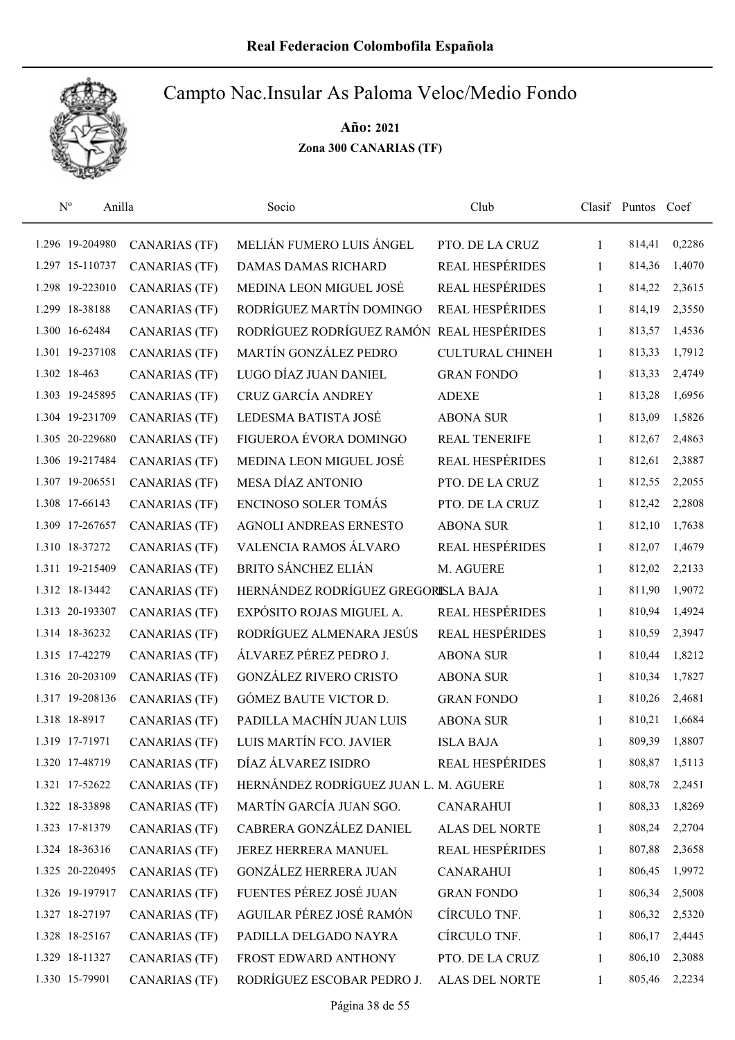# Real Federacion Colombofila Española

## Campto Nac.Insular As Paloma Veloc/Medio Fondo

**Año: 2021**

**Zona 300 CANARIAS (TF)**

| Nº | Anilla | | Socio | Club | Clasif | Puntos | Coef |
|---|---|---|---|---|---|---|---|
| 1.296 | 19-204980 | CANARIAS (TF) | MELIÁN FUMERO LUIS ÁNGEL | PTO. DE LA CRUZ | 1 | 814,41 | 0,2286 |
| 1.297 | 15-110737 | CANARIAS (TF) | DAMAS DAMAS RICHARD | REAL HESPÉRIDES | 1 | 814,36 | 1,4070 |
| 1.298 | 19-223010 | CANARIAS (TF) | MEDINA LEON MIGUEL JOSÉ | REAL HESPÉRIDES | 1 | 814,22 | 2,3615 |
| 1.299 | 18-38188 | CANARIAS (TF) | RODRÍGUEZ MARTÍN DOMINGO | REAL HESPÉRIDES | 1 | 814,19 | 2,3550 |
| 1.300 | 16-62484 | CANARIAS (TF) | RODRÍGUEZ RODRÍGUEZ RAMÓN | REAL HESPÉRIDES | 1 | 813,57 | 1,4536 |
| 1.301 | 19-237108 | CANARIAS (TF) | MARTÍN GONZÁLEZ PEDRO | CULTURAL CHINEH | 1 | 813,33 | 1,7912 |
| 1.302 | 18-463 | CANARIAS (TF) | LUGO DÍAZ JUAN DANIEL | GRAN FONDO | 1 | 813,33 | 2,4749 |
| 1.303 | 19-245895 | CANARIAS (TF) | CRUZ GARCÍA ANDREY | ADEXE | 1 | 813,28 | 1,6956 |
| 1.304 | 19-231709 | CANARIAS (TF) | LEDESMA BATISTA JOSÉ | ABONA SUR | 1 | 813,09 | 1,5826 |
| 1.305 | 20-229680 | CANARIAS (TF) | FIGUEROA ÉVORA DOMINGO | REAL TENERIFE | 1 | 812,67 | 2,4863 |
| 1.306 | 19-217484 | CANARIAS (TF) | MEDINA LEON MIGUEL JOSÉ | REAL HESPÉRIDES | 1 | 812,61 | 2,3887 |
| 1.307 | 19-206551 | CANARIAS (TF) | MESA DÍAZ ANTONIO | PTO. DE LA CRUZ | 1 | 812,55 | 2,2055 |
| 1.308 | 17-66143 | CANARIAS (TF) | ENCINOSO SOLER TOMÁS | PTO. DE LA CRUZ | 1 | 812,42 | 2,2808 |
| 1.309 | 17-267657 | CANARIAS (TF) | AGNOLI ANDREAS ERNESTO | ABONA SUR | 1 | 812,10 | 1,7638 |
| 1.310 | 18-37272 | CANARIAS (TF) | VALENCIA RAMOS ÁLVARO | REAL HESPÉRIDES | 1 | 812,07 | 1,4679 |
| 1.311 | 19-215409 | CANARIAS (TF) | BRITO SÁNCHEZ ELIÁN | M. AGUERE | 1 | 812,02 | 2,2133 |
| 1.312 | 18-13442 | CANARIAS (TF) | HERNÁNDEZ RODRÍGUEZ GREGORIO | ISLA BAJA | 1 | 811,90 | 1,9072 |
| 1.313 | 20-193307 | CANARIAS (TF) | EXPÓSITO ROJAS MIGUEL A. | REAL HESPÉRIDES | 1 | 810,94 | 1,4924 |
| 1.314 | 18-36232 | CANARIAS (TF) | RODRÍGUEZ ALMENARA JESÚS | REAL HESPÉRIDES | 1 | 810,59 | 2,3947 |
| 1.315 | 17-42279 | CANARIAS (TF) | ÁLVAREZ PÉREZ PEDRO J. | ABONA SUR | 1 | 810,44 | 1,8212 |
| 1.316 | 20-203109 | CANARIAS (TF) | GONZÁLEZ RIVERO CRISTO | ABONA SUR | 1 | 810,34 | 1,7827 |
| 1.317 | 19-208136 | CANARIAS (TF) | GÓMEZ BAUTE VICTOR D. | GRAN FONDO | 1 | 810,26 | 2,4681 |
| 1.318 | 18-8917 | CANARIAS (TF) | PADILLA MACHÍN JUAN LUIS | ABONA SUR | 1 | 810,21 | 1,6684 |
| 1.319 | 17-71971 | CANARIAS (TF) | LUIS MARTÍN FCO. JAVIER | ISLA BAJA | 1 | 809,39 | 1,8807 |
| 1.320 | 17-48719 | CANARIAS (TF) | DÍAZ ÁLVAREZ ISIDRO | REAL HESPÉRIDES | 1 | 808,87 | 1,5113 |
| 1.321 | 17-52622 | CANARIAS (TF) | HERNÁNDEZ RODRÍGUEZ JUAN L. | M. AGUERE | 1 | 808,78 | 2,2451 |
| 1.322 | 18-33898 | CANARIAS (TF) | MARTÍN GARCÍA JUAN SGO. | CANARAHUI | 1 | 808,33 | 1,8269 |
| 1.323 | 17-81379 | CANARIAS (TF) | CABRERA GONZÁLEZ DANIEL | ALAS DEL NORTE | 1 | 808,24 | 2,2704 |
| 1.324 | 18-36316 | CANARIAS (TF) | JEREZ HERRERA MANUEL | REAL HESPÉRIDES | 1 | 807,88 | 2,3658 |
| 1.325 | 20-220495 | CANARIAS (TF) | GONZÁLEZ HERRERA JUAN | CANARAHUI | 1 | 806,45 | 1,9972 |
| 1.326 | 19-197917 | CANARIAS (TF) | FUENTES PÉREZ JOSÉ JUAN | GRAN FONDO | 1 | 806,34 | 2,5008 |
| 1.327 | 18-27197 | CANARIAS (TF) | AGUILAR PÉREZ JOSÉ RAMÓN | CÍRCULO TNF. | 1 | 806,32 | 2,5320 |
| 1.328 | 18-25167 | CANARIAS (TF) | PADILLA DELGADO NAYRA | CÍRCULO TNF. | 1 | 806,17 | 2,4445 |
| 1.329 | 18-11327 | CANARIAS (TF) | FROST EDWARD ANTHONY | PTO. DE LA CRUZ | 1 | 806,10 | 2,3088 |
| 1.330 | 15-79901 | CANARIAS (TF) | RODRÍGUEZ ESCOBAR PEDRO J. | ALAS DEL NORTE | 1 | 805,46 | 2,2234 |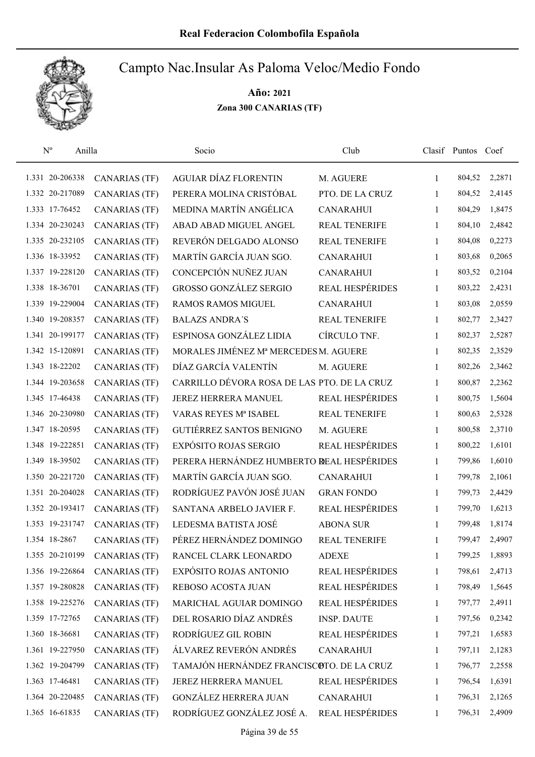# Real Federacion Colombofila Española

## Campto Nac.Insular As Paloma Veloc/Medio Fondo

**Año: 2021**

**Zona 300 CANARIAS (TF)**

| Nº | Anilla | | Socio | Club | Clasif | Puntos | Coef |
|---|---|---|---|---|---|---|---|
| 1.331 | 20-206338 | CANARIAS (TF) | AGUIAR DÍAZ FLORENTIN | M. AGUERE | 1 | 804,52 | 2,2871 |
| 1.332 | 20-217089 | CANARIAS (TF) | PERERA MOLINA CRISTÓBAL | PTO. DE LA CRUZ | 1 | 804,52 | 2,4145 |
| 1.333 | 17-76452 | CANARIAS (TF) | MEDINA MARTÍN ANGÉLICA | CANARAHUI | 1 | 804,29 | 1,8475 |
| 1.334 | 20-230243 | CANARIAS (TF) | ABAD ABAD MIGUEL ANGEL | REAL TENERIFE | 1 | 804,10 | 2,4842 |
| 1.335 | 20-232105 | CANARIAS (TF) | REVERÓN DELGADO ALONSO | REAL TENERIFE | 1 | 804,08 | 0,2273 |
| 1.336 | 18-33952 | CANARIAS (TF) | MARTÍN GARCÍA JUAN SGO. | CANARAHUI | 1 | 803,68 | 0,2065 |
| 1.337 | 19-228120 | CANARIAS (TF) | CONCEPCIÓN NUÑEZ JUAN | CANARAHUI | 1 | 803,52 | 0,2104 |
| 1.338 | 18-36701 | CANARIAS (TF) | GROSSO GONZÁLEZ SERGIO | REAL HESPÉRIDES | 1 | 803,22 | 2,4231 |
| 1.339 | 19-229004 | CANARIAS (TF) | RAMOS RAMOS MIGUEL | CANARAHUI | 1 | 803,08 | 2,0559 |
| 1.340 | 19-208357 | CANARIAS (TF) | BALAZS ANDRA´S | REAL TENERIFE | 1 | 802,77 | 2,3427 |
| 1.341 | 20-199177 | CANARIAS (TF) | ESPINOSA GONZÁLEZ LIDIA | CÍRCULO TNF. | 1 | 802,37 | 2,5287 |
| 1.342 | 15-120891 | CANARIAS (TF) | MORALES JIMÉNEZ Mª MERCEDES | M. AGUERE | 1 | 802,35 | 2,3529 |
| 1.343 | 18-22202 | CANARIAS (TF) | DÍAZ GARCÍA VALENTÍN | M. AGUERE | 1 | 802,26 | 2,3462 |
| 1.344 | 19-203658 | CANARIAS (TF) | CARRILLO DÉVORA ROSA DE LAS | PTO. DE LA CRUZ | 1 | 800,87 | 2,2362 |
| 1.345 | 17-46438 | CANARIAS (TF) | JEREZ HERRERA MANUEL | REAL HESPÉRIDES | 1 | 800,75 | 1,5604 |
| 1.346 | 20-230980 | CANARIAS (TF) | VARAS REYES Mª ISABEL | REAL TENERIFE | 1 | 800,63 | 2,5328 |
| 1.347 | 18-20595 | CANARIAS (TF) | GUTIÉRREZ SANTOS BENIGNO | M. AGUERE | 1 | 800,58 | 2,3710 |
| 1.348 | 19-222851 | CANARIAS (TF) | EXPÓSITO ROJAS SERGIO | REAL HESPÉRIDES | 1 | 800,22 | 1,6101 |
| 1.349 | 18-39502 | CANARIAS (TF) | PERERA HERNÁNDEZ HUMBERTO R | REAL HESPÉRIDES | 1 | 799,86 | 1,6010 |
| 1.350 | 20-221720 | CANARIAS (TF) | MARTÍN GARCÍA JUAN SGO. | CANARAHUI | 1 | 799,78 | 2,1061 |
| 1.351 | 20-204028 | CANARIAS (TF) | RODRÍGUEZ PAVÓN JOSÉ JUAN | GRAN FONDO | 1 | 799,73 | 2,4429 |
| 1.352 | 20-193417 | CANARIAS (TF) | SANTANA ARBELO JAVIER F. | REAL HESPÉRIDES | 1 | 799,70 | 1,6213 |
| 1.353 | 19-231747 | CANARIAS (TF) | LEDESMA BATISTA JOSÉ | ABONA SUR | 1 | 799,48 | 1,8174 |
| 1.354 | 18-2867 | CANARIAS (TF) | PÉREZ HERNÁNDEZ DOMINGO | REAL TENERIFE | 1 | 799,47 | 2,4907 |
| 1.355 | 20-210199 | CANARIAS (TF) | RANCEL CLARK LEONARDO | ADEXE | 1 | 799,25 | 1,8893 |
| 1.356 | 19-226864 | CANARIAS (TF) | EXPÓSITO ROJAS ANTONIO | REAL HESPÉRIDES | 1 | 798,61 | 2,4713 |
| 1.357 | 19-280828 | CANARIAS (TF) | REBOSO ACOSTA JUAN | REAL HESPÉRIDES | 1 | 798,49 | 1,5645 |
| 1.358 | 19-225276 | CANARIAS (TF) | MARICHAL AGUIAR DOMINGO | REAL HESPÉRIDES | 1 | 797,77 | 2,4911 |
| 1.359 | 17-72765 | CANARIAS (TF) | DEL ROSARIO DÍAZ ANDRÉS | INSP. DAUTE | 1 | 797,56 | 0,2342 |
| 1.360 | 18-36681 | CANARIAS (TF) | RODRÍGUEZ GIL ROBIN | REAL HESPÉRIDES | 1 | 797,21 | 1,6583 |
| 1.361 | 19-227950 | CANARIAS (TF) | ÁLVAREZ REVERÓN ANDRÉS | CANARAHUI | 1 | 797,11 | 2,1283 |
| 1.362 | 19-204799 | CANARIAS (TF) | TAMAJÓN HERNÁNDEZ FRANCISCO | PTO. DE LA CRUZ | 1 | 796,77 | 2,2558 |
| 1.363 | 17-46481 | CANARIAS (TF) | JEREZ HERRERA MANUEL | REAL HESPÉRIDES | 1 | 796,54 | 1,6391 |
| 1.364 | 20-220485 | CANARIAS (TF) | GONZÁLEZ HERRERA JUAN | CANARAHUI | 1 | 796,31 | 2,1265 |
| 1.365 | 16-61835 | CANARIAS (TF) | RODRÍGUEZ GONZÁLEZ JOSÉ A. | REAL HESPÉRIDES | 1 | 796,31 | 2,4909 |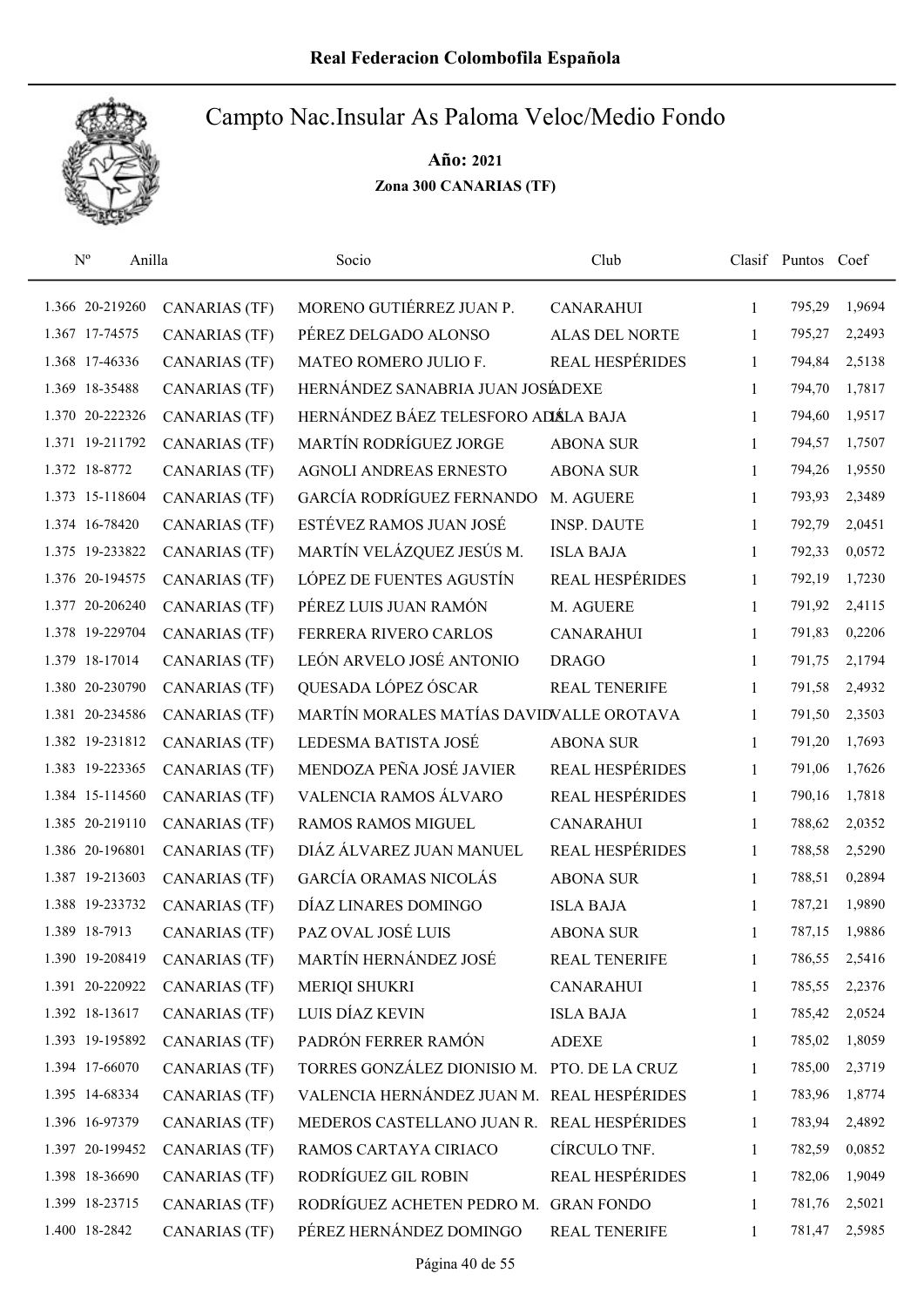Real Federacion Colombofila Española

# Campto Nac.Insular As Paloma Veloc/Medio Fondo

**Año: 2021**

**Zona 300 CANARIAS (TF)**

| Nº | Anilla | | Socio | Club | Clasif | Puntos | Coef |
|---|---|---|---|---|---|---|---|
| 1.366 | 20-219260 | CANARIAS (TF) | MORENO GUTIÉRREZ JUAN P. | CANARAHUI | 1 | 795,29 | 1,9694 |
| 1.367 | 17-74575 | CANARIAS (TF) | PÉREZ DELGADO ALONSO | ALAS DEL NORTE | 1 | 795,27 | 2,2493 |
| 1.368 | 17-46336 | CANARIAS (TF) | MATEO ROMERO JULIO F. | REAL HESPÉRIDES | 1 | 794,84 | 2,5138 |
| 1.369 | 18-35488 | CANARIAS (TF) | HERNÁNDEZ SANABRIA JUAN JOSÉ | ADEXE | 1 | 794,70 | 1,7817 |
| 1.370 | 20-222326 | CANARIAS (TF) | HERNÁNDEZ BÁEZ TELESFORO ADÁ | ISLA BAJA | 1 | 794,60 | 1,9517 |
| 1.371 | 19-211792 | CANARIAS (TF) | MARTÍN RODRÍGUEZ JORGE | ABONA SUR | 1 | 794,57 | 1,7507 |
| 1.372 | 18-8772 | CANARIAS (TF) | AGNOLI ANDREAS ERNESTO | ABONA SUR | 1 | 794,26 | 1,9550 |
| 1.373 | 15-118604 | CANARIAS (TF) | GARCÍA RODRÍGUEZ FERNANDO | M. AGUERE | 1 | 793,93 | 2,3489 |
| 1.374 | 16-78420 | CANARIAS (TF) | ESTÉVEZ RAMOS JUAN JOSÉ | INSP. DAUTE | 1 | 792,79 | 2,0451 |
| 1.375 | 19-233822 | CANARIAS (TF) | MARTÍN VELÁZQUEZ JESÚS M. | ISLA BAJA | 1 | 792,33 | 0,0572 |
| 1.376 | 20-194575 | CANARIAS (TF) | LÓPEZ DE FUENTES AGUSTÍN | REAL HESPÉRIDES | 1 | 792,19 | 1,7230 |
| 1.377 | 20-206240 | CANARIAS (TF) | PÉREZ LUIS JUAN RAMÓN | M. AGUERE | 1 | 791,92 | 2,4115 |
| 1.378 | 19-229704 | CANARIAS (TF) | FERRERA RIVERO CARLOS | CANARAHUI | 1 | 791,83 | 0,2206 |
| 1.379 | 18-17014 | CANARIAS (TF) | LEÓN ARVELO JOSÉ ANTONIO | DRAGO | 1 | 791,75 | 2,1794 |
| 1.380 | 20-230790 | CANARIAS (TF) | QUESADA LÓPEZ ÓSCAR | REAL TENERIFE | 1 | 791,58 | 2,4932 |
| 1.381 | 20-234586 | CANARIAS (TF) | MARTÍN MORALES MATÍAS DAVID | VALLE OROTAVA | 1 | 791,50 | 2,3503 |
| 1.382 | 19-231812 | CANARIAS (TF) | LEDESMA BATISTA JOSÉ | ABONA SUR | 1 | 791,20 | 1,7693 |
| 1.383 | 19-223365 | CANARIAS (TF) | MENDOZA PEÑA JOSÉ JAVIER | REAL HESPÉRIDES | 1 | 791,06 | 1,7626 |
| 1.384 | 15-114560 | CANARIAS (TF) | VALENCIA RAMOS ÁLVARO | REAL HESPÉRIDES | 1 | 790,16 | 1,7818 |
| 1.385 | 20-219110 | CANARIAS (TF) | RAMOS RAMOS MIGUEL | CANARAHUI | 1 | 788,62 | 2,0352 |
| 1.386 | 20-196801 | CANARIAS (TF) | DIÁZ ÁLVAREZ JUAN MANUEL | REAL HESPÉRIDES | 1 | 788,58 | 2,5290 |
| 1.387 | 19-213603 | CANARIAS (TF) | GARCÍA ORAMAS NICOLÁS | ABONA SUR | 1 | 788,51 | 0,2894 |
| 1.388 | 19-233732 | CANARIAS (TF) | DÍAZ LINARES DOMINGO | ISLA BAJA | 1 | 787,21 | 1,9890 |
| 1.389 | 18-7913 | CANARIAS (TF) | PAZ OVAL JOSÉ LUIS | ABONA SUR | 1 | 787,15 | 1,9886 |
| 1.390 | 19-208419 | CANARIAS (TF) | MARTÍN HERNÁNDEZ JOSÉ | REAL TENERIFE | 1 | 786,55 | 2,5416 |
| 1.391 | 20-220922 | CANARIAS (TF) | MERIQI SHUKRI | CANARAHUI | 1 | 785,55 | 2,2376 |
| 1.392 | 18-13617 | CANARIAS (TF) | LUIS DÍAZ KEVIN | ISLA BAJA | 1 | 785,42 | 2,0524 |
| 1.393 | 19-195892 | CANARIAS (TF) | PADRÓN FERRER RAMÓN | ADEXE | 1 | 785,02 | 1,8059 |
| 1.394 | 17-66070 | CANARIAS (TF) | TORRES GONZÁLEZ DIONISIO M. | PTO. DE LA CRUZ | 1 | 785,00 | 2,3719 |
| 1.395 | 14-68334 | CANARIAS (TF) | VALENCIA HERNÁNDEZ JUAN M. | REAL HESPÉRIDES | 1 | 783,96 | 1,8774 |
| 1.396 | 16-97379 | CANARIAS (TF) | MEDEROS CASTELLANO JUAN R. | REAL HESPÉRIDES | 1 | 783,94 | 2,4892 |
| 1.397 | 20-199452 | CANARIAS (TF) | RAMOS CARTAYA CIRIACO | CÍRCULO TNF. | 1 | 782,59 | 0,0852 |
| 1.398 | 18-36690 | CANARIAS (TF) | RODRÍGUEZ GIL ROBIN | REAL HESPÉRIDES | 1 | 782,06 | 1,9049 |
| 1.399 | 18-23715 | CANARIAS (TF) | RODRÍGUEZ ACHETEN PEDRO M. | GRAN FONDO | 1 | 781,76 | 2,5021 |
| 1.400 | 18-2842 | CANARIAS (TF) | PÉREZ HERNÁNDEZ DOMINGO | REAL TENERIFE | 1 | 781,47 | 2,5985 |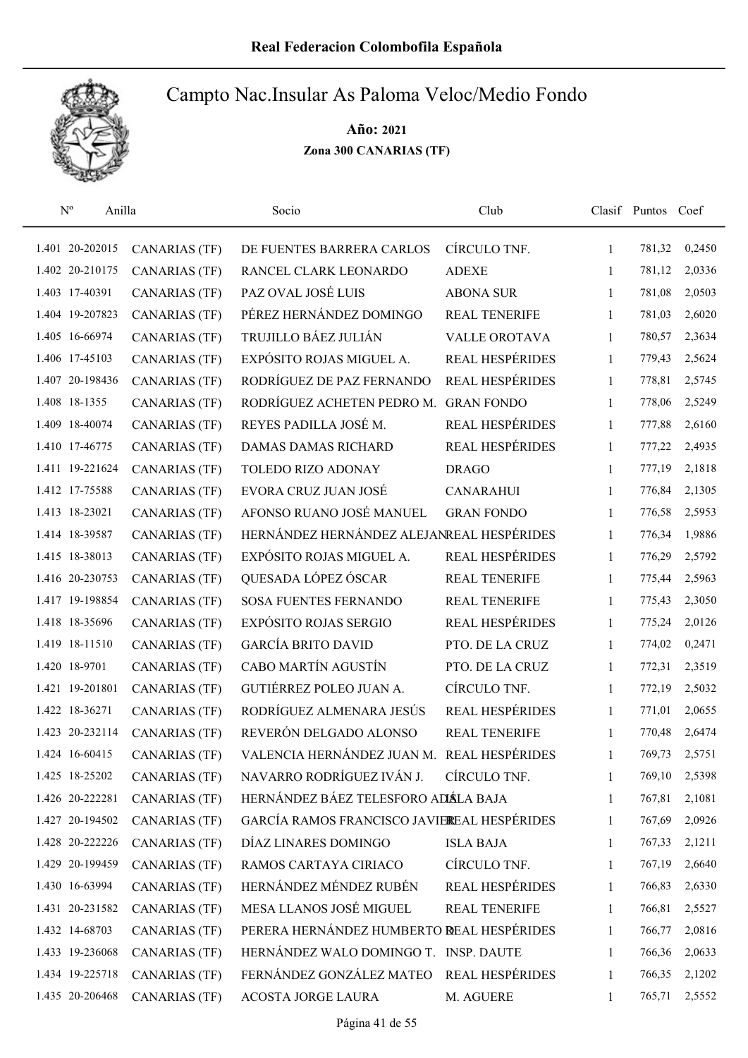Real Federacion Colombofila Española

# Campto Nac.Insular As Paloma Veloc/Medio Fondo

**Año: 2021**

**Zona 300 CANARIAS (TF)**

| Nº | Anilla | | Socio | Club | Clasif | Puntos | Coef |
|---|---|---|---|---|---|---|---|
| 1.401 | 20-202015 | CANARIAS (TF) | DE FUENTES BARRERA CARLOS | CÍRCULO TNF. | 1 | 781,32 | 0,2450 |
| 1.402 | 20-210175 | CANARIAS (TF) | RANCEL CLARK LEONARDO | ADEXE | 1 | 781,12 | 2,0336 |
| 1.403 | 17-40391 | CANARIAS (TF) | PAZ OVAL JOSÉ LUIS | ABONA SUR | 1 | 781,08 | 2,0503 |
| 1.404 | 19-207823 | CANARIAS (TF) | PÉREZ HERNÁNDEZ DOMINGO | REAL TENERIFE | 1 | 781,03 | 2,6020 |
| 1.405 | 16-66974 | CANARIAS (TF) | TRUJILLO BÁEZ JULIÁN | VALLE OROTAVA | 1 | 780,57 | 2,3634 |
| 1.406 | 17-45103 | CANARIAS (TF) | EXPÓSITO ROJAS MIGUEL A. | REAL HESPÉRIDES | 1 | 779,43 | 2,5624 |
| 1.407 | 20-198436 | CANARIAS (TF) | RODRÍGUEZ DE PAZ FERNANDO | REAL HESPÉRIDES | 1 | 778,81 | 2,5745 |
| 1.408 | 18-1355 | CANARIAS (TF) | RODRÍGUEZ ACHETEN PEDRO M. | GRAN FONDO | 1 | 778,06 | 2,5249 |
| 1.409 | 18-40074 | CANARIAS (TF) | REYES PADILLA JOSÉ M. | REAL HESPÉRIDES | 1 | 777,88 | 2,6160 |
| 1.410 | 17-46775 | CANARIAS (TF) | DAMAS DAMAS RICHARD | REAL HESPÉRIDES | 1 | 777,22 | 2,4935 |
| 1.411 | 19-221624 | CANARIAS (TF) | TOLEDO RIZO ADONAY | DRAGO | 1 | 777,19 | 2,1818 |
| 1.412 | 17-75588 | CANARIAS (TF) | EVORA CRUZ JUAN JOSÉ | CANARAHUI | 1 | 776,84 | 2,1305 |
| 1.413 | 18-23021 | CANARIAS (TF) | AFONSO RUANO JOSÉ MANUEL | GRAN FONDO | 1 | 776,58 | 2,5953 |
| 1.414 | 18-39587 | CANARIAS (TF) | HERNÁNDEZ HERNÁNDEZ ALEJAN | REAL HESPÉRIDES | 1 | 776,34 | 1,9886 |
| 1.415 | 18-38013 | CANARIAS (TF) | EXPÓSITO ROJAS MIGUEL A. | REAL HESPÉRIDES | 1 | 776,29 | 2,5792 |
| 1.416 | 20-230753 | CANARIAS (TF) | QUESADA LÓPEZ ÓSCAR | REAL TENERIFE | 1 | 775,44 | 2,5963 |
| 1.417 | 19-198854 | CANARIAS (TF) | SOSA FUENTES FERNANDO | REAL TENERIFE | 1 | 775,43 | 2,3050 |
| 1.418 | 18-35696 | CANARIAS (TF) | EXPÓSITO ROJAS SERGIO | REAL HESPÉRIDES | 1 | 775,24 | 2,0126 |
| 1.419 | 18-11510 | CANARIAS (TF) | GARCÍA BRITO DAVID | PTO. DE LA CRUZ | 1 | 774,02 | 0,2471 |
| 1.420 | 18-9701 | CANARIAS (TF) | CABO MARTÍN AGUSTÍN | PTO. DE LA CRUZ | 1 | 772,31 | 2,3519 |
| 1.421 | 19-201801 | CANARIAS (TF) | GUTIÉRREZ POLEO JUAN A. | CÍRCULO TNF. | 1 | 772,19 | 2,5032 |
| 1.422 | 18-36271 | CANARIAS (TF) | RODRÍGUEZ ALMENARA JESÚS | REAL HESPÉRIDES | 1 | 771,01 | 2,0655 |
| 1.423 | 20-232114 | CANARIAS (TF) | REVERÓN DELGADO ALONSO | REAL TENERIFE | 1 | 770,48 | 2,6474 |
| 1.424 | 16-60415 | CANARIAS (TF) | VALENCIA HERNÁNDEZ JUAN M. | REAL HESPÉRIDES | 1 | 769,73 | 2,5751 |
| 1.425 | 18-25202 | CANARIAS (TF) | NAVARRO RODRÍGUEZ IVÁN J. | CÍRCULO TNF. | 1 | 769,10 | 2,5398 |
| 1.426 | 20-222281 | CANARIAS (TF) | HERNÁNDEZ BÁEZ TELESFORO AD | ISLA BAJA | 1 | 767,81 | 2,1081 |
| 1.427 | 20-194502 | CANARIAS (TF) | GARCÍA RAMOS FRANCISCO JAVIER | REAL HESPÉRIDES | 1 | 767,69 | 2,0926 |
| 1.428 | 20-222226 | CANARIAS (TF) | DÍAZ LINARES DOMINGO | ISLA BAJA | 1 | 767,33 | 2,1211 |
| 1.429 | 20-199459 | CANARIAS (TF) | RAMOS CARTAYA CIRIACO | CÍRCULO TNF. | 1 | 767,19 | 2,6640 |
| 1.430 | 16-63994 | CANARIAS (TF) | HERNÁNDEZ MÉNDEZ RUBÉN | REAL HESPÉRIDES | 1 | 766,83 | 2,6330 |
| 1.431 | 20-231582 | CANARIAS (TF) | MESA LLANOS JOSÉ MIGUEL | REAL TENERIFE | 1 | 766,81 | 2,5527 |
| 1.432 | 14-68703 | CANARIAS (TF) | PERERA HERNÁNDEZ HUMBERTO R | REAL HESPÉRIDES | 1 | 766,77 | 2,0816 |
| 1.433 | 19-236068 | CANARIAS (TF) | HERNÁNDEZ WALO DOMINGO T. | INSP. DAUTE | 1 | 766,36 | 2,0633 |
| 1.434 | 19-225718 | CANARIAS (TF) | FERNÁNDEZ GONZÁLEZ MATEO | REAL HESPÉRIDES | 1 | 766,35 | 2,1202 |
| 1.435 | 20-206468 | CANARIAS (TF) | ACOSTA JORGE LAURA | M. AGUERE | 1 | 765,71 | 2,5552 |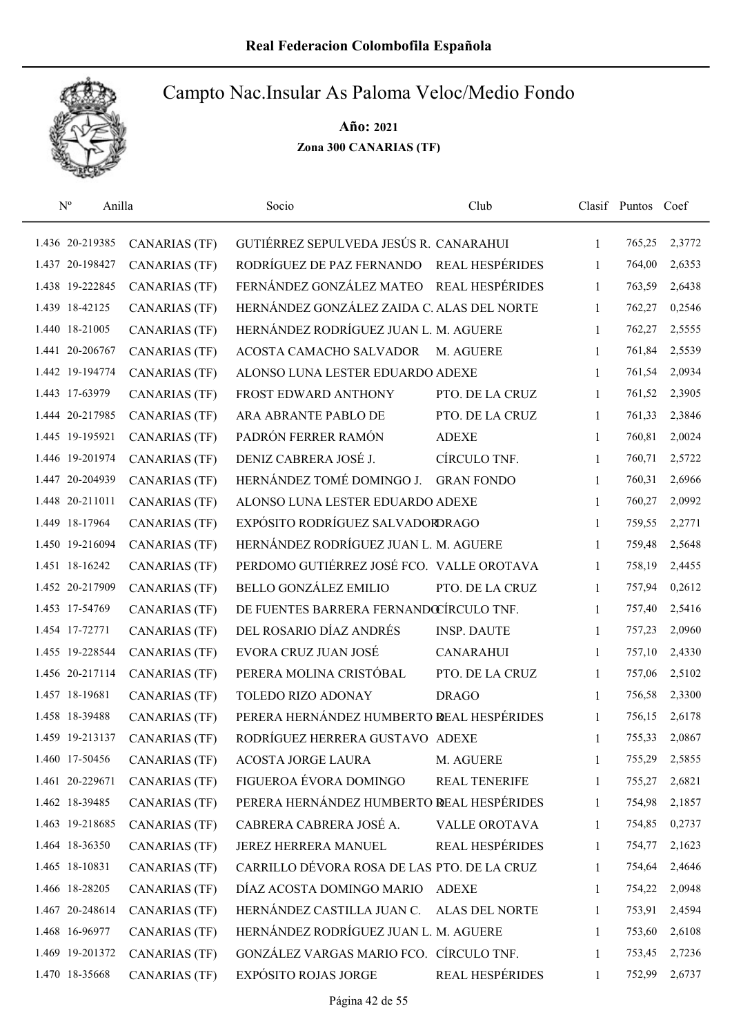# Real Federacion Colombofila Española

## Campto Nac.Insular As Paloma Veloc/Medio Fondo

**Año: 2021**

**Zona 300 CANARIAS (TF)**

| Nº | Anilla | | Socio | Club | Clasif | Puntos | Coef |
|---|---|---|---|---|---|---|---|
| 1.436 | 20-219385 | CANARIAS (TF) | GUTIÉRREZ SEPULVEDA JESÚS R. | CANARAHUI | 1 | 765,25 | 2,3772 |
| 1.437 | 20-198427 | CANARIAS (TF) | RODRÍGUEZ DE PAZ FERNANDO | REAL HESPÉRIDES | 1 | 764,00 | 2,6353 |
| 1.438 | 19-222845 | CANARIAS (TF) | FERNÁNDEZ GONZÁLEZ MATEO | REAL HESPÉRIDES | 1 | 763,59 | 2,6438 |
| 1.439 | 18-42125 | CANARIAS (TF) | HERNÁNDEZ GONZÁLEZ ZAIDA C. | ALAS DEL NORTE | 1 | 762,27 | 0,2546 |
| 1.440 | 18-21005 | CANARIAS (TF) | HERNÁNDEZ RODRÍGUEZ JUAN L. | M. AGUERE | 1 | 762,27 | 2,5555 |
| 1.441 | 20-206767 | CANARIAS (TF) | ACOSTA CAMACHO SALVADOR | M. AGUERE | 1 | 761,84 | 2,5539 |
| 1.442 | 19-194774 | CANARIAS (TF) | ALONSO LUNA LESTER EDUARDO | ADEXE | 1 | 761,54 | 2,0934 |
| 1.443 | 17-63979 | CANARIAS (TF) | FROST EDWARD ANTHONY | PTO. DE LA CRUZ | 1 | 761,52 | 2,3905 |
| 1.444 | 20-217985 | CANARIAS (TF) | ARA ABRANTE PABLO DE | PTO. DE LA CRUZ | 1 | 761,33 | 2,3846 |
| 1.445 | 19-195921 | CANARIAS (TF) | PADRÓN FERRER RAMÓN | ADEXE | 1 | 760,81 | 2,0024 |
| 1.446 | 19-201974 | CANARIAS (TF) | DENIZ CABRERA JOSÉ J. | CÍRCULO TNF. | 1 | 760,71 | 2,5722 |
| 1.447 | 20-204939 | CANARIAS (TF) | HERNÁNDEZ TOMÉ DOMINGO J. | GRAN FONDO | 1 | 760,31 | 2,6966 |
| 1.448 | 20-211011 | CANARIAS (TF) | ALONSO LUNA LESTER EDUARDO | ADEXE | 1 | 760,27 | 2,0992 |
| 1.449 | 18-17964 | CANARIAS (TF) | EXPÓSITO RODRÍGUEZ SALVADOR | DRAGO | 1 | 759,55 | 2,2771 |
| 1.450 | 19-216094 | CANARIAS (TF) | HERNÁNDEZ RODRÍGUEZ JUAN L. | M. AGUERE | 1 | 759,48 | 2,5648 |
| 1.451 | 18-16242 | CANARIAS (TF) | PERDOMO GUTIÉRREZ JOSÉ FCO. | VALLE OROTAVA | 1 | 758,19 | 2,4455 |
| 1.452 | 20-217909 | CANARIAS (TF) | BELLO GONZÁLEZ EMILIO | PTO. DE LA CRUZ | 1 | 757,94 | 0,2612 |
| 1.453 | 17-54769 | CANARIAS (TF) | DE FUENTES BARRERA FERNANDO | CÍRCULO TNF. | 1 | 757,40 | 2,5416 |
| 1.454 | 17-72771 | CANARIAS (TF) | DEL ROSARIO DÍAZ ANDRÉS | INSP. DAUTE | 1 | 757,23 | 2,0960 |
| 1.455 | 19-228544 | CANARIAS (TF) | EVORA CRUZ JUAN JOSÉ | CANARAHUI | 1 | 757,10 | 2,4330 |
| 1.456 | 20-217114 | CANARIAS (TF) | PERERA MOLINA CRISTÓBAL | PTO. DE LA CRUZ | 1 | 757,06 | 2,5102 |
| 1.457 | 18-19681 | CANARIAS (TF) | TOLEDO RIZO ADONAY | DRAGO | 1 | 756,58 | 2,3300 |
| 1.458 | 18-39488 | CANARIAS (TF) | PERERA HERNÁNDEZ HUMBERTO R. | REAL HESPÉRIDES | 1 | 756,15 | 2,6178 |
| 1.459 | 19-213137 | CANARIAS (TF) | RODRÍGUEZ HERRERA GUSTAVO | ADEXE | 1 | 755,33 | 2,0867 |
| 1.460 | 17-50456 | CANARIAS (TF) | ACOSTA JORGE LAURA | M. AGUERE | 1 | 755,29 | 2,5855 |
| 1.461 | 20-229671 | CANARIAS (TF) | FIGUEROA ÉVORA DOMINGO | REAL TENERIFE | 1 | 755,27 | 2,6821 |
| 1.462 | 18-39485 | CANARIAS (TF) | PERERA HERNÁNDEZ HUMBERTO R. | REAL HESPÉRIDES | 1 | 754,98 | 2,1857 |
| 1.463 | 19-218685 | CANARIAS (TF) | CABRERA CABRERA JOSÉ A. | VALLE OROTAVA | 1 | 754,85 | 0,2737 |
| 1.464 | 18-36350 | CANARIAS (TF) | JEREZ HERRERA MANUEL | REAL HESPÉRIDES | 1 | 754,77 | 2,1623 |
| 1.465 | 18-10831 | CANARIAS (TF) | CARRILLO DÉVORA ROSA DE LAS | PTO. DE LA CRUZ | 1 | 754,64 | 2,4646 |
| 1.466 | 18-28205 | CANARIAS (TF) | DÍAZ ACOSTA DOMINGO MARIO | ADEXE | 1 | 754,22 | 2,0948 |
| 1.467 | 20-248614 | CANARIAS (TF) | HERNÁNDEZ CASTILLA JUAN C. | ALAS DEL NORTE | 1 | 753,91 | 2,4594 |
| 1.468 | 16-96977 | CANARIAS (TF) | HERNÁNDEZ RODRÍGUEZ JUAN L. | M. AGUERE | 1 | 753,60 | 2,6108 |
| 1.469 | 19-201372 | CANARIAS (TF) | GONZÁLEZ VARGAS MARIO FCO. | CÍRCULO TNF. | 1 | 753,45 | 2,7236 |
| 1.470 | 18-35668 | CANARIAS (TF) | EXPÓSITO ROJAS JORGE | REAL HESPÉRIDES | 1 | 752,99 | 2,6737 |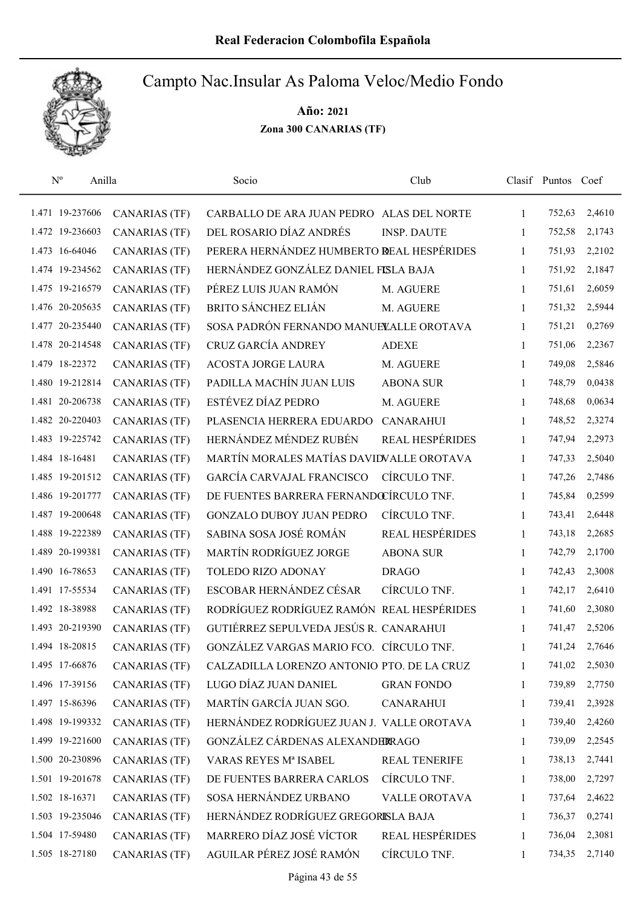# Real Federacion Colombofila Española

## Campto Nac.Insular As Paloma Veloc/Medio Fondo

**Año: 2021**

**Zona 300 CANARIAS (TF)**

| Nº | Anilla | | Socio | Club | Clasif | Puntos | Coef |
|---|---|---|---|---|---|---|---|
| 1.471 | 19-237606 | CANARIAS (TF) | CARBALLO DE ARA JUAN PEDRO | ALAS DEL NORTE | 1 | 752,63 | 2,4610 |
| 1.472 | 19-236603 | CANARIAS (TF) | DEL ROSARIO DÍAZ ANDRÉS | INSP. DAUTE | 1 | 752,58 | 2,1743 |
| 1.473 | 16-64046 | CANARIAS (TF) | PERERA HERNÁNDEZ HUMBERTO R. | REAL HESPÉRIDES | 1 | 751,93 | 2,2102 |
| 1.474 | 19-234562 | CANARIAS (TF) | HERNÁNDEZ GONZÁLEZ DANIEL F. | ISLA BAJA | 1 | 751,92 | 2,1847 |
| 1.475 | 19-216579 | CANARIAS (TF) | PÉREZ LUIS JUAN RAMÓN | M. AGUERE | 1 | 751,61 | 2,6059 |
| 1.476 | 20-205635 | CANARIAS (TF) | BRITO SÁNCHEZ ELIÁN | M. AGUERE | 1 | 751,32 | 2,5944 |
| 1.477 | 20-235440 | CANARIAS (TF) | SOSA PADRÓN FERNANDO MANUEL | VALLE OROTAVA | 1 | 751,21 | 0,2769 |
| 1.478 | 20-214548 | CANARIAS (TF) | CRUZ GARCÍA ANDREY | ADEXE | 1 | 751,06 | 2,2367 |
| 1.479 | 18-22372 | CANARIAS (TF) | ACOSTA JORGE LAURA | M. AGUERE | 1 | 749,08 | 2,5846 |
| 1.480 | 19-212814 | CANARIAS (TF) | PADILLA MACHÍN JUAN LUIS | ABONA SUR | 1 | 748,79 | 0,0438 |
| 1.481 | 20-206738 | CANARIAS (TF) | ESTÉVEZ DÍAZ PEDRO | M. AGUERE | 1 | 748,68 | 0,0634 |
| 1.482 | 20-220403 | CANARIAS (TF) | PLASENCIA HERRERA EDUARDO | CANARAHUI | 1 | 748,52 | 2,3274 |
| 1.483 | 19-225742 | CANARIAS (TF) | HERNÁNDEZ MÉNDEZ RUBÉN | REAL HESPÉRIDES | 1 | 747,94 | 2,2973 |
| 1.484 | 18-16481 | CANARIAS (TF) | MARTÍN MORALES MATÍAS DAVID | VALLE OROTAVA | 1 | 747,33 | 2,5040 |
| 1.485 | 19-201512 | CANARIAS (TF) | GARCÍA CARVAJAL FRANCISCO | CÍRCULO TNF. | 1 | 747,26 | 2,7486 |
| 1.486 | 19-201777 | CANARIAS (TF) | DE FUENTES BARRERA FERNANDO | CÍRCULO TNF. | 1 | 745,84 | 0,2599 |
| 1.487 | 19-200648 | CANARIAS (TF) | GONZALO DUBOY JUAN PEDRO | CÍRCULO TNF. | 1 | 743,41 | 2,6448 |
| 1.488 | 19-222389 | CANARIAS (TF) | SABINA SOSA JOSÉ ROMÁN | REAL HESPÉRIDES | 1 | 743,18 | 2,2685 |
| 1.489 | 20-199381 | CANARIAS (TF) | MARTÍN RODRÍGUEZ JORGE | ABONA SUR | 1 | 742,79 | 2,1700 |
| 1.490 | 16-78653 | CANARIAS (TF) | TOLEDO RIZO ADONAY | DRAGO | 1 | 742,43 | 2,3008 |
| 1.491 | 17-55534 | CANARIAS (TF) | ESCOBAR HERNÁNDEZ CÉSAR | CÍRCULO TNF. | 1 | 742,17 | 2,6410 |
| 1.492 | 18-38988 | CANARIAS (TF) | RODRÍGUEZ RODRÍGUEZ RAMÓN | REAL HESPÉRIDES | 1 | 741,60 | 2,3080 |
| 1.493 | 20-219390 | CANARIAS (TF) | GUTIÉRREZ SEPULVEDA JESÚS R. | CANARAHUI | 1 | 741,47 | 2,5206 |
| 1.494 | 18-20815 | CANARIAS (TF) | GONZÁLEZ VARGAS MARIO FCO. | CÍRCULO TNF. | 1 | 741,24 | 2,7646 |
| 1.495 | 17-66876 | CANARIAS (TF) | CALZADILLA LORENZO ANTONIO | PTO. DE LA CRUZ | 1 | 741,02 | 2,5030 |
| 1.496 | 17-39156 | CANARIAS (TF) | LUGO DÍAZ JUAN DANIEL | GRAN FONDO | 1 | 739,89 | 2,7750 |
| 1.497 | 15-86396 | CANARIAS (TF) | MARTÍN GARCÍA JUAN SGO. | CANARAHUI | 1 | 739,41 | 2,3928 |
| 1.498 | 19-199332 | CANARIAS (TF) | HERNÁNDEZ RODRÍGUEZ JUAN J. | VALLE OROTAVA | 1 | 739,40 | 2,4260 |
| 1.499 | 19-221600 | CANARIAS (TF) | GONZÁLEZ CÁRDENAS ALEXANDER | DRAGO | 1 | 739,09 | 2,2545 |
| 1.500 | 20-230896 | CANARIAS (TF) | VARAS REYES Mª ISABEL | REAL TENERIFE | 1 | 738,13 | 2,7441 |
| 1.501 | 19-201678 | CANARIAS (TF) | DE FUENTES BARRERA CARLOS | CÍRCULO TNF. | 1 | 738,00 | 2,7297 |
| 1.502 | 18-16371 | CANARIAS (TF) | SOSA HERNÁNDEZ URBANO | VALLE OROTAVA | 1 | 737,64 | 2,4622 |
| 1.503 | 19-235046 | CANARIAS (TF) | HERNÁNDEZ RODRÍGUEZ GREGORI | ISLA BAJA | 1 | 736,37 | 0,2741 |
| 1.504 | 17-59480 | CANARIAS (TF) | MARRERO DÍAZ JOSÉ VÍCTOR | REAL HESPÉRIDES | 1 | 736,04 | 2,3081 |
| 1.505 | 18-27180 | CANARIAS (TF) | AGUILAR PÉREZ JOSÉ RAMÓN | CÍRCULO TNF. | 1 | 734,35 | 2,7140 |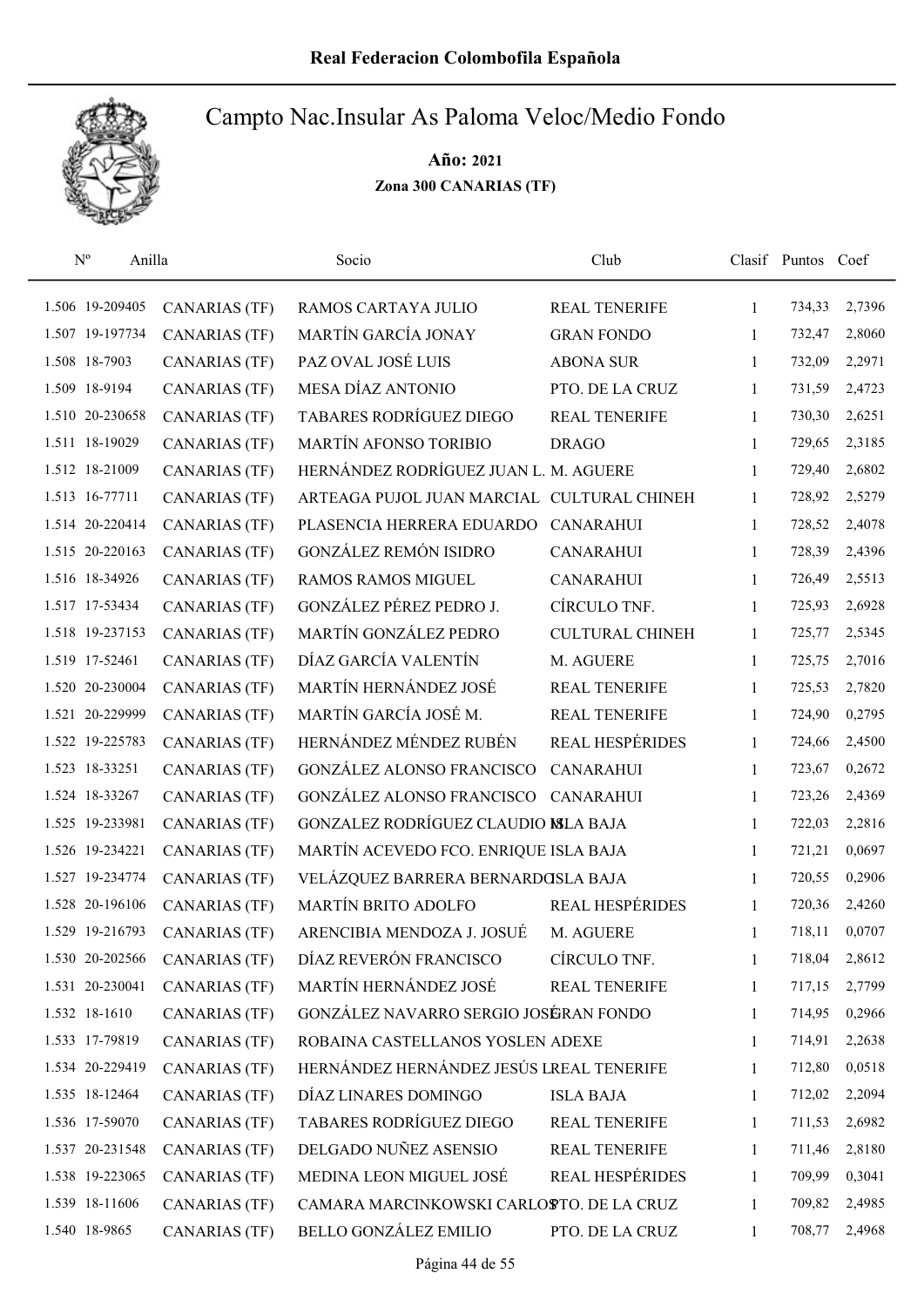# Real Federacion Colombofila Española

## Campto Nac.Insular As Paloma Veloc/Medio Fondo

**Año: 2021**

**Zona 300 CANARIAS (TF)**

| Nº | Anilla | | Socio | Club | Clasif | Puntos | Coef |
|---|---|---|---|---|---|---|---|
| 1.506 | 19-209405 | CANARIAS (TF) | RAMOS CARTAYA JULIO | REAL TENERIFE | 1 | 734,33 | 2,7396 |
| 1.507 | 19-197734 | CANARIAS (TF) | MARTÍN GARCÍA JONAY | GRAN FONDO | 1 | 732,47 | 2,8060 |
| 1.508 | 18-7903 | CANARIAS (TF) | PAZ OVAL JOSÉ LUIS | ABONA SUR | 1 | 732,09 | 2,2971 |
| 1.509 | 18-9194 | CANARIAS (TF) | MESA DÍAZ ANTONIO | PTO. DE LA CRUZ | 1 | 731,59 | 2,4723 |
| 1.510 | 20-230658 | CANARIAS (TF) | TABARES RODRÍGUEZ DIEGO | REAL TENERIFE | 1 | 730,30 | 2,6251 |
| 1.511 | 18-19029 | CANARIAS (TF) | MARTÍN AFONSO TORIBIO | DRAGO | 1 | 729,65 | 2,3185 |
| 1.512 | 18-21009 | CANARIAS (TF) | HERNÁNDEZ RODRÍGUEZ JUAN L. | M. AGUERE | 1 | 729,40 | 2,6802 |
| 1.513 | 16-77711 | CANARIAS (TF) | ARTEAGA PUJOL JUAN MARCIAL | CULTURAL CHINEH | 1 | 728,92 | 2,5279 |
| 1.514 | 20-220414 | CANARIAS (TF) | PLASENCIA HERRERA EDUARDO | CANARAHUI | 1 | 728,52 | 2,4078 |
| 1.515 | 20-220163 | CANARIAS (TF) | GONZÁLEZ REMÓN ISIDRO | CANARAHUI | 1 | 728,39 | 2,4396 |
| 1.516 | 18-34926 | CANARIAS (TF) | RAMOS RAMOS MIGUEL | CANARAHUI | 1 | 726,49 | 2,5513 |
| 1.517 | 17-53434 | CANARIAS (TF) | GONZÁLEZ PÉREZ PEDRO J. | CÍRCULO TNF. | 1 | 725,93 | 2,6928 |
| 1.518 | 19-237153 | CANARIAS (TF) | MARTÍN GONZÁLEZ PEDRO | CULTURAL CHINEH | 1 | 725,77 | 2,5345 |
| 1.519 | 17-52461 | CANARIAS (TF) | DÍAZ GARCÍA VALENTÍN | M. AGUERE | 1 | 725,75 | 2,7016 |
| 1.520 | 20-230004 | CANARIAS (TF) | MARTÍN HERNÁNDEZ JOSÉ | REAL TENERIFE | 1 | 725,53 | 2,7820 |
| 1.521 | 20-229999 | CANARIAS (TF) | MARTÍN GARCÍA JOSÉ M. | REAL TENERIFE | 1 | 724,90 | 0,2795 |
| 1.522 | 19-225783 | CANARIAS (TF) | HERNÁNDEZ MÉNDEZ RUBÉN | REAL HESPÉRIDES | 1 | 724,66 | 2,4500 |
| 1.523 | 18-33251 | CANARIAS (TF) | GONZÁLEZ ALONSO FRANCISCO | CANARAHUI | 1 | 723,67 | 0,2672 |
| 1.524 | 18-33267 | CANARIAS (TF) | GONZÁLEZ ALONSO FRANCISCO | CANARAHUI | 1 | 723,26 | 2,4369 |
| 1.525 | 19-233981 | CANARIAS (TF) | GONZALEZ RODRÍGUEZ CLAUDIO M. | ISLA BAJA | 1 | 722,03 | 2,2816 |
| 1.526 | 19-234221 | CANARIAS (TF) | MARTÍN ACEVEDO FCO. ENRIQUE | ISLA BAJA | 1 | 721,21 | 0,0697 |
| 1.527 | 19-234774 | CANARIAS (TF) | VELÁZQUEZ BARRERA BERNARDO | ISLA BAJA | 1 | 720,55 | 0,2906 |
| 1.528 | 20-196106 | CANARIAS (TF) | MARTÍN BRITO ADOLFO | REAL HESPÉRIDES | 1 | 720,36 | 2,4260 |
| 1.529 | 19-216793 | CANARIAS (TF) | ARENCIBIA MENDOZA J. JOSUÉ | M. AGUERE | 1 | 718,11 | 0,0707 |
| 1.530 | 20-202566 | CANARIAS (TF) | DÍAZ REVERÓN FRANCISCO | CÍRCULO TNF. | 1 | 718,04 | 2,8612 |
| 1.531 | 20-230041 | CANARIAS (TF) | MARTÍN HERNÁNDEZ JOSÉ | REAL TENERIFE | 1 | 717,15 | 2,7799 |
| 1.532 | 18-1610 | CANARIAS (TF) | GONZÁLEZ NAVARRO SERGIO JOSÉ | GRAN FONDO | 1 | 714,95 | 0,2966 |
| 1.533 | 17-79819 | CANARIAS (TF) | ROBAINA CASTELLANOS YOSLEN | ADEXE | 1 | 714,91 | 2,2638 |
| 1.534 | 20-229419 | CANARIAS (TF) | HERNÁNDEZ HERNÁNDEZ JESÚS L. | REAL TENERIFE | 1 | 712,80 | 0,0518 |
| 1.535 | 18-12464 | CANARIAS (TF) | DÍAZ LINARES DOMINGO | ISLA BAJA | 1 | 712,02 | 2,2094 |
| 1.536 | 17-59070 | CANARIAS (TF) | TABARES RODRÍGUEZ DIEGO | REAL TENERIFE | 1 | 711,53 | 2,6982 |
| 1.537 | 20-231548 | CANARIAS (TF) | DELGADO NUÑEZ ASENSIO | REAL TENERIFE | 1 | 711,46 | 2,8180 |
| 1.538 | 19-223065 | CANARIAS (TF) | MEDINA LEON MIGUEL JOSÉ | REAL HESPÉRIDES | 1 | 709,99 | 0,3041 |
| 1.539 | 18-11606 | CANARIAS (TF) | CAMARA MARCINKOWSKI CARLOS | PTO. DE LA CRUZ | 1 | 709,82 | 2,4985 |
| 1.540 | 18-9865 | CANARIAS (TF) | BELLO GONZÁLEZ EMILIO | PTO. DE LA CRUZ | 1 | 708,77 | 2,4968 |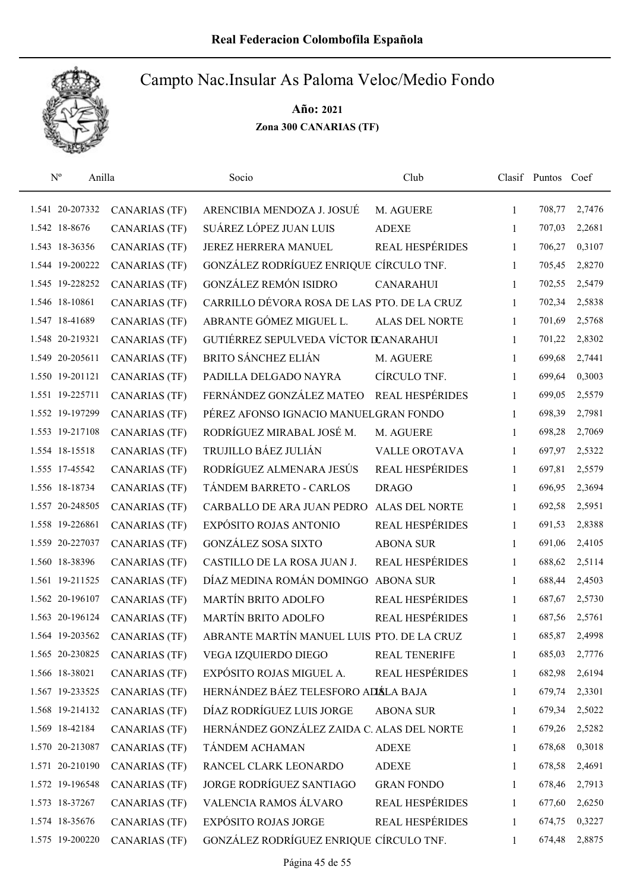# Real Federacion Colombofila Española

## Campto Nac.Insular As Paloma Veloc/Medio Fondo

**Año: 2021**

**Zona 300 CANARIAS (TF)**

| Nº | Anilla | | Socio | Club | Clasif | Puntos | Coef |
|---|---|---|---|---|---|---|---|
| 1.541 | 20-207332 | CANARIAS (TF) | ARENCIBIA MENDOZA J. JOSUÉ | M. AGUERE | 1 | 708,77 | 2,7476 |
| 1.542 | 18-8676 | CANARIAS (TF) | SUÁREZ LÓPEZ JUAN LUIS | ADEXE | 1 | 707,03 | 2,2681 |
| 1.543 | 18-36356 | CANARIAS (TF) | JEREZ HERRERA MANUEL | REAL HESPÉRIDES | 1 | 706,27 | 0,3107 |
| 1.544 | 19-200222 | CANARIAS (TF) | GONZÁLEZ RODRÍGUEZ ENRIQUE | CÍRCULO TNF. | 1 | 705,45 | 2,8270 |
| 1.545 | 19-228252 | CANARIAS (TF) | GONZÁLEZ REMÓN ISIDRO | CANARAHUI | 1 | 702,55 | 2,5479 |
| 1.546 | 18-10861 | CANARIAS (TF) | CARRILLO DÉVORA ROSA DE LAS | PTO. DE LA CRUZ | 1 | 702,34 | 2,5838 |
| 1.547 | 18-41689 | CANARIAS (TF) | ABRANTE GÓMEZ MIGUEL L. | ALAS DEL NORTE | 1 | 701,69 | 2,5768 |
| 1.548 | 20-219321 | CANARIAS (TF) | GUTIÉRREZ SEPULVEDA VÍCTOR D | CANARAHUI | 1 | 701,22 | 2,8302 |
| 1.549 | 20-205611 | CANARIAS (TF) | BRITO SÁNCHEZ ELIÁN | M. AGUERE | 1 | 699,68 | 2,7441 |
| 1.550 | 19-201121 | CANARIAS (TF) | PADILLA DELGADO NAYRA | CÍRCULO TNF. | 1 | 699,64 | 0,3003 |
| 1.551 | 19-225711 | CANARIAS (TF) | FERNÁNDEZ GONZÁLEZ MATEO | REAL HESPÉRIDES | 1 | 699,05 | 2,5579 |
| 1.552 | 19-197299 | CANARIAS (TF) | PÉREZ AFONSO IGNACIO MANUEL | GRAN FONDO | 1 | 698,39 | 2,7981 |
| 1.553 | 19-217108 | CANARIAS (TF) | RODRÍGUEZ MIRABAL JOSÉ M. | M. AGUERE | 1 | 698,28 | 2,7069 |
| 1.554 | 18-15518 | CANARIAS (TF) | TRUJILLO BÁEZ JULIÁN | VALLE OROTAVA | 1 | 697,97 | 2,5322 |
| 1.555 | 17-45542 | CANARIAS (TF) | RODRÍGUEZ ALMENARA JESÚS | REAL HESPÉRIDES | 1 | 697,81 | 2,5579 |
| 1.556 | 18-18734 | CANARIAS (TF) | TÁNDEM BARRETO - CARLOS | DRAGO | 1 | 696,95 | 2,3694 |
| 1.557 | 20-248505 | CANARIAS (TF) | CARBALLO DE ARA JUAN PEDRO | ALAS DEL NORTE | 1 | 692,58 | 2,5951 |
| 1.558 | 19-226861 | CANARIAS (TF) | EXPÓSITO ROJAS ANTONIO | REAL HESPÉRIDES | 1 | 691,53 | 2,8388 |
| 1.559 | 20-227037 | CANARIAS (TF) | GONZÁLEZ SOSA SIXTO | ABONA SUR | 1 | 691,06 | 2,4105 |
| 1.560 | 18-38396 | CANARIAS (TF) | CASTILLO DE LA ROSA JUAN J. | REAL HESPÉRIDES | 1 | 688,62 | 2,5114 |
| 1.561 | 19-211525 | CANARIAS (TF) | DÍAZ MEDINA ROMÁN DOMINGO | ABONA SUR | 1 | 688,44 | 2,4503 |
| 1.562 | 20-196107 | CANARIAS (TF) | MARTÍN BRITO ADOLFO | REAL HESPÉRIDES | 1 | 687,67 | 2,5730 |
| 1.563 | 20-196124 | CANARIAS (TF) | MARTÍN BRITO ADOLFO | REAL HESPÉRIDES | 1 | 687,56 | 2,5761 |
| 1.564 | 19-203562 | CANARIAS (TF) | ABRANTE MARTÍN MANUEL LUIS | PTO. DE LA CRUZ | 1 | 685,87 | 2,4998 |
| 1.565 | 20-230825 | CANARIAS (TF) | VEGA IZQUIERDO DIEGO | REAL TENERIFE | 1 | 685,03 | 2,7776 |
| 1.566 | 18-38021 | CANARIAS (TF) | EXPÓSITO ROJAS MIGUEL A. | REAL HESPÉRIDES | 1 | 682,98 | 2,6194 |
| 1.567 | 19-233525 | CANARIAS (TF) | HERNÁNDEZ BÁEZ TELESFORO AD | ISLA BAJA | 1 | 679,74 | 2,3301 |
| 1.568 | 19-214132 | CANARIAS (TF) | DÍAZ RODRÍGUEZ LUIS JORGE | ABONA SUR | 1 | 679,34 | 2,5022 |
| 1.569 | 18-42184 | CANARIAS (TF) | HERNÁNDEZ GONZÁLEZ ZAIDA C. | ALAS DEL NORTE | 1 | 679,26 | 2,5282 |
| 1.570 | 20-213087 | CANARIAS (TF) | TÁNDEM ACHAMAN | ADEXE | 1 | 678,68 | 0,3018 |
| 1.571 | 20-210190 | CANARIAS (TF) | RANCEL CLARK LEONARDO | ADEXE | 1 | 678,58 | 2,4691 |
| 1.572 | 19-196548 | CANARIAS (TF) | JORGE RODRÍGUEZ SANTIAGO | GRAN FONDO | 1 | 678,46 | 2,7913 |
| 1.573 | 18-37267 | CANARIAS (TF) | VALENCIA RAMOS ÁLVARO | REAL HESPÉRIDES | 1 | 677,60 | 2,6250 |
| 1.574 | 18-35676 | CANARIAS (TF) | EXPÓSITO ROJAS JORGE | REAL HESPÉRIDES | 1 | 674,75 | 0,3227 |
| 1.575 | 19-200220 | CANARIAS (TF) | GONZÁLEZ RODRÍGUEZ ENRIQUE | CÍRCULO TNF. | 1 | 674,48 | 2,8875 |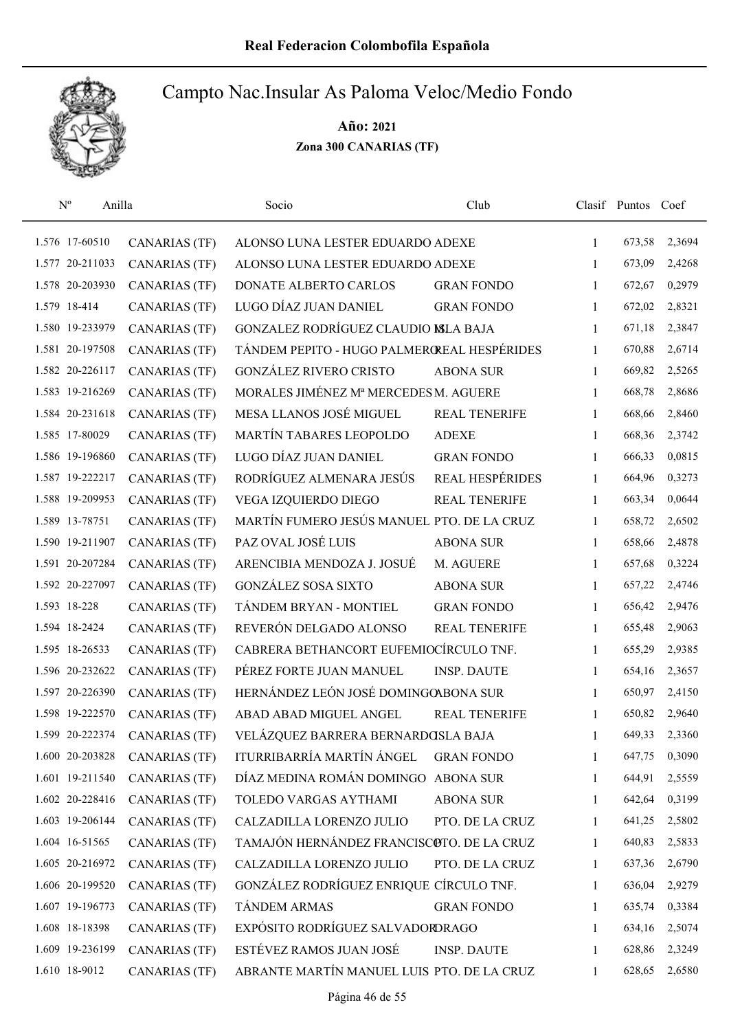# Real Federacion Colombofila Española

## Campto Nac.Insular As Paloma Veloc/Medio Fondo

**Año: 2021**

**Zona 300 CANARIAS (TF)**

| Nº | Anilla | | Socio | Club | Clasif | Puntos | Coef |
|---|---|---|---|---|---|---|---|
| 1.576 | 17-60510 | CANARIAS (TF) | ALONSO LUNA LESTER EDUARDO | ADEXE | 1 | 673,58 | 2,3694 |
| 1.577 | 20-211033 | CANARIAS (TF) | ALONSO LUNA LESTER EDUARDO | ADEXE | 1 | 673,09 | 2,4268 |
| 1.578 | 20-203930 | CANARIAS (TF) | DONATE ALBERTO CARLOS | GRAN FONDO | 1 | 672,67 | 0,2979 |
| 1.579 | 18-414 | CANARIAS (TF) | LUGO DÍAZ JUAN DANIEL | GRAN FONDO | 1 | 672,02 | 2,8321 |
| 1.580 | 19-233979 | CANARIAS (TF) | GONZALEZ RODRÍGUEZ CLAUDIO M. | ISLA BAJA | 1 | 671,18 | 2,3847 |
| 1.581 | 20-197508 | CANARIAS (TF) | TÁNDEM PEPITO - HUGO PALMERO | REAL HESPÉRIDES | 1 | 670,88 | 2,6714 |
| 1.582 | 20-226117 | CANARIAS (TF) | GONZÁLEZ RIVERO CRISTO | ABONA SUR | 1 | 669,82 | 2,5265 |
| 1.583 | 19-216269 | CANARIAS (TF) | MORALES JIMÉNEZ Mª MERCEDES | M. AGUERE | 1 | 668,78 | 2,8686 |
| 1.584 | 20-231618 | CANARIAS (TF) | MESA LLANOS JOSÉ MIGUEL | REAL TENERIFE | 1 | 668,66 | 2,8460 |
| 1.585 | 17-80029 | CANARIAS (TF) | MARTÍN TABARES LEOPOLDO | ADEXE | 1 | 668,36 | 2,3742 |
| 1.586 | 19-196860 | CANARIAS (TF) | LUGO DÍAZ JUAN DANIEL | GRAN FONDO | 1 | 666,33 | 0,0815 |
| 1.587 | 19-222217 | CANARIAS (TF) | RODRÍGUEZ ALMENARA JESÚS | REAL HESPÉRIDES | 1 | 664,96 | 0,3273 |
| 1.588 | 19-209953 | CANARIAS (TF) | VEGA IZQUIERDO DIEGO | REAL TENERIFE | 1 | 663,34 | 0,0644 |
| 1.589 | 13-78751 | CANARIAS (TF) | MARTÍN FUMERO JESÚS MANUEL | PTO. DE LA CRUZ | 1 | 658,72 | 2,6502 |
| 1.590 | 19-211907 | CANARIAS (TF) | PAZ OVAL JOSÉ LUIS | ABONA SUR | 1 | 658,66 | 2,4878 |
| 1.591 | 20-207284 | CANARIAS (TF) | ARENCIBIA MENDOZA J. JOSUÉ | M. AGUERE | 1 | 657,68 | 0,3224 |
| 1.592 | 20-227097 | CANARIAS (TF) | GONZÁLEZ SOSA SIXTO | ABONA SUR | 1 | 657,22 | 2,4746 |
| 1.593 | 18-228 | CANARIAS (TF) | TÁNDEM BRYAN - MONTIEL | GRAN FONDO | 1 | 656,42 | 2,9476 |
| 1.594 | 18-2424 | CANARIAS (TF) | REVERÓN DELGADO ALONSO | REAL TENERIFE | 1 | 655,48 | 2,9063 |
| 1.595 | 18-26533 | CANARIAS (TF) | CABRERA BETHANCORT EUFEMIO | CÍRCULO TNF. | 1 | 655,29 | 2,9385 |
| 1.596 | 20-232622 | CANARIAS (TF) | PÉREZ FORTE JUAN MANUEL | INSP. DAUTE | 1 | 654,16 | 2,3657 |
| 1.597 | 20-226390 | CANARIAS (TF) | HERNÁNDEZ LEÓN JOSÉ DOMINGO | ABONA SUR | 1 | 650,97 | 2,4150 |
| 1.598 | 19-222570 | CANARIAS (TF) | ABAD ABAD MIGUEL ANGEL | REAL TENERIFE | 1 | 650,82 | 2,9640 |
| 1.599 | 20-222374 | CANARIAS (TF) | VELÁZQUEZ BARRERA BERNARDO | ISLA BAJA | 1 | 649,33 | 2,3360 |
| 1.600 | 20-203828 | CANARIAS (TF) | ITURRIBARRÍA MARTÍN ÁNGEL | GRAN FONDO | 1 | 647,75 | 0,3090 |
| 1.601 | 19-211540 | CANARIAS (TF) | DÍAZ MEDINA ROMÁN DOMINGO | ABONA SUR | 1 | 644,91 | 2,5559 |
| 1.602 | 20-228416 | CANARIAS (TF) | TOLEDO VARGAS AYTHAMI | ABONA SUR | 1 | 642,64 | 0,3199 |
| 1.603 | 19-206144 | CANARIAS (TF) | CALZADILLA LORENZO JULIO | PTO. DE LA CRUZ | 1 | 641,25 | 2,5802 |
| 1.604 | 16-51565 | CANARIAS (TF) | TAMAJÓN HERNÁNDEZ FRANCISCO | PTO. DE LA CRUZ | 1 | 640,83 | 2,5833 |
| 1.605 | 20-216972 | CANARIAS (TF) | CALZADILLA LORENZO JULIO | PTO. DE LA CRUZ | 1 | 637,36 | 2,6790 |
| 1.606 | 20-199520 | CANARIAS (TF) | GONZÁLEZ RODRÍGUEZ ENRIQUE | CÍRCULO TNF. | 1 | 636,04 | 2,9279 |
| 1.607 | 19-196773 | CANARIAS (TF) | TÁNDEM ARMAS | GRAN FONDO | 1 | 635,74 | 0,3384 |
| 1.608 | 18-18398 | CANARIAS (TF) | EXPÓSITO RODRÍGUEZ SALVADOR | DRAGO | 1 | 634,16 | 2,5074 |
| 1.609 | 19-236199 | CANARIAS (TF) | ESTÉVEZ RAMOS JUAN JOSÉ | INSP. DAUTE | 1 | 628,86 | 2,3249 |
| 1.610 | 18-9012 | CANARIAS (TF) | ABRANTE MARTÍN MANUEL LUIS | PTO. DE LA CRUZ | 1 | 628,65 | 2,6580 |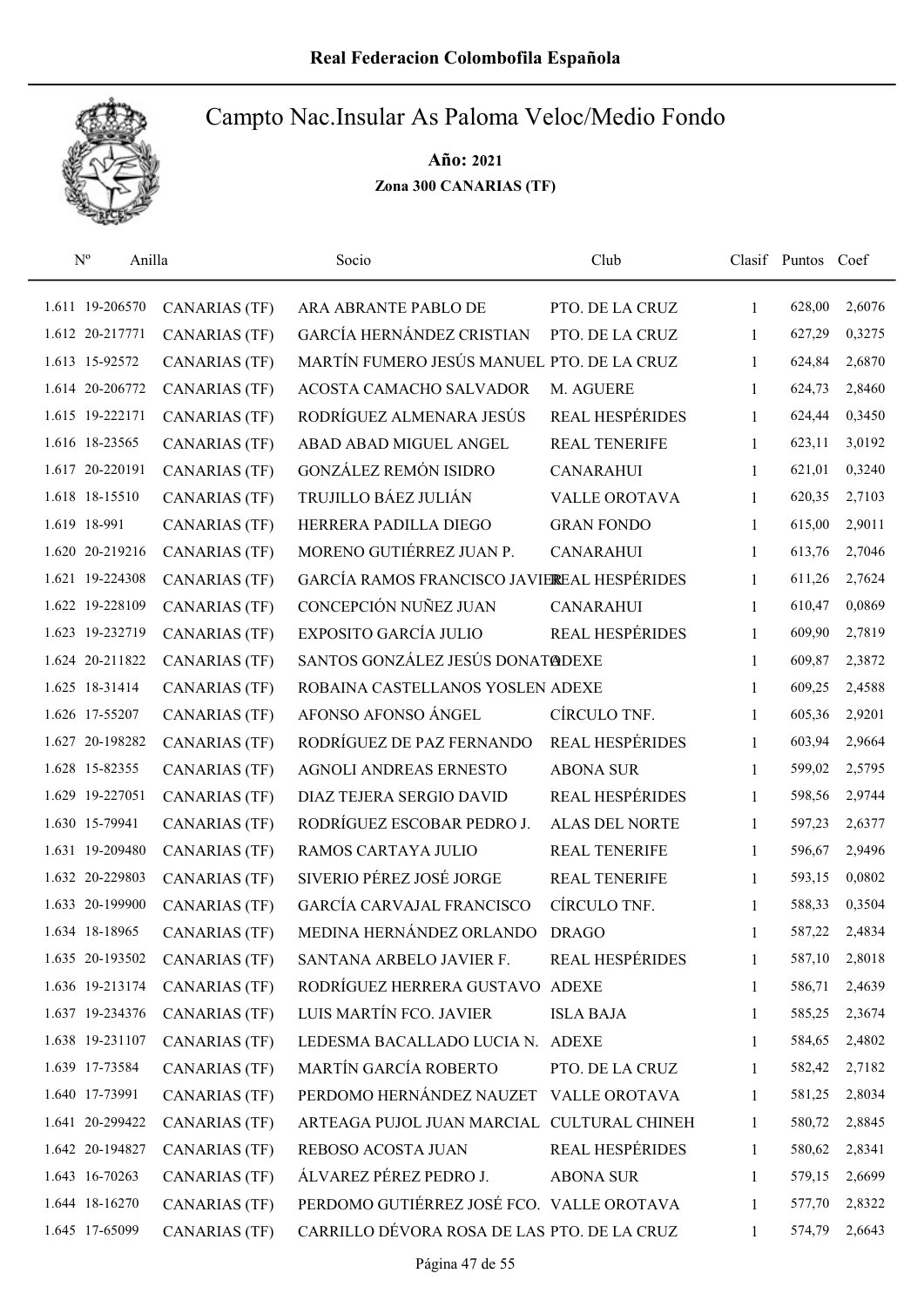# Real Federacion Colombofila Española

## Campto Nac.Insular As Paloma Veloc/Medio Fondo

**Año: 2021**

**Zona 300 CANARIAS (TF)**

| Nº | Anilla | | Socio | Club | Clasif | Puntos | Coef |
|---|---|---|---|---|---|---|---|
| 1.611 | 19-206570 | CANARIAS (TF) | ARA ABRANTE PABLO DE | PTO. DE LA CRUZ | 1 | 628,00 | 2,6076 |
| 1.612 | 20-217771 | CANARIAS (TF) | GARCÍA HERNÁNDEZ CRISTIAN | PTO. DE LA CRUZ | 1 | 627,29 | 0,3275 |
| 1.613 | 15-92572 | CANARIAS (TF) | MARTÍN FUMERO JESÚS MANUEL | PTO. DE LA CRUZ | 1 | 624,84 | 2,6870 |
| 1.614 | 20-206772 | CANARIAS (TF) | ACOSTA CAMACHO SALVADOR | M. AGUERE | 1 | 624,73 | 2,8460 |
| 1.615 | 19-222171 | CANARIAS (TF) | RODRÍGUEZ ALMENARA JESÚS | REAL HESPÉRIDES | 1 | 624,44 | 0,3450 |
| 1.616 | 18-23565 | CANARIAS (TF) | ABAD ABAD MIGUEL ANGEL | REAL TENERIFE | 1 | 623,11 | 3,0192 |
| 1.617 | 20-220191 | CANARIAS (TF) | GONZÁLEZ REMÓN ISIDRO | CANARAHUI | 1 | 621,01 | 0,3240 |
| 1.618 | 18-15510 | CANARIAS (TF) | TRUJILLO BÁEZ JULIÁN | VALLE OROTAVA | 1 | 620,35 | 2,7103 |
| 1.619 | 18-991 | CANARIAS (TF) | HERRERA PADILLA DIEGO | GRAN FONDO | 1 | 615,00 | 2,9011 |
| 1.620 | 20-219216 | CANARIAS (TF) | MORENO GUTIÉRREZ JUAN P. | CANARAHUI | 1 | 613,76 | 2,7046 |
| 1.621 | 19-224308 | CANARIAS (TF) | GARCÍA RAMOS FRANCISCO JAVIER | REAL HESPÉRIDES | 1 | 611,26 | 2,7624 |
| 1.622 | 19-228109 | CANARIAS (TF) | CONCEPCIÓN NUÑEZ JUAN | CANARAHUI | 1 | 610,47 | 0,0869 |
| 1.623 | 19-232719 | CANARIAS (TF) | EXPOSITO GARCÍA JULIO | REAL HESPÉRIDES | 1 | 609,90 | 2,7819 |
| 1.624 | 20-211822 | CANARIAS (TF) | SANTOS GONZÁLEZ JESÚS DONATO | ADEXE | 1 | 609,87 | 2,3872 |
| 1.625 | 18-31414 | CANARIAS (TF) | ROBAINA CASTELLANOS YOSLEN | ADEXE | 1 | 609,25 | 2,4588 |
| 1.626 | 17-55207 | CANARIAS (TF) | AFONSO AFONSO ÁNGEL | CÍRCULO TNF. | 1 | 605,36 | 2,9201 |
| 1.627 | 20-198282 | CANARIAS (TF) | RODRÍGUEZ DE PAZ FERNANDO | REAL HESPÉRIDES | 1 | 603,94 | 2,9664 |
| 1.628 | 15-82355 | CANARIAS (TF) | AGNOLI ANDREAS ERNESTO | ABONA SUR | 1 | 599,02 | 2,5795 |
| 1.629 | 19-227051 | CANARIAS (TF) | DIAZ TEJERA SERGIO DAVID | REAL HESPÉRIDES | 1 | 598,56 | 2,9744 |
| 1.630 | 15-79941 | CANARIAS (TF) | RODRÍGUEZ ESCOBAR PEDRO J. | ALAS DEL NORTE | 1 | 597,23 | 2,6377 |
| 1.631 | 19-209480 | CANARIAS (TF) | RAMOS CARTAYA JULIO | REAL TENERIFE | 1 | 596,67 | 2,9496 |
| 1.632 | 20-229803 | CANARIAS (TF) | SIVERIO PÉREZ JOSÉ JORGE | REAL TENERIFE | 1 | 593,15 | 0,0802 |
| 1.633 | 20-199900 | CANARIAS (TF) | GARCÍA CARVAJAL FRANCISCO | CÍRCULO TNF. | 1 | 588,33 | 0,3504 |
| 1.634 | 18-18965 | CANARIAS (TF) | MEDINA HERNÁNDEZ ORLANDO | DRAGO | 1 | 587,22 | 2,4834 |
| 1.635 | 20-193502 | CANARIAS (TF) | SANTANA ARBELO JAVIER F. | REAL HESPÉRIDES | 1 | 587,10 | 2,8018 |
| 1.636 | 19-213174 | CANARIAS (TF) | RODRÍGUEZ HERRERA GUSTAVO | ADEXE | 1 | 586,71 | 2,4639 |
| 1.637 | 19-234376 | CANARIAS (TF) | LUIS MARTÍN FCO. JAVIER | ISLA BAJA | 1 | 585,25 | 2,3674 |
| 1.638 | 19-231107 | CANARIAS (TF) | LEDESMA BACALLADO LUCIA N. | ADEXE | 1 | 584,65 | 2,4802 |
| 1.639 | 17-73584 | CANARIAS (TF) | MARTÍN GARCÍA ROBERTO | PTO. DE LA CRUZ | 1 | 582,42 | 2,7182 |
| 1.640 | 17-73991 | CANARIAS (TF) | PERDOMO HERNÁNDEZ NAUZET | VALLE OROTAVA | 1 | 581,25 | 2,8034 |
| 1.641 | 20-299422 | CANARIAS (TF) | ARTEAGA PUJOL JUAN MARCIAL | CULTURAL CHINEH | 1 | 580,72 | 2,8845 |
| 1.642 | 20-194827 | CANARIAS (TF) | REBOSO ACOSTA JUAN | REAL HESPÉRIDES | 1 | 580,62 | 2,8341 |
| 1.643 | 16-70263 | CANARIAS (TF) | ÁLVAREZ PÉREZ PEDRO J. | ABONA SUR | 1 | 579,15 | 2,6699 |
| 1.644 | 18-16270 | CANARIAS (TF) | PERDOMO GUTIÉRREZ JOSÉ FCO. | VALLE OROTAVA | 1 | 577,70 | 2,8322 |
| 1.645 | 17-65099 | CANARIAS (TF) | CARRILLO DÉVORA ROSA DE LAS | PTO. DE LA CRUZ | 1 | 574,79 | 2,6643 |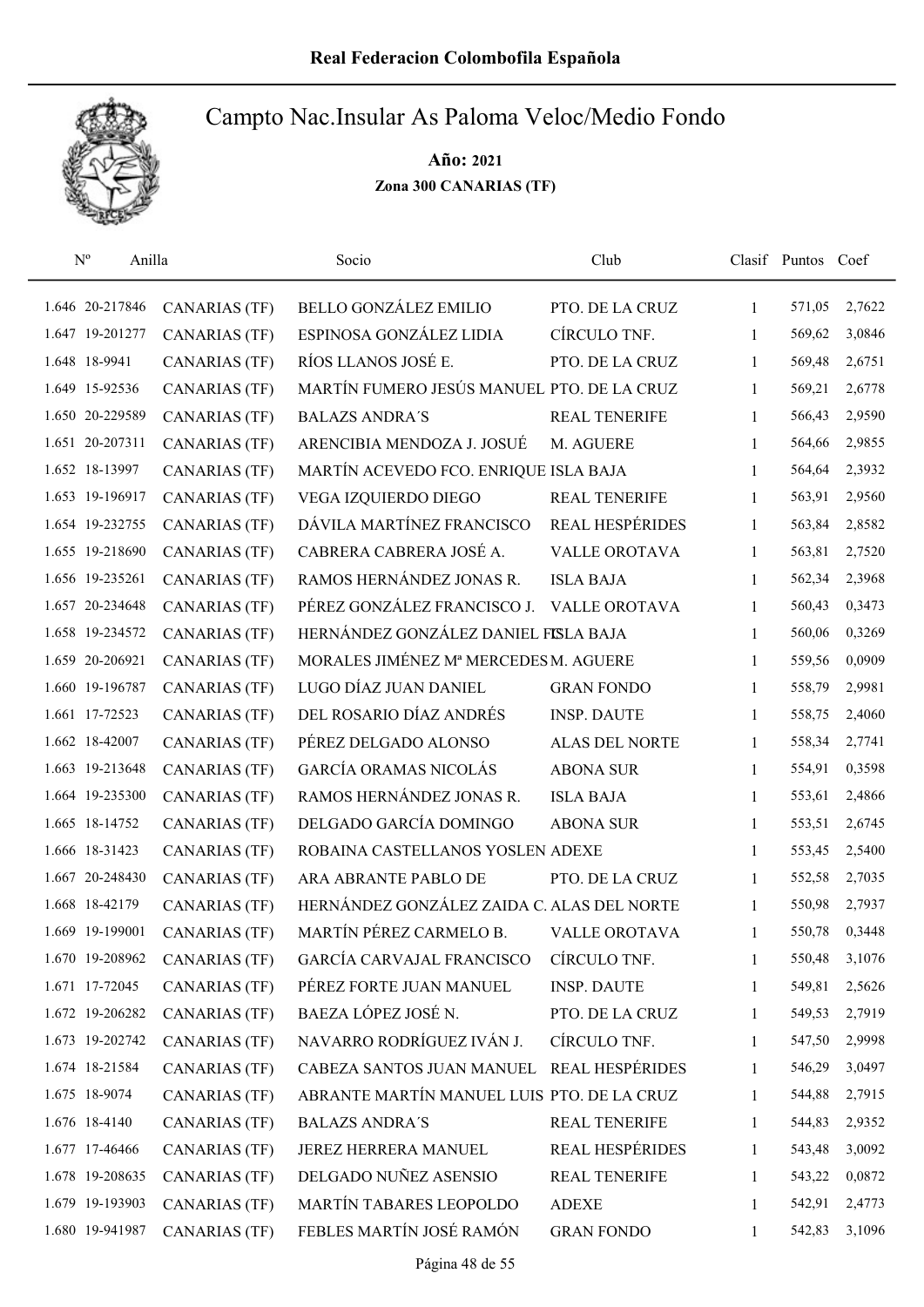# Real Federacion Colombofila Española

## Campto Nac.Insular As Paloma Veloc/Medio Fondo

**Año: 2021**

**Zona 300 CANARIAS (TF)**

| Nº | Anilla | | Socio | Club | Clasif | Puntos | Coef |
|---|---|---|---|---|---|---|---|
| 1.646 | 20-217846 | CANARIAS (TF) | BELLO GONZÁLEZ EMILIO | PTO. DE LA CRUZ | 1 | 571,05 | 2,7622 |
| 1.647 | 19-201277 | CANARIAS (TF) | ESPINOSA GONZÁLEZ LIDIA | CÍRCULO TNF. | 1 | 569,62 | 3,0846 |
| 1.648 | 18-9941 | CANARIAS (TF) | RÍOS LLANOS JOSÉ E. | PTO. DE LA CRUZ | 1 | 569,48 | 2,6751 |
| 1.649 | 15-92536 | CANARIAS (TF) | MARTÍN FUMERO JESÚS MANUEL | PTO. DE LA CRUZ | 1 | 569,21 | 2,6778 |
| 1.650 | 20-229589 | CANARIAS (TF) | BALAZS ANDRA´S | REAL TENERIFE | 1 | 566,43 | 2,9590 |
| 1.651 | 20-207311 | CANARIAS (TF) | ARENCIBIA MENDOZA J. JOSUÉ | M. AGUERE | 1 | 564,66 | 2,9855 |
| 1.652 | 18-13997 | CANARIAS (TF) | MARTÍN ACEVEDO FCO. ENRIQUE | ISLA BAJA | 1 | 564,64 | 2,3932 |
| 1.653 | 19-196917 | CANARIAS (TF) | VEGA IZQUIERDO DIEGO | REAL TENERIFE | 1 | 563,91 | 2,9560 |
| 1.654 | 19-232755 | CANARIAS (TF) | DÁVILA MARTÍNEZ FRANCISCO | REAL HESPÉRIDES | 1 | 563,84 | 2,8582 |
| 1.655 | 19-218690 | CANARIAS (TF) | CABRERA CABRERA JOSÉ A. | VALLE OROTAVA | 1 | 563,81 | 2,7520 |
| 1.656 | 19-235261 | CANARIAS (TF) | RAMOS HERNÁNDEZ JONAS R. | ISLA BAJA | 1 | 562,34 | 2,3968 |
| 1.657 | 20-234648 | CANARIAS (TF) | PÉREZ GONZÁLEZ FRANCISCO J. | VALLE OROTAVA | 1 | 560,43 | 0,3473 |
| 1.658 | 19-234572 | CANARIAS (TF) | HERNÁNDEZ GONZÁLEZ DANIEL F. | ISLA BAJA | 1 | 560,06 | 0,3269 |
| 1.659 | 20-206921 | CANARIAS (TF) | MORALES JIMÉNEZ Mª MERCEDES | M. AGUERE | 1 | 559,56 | 0,0909 |
| 1.660 | 19-196787 | CANARIAS (TF) | LUGO DÍAZ JUAN DANIEL | GRAN FONDO | 1 | 558,79 | 2,9981 |
| 1.661 | 17-72523 | CANARIAS (TF) | DEL ROSARIO DÍAZ ANDRÉS | INSP. DAUTE | 1 | 558,75 | 2,4060 |
| 1.662 | 18-42007 | CANARIAS (TF) | PÉREZ DELGADO ALONSO | ALAS DEL NORTE | 1 | 558,34 | 2,7741 |
| 1.663 | 19-213648 | CANARIAS (TF) | GARCÍA ORAMAS NICOLÁS | ABONA SUR | 1 | 554,91 | 0,3598 |
| 1.664 | 19-235300 | CANARIAS (TF) | RAMOS HERNÁNDEZ JONAS R. | ISLA BAJA | 1 | 553,61 | 2,4866 |
| 1.665 | 18-14752 | CANARIAS (TF) | DELGADO GARCÍA DOMINGO | ABONA SUR | 1 | 553,51 | 2,6745 |
| 1.666 | 18-31423 | CANARIAS (TF) | ROBAINA CASTELLANOS YOSLEN | ADEXE | 1 | 553,45 | 2,5400 |
| 1.667 | 20-248430 | CANARIAS (TF) | ARA ABRANTE PABLO DE | PTO. DE LA CRUZ | 1 | 552,58 | 2,7035 |
| 1.668 | 18-42179 | CANARIAS (TF) | HERNÁNDEZ GONZÁLEZ ZAIDA C. | ALAS DEL NORTE | 1 | 550,98 | 2,7937 |
| 1.669 | 19-199001 | CANARIAS (TF) | MARTÍN PÉREZ CARMELO B. | VALLE OROTAVA | 1 | 550,78 | 0,3448 |
| 1.670 | 19-208962 | CANARIAS (TF) | GARCÍA CARVAJAL FRANCISCO | CÍRCULO TNF. | 1 | 550,48 | 3,1076 |
| 1.671 | 17-72045 | CANARIAS (TF) | PÉREZ FORTE JUAN MANUEL | INSP. DAUTE | 1 | 549,81 | 2,5626 |
| 1.672 | 19-206282 | CANARIAS (TF) | BAEZA LÓPEZ JOSÉ N. | PTO. DE LA CRUZ | 1 | 549,53 | 2,7919 |
| 1.673 | 19-202742 | CANARIAS (TF) | NAVARRO RODRÍGUEZ IVÁN J. | CÍRCULO TNF. | 1 | 547,50 | 2,9998 |
| 1.674 | 18-21584 | CANARIAS (TF) | CABEZA SANTOS JUAN MANUEL | REAL HESPÉRIDES | 1 | 546,29 | 3,0497 |
| 1.675 | 18-9074 | CANARIAS (TF) | ABRANTE MARTÍN MANUEL LUIS | PTO. DE LA CRUZ | 1 | 544,88 | 2,7915 |
| 1.676 | 18-4140 | CANARIAS (TF) | BALAZS ANDRA´S | REAL TENERIFE | 1 | 544,83 | 2,9352 |
| 1.677 | 17-46466 | CANARIAS (TF) | JEREZ HERRERA MANUEL | REAL HESPÉRIDES | 1 | 543,48 | 3,0092 |
| 1.678 | 19-208635 | CANARIAS (TF) | DELGADO NUÑEZ ASENSIO | REAL TENERIFE | 1 | 543,22 | 0,0872 |
| 1.679 | 19-193903 | CANARIAS (TF) | MARTÍN TABARES LEOPOLDO | ADEXE | 1 | 542,91 | 2,4773 |
| 1.680 | 19-941987 | CANARIAS (TF) | FEBLES MARTÍN JOSÉ RAMÓN | GRAN FONDO | 1 | 542,83 | 3,1096 |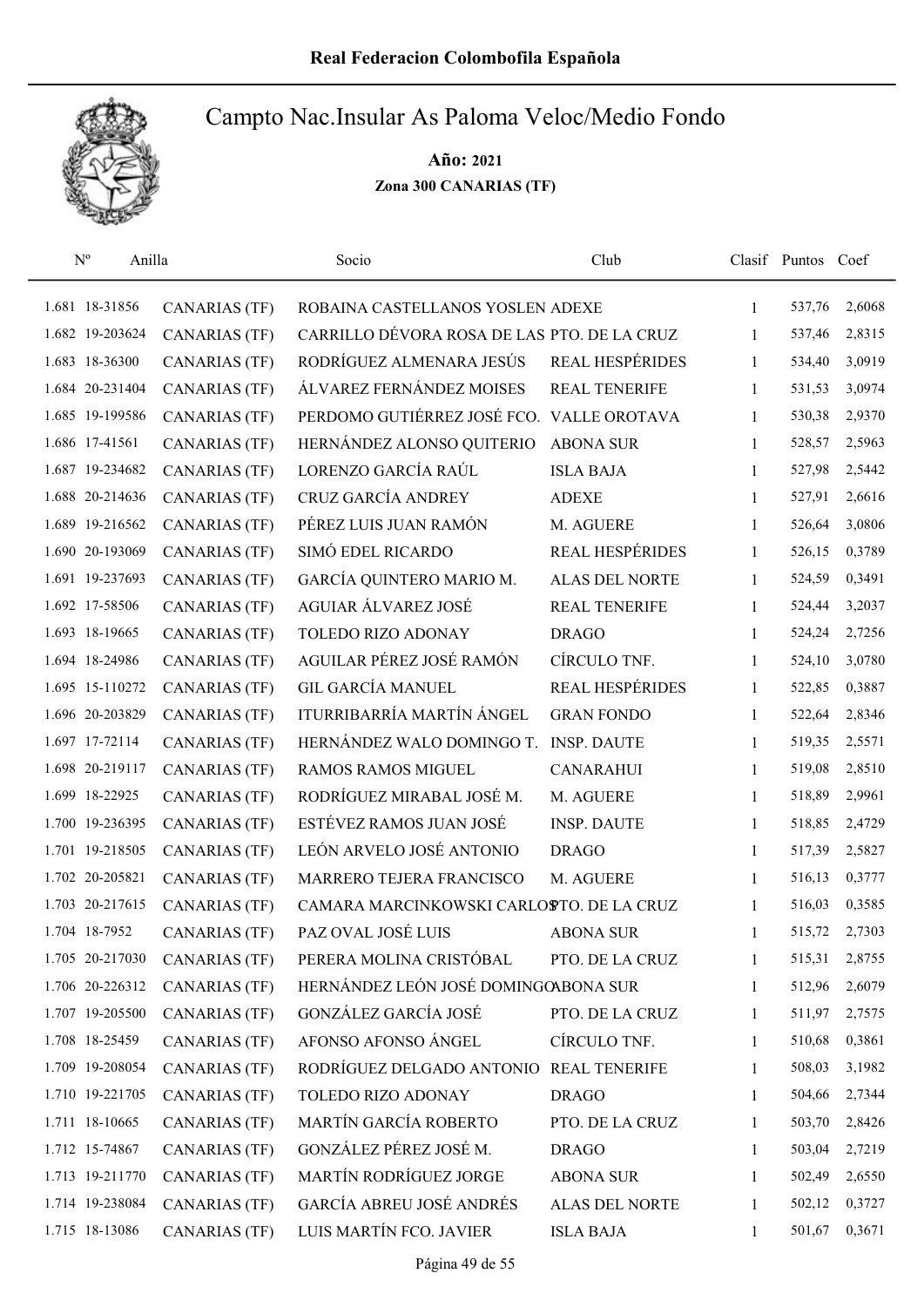# Real Federacion Colombofila Española

## Campto Nac.Insular As Paloma Veloc/Medio Fondo

**Año: 2021**

**Zona 300 CANARIAS (TF)**

| Nº | Anilla | | Socio | Club | Clasif | Puntos | Coef |
|---|---|---|---|---|---|---|---|
| 1.681 | 18-31856 | CANARIAS (TF) | ROBAINA CASTELLANOS YOSLEN | ADEXE | 1 | 537,76 | 2,6068 |
| 1.682 | 19-203624 | CANARIAS (TF) | CARRILLO DÉVORA ROSA DE LAS | PTO. DE LA CRUZ | 1 | 537,46 | 2,8315 |
| 1.683 | 18-36300 | CANARIAS (TF) | RODRÍGUEZ ALMENARA JESÚS | REAL HESPÉRIDES | 1 | 534,40 | 3,0919 |
| 1.684 | 20-231404 | CANARIAS (TF) | ÁLVAREZ FERNÁNDEZ MOISES | REAL TENERIFE | 1 | 531,53 | 3,0974 |
| 1.685 | 19-199586 | CANARIAS (TF) | PERDOMO GUTIÉRREZ JOSÉ FCO. | VALLE OROTAVA | 1 | 530,38 | 2,9370 |
| 1.686 | 17-41561 | CANARIAS (TF) | HERNÁNDEZ ALONSO QUITERIO | ABONA SUR | 1 | 528,57 | 2,5963 |
| 1.687 | 19-234682 | CANARIAS (TF) | LORENZO GARCÍA RAÚL | ISLA BAJA | 1 | 527,98 | 2,5442 |
| 1.688 | 20-214636 | CANARIAS (TF) | CRUZ GARCÍA ANDREY | ADEXE | 1 | 527,91 | 2,6616 |
| 1.689 | 19-216562 | CANARIAS (TF) | PÉREZ LUIS JUAN RAMÓN | M. AGUERE | 1 | 526,64 | 3,0806 |
| 1.690 | 20-193069 | CANARIAS (TF) | SIMÓ EDEL RICARDO | REAL HESPÉRIDES | 1 | 526,15 | 0,3789 |
| 1.691 | 19-237693 | CANARIAS (TF) | GARCÍA QUINTERO MARIO M. | ALAS DEL NORTE | 1 | 524,59 | 0,3491 |
| 1.692 | 17-58506 | CANARIAS (TF) | AGUIAR ÁLVAREZ JOSÉ | REAL TENERIFE | 1 | 524,44 | 3,2037 |
| 1.693 | 18-19665 | CANARIAS (TF) | TOLEDO RIZO ADONAY | DRAGO | 1 | 524,24 | 2,7256 |
| 1.694 | 18-24986 | CANARIAS (TF) | AGUILAR PÉREZ JOSÉ RAMÓN | CÍRCULO TNF. | 1 | 524,10 | 3,0780 |
| 1.695 | 15-110272 | CANARIAS (TF) | GIL GARCÍA MANUEL | REAL HESPÉRIDES | 1 | 522,85 | 0,3887 |
| 1.696 | 20-203829 | CANARIAS (TF) | ITURRIBARRÍA MARTÍN ÁNGEL | GRAN FONDO | 1 | 522,64 | 2,8346 |
| 1.697 | 17-72114 | CANARIAS (TF) | HERNÁNDEZ WALO DOMINGO T. | INSP. DAUTE | 1 | 519,35 | 2,5571 |
| 1.698 | 20-219117 | CANARIAS (TF) | RAMOS RAMOS MIGUEL | CANARAHUI | 1 | 519,08 | 2,8510 |
| 1.699 | 18-22925 | CANARIAS (TF) | RODRÍGUEZ MIRABAL JOSÉ M. | M. AGUERE | 1 | 518,89 | 2,9961 |
| 1.700 | 19-236395 | CANARIAS (TF) | ESTÉVEZ RAMOS JUAN JOSÉ | INSP. DAUTE | 1 | 518,85 | 2,4729 |
| 1.701 | 19-218505 | CANARIAS (TF) | LEÓN ARVELO JOSÉ ANTONIO | DRAGO | 1 | 517,39 | 2,5827 |
| 1.702 | 20-205821 | CANARIAS (TF) | MARRERO TEJERA FRANCISCO | M. AGUERE | 1 | 516,13 | 0,3777 |
| 1.703 | 20-217615 | CANARIAS (TF) | CAMARA MARCINKOWSKI CARLOS | PTO. DE LA CRUZ | 1 | 516,03 | 0,3585 |
| 1.704 | 18-7952 | CANARIAS (TF) | PAZ OVAL JOSÉ LUIS | ABONA SUR | 1 | 515,72 | 2,7303 |
| 1.705 | 20-217030 | CANARIAS (TF) | PERERA MOLINA CRISTÓBAL | PTO. DE LA CRUZ | 1 | 515,31 | 2,8755 |
| 1.706 | 20-226312 | CANARIAS (TF) | HERNÁNDEZ LEÓN JOSÉ DOMINGO | ABONA SUR | 1 | 512,96 | 2,6079 |
| 1.707 | 19-205500 | CANARIAS (TF) | GONZÁLEZ GARCÍA JOSÉ | PTO. DE LA CRUZ | 1 | 511,97 | 2,7575 |
| 1.708 | 18-25459 | CANARIAS (TF) | AFONSO AFONSO ÁNGEL | CÍRCULO TNF. | 1 | 510,68 | 0,3861 |
| 1.709 | 19-208054 | CANARIAS (TF) | RODRÍGUEZ DELGADO ANTONIO | REAL TENERIFE | 1 | 508,03 | 3,1982 |
| 1.710 | 19-221705 | CANARIAS (TF) | TOLEDO RIZO ADONAY | DRAGO | 1 | 504,66 | 2,7344 |
| 1.711 | 18-10665 | CANARIAS (TF) | MARTÍN GARCÍA ROBERTO | PTO. DE LA CRUZ | 1 | 503,70 | 2,8426 |
| 1.712 | 15-74867 | CANARIAS (TF) | GONZÁLEZ PÉREZ JOSÉ M. | DRAGO | 1 | 503,04 | 2,7219 |
| 1.713 | 19-211770 | CANARIAS (TF) | MARTÍN RODRÍGUEZ JORGE | ABONA SUR | 1 | 502,49 | 2,6550 |
| 1.714 | 19-238084 | CANARIAS (TF) | GARCÍA ABREU JOSÉ ANDRÉS | ALAS DEL NORTE | 1 | 502,12 | 0,3727 |
| 1.715 | 18-13086 | CANARIAS (TF) | LUIS MARTÍN FCO. JAVIER | ISLA BAJA | 1 | 501,67 | 0,3671 |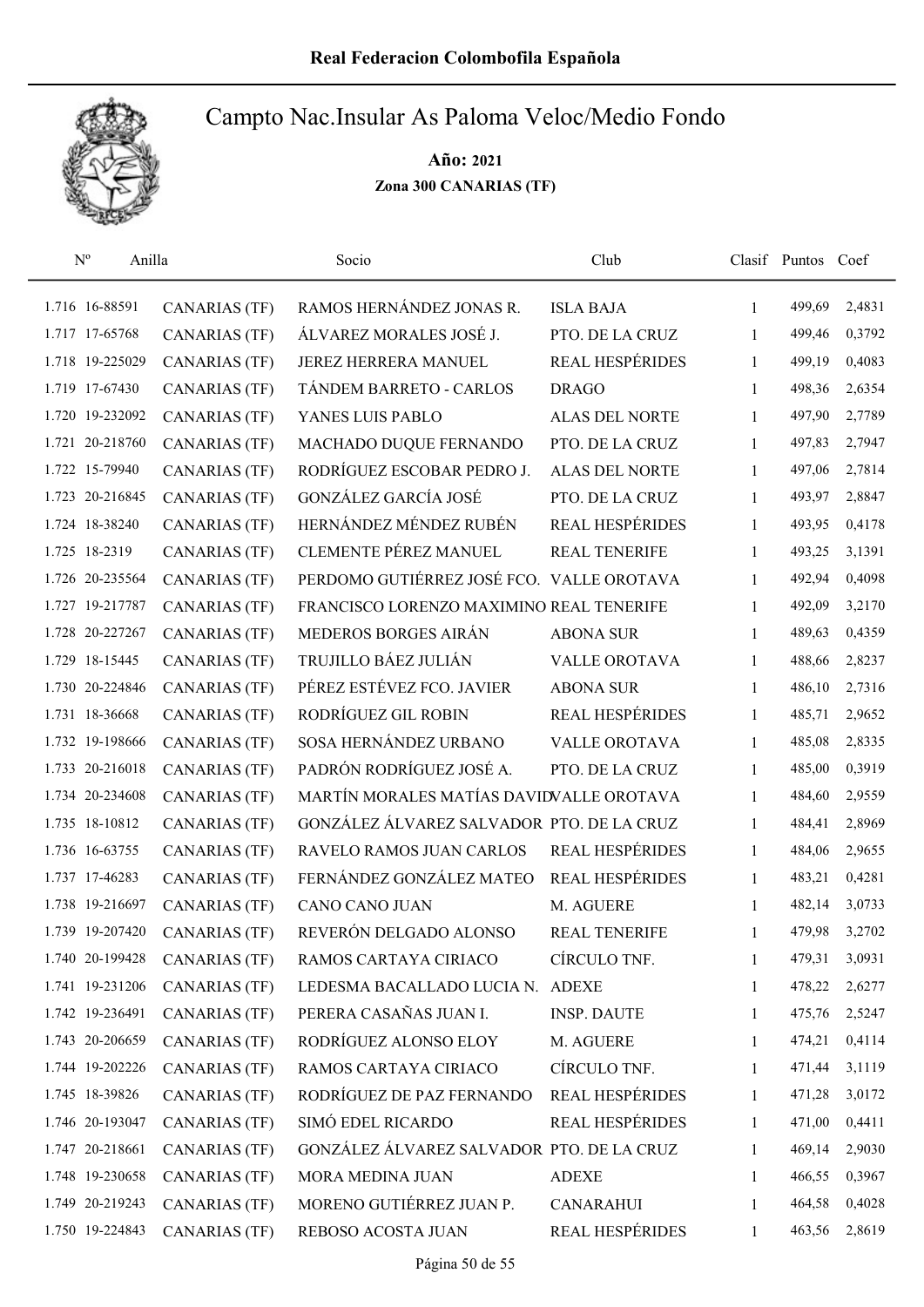**Real Federacion Colombofila Española**

# Campto Nac.Insular As Paloma Veloc/Medio Fondo

**Año: 2021**

**Zona 300 CANARIAS (TF)**

| Nº | Anilla | | Socio | Club | Clasif | Puntos | Coef |
|---|---|---|---|---|---|---|---|
| 1.716 | 16-88591 | CANARIAS (TF) | RAMOS HERNÁNDEZ JONAS R. | ISLA BAJA | 1 | 499,69 | 2,4831 |
| 1.717 | 17-65768 | CANARIAS (TF) | ÁLVAREZ MORALES JOSÉ J. | PTO. DE LA CRUZ | 1 | 499,46 | 0,3792 |
| 1.718 | 19-225029 | CANARIAS (TF) | JEREZ HERRERA MANUEL | REAL HESPÉRIDES | 1 | 499,19 | 0,4083 |
| 1.719 | 17-67430 | CANARIAS (TF) | TÁNDEM BARRETO - CARLOS | DRAGO | 1 | 498,36 | 2,6354 |
| 1.720 | 19-232092 | CANARIAS (TF) | YANES LUIS PABLO | ALAS DEL NORTE | 1 | 497,90 | 2,7789 |
| 1.721 | 20-218760 | CANARIAS (TF) | MACHADO DUQUE FERNANDO | PTO. DE LA CRUZ | 1 | 497,83 | 2,7947 |
| 1.722 | 15-79940 | CANARIAS (TF) | RODRÍGUEZ ESCOBAR PEDRO J. | ALAS DEL NORTE | 1 | 497,06 | 2,7814 |
| 1.723 | 20-216845 | CANARIAS (TF) | GONZÁLEZ GARCÍA JOSÉ | PTO. DE LA CRUZ | 1 | 493,97 | 2,8847 |
| 1.724 | 18-38240 | CANARIAS (TF) | HERNÁNDEZ MÉNDEZ RUBÉN | REAL HESPÉRIDES | 1 | 493,95 | 0,4178 |
| 1.725 | 18-2319 | CANARIAS (TF) | CLEMENTE PÉREZ MANUEL | REAL TENERIFE | 1 | 493,25 | 3,1391 |
| 1.726 | 20-235564 | CANARIAS (TF) | PERDOMO GUTIÉRREZ JOSÉ FCO. | VALLE OROTAVA | 1 | 492,94 | 0,4098 |
| 1.727 | 19-217787 | CANARIAS (TF) | FRANCISCO LORENZO MAXIMINO | REAL TENERIFE | 1 | 492,09 | 3,2170 |
| 1.728 | 20-227267 | CANARIAS (TF) | MEDEROS BORGES AIRÁN | ABONA SUR | 1 | 489,63 | 0,4359 |
| 1.729 | 18-15445 | CANARIAS (TF) | TRUJILLO BÁEZ JULIÁN | VALLE OROTAVA | 1 | 488,66 | 2,8237 |
| 1.730 | 20-224846 | CANARIAS (TF) | PÉREZ ESTÉVEZ FCO. JAVIER | ABONA SUR | 1 | 486,10 | 2,7316 |
| 1.731 | 18-36668 | CANARIAS (TF) | RODRÍGUEZ GIL ROBIN | REAL HESPÉRIDES | 1 | 485,71 | 2,9652 |
| 1.732 | 19-198666 | CANARIAS (TF) | SOSA HERNÁNDEZ URBANO | VALLE OROTAVA | 1 | 485,08 | 2,8335 |
| 1.733 | 20-216018 | CANARIAS (TF) | PADRÓN RODRÍGUEZ JOSÉ A. | PTO. DE LA CRUZ | 1 | 485,00 | 0,3919 |
| 1.734 | 20-234608 | CANARIAS (TF) | MARTÍN MORALES MATÍAS DAVID | VALLE OROTAVA | 1 | 484,60 | 2,9559 |
| 1.735 | 18-10812 | CANARIAS (TF) | GONZÁLEZ ÁLVAREZ SALVADOR | PTO. DE LA CRUZ | 1 | 484,41 | 2,8969 |
| 1.736 | 16-63755 | CANARIAS (TF) | RAVELO RAMOS JUAN CARLOS | REAL HESPÉRIDES | 1 | 484,06 | 2,9655 |
| 1.737 | 17-46283 | CANARIAS (TF) | FERNÁNDEZ GONZÁLEZ MATEO | REAL HESPÉRIDES | 1 | 483,21 | 0,4281 |
| 1.738 | 19-216697 | CANARIAS (TF) | CANO CANO JUAN | M. AGUERE | 1 | 482,14 | 3,0733 |
| 1.739 | 19-207420 | CANARIAS (TF) | REVERÓN DELGADO ALONSO | REAL TENERIFE | 1 | 479,98 | 3,2702 |
| 1.740 | 20-199428 | CANARIAS (TF) | RAMOS CARTAYA CIRIACO | CÍRCULO TNF. | 1 | 479,31 | 3,0931 |
| 1.741 | 19-231206 | CANARIAS (TF) | LEDESMA BACALLADO LUCIA N. | ADEXE | 1 | 478,22 | 2,6277 |
| 1.742 | 19-236491 | CANARIAS (TF) | PERERA CASAÑAS JUAN I. | INSP. DAUTE | 1 | 475,76 | 2,5247 |
| 1.743 | 20-206659 | CANARIAS (TF) | RODRÍGUEZ ALONSO ELOY | M. AGUERE | 1 | 474,21 | 0,4114 |
| 1.744 | 19-202226 | CANARIAS (TF) | RAMOS CARTAYA CIRIACO | CÍRCULO TNF. | 1 | 471,44 | 3,1119 |
| 1.745 | 18-39826 | CANARIAS (TF) | RODRÍGUEZ DE PAZ FERNANDO | REAL HESPÉRIDES | 1 | 471,28 | 3,0172 |
| 1.746 | 20-193047 | CANARIAS (TF) | SIMÓ EDEL RICARDO | REAL HESPÉRIDES | 1 | 471,00 | 0,4411 |
| 1.747 | 20-218661 | CANARIAS (TF) | GONZÁLEZ ÁLVAREZ SALVADOR | PTO. DE LA CRUZ | 1 | 469,14 | 2,9030 |
| 1.748 | 19-230658 | CANARIAS (TF) | MORA MEDINA JUAN | ADEXE | 1 | 466,55 | 0,3967 |
| 1.749 | 20-219243 | CANARIAS (TF) | MORENO GUTIÉRREZ JUAN P. | CANARAHUI | 1 | 464,58 | 0,4028 |
| 1.750 | 19-224843 | CANARIAS (TF) | REBOSO ACOSTA JUAN | REAL HESPÉRIDES | 1 | 463,56 | 2,8619 |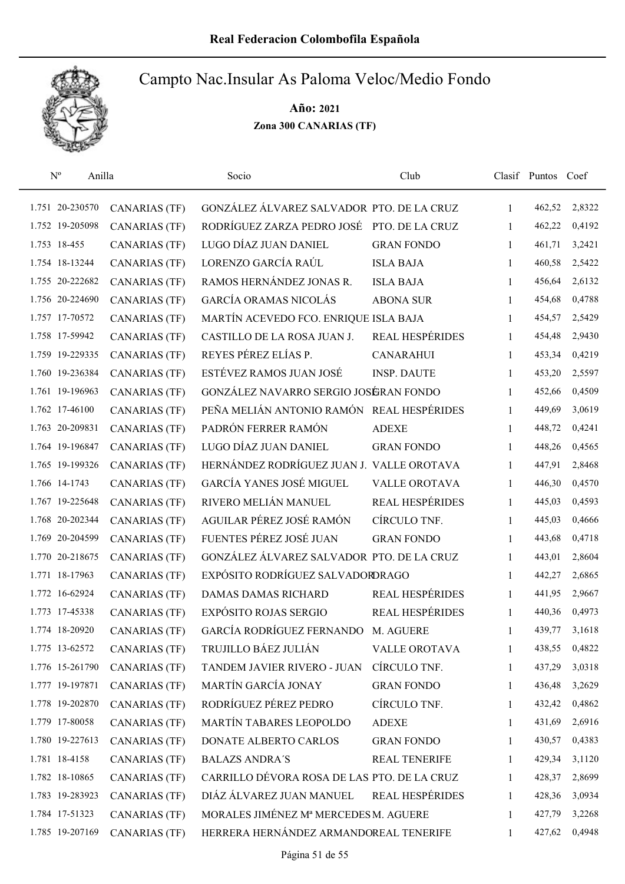# Real Federacion Colombofila Española

## Campto Nac.Insular As Paloma Veloc/Medio Fondo

**Año: 2021**

**Zona 300 CANARIAS (TF)**

| Nº | Anilla | | Socio | Club | Clasif | Puntos | Coef |
|---|---|---|---|---|---|---|---|
| 1.751 | 20-230570 | CANARIAS (TF) | GONZÁLEZ ÁLVAREZ SALVADOR | PTO. DE LA CRUZ | 1 | 462,52 | 2,8322 |
| 1.752 | 19-205098 | CANARIAS (TF) | RODRÍGUEZ ZARZA PEDRO JOSÉ | PTO. DE LA CRUZ | 1 | 462,22 | 0,4192 |
| 1.753 | 18-455 | CANARIAS (TF) | LUGO DÍAZ JUAN DANIEL | GRAN FONDO | 1 | 461,71 | 3,2421 |
| 1.754 | 18-13244 | CANARIAS (TF) | LORENZO GARCÍA RAÚL | ISLA BAJA | 1 | 460,58 | 2,5422 |
| 1.755 | 20-222682 | CANARIAS (TF) | RAMOS HERNÁNDEZ JONAS R. | ISLA BAJA | 1 | 456,64 | 2,6132 |
| 1.756 | 20-224690 | CANARIAS (TF) | GARCÍA ORAMAS NICOLÁS | ABONA SUR | 1 | 454,68 | 0,4788 |
| 1.757 | 17-70572 | CANARIAS (TF) | MARTÍN ACEVEDO FCO. ENRIQUE | ISLA BAJA | 1 | 454,57 | 2,5429 |
| 1.758 | 17-59942 | CANARIAS (TF) | CASTILLO DE LA ROSA JUAN J. | REAL HESPÉRIDES | 1 | 454,48 | 2,9430 |
| 1.759 | 19-229335 | CANARIAS (TF) | REYES PÉREZ ELÍAS P. | CANARAHUI | 1 | 453,34 | 0,4219 |
| 1.760 | 19-236384 | CANARIAS (TF) | ESTÉVEZ RAMOS JUAN JOSÉ | INSP. DAUTE | 1 | 453,20 | 2,5597 |
| 1.761 | 19-196963 | CANARIAS (TF) | GONZÁLEZ NAVARRO SERGIO JOSÉ | GRAN FONDO | 1 | 452,66 | 0,4509 |
| 1.762 | 17-46100 | CANARIAS (TF) | PEÑA MELIÁN ANTONIO RAMÓN | REAL HESPÉRIDES | 1 | 449,69 | 3,0619 |
| 1.763 | 20-209831 | CANARIAS (TF) | PADRÓN FERRER RAMÓN | ADEXE | 1 | 448,72 | 0,4241 |
| 1.764 | 19-196847 | CANARIAS (TF) | LUGO DÍAZ JUAN DANIEL | GRAN FONDO | 1 | 448,26 | 0,4565 |
| 1.765 | 19-199326 | CANARIAS (TF) | HERNÁNDEZ RODRÍGUEZ JUAN J. | VALLE OROTAVA | 1 | 447,91 | 2,8468 |
| 1.766 | 14-1743 | CANARIAS (TF) | GARCÍA YANES JOSÉ MIGUEL | VALLE OROTAVA | 1 | 446,30 | 0,4570 |
| 1.767 | 19-225648 | CANARIAS (TF) | RIVERO MELIÁN MANUEL | REAL HESPÉRIDES | 1 | 445,03 | 0,4593 |
| 1.768 | 20-202344 | CANARIAS (TF) | AGUILAR PÉREZ JOSÉ RAMÓN | CÍRCULO TNF. | 1 | 445,03 | 0,4666 |
| 1.769 | 20-204599 | CANARIAS (TF) | FUENTES PÉREZ JOSÉ JUAN | GRAN FONDO | 1 | 443,68 | 0,4718 |
| 1.770 | 20-218675 | CANARIAS (TF) | GONZÁLEZ ÁLVAREZ SALVADOR | PTO. DE LA CRUZ | 1 | 443,01 | 2,8604 |
| 1.771 | 18-17963 | CANARIAS (TF) | EXPÓSITO RODRÍGUEZ SALVADOR | DRAGO | 1 | 442,27 | 2,6865 |
| 1.772 | 16-62924 | CANARIAS (TF) | DAMAS DAMAS RICHARD | REAL HESPÉRIDES | 1 | 441,95 | 2,9667 |
| 1.773 | 17-45338 | CANARIAS (TF) | EXPÓSITO ROJAS SERGIO | REAL HESPÉRIDES | 1 | 440,36 | 0,4973 |
| 1.774 | 18-20920 | CANARIAS (TF) | GARCÍA RODRÍGUEZ FERNANDO | M. AGUERE | 1 | 439,77 | 3,1618 |
| 1.775 | 13-62572 | CANARIAS (TF) | TRUJILLO BÁEZ JULIÁN | VALLE OROTAVA | 1 | 438,55 | 0,4822 |
| 1.776 | 15-261790 | CANARIAS (TF) | TANDEM JAVIER RIVERO - JUAN | CÍRCULO TNF. | 1 | 437,29 | 3,0318 |
| 1.777 | 19-197871 | CANARIAS (TF) | MARTÍN GARCÍA JONAY | GRAN FONDO | 1 | 436,48 | 3,2629 |
| 1.778 | 19-202870 | CANARIAS (TF) | RODRÍGUEZ PÉREZ PEDRO | CÍRCULO TNF. | 1 | 432,42 | 0,4862 |
| 1.779 | 17-80058 | CANARIAS (TF) | MARTÍN TABARES LEOPOLDO | ADEXE | 1 | 431,69 | 2,6916 |
| 1.780 | 19-227613 | CANARIAS (TF) | DONATE ALBERTO CARLOS | GRAN FONDO | 1 | 430,57 | 0,4383 |
| 1.781 | 18-4158 | CANARIAS (TF) | BALAZS ANDRA´S | REAL TENERIFE | 1 | 429,34 | 3,1120 |
| 1.782 | 18-10865 | CANARIAS (TF) | CARRILLO DÉVORA ROSA DE LAS | PTO. DE LA CRUZ | 1 | 428,37 | 2,8699 |
| 1.783 | 19-283923 | CANARIAS (TF) | DIÁZ ÁLVAREZ JUAN MANUEL | REAL HESPÉRIDES | 1 | 428,36 | 3,0934 |
| 1.784 | 17-51323 | CANARIAS (TF) | MORALES JIMÉNEZ Mª MERCEDES | M. AGUERE | 1 | 427,79 | 3,2268 |
| 1.785 | 19-207169 | CANARIAS (TF) | HERRERA HERNÁNDEZ ARMANDO | REAL TENERIFE | 1 | 427,62 | 0,4948 |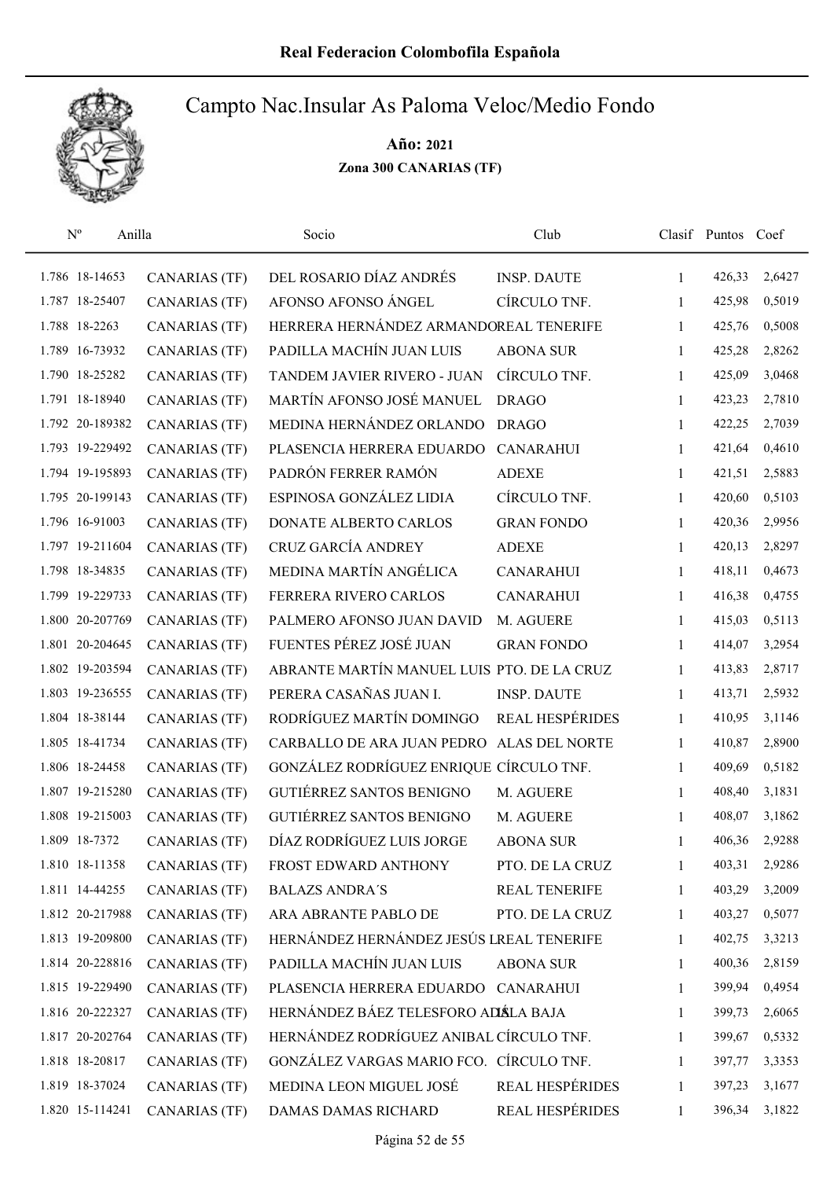# Real Federacion Colombofila Española

## Campto Nac.Insular As Paloma Veloc/Medio Fondo

**Año: 2021**

**Zona 300 CANARIAS (TF)**

| Nº | Anilla | | Socio | Club | Clasif | Puntos | Coef |
|---|---|---|---|---|---|---|---|
| 1.786 | 18-14653 | CANARIAS (TF) | DEL ROSARIO DÍAZ ANDRÉS | INSP. DAUTE | 1 | 426,33 | 2,6427 |
| 1.787 | 18-25407 | CANARIAS (TF) | AFONSO AFONSO ÁNGEL | CÍRCULO TNF. | 1 | 425,98 | 0,5019 |
| 1.788 | 18-2263 | CANARIAS (TF) | HERRERA HERNÁNDEZ ARMANDO | REAL TENERIFE | 1 | 425,76 | 0,5008 |
| 1.789 | 16-73932 | CANARIAS (TF) | PADILLA MACHÍN JUAN LUIS | ABONA SUR | 1 | 425,28 | 2,8262 |
| 1.790 | 18-25282 | CANARIAS (TF) | TANDEM JAVIER RIVERO - JUAN | CÍRCULO TNF. | 1 | 425,09 | 3,0468 |
| 1.791 | 18-18940 | CANARIAS (TF) | MARTÍN AFONSO JOSÉ MANUEL | DRAGO | 1 | 423,23 | 2,7810 |
| 1.792 | 20-189382 | CANARIAS (TF) | MEDINA HERNÁNDEZ ORLANDO | DRAGO | 1 | 422,25 | 2,7039 |
| 1.793 | 19-229492 | CANARIAS (TF) | PLASENCIA HERRERA EDUARDO | CANARAHUI | 1 | 421,64 | 0,4610 |
| 1.794 | 19-195893 | CANARIAS (TF) | PADRÓN FERRER RAMÓN | ADEXE | 1 | 421,51 | 2,5883 |
| 1.795 | 20-199143 | CANARIAS (TF) | ESPINOSA GONZÁLEZ LIDIA | CÍRCULO TNF. | 1 | 420,60 | 0,5103 |
| 1.796 | 16-91003 | CANARIAS (TF) | DONATE ALBERTO CARLOS | GRAN FONDO | 1 | 420,36 | 2,9956 |
| 1.797 | 19-211604 | CANARIAS (TF) | CRUZ GARCÍA ANDREY | ADEXE | 1 | 420,13 | 2,8297 |
| 1.798 | 18-34835 | CANARIAS (TF) | MEDINA MARTÍN ANGÉLICA | CANARAHUI | 1 | 418,11 | 0,4673 |
| 1.799 | 19-229733 | CANARIAS (TF) | FERRERA RIVERO CARLOS | CANARAHUI | 1 | 416,38 | 0,4755 |
| 1.800 | 20-207769 | CANARIAS (TF) | PALMERO AFONSO JUAN DAVID | M. AGUERE | 1 | 415,03 | 0,5113 |
| 1.801 | 20-204645 | CANARIAS (TF) | FUENTES PÉREZ JOSÉ JUAN | GRAN FONDO | 1 | 414,07 | 3,2954 |
| 1.802 | 19-203594 | CANARIAS (TF) | ABRANTE MARTÍN MANUEL LUIS | PTO. DE LA CRUZ | 1 | 413,83 | 2,8717 |
| 1.803 | 19-236555 | CANARIAS (TF) | PERERA CASAÑAS JUAN I. | INSP. DAUTE | 1 | 413,71 | 2,5932 |
| 1.804 | 18-38144 | CANARIAS (TF) | RODRÍGUEZ MARTÍN DOMINGO | REAL HESPÉRIDES | 1 | 410,95 | 3,1146 |
| 1.805 | 18-41734 | CANARIAS (TF) | CARBALLO DE ARA JUAN PEDRO | ALAS DEL NORTE | 1 | 410,87 | 2,8900 |
| 1.806 | 18-24458 | CANARIAS (TF) | GONZÁLEZ RODRÍGUEZ ENRIQUE | CÍRCULO TNF. | 1 | 409,69 | 0,5182 |
| 1.807 | 19-215280 | CANARIAS (TF) | GUTIÉRREZ SANTOS BENIGNO | M. AGUERE | 1 | 408,40 | 3,1831 |
| 1.808 | 19-215003 | CANARIAS (TF) | GUTIÉRREZ SANTOS BENIGNO | M. AGUERE | 1 | 408,07 | 3,1862 |
| 1.809 | 18-7372 | CANARIAS (TF) | DÍAZ RODRÍGUEZ LUIS JORGE | ABONA SUR | 1 | 406,36 | 2,9288 |
| 1.810 | 18-11358 | CANARIAS (TF) | FROST EDWARD ANTHONY | PTO. DE LA CRUZ | 1 | 403,31 | 2,9286 |
| 1.811 | 14-44255 | CANARIAS (TF) | BALAZS ANDRA´S | REAL TENERIFE | 1 | 403,29 | 3,2009 |
| 1.812 | 20-217988 | CANARIAS (TF) | ARA ABRANTE PABLO DE | PTO. DE LA CRUZ | 1 | 403,27 | 0,5077 |
| 1.813 | 19-209800 | CANARIAS (TF) | HERNÁNDEZ HERNÁNDEZ JESÚS L | REAL TENERIFE | 1 | 402,75 | 3,3213 |
| 1.814 | 20-228816 | CANARIAS (TF) | PADILLA MACHÍN JUAN LUIS | ABONA SUR | 1 | 400,36 | 2,8159 |
| 1.815 | 19-229490 | CANARIAS (TF) | PLASENCIA HERRERA EDUARDO | CANARAHUI | 1 | 399,94 | 0,4954 |
| 1.816 | 20-222327 | CANARIAS (TF) | HERNÁNDEZ BÁEZ TELESFORO AD | ISLA BAJA | 1 | 399,73 | 2,6065 |
| 1.817 | 20-202764 | CANARIAS (TF) | HERNÁNDEZ RODRÍGUEZ ANIBAL | CÍRCULO TNF. | 1 | 399,67 | 0,5332 |
| 1.818 | 18-20817 | CANARIAS (TF) | GONZÁLEZ VARGAS MARIO FCO. | CÍRCULO TNF. | 1 | 397,77 | 3,3353 |
| 1.819 | 18-37024 | CANARIAS (TF) | MEDINA LEON MIGUEL JOSÉ | REAL HESPÉRIDES | 1 | 397,23 | 3,1677 |
| 1.820 | 15-114241 | CANARIAS (TF) | DAMAS DAMAS RICHARD | REAL HESPÉRIDES | 1 | 396,34 | 3,1822 |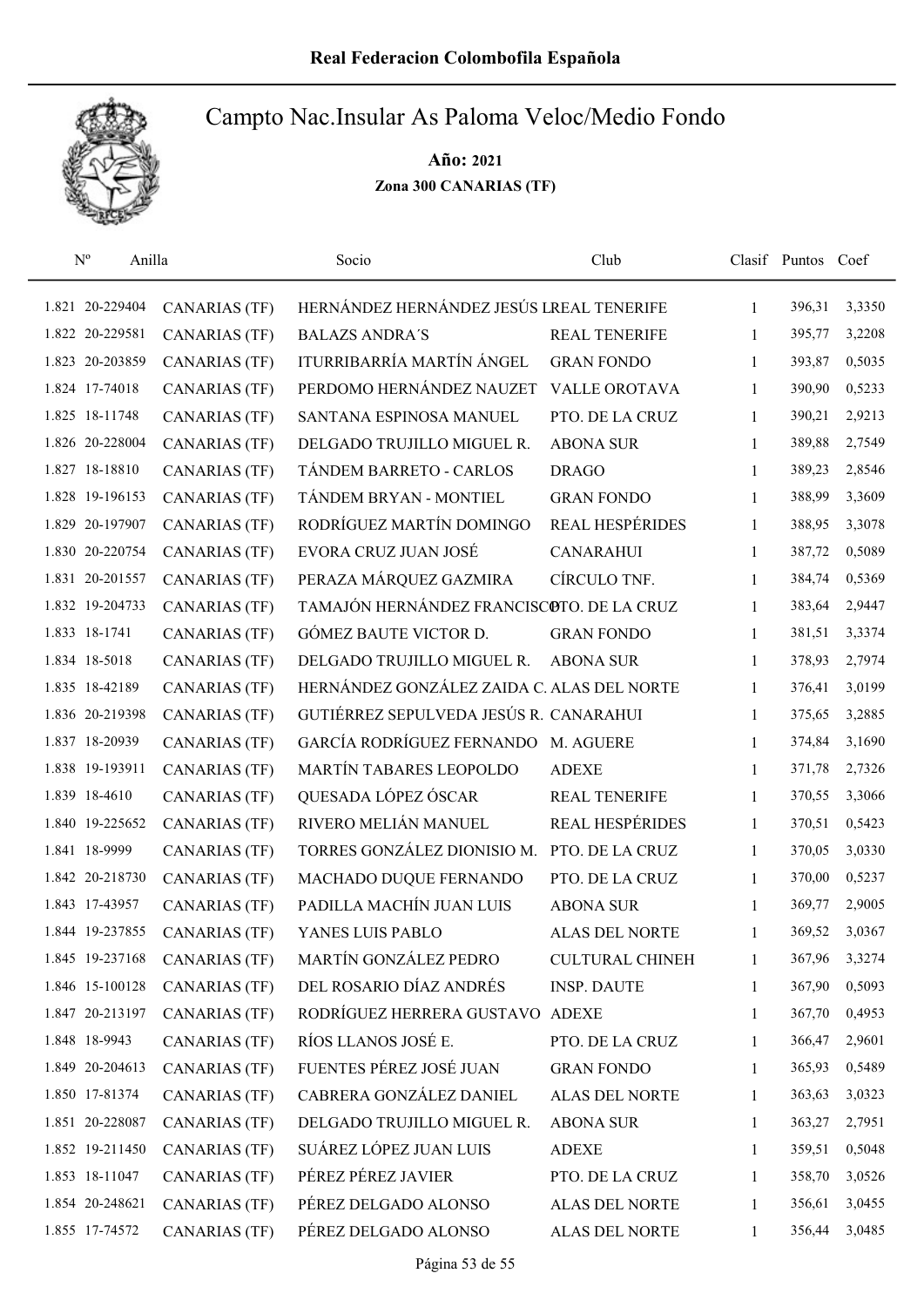# Real Federacion Colombofila Española

## Campto Nac.Insular As Paloma Veloc/Medio Fondo

**Año: 2021**

**Zona 300 CANARIAS (TF)**

| Nº | Anilla | | Socio | Club | Clasif | Puntos | Coef |
|---|---|---|---|---|---|---|---|
| 1.821 | 20-229404 | CANARIAS (TF) | HERNÁNDEZ HERNÁNDEZ JESÚS L | REAL TENERIFE | 1 | 396,31 | 3,3350 |
| 1.822 | 20-229581 | CANARIAS (TF) | BALAZS ANDRA´S | REAL TENERIFE | 1 | 395,77 | 3,2208 |
| 1.823 | 20-203859 | CANARIAS (TF) | ITURRIBARRÍA MARTÍN ÁNGEL | GRAN FONDO | 1 | 393,87 | 0,5035 |
| 1.824 | 17-74018 | CANARIAS (TF) | PERDOMO HERNÁNDEZ NAUZET | VALLE OROTAVA | 1 | 390,90 | 0,5233 |
| 1.825 | 18-11748 | CANARIAS (TF) | SANTANA ESPINOSA MANUEL | PTO. DE LA CRUZ | 1 | 390,21 | 2,9213 |
| 1.826 | 20-228004 | CANARIAS (TF) | DELGADO TRUJILLO MIGUEL R. | ABONA SUR | 1 | 389,88 | 2,7549 |
| 1.827 | 18-18810 | CANARIAS (TF) | TÁNDEM BARRETO - CARLOS | DRAGO | 1 | 389,23 | 2,8546 |
| 1.828 | 19-196153 | CANARIAS (TF) | TÁNDEM BRYAN - MONTIEL | GRAN FONDO | 1 | 388,99 | 3,3609 |
| 1.829 | 20-197907 | CANARIAS (TF) | RODRÍGUEZ MARTÍN DOMINGO | REAL HESPÉRIDES | 1 | 388,95 | 3,3078 |
| 1.830 | 20-220754 | CANARIAS (TF) | EVORA CRUZ JUAN JOSÉ | CANARAHUI | 1 | 387,72 | 0,5089 |
| 1.831 | 20-201557 | CANARIAS (TF) | PERAZA MÁRQUEZ GAZMIRA | CÍRCULO TNF. | 1 | 384,74 | 0,5369 |
| 1.832 | 19-204733 | CANARIAS (TF) | TAMAJÓN HERNÁNDEZ FRANCISCO | PTO. DE LA CRUZ | 1 | 383,64 | 2,9447 |
| 1.833 | 18-1741 | CANARIAS (TF) | GÓMEZ BAUTE VICTOR D. | GRAN FONDO | 1 | 381,51 | 3,3374 |
| 1.834 | 18-5018 | CANARIAS (TF) | DELGADO TRUJILLO MIGUEL R. | ABONA SUR | 1 | 378,93 | 2,7974 |
| 1.835 | 18-42189 | CANARIAS (TF) | HERNÁNDEZ GONZÁLEZ ZAIDA C. | ALAS DEL NORTE | 1 | 376,41 | 3,0199 |
| 1.836 | 20-219398 | CANARIAS (TF) | GUTIÉRREZ SEPULVEDA JESÚS R. | CANARAHUI | 1 | 375,65 | 3,2885 |
| 1.837 | 18-20939 | CANARIAS (TF) | GARCÍA RODRÍGUEZ FERNANDO | M. AGUERE | 1 | 374,84 | 3,1690 |
| 1.838 | 19-193911 | CANARIAS (TF) | MARTÍN TABARES LEOPOLDO | ADEXE | 1 | 371,78 | 2,7326 |
| 1.839 | 18-4610 | CANARIAS (TF) | QUESADA LÓPEZ ÓSCAR | REAL TENERIFE | 1 | 370,55 | 3,3066 |
| 1.840 | 19-225652 | CANARIAS (TF) | RIVERO MELIÁN MANUEL | REAL HESPÉRIDES | 1 | 370,51 | 0,5423 |
| 1.841 | 18-9999 | CANARIAS (TF) | TORRES GONZÁLEZ DIONISIO M. | PTO. DE LA CRUZ | 1 | 370,05 | 3,0330 |
| 1.842 | 20-218730 | CANARIAS (TF) | MACHADO DUQUE FERNANDO | PTO. DE LA CRUZ | 1 | 370,00 | 0,5237 |
| 1.843 | 17-43957 | CANARIAS (TF) | PADILLA MACHÍN JUAN LUIS | ABONA SUR | 1 | 369,77 | 2,9005 |
| 1.844 | 19-237855 | CANARIAS (TF) | YANES LUIS PABLO | ALAS DEL NORTE | 1 | 369,52 | 3,0367 |
| 1.845 | 19-237168 | CANARIAS (TF) | MARTÍN GONZÁLEZ PEDRO | CULTURAL CHINEH | 1 | 367,96 | 3,3274 |
| 1.846 | 15-100128 | CANARIAS (TF) | DEL ROSARIO DÍAZ ANDRÉS | INSP. DAUTE | 1 | 367,90 | 0,5093 |
| 1.847 | 20-213197 | CANARIAS (TF) | RODRÍGUEZ HERRERA GUSTAVO | ADEXE | 1 | 367,70 | 0,4953 |
| 1.848 | 18-9943 | CANARIAS (TF) | RÍOS LLANOS JOSÉ E. | PTO. DE LA CRUZ | 1 | 366,47 | 2,9601 |
| 1.849 | 20-204613 | CANARIAS (TF) | FUENTES PÉREZ JOSÉ JUAN | GRAN FONDO | 1 | 365,93 | 0,5489 |
| 1.850 | 17-81374 | CANARIAS (TF) | CABRERA GONZÁLEZ DANIEL | ALAS DEL NORTE | 1 | 363,63 | 3,0323 |
| 1.851 | 20-228087 | CANARIAS (TF) | DELGADO TRUJILLO MIGUEL R. | ABONA SUR | 1 | 363,27 | 2,7951 |
| 1.852 | 19-211450 | CANARIAS (TF) | SUÁREZ LÓPEZ JUAN LUIS | ADEXE | 1 | 359,51 | 0,5048 |
| 1.853 | 18-11047 | CANARIAS (TF) | PÉREZ PÉREZ JAVIER | PTO. DE LA CRUZ | 1 | 358,70 | 3,0526 |
| 1.854 | 20-248621 | CANARIAS (TF) | PÉREZ DELGADO ALONSO | ALAS DEL NORTE | 1 | 356,61 | 3,0455 |
| 1.855 | 17-74572 | CANARIAS (TF) | PÉREZ DELGADO ALONSO | ALAS DEL NORTE | 1 | 356,44 | 3,0485 |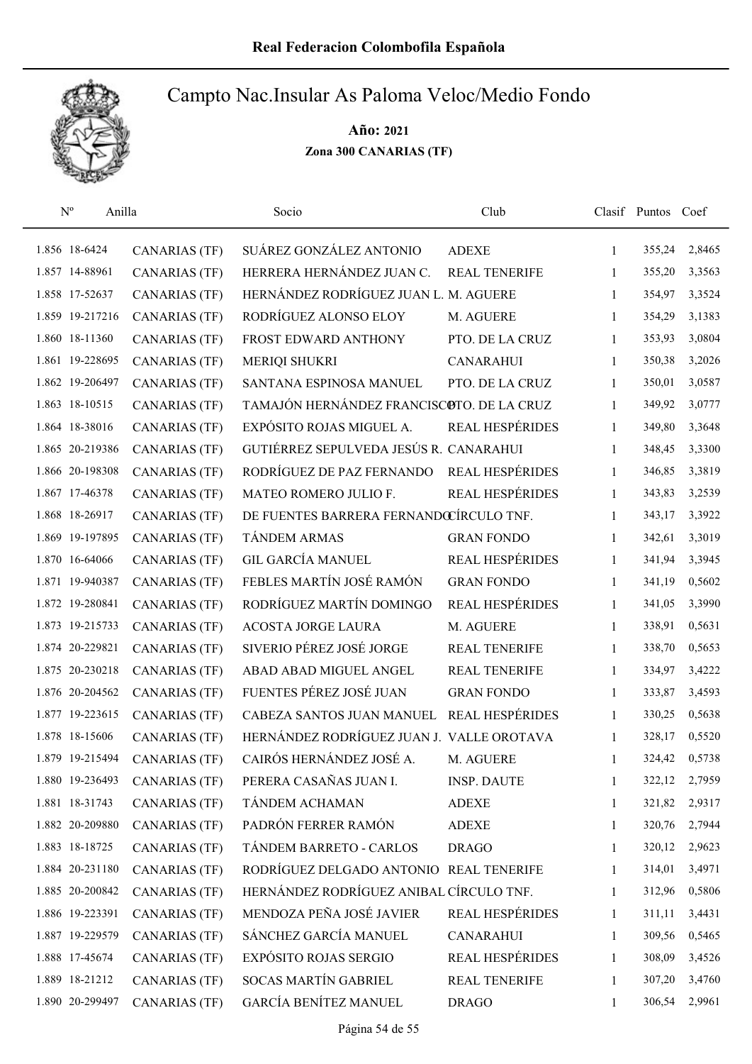# Real Federacion Colombofila Española

## Campto Nac.Insular As Paloma Veloc/Medio Fondo

**Año: 2021**

**Zona 300 CANARIAS (TF)**

| Nº | Anilla | | Socio | Club | Clasif | Puntos | Coef |
|---|---|---|---|---|---|---|---|
| 1.856 | 18-6424 | CANARIAS (TF) | SUÁREZ GONZÁLEZ ANTONIO | ADEXE | 1 | 355,24 | 2,8465 |
| 1.857 | 14-88961 | CANARIAS (TF) | HERRERA HERNÁNDEZ JUAN C. | REAL TENERIFE | 1 | 355,20 | 3,3563 |
| 1.858 | 17-52637 | CANARIAS (TF) | HERNÁNDEZ RODRÍGUEZ JUAN L. | M. AGUERE | 1 | 354,97 | 3,3524 |
| 1.859 | 19-217216 | CANARIAS (TF) | RODRÍGUEZ ALONSO ELOY | M. AGUERE | 1 | 354,29 | 3,1383 |
| 1.860 | 18-11360 | CANARIAS (TF) | FROST EDWARD ANTHONY | PTO. DE LA CRUZ | 1 | 353,93 | 3,0804 |
| 1.861 | 19-228695 | CANARIAS (TF) | MERIQI SHUKRI | CANARAHUI | 1 | 350,38 | 3,2026 |
| 1.862 | 19-206497 | CANARIAS (TF) | SANTANA ESPINOSA MANUEL | PTO. DE LA CRUZ | 1 | 350,01 | 3,0587 |
| 1.863 | 18-10515 | CANARIAS (TF) | TAMAJÓN HERNÁNDEZ FRANCISCO | PTO. DE LA CRUZ | 1 | 349,92 | 3,0777 |
| 1.864 | 18-38016 | CANARIAS (TF) | EXPÓSITO ROJAS MIGUEL A. | REAL HESPÉRIDES | 1 | 349,80 | 3,3648 |
| 1.865 | 20-219386 | CANARIAS (TF) | GUTIÉRREZ SEPULVEDA JESÚS R. | CANARAHUI | 1 | 348,45 | 3,3300 |
| 1.866 | 20-198308 | CANARIAS (TF) | RODRÍGUEZ DE PAZ FERNANDO | REAL HESPÉRIDES | 1 | 346,85 | 3,3819 |
| 1.867 | 17-46378 | CANARIAS (TF) | MATEO ROMERO JULIO F. | REAL HESPÉRIDES | 1 | 343,83 | 3,2539 |
| 1.868 | 18-26917 | CANARIAS (TF) | DE FUENTES BARRERA FERNANDO | CÍRCULO TNF. | 1 | 343,17 | 3,3922 |
| 1.869 | 19-197895 | CANARIAS (TF) | TÁNDEM ARMAS | GRAN FONDO | 1 | 342,61 | 3,3019 |
| 1.870 | 16-64066 | CANARIAS (TF) | GIL GARCÍA MANUEL | REAL HESPÉRIDES | 1 | 341,94 | 3,3945 |
| 1.871 | 19-940387 | CANARIAS (TF) | FEBLES MARTÍN JOSÉ RAMÓN | GRAN FONDO | 1 | 341,19 | 0,5602 |
| 1.872 | 19-280841 | CANARIAS (TF) | RODRÍGUEZ MARTÍN DOMINGO | REAL HESPÉRIDES | 1 | 341,05 | 3,3990 |
| 1.873 | 19-215733 | CANARIAS (TF) | ACOSTA JORGE LAURA | M. AGUERE | 1 | 338,91 | 0,5631 |
| 1.874 | 20-229821 | CANARIAS (TF) | SIVERIO PÉREZ JOSÉ JORGE | REAL TENERIFE | 1 | 338,70 | 0,5653 |
| 1.875 | 20-230218 | CANARIAS (TF) | ABAD ABAD MIGUEL ANGEL | REAL TENERIFE | 1 | 334,97 | 3,4222 |
| 1.876 | 20-204562 | CANARIAS (TF) | FUENTES PÉREZ JOSÉ JUAN | GRAN FONDO | 1 | 333,87 | 3,4593 |
| 1.877 | 19-223615 | CANARIAS (TF) | CABEZA SANTOS JUAN MANUEL | REAL HESPÉRIDES | 1 | 330,25 | 0,5638 |
| 1.878 | 18-15606 | CANARIAS (TF) | HERNÁNDEZ RODRÍGUEZ JUAN J. | VALLE OROTAVA | 1 | 328,17 | 0,5520 |
| 1.879 | 19-215494 | CANARIAS (TF) | CAIRÓS HERNÁNDEZ JOSÉ A. | M. AGUERE | 1 | 324,42 | 0,5738 |
| 1.880 | 19-236493 | CANARIAS (TF) | PERERA CASAÑAS JUAN I. | INSP. DAUTE | 1 | 322,12 | 2,7959 |
| 1.881 | 18-31743 | CANARIAS (TF) | TÁNDEM ACHAMAN | ADEXE | 1 | 321,82 | 2,9317 |
| 1.882 | 20-209880 | CANARIAS (TF) | PADRÓN FERRER RAMÓN | ADEXE | 1 | 320,76 | 2,7944 |
| 1.883 | 18-18725 | CANARIAS (TF) | TÁNDEM BARRETO - CARLOS | DRAGO | 1 | 320,12 | 2,9623 |
| 1.884 | 20-231180 | CANARIAS (TF) | RODRÍGUEZ DELGADO ANTONIO | REAL TENERIFE | 1 | 314,01 | 3,4971 |
| 1.885 | 20-200842 | CANARIAS (TF) | HERNÁNDEZ RODRÍGUEZ ANIBAL | CÍRCULO TNF. | 1 | 312,96 | 0,5806 |
| 1.886 | 19-223391 | CANARIAS (TF) | MENDOZA PEÑA JOSÉ JAVIER | REAL HESPÉRIDES | 1 | 311,11 | 3,4431 |
| 1.887 | 19-229579 | CANARIAS (TF) | SÁNCHEZ GARCÍA MANUEL | CANARAHUI | 1 | 309,56 | 0,5465 |
| 1.888 | 17-45674 | CANARIAS (TF) | EXPÓSITO ROJAS SERGIO | REAL HESPÉRIDES | 1 | 308,09 | 3,4526 |
| 1.889 | 18-21212 | CANARIAS (TF) | SOCAS MARTÍN GABRIEL | REAL TENERIFE | 1 | 307,20 | 3,4760 |
| 1.890 | 20-299497 | CANARIAS (TF) | GARCÍA BENÍTEZ MANUEL | DRAGO | 1 | 306,54 | 2,9961 |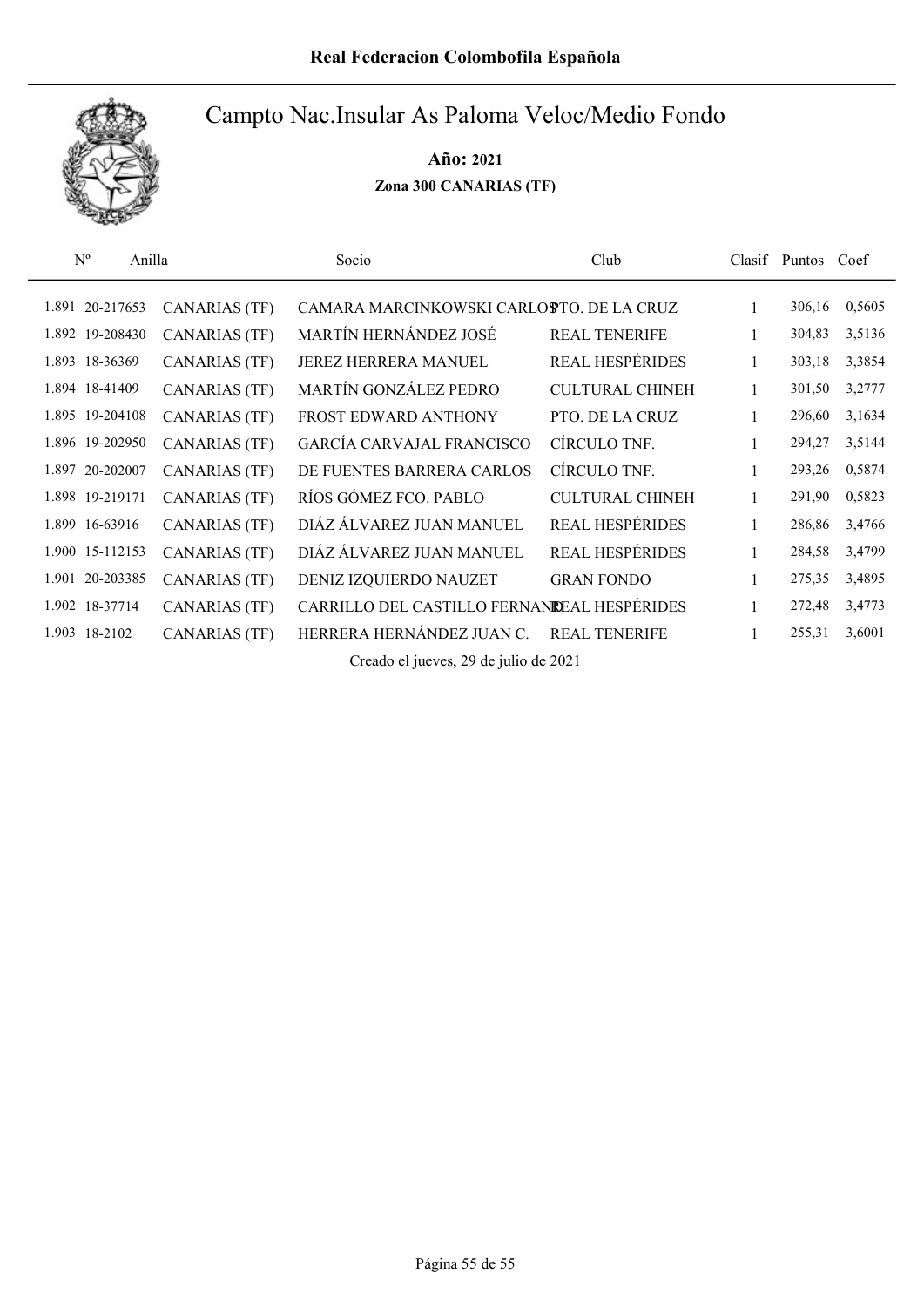# Real Federacion Colombofila Española

## Campto Nac.Insular As Paloma Veloc/Medio Fondo

**Año: 2021**

**Zona 300 CANARIAS (TF)**

| Nº | Anilla | | Socio | Club | Clasif | Puntos | Coef |
|---|---|---|---|---|---|---|---|
| 1.891 | 20-217653 | CANARIAS (TF) | CAMARA MARCINKOWSKI CARLOS | PTO. DE LA CRUZ | 1 | 306,16 | 0,5605 |
| 1.892 | 19-208430 | CANARIAS (TF) | MARTÍN HERNÁNDEZ JOSÉ | REAL TENERIFE | 1 | 304,83 | 3,5136 |
| 1.893 | 18-36369 | CANARIAS (TF) | JEREZ HERRERA MANUEL | REAL HESPÉRIDES | 1 | 303,18 | 3,3854 |
| 1.894 | 18-41409 | CANARIAS (TF) | MARTÍN GONZÁLEZ PEDRO | CULTURAL CHINEH | 1 | 301,50 | 3,2777 |
| 1.895 | 19-204108 | CANARIAS (TF) | FROST EDWARD ANTHONY | PTO. DE LA CRUZ | 1 | 296,60 | 3,1634 |
| 1.896 | 19-202950 | CANARIAS (TF) | GARCÍA CARVAJAL FRANCISCO | CÍRCULO TNF. | 1 | 294,27 | 3,5144 |
| 1.897 | 20-202007 | CANARIAS (TF) | DE FUENTES BARRERA CARLOS | CÍRCULO TNF. | 1 | 293,26 | 0,5874 |
| 1.898 | 19-219171 | CANARIAS (TF) | RÍOS GÓMEZ FCO. PABLO | CULTURAL CHINEH | 1 | 291,90 | 0,5823 |
| 1.899 | 16-63916 | CANARIAS (TF) | DIÁZ ÁLVAREZ JUAN MANUEL | REAL HESPÉRIDES | 1 | 286,86 | 3,4766 |
| 1.900 | 15-112153 | CANARIAS (TF) | DIÁZ ÁLVAREZ JUAN MANUEL | REAL HESPÉRIDES | 1 | 284,58 | 3,4799 |
| 1.901 | 20-203385 | CANARIAS (TF) | DENIZ IZQUIERDO NAUZET | GRAN FONDO | 1 | 275,35 | 3,4895 |
| 1.902 | 18-37714 | CANARIAS (TF) | CARRILLO DEL CASTILLO FERNANDO | REAL HESPÉRIDES | 1 | 272,48 | 3,4773 |
| 1.903 | 18-2102 | CANARIAS (TF) | HERRERA HERNÁNDEZ JUAN C. | REAL TENERIFE | 1 | 255,31 | 3,6001 |

Creado el jueves, 29 de julio de 2021